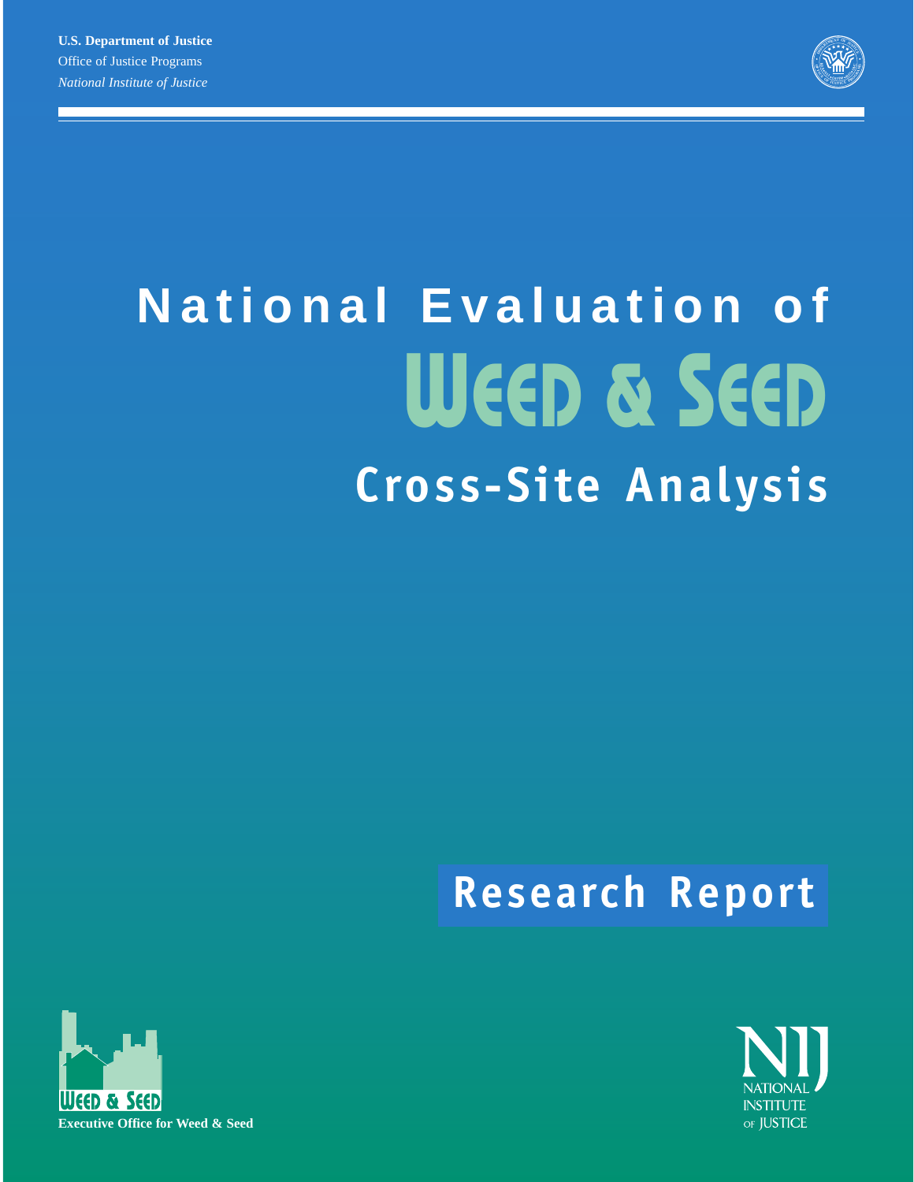**U.S. Department of Justice**
Office of Justice Programs
*National Institute of Justice*

# National Evaluation of Weed & Seed

## Cross-Site Analysis

**Research Report**

Weed & Seed
**Executive Office for Weed & Seed**

NIJ
National Institute of Justice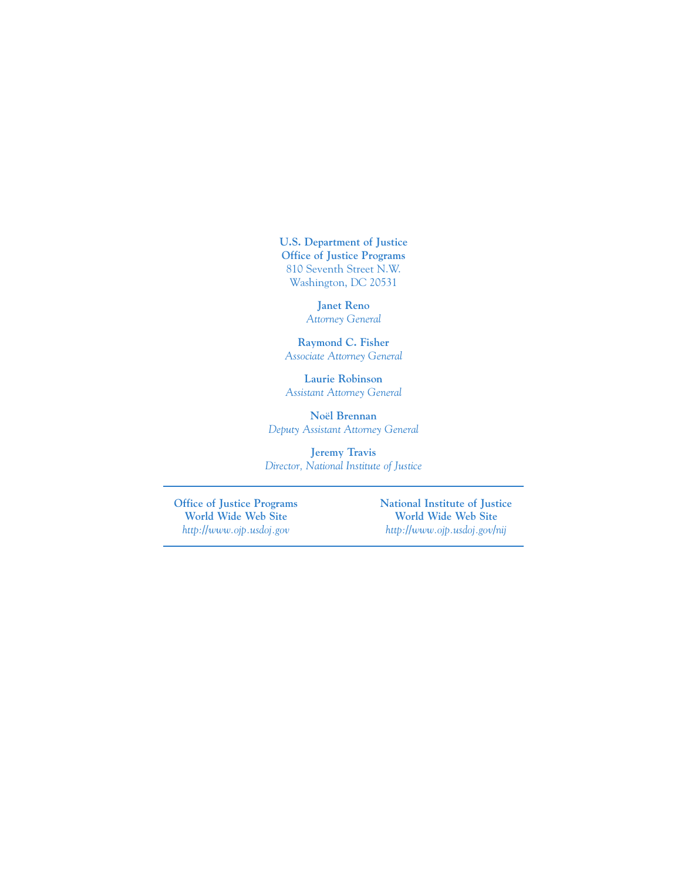**U.S. Department of Justice**
**Office of Justice Programs**
810 Seventh Street N.W.
Washington, DC 20531

**Janet Reno**
*Attorney General*

**Raymond C. Fisher**
*Associate Attorney General*

**Laurie Robinson**
*Assistant Attorney General*

**Noël Brennan**
*Deputy Assistant Attorney General*

**Jeremy Travis**
*Director, National Institute of Justice*

---

**Office of Justice Programs**
**World Wide Web Site**
*http://www.ojp.usdoj.gov*

**National Institute of Justice**
**World Wide Web Site**
*http://www.ojp.usdoj.gov/nij*

---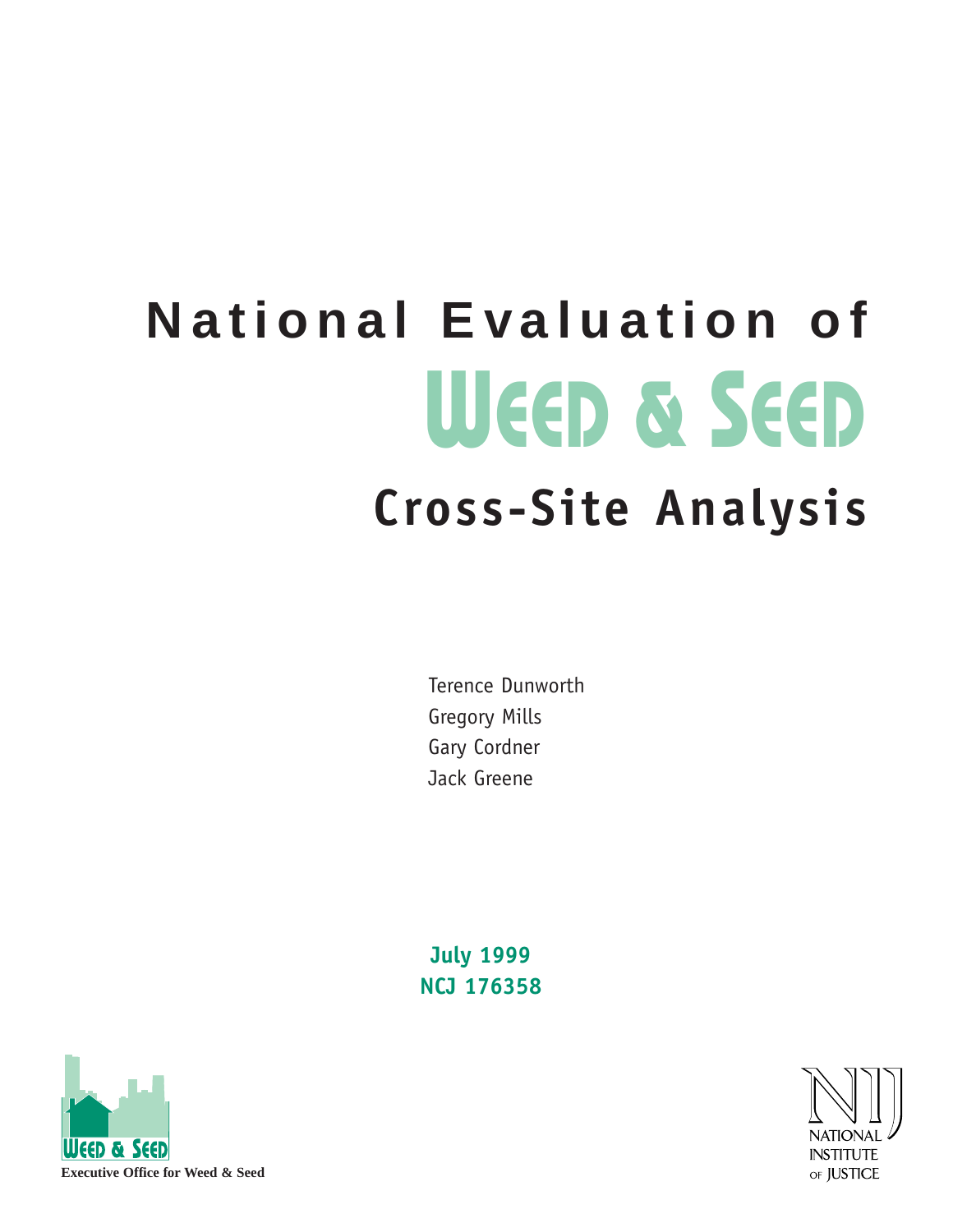# National Evaluation of
# Weed & Seed
## Cross-Site Analysis

Terence Dunworth
Gregory Mills
Gary Cordner
Jack Greene

**July 1999**
**NCJ 176358**

Weed & Seed

**Executive Office for Weed & Seed**

NIJ
NATIONAL INSTITUTE OF JUSTICE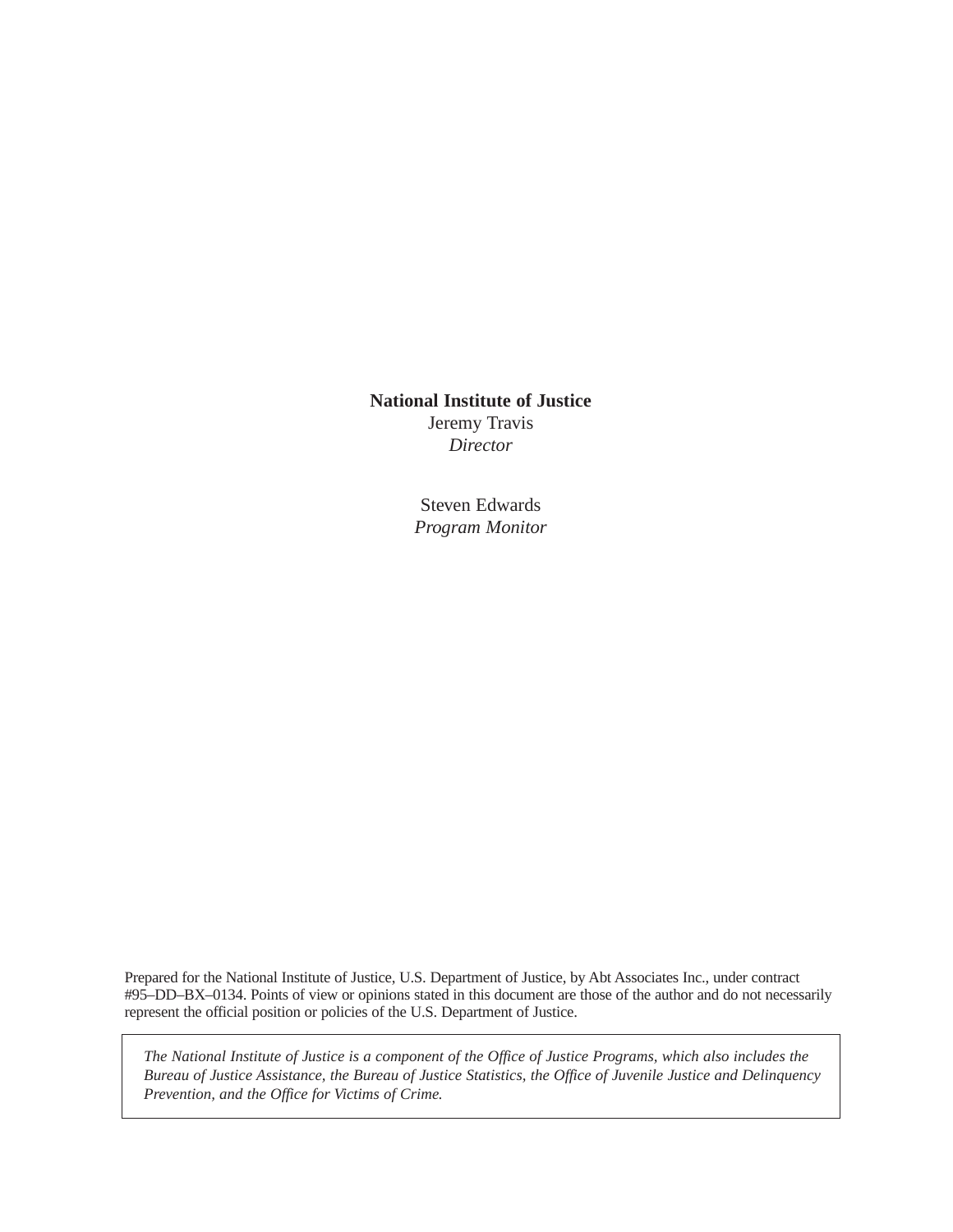**National Institute of Justice**

Jeremy Travis

*Director*

Steven Edwards

*Program Monitor*

Prepared for the National Institute of Justice, U.S. Department of Justice, by Abt Associates Inc., under contract #95–DD–BX–0134. Points of view or opinions stated in this document are those of the author and do not necessarily represent the official position or policies of the U.S. Department of Justice.

*The National Institute of Justice is a component of the Office of Justice Programs, which also includes the Bureau of Justice Assistance, the Bureau of Justice Statistics, the Office of Juvenile Justice and Delinquency Prevention, and the Office for Victims of Crime.*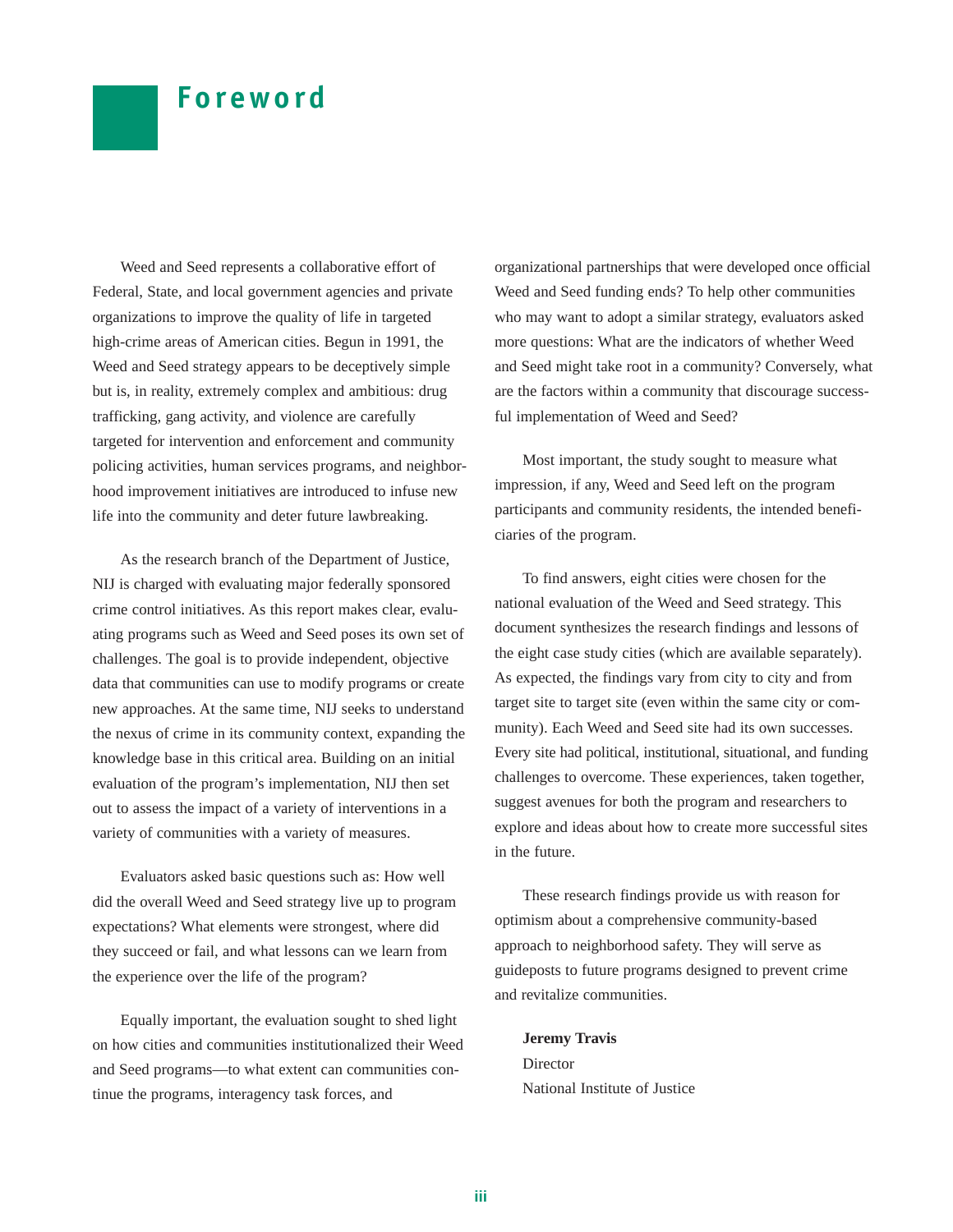# Foreword

Weed and Seed represents a collaborative effort of Federal, State, and local government agencies and private organizations to improve the quality of life in targeted high-crime areas of American cities. Begun in 1991, the Weed and Seed strategy appears to be deceptively simple but is, in reality, extremely complex and ambitious: drug trafficking, gang activity, and violence are carefully targeted for intervention and enforcement and community policing activities, human services programs, and neighborhood improvement initiatives are introduced to infuse new life into the community and deter future lawbreaking.

As the research branch of the Department of Justice, NIJ is charged with evaluating major federally sponsored crime control initiatives. As this report makes clear, evaluating programs such as Weed and Seed poses its own set of challenges. The goal is to provide independent, objective data that communities can use to modify programs or create new approaches. At the same time, NIJ seeks to understand the nexus of crime in its community context, expanding the knowledge base in this critical area. Building on an initial evaluation of the program's implementation, NIJ then set out to assess the impact of a variety of interventions in a variety of communities with a variety of measures.

Evaluators asked basic questions such as: How well did the overall Weed and Seed strategy live up to program expectations? What elements were strongest, where did they succeed or fail, and what lessons can we learn from the experience over the life of the program?

Equally important, the evaluation sought to shed light on how cities and communities institutionalized their Weed and Seed programs—to what extent can communities continue the programs, interagency task forces, and organizational partnerships that were developed once official Weed and Seed funding ends? To help other communities who may want to adopt a similar strategy, evaluators asked more questions: What are the indicators of whether Weed and Seed might take root in a community? Conversely, what are the factors within a community that discourage successful implementation of Weed and Seed?

Most important, the study sought to measure what impression, if any, Weed and Seed left on the program participants and community residents, the intended beneficiaries of the program.

To find answers, eight cities were chosen for the national evaluation of the Weed and Seed strategy. This document synthesizes the research findings and lessons of the eight case study cities (which are available separately). As expected, the findings vary from city to city and from target site to target site (even within the same city or community). Each Weed and Seed site had its own successes. Every site had political, institutional, situational, and funding challenges to overcome. These experiences, taken together, suggest avenues for both the program and researchers to explore and ideas about how to create more successful sites in the future.

These research findings provide us with reason for optimism about a comprehensive community-based approach to neighborhood safety. They will serve as guideposts to future programs designed to prevent crime and revitalize communities.

**Jeremy Travis**
Director
National Institute of Justice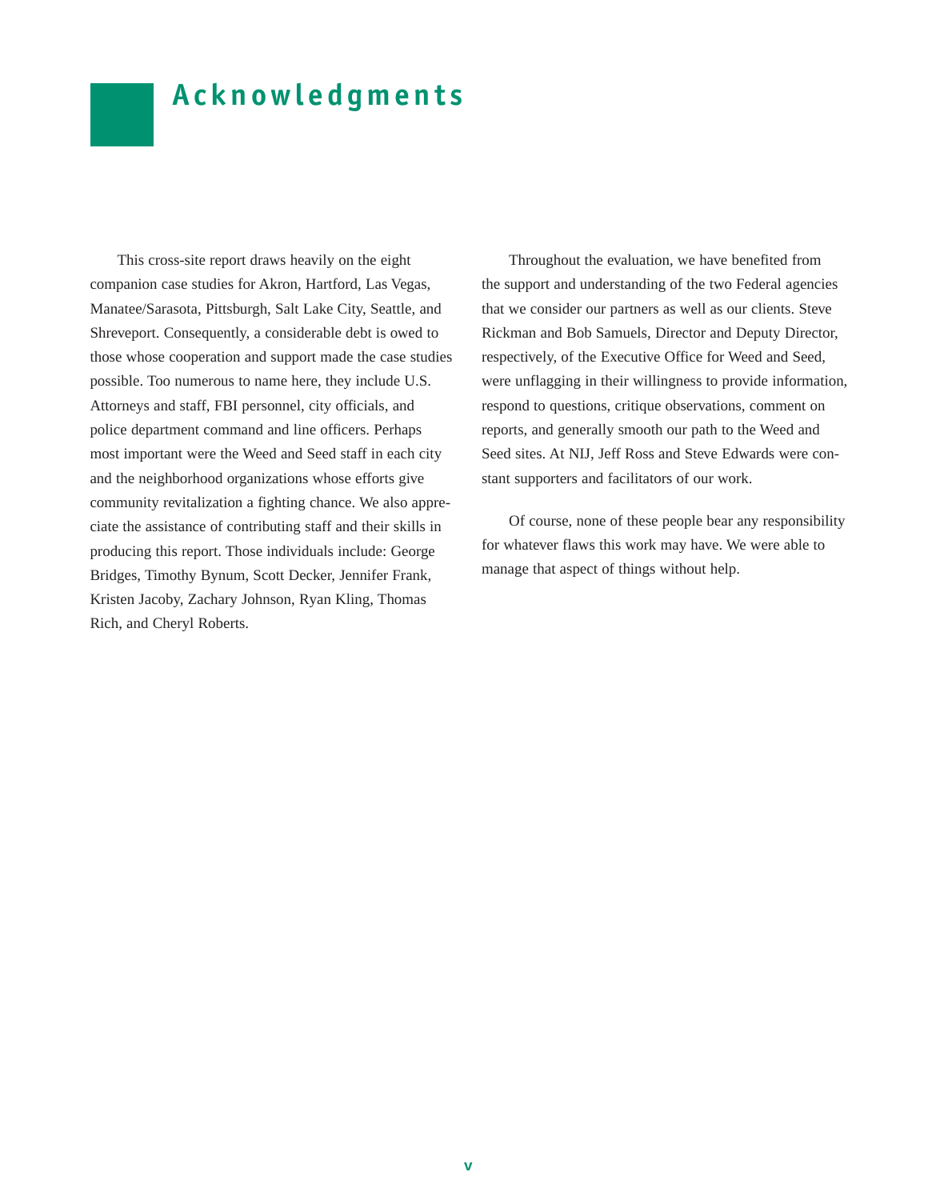# Acknowledgments

This cross-site report draws heavily on the eight companion case studies for Akron, Hartford, Las Vegas, Manatee/Sarasota, Pittsburgh, Salt Lake City, Seattle, and Shreveport. Consequently, a considerable debt is owed to those whose cooperation and support made the case studies possible. Too numerous to name here, they include U.S. Attorneys and staff, FBI personnel, city officials, and police department command and line officers. Perhaps most important were the Weed and Seed staff in each city and the neighborhood organizations whose efforts give community revitalization a fighting chance. We also appreciate the assistance of contributing staff and their skills in producing this report. Those individuals include: George Bridges, Timothy Bynum, Scott Decker, Jennifer Frank, Kristen Jacoby, Zachary Johnson, Ryan Kling, Thomas Rich, and Cheryl Roberts.

Throughout the evaluation, we have benefited from the support and understanding of the two Federal agencies that we consider our partners as well as our clients. Steve Rickman and Bob Samuels, Director and Deputy Director, respectively, of the Executive Office for Weed and Seed, were unflagging in their willingness to provide information, respond to questions, critique observations, comment on reports, and generally smooth our path to the Weed and Seed sites. At NIJ, Jeff Ross and Steve Edwards were constant supporters and facilitators of our work.

Of course, none of these people bear any responsibility for whatever flaws this work may have. We were able to manage that aspect of things without help.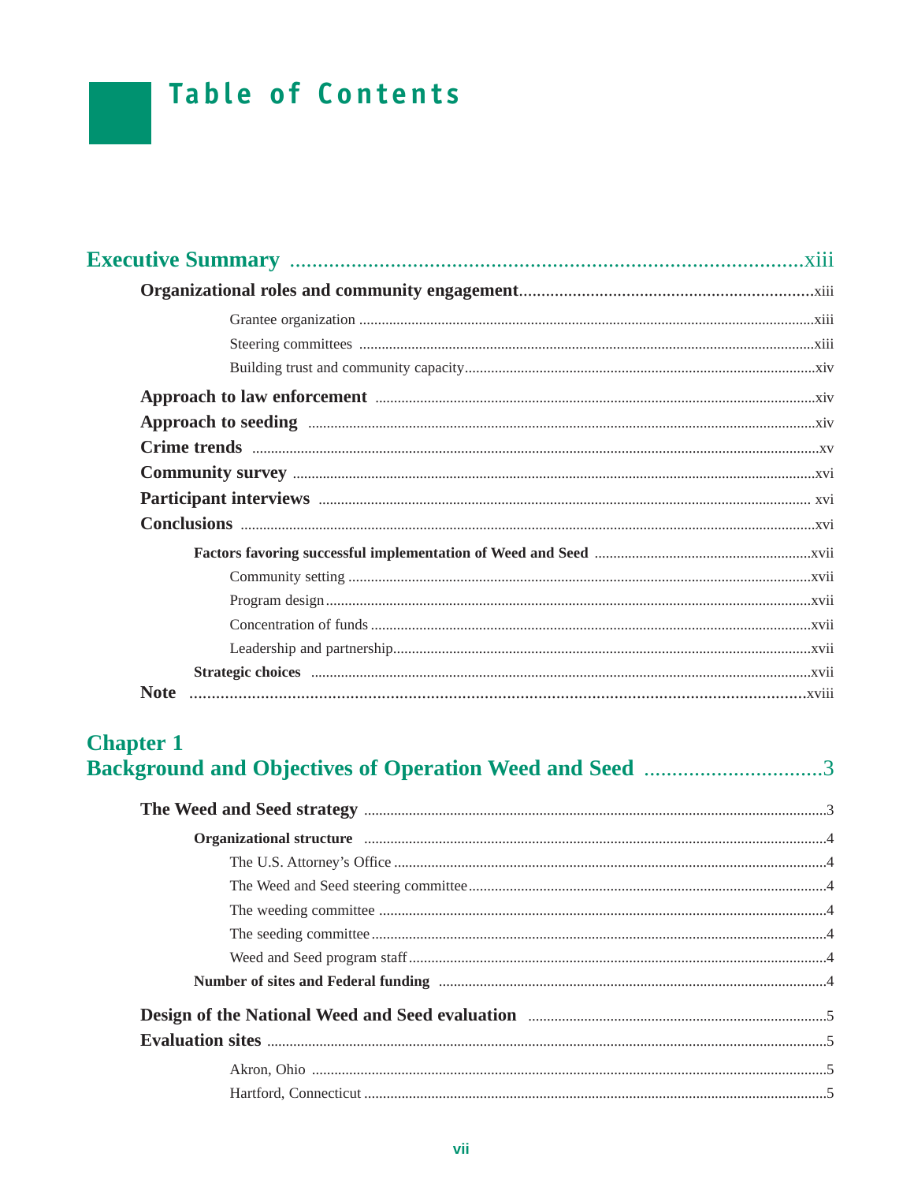# Table of Contents

**Executive Summary** ..................................................................................... xiii

**Organizational roles and community engagement** ..................................................... xiii

Grantee organization ..................................................................................... xiii

Steering committees ..................................................................................... xiii

Building trust and community capacity ..................................................................... xiv

**Approach to law enforcement** ..................................................................... xiv

**Approach to seeding** ..................................................................... xiv

**Crime trends** ..................................................................... xv

**Community survey** ..................................................................... xvi

**Participant interviews** ..................................................................... xvi

**Conclusions** ..................................................................... xvi

**Factors favoring successful implementation of Weed and Seed** ..................................... xvii

Community setting ..................................................................... xvii

Program design ..................................................................... xvii

Concentration of funds ..................................................................... xvii

Leadership and partnership ..................................................................... xvii

**Strategic choices** ..................................................................... xvii

**Note** ..................................................................... xviii

## Chapter 1
## Background and Objectives of Operation Weed and Seed ..................................... 3

**The Weed and Seed strategy** ..................................................................... 3

**Organizational structure** ..................................................................... 4

The U.S. Attorney's Office ..................................................................... 4

The Weed and Seed steering committee ..................................................................... 4

The weeding committee ..................................................................... 4

The seeding committee ..................................................................... 4

Weed and Seed program staff ..................................................................... 4

**Number of sites and Federal funding** ..................................................................... 4

**Design of the National Weed and Seed evaluation** ..................................................................... 5

**Evaluation sites** ..................................................................... 5

Akron, Ohio ..................................................................... 5

Hartford, Connecticut ..................................................................... 5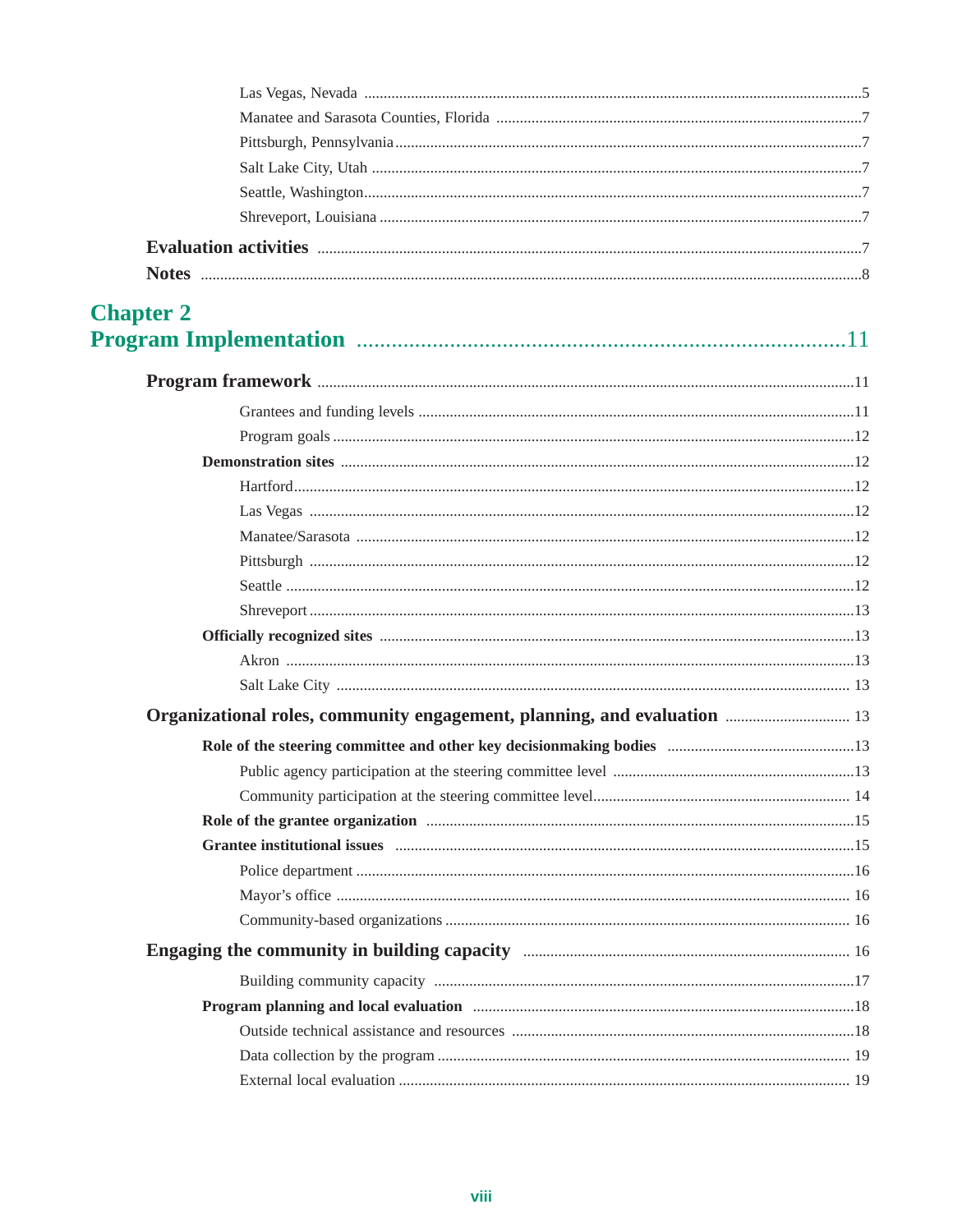Las Vegas, Nevada ....5
Manatee and Sarasota Counties, Florida ....7
Pittsburgh, Pennsylvania ....7
Salt Lake City, Utah ....7
Seattle, Washington ....7
Shreveport, Louisiana ....7

**Evaluation activities** ....7

**Notes** ....8

## Chapter 2
## Program Implementation ....11

**Program framework** ....11

Grantees and funding levels ....11
Program goals ....12

**Demonstration sites** ....12

Hartford ....12
Las Vegas ....12
Manatee/Sarasota ....12
Pittsburgh ....12
Seattle ....12
Shreveport ....13

**Officially recognized sites** ....13

Akron ....13
Salt Lake City ....13

**Organizational roles, community engagement, planning, and evaluation** ....13

**Role of the steering committee and other key decisionmaking bodies** ....13

Public agency participation at the steering committee level ....13
Community participation at the steering committee level ....14

**Role of the grantee organization** ....15

**Grantee institutional issues** ....15

Police department ....16
Mayor's office ....16
Community-based organizations ....16

**Engaging the community in building capacity** ....16

Building community capacity ....17

**Program planning and local evaluation** ....18

Outside technical assistance and resources ....18
Data collection by the program ....19
External local evaluation ....19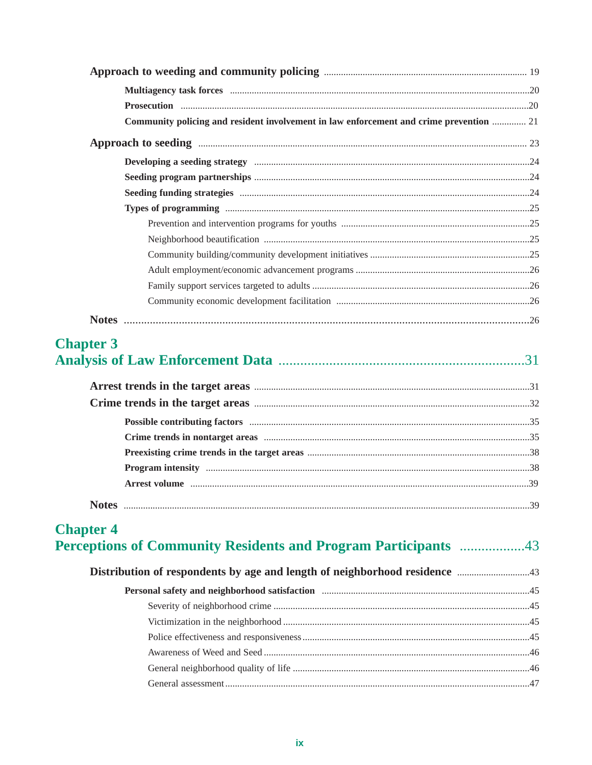**Approach to weeding and community policing** ........ 19

**Multiagency task forces** ........ 20

**Prosecution** ........ 20

**Community policing and resident involvement in law enforcement and crime prevention** ........ 21

**Approach to seeding** ........ 23

**Developing a seeding strategy** ........ 24

**Seeding program partnerships** ........ 24

**Seeding funding strategies** ........ 24

**Types of programming** ........ 25

Prevention and intervention programs for youths ........ 25

Neighborhood beautification ........ 25

Community building/community development initiatives ........ 25

Adult employment/economic advancement programs ........ 26

Family support services targeted to adults ........ 26

Community economic development facilitation ........ 26

**Notes** ........ 26

## Chapter 3
## Analysis of Law Enforcement Data ........ 31

**Arrest trends in the target areas** ........ 31

**Crime trends in the target areas** ........ 32

**Possible contributing factors** ........ 35

**Crime trends in nontarget areas** ........ 35

**Preexisting crime trends in the target areas** ........ 38

**Program intensity** ........ 38

**Arrest volume** ........ 39

**Notes** ........ 39

## Chapter 4
## Perceptions of Community Residents and Program Participants ........ 43

**Distribution of respondents by age and length of neighborhood residence** ........ 43

**Personal safety and neighborhood satisfaction** ........ 45

Severity of neighborhood crime ........ 45

Victimization in the neighborhood ........ 45

Police effectiveness and responsiveness ........ 45

Awareness of Weed and Seed ........ 46

General neighborhood quality of life ........ 46

General assessment ........ 47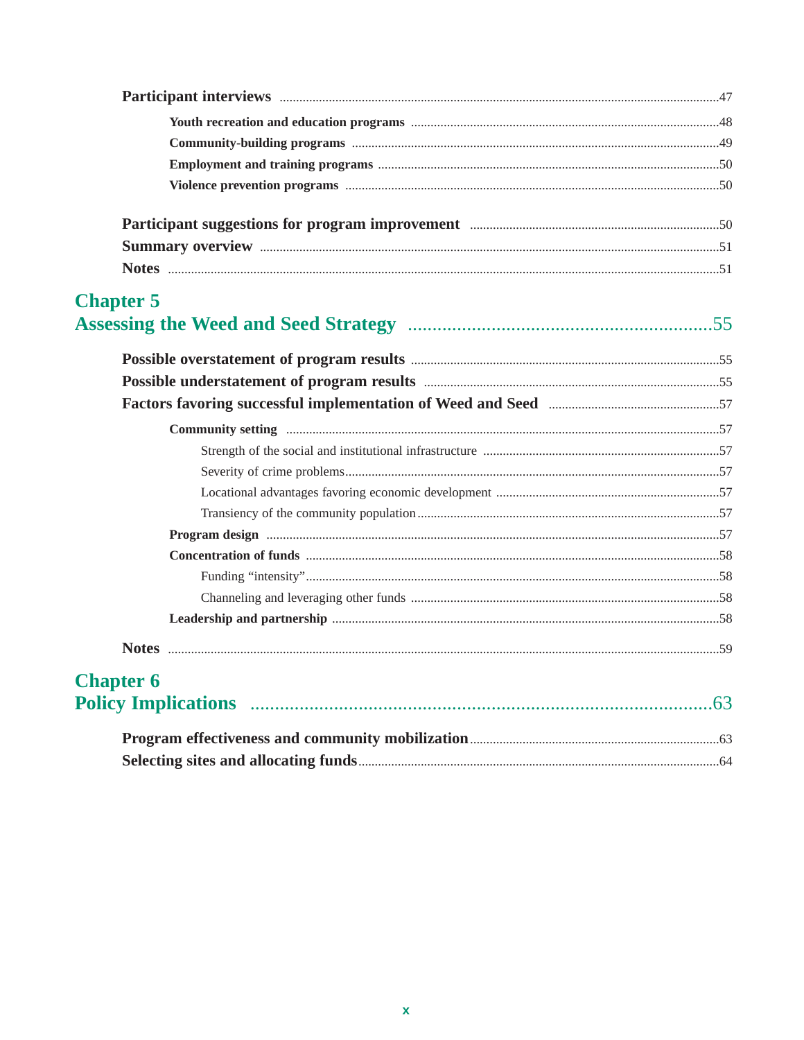**Participant interviews** ....................................................................................................................47

**Youth recreation and education programs** ..............................................................................48

**Community-building programs** ................................................................................................49

**Employment and training programs** .......................................................................................50

**Violence prevention programs** ................................................................................................50

**Participant suggestions for program improvement** ...........................................................................50

**Summary overview** ..........................................................................................................................51

**Notes** ........................................................................................................................................51

## Chapter 5
## Assessing the Weed and Seed Strategy ..............................................................55

**Possible overstatement of program results** .............................................................................55

**Possible understatement of program results** .........................................................................55

**Factors favoring successful implementation of Weed and Seed** ....................................................57

**Community setting** ....................................................................................................................57

Strength of the social and institutional infrastructure ........................................................................57

Severity of crime problems..................................................................................................................57

Locational advantages favoring economic development ....................................................................57

Transiency of the community population ............................................................................................57

**Program design** .........................................................................................................................57

**Concentration of funds** .............................................................................................................58

Funding “intensity”..............................................................................................................................58

Channeling and leveraging other funds ..............................................................................................58

**Leadership and partnership** .....................................................................................................58

**Notes** .......................................................................................................................................59

## Chapter 6
## Policy Implications ..................................................................................63

**Program effectiveness and community mobilization**...........................................................................63

**Selecting sites and allocating funds**.............................................................................................64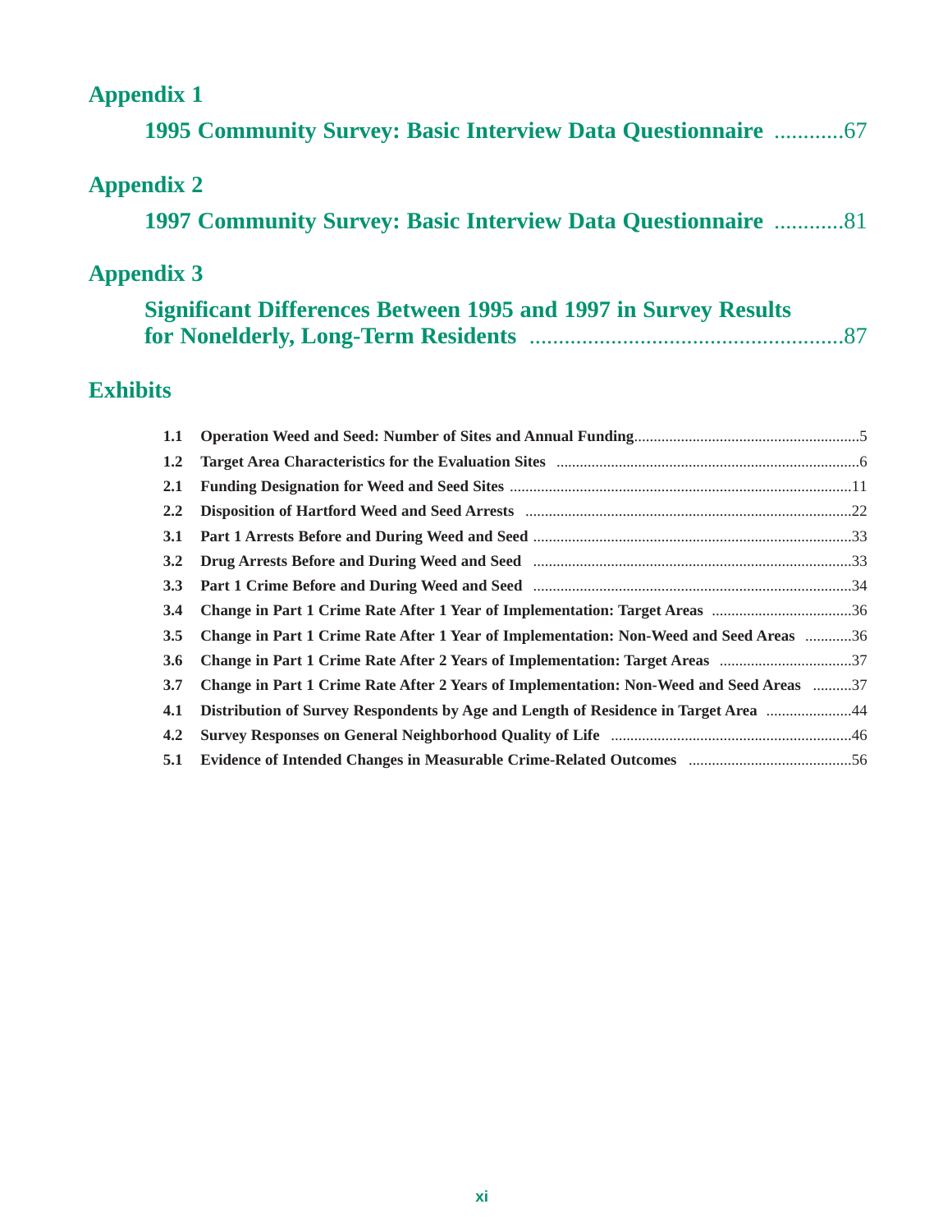## Appendix 1

**1995 Community Survey: Basic Interview Data Questionnaire** ............67

## Appendix 2

**1997 Community Survey: Basic Interview Data Questionnaire** ............81

## Appendix 3

**Significant Differences Between 1995 and 1997 in Survey Results for Nonelderly, Long-Term Residents** ......................................................87

## Exhibits

| | | |
|---|---|---|
| **1.1** | **Operation Weed and Seed: Number of Sites and Annual Funding** | 5 |
| **1.2** | **Target Area Characteristics for the Evaluation Sites** | 6 |
| **2.1** | **Funding Designation for Weed and Seed Sites** | 11 |
| **2.2** | **Disposition of Hartford Weed and Seed Arrests** | 22 |
| **3.1** | **Part 1 Arrests Before and During Weed and Seed** | 33 |
| **3.2** | **Drug Arrests Before and During Weed and Seed** | 33 |
| **3.3** | **Part 1 Crime Before and During Weed and Seed** | 34 |
| **3.4** | **Change in Part 1 Crime Rate After 1 Year of Implementation: Target Areas** | 36 |
| **3.5** | **Change in Part 1 Crime Rate After 1 Year of Implementation: Non-Weed and Seed Areas** | 36 |
| **3.6** | **Change in Part 1 Crime Rate After 2 Years of Implementation: Target Areas** | 37 |
| **3.7** | **Change in Part 1 Crime Rate After 2 Years of Implementation: Non-Weed and Seed Areas** | 37 |
| **4.1** | **Distribution of Survey Respondents by Age and Length of Residence in Target Area** | 44 |
| **4.2** | **Survey Responses on General Neighborhood Quality of Life** | 46 |
| **5.1** | **Evidence of Intended Changes in Measurable Crime-Related Outcomes** | 56 |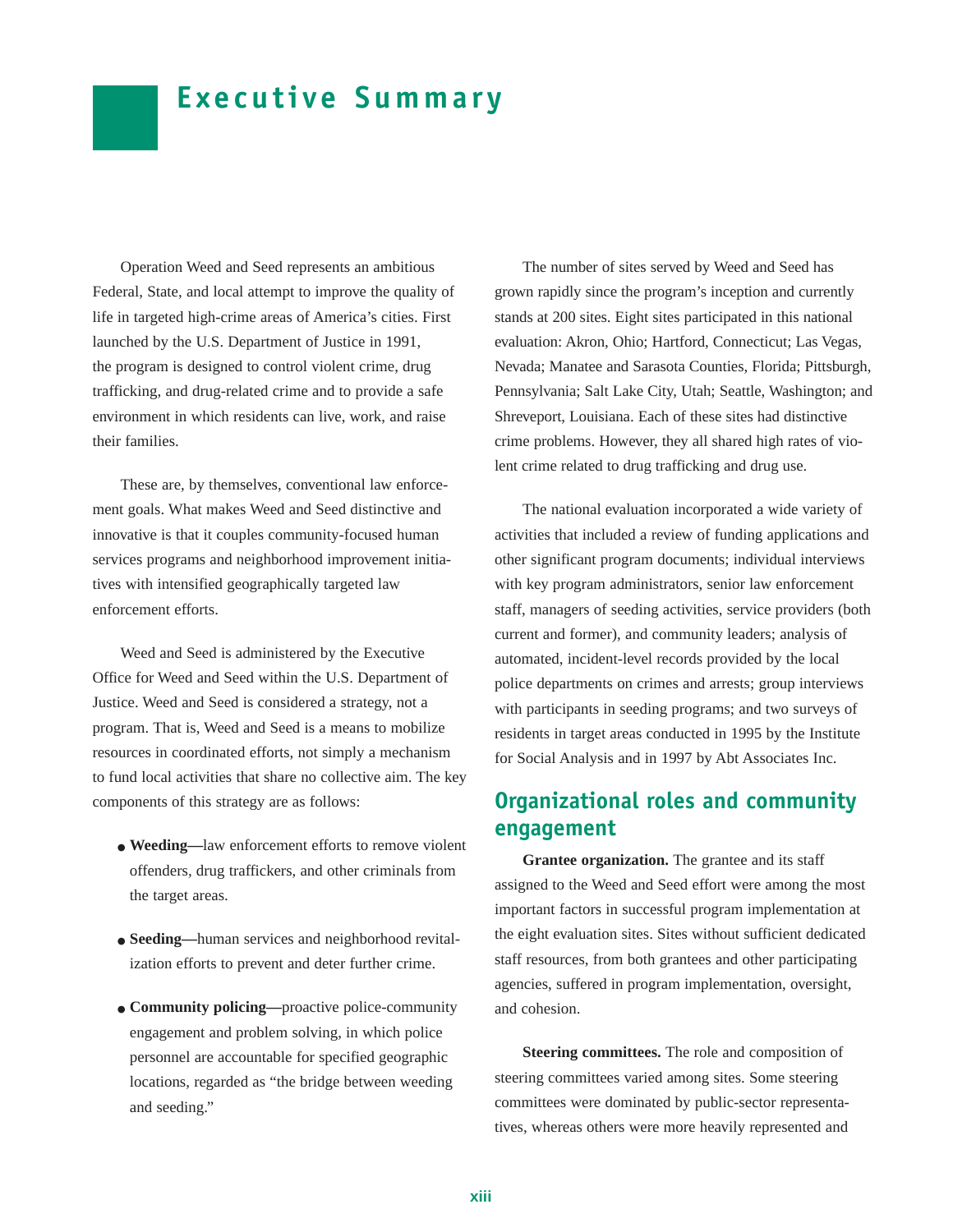# Executive Summary

Operation Weed and Seed represents an ambitious Federal, State, and local attempt to improve the quality of life in targeted high-crime areas of America's cities. First launched by the U.S. Department of Justice in 1991, the program is designed to control violent crime, drug trafficking, and drug-related crime and to provide a safe environment in which residents can live, work, and raise their families.

These are, by themselves, conventional law enforcement goals. What makes Weed and Seed distinctive and innovative is that it couples community-focused human services programs and neighborhood improvement initiatives with intensified geographically targeted law enforcement efforts.

Weed and Seed is administered by the Executive Office for Weed and Seed within the U.S. Department of Justice. Weed and Seed is considered a strategy, not a program. That is, Weed and Seed is a means to mobilize resources in coordinated efforts, not simply a mechanism to fund local activities that share no collective aim. The key components of this strategy are as follows:

- **Weeding—**law enforcement efforts to remove violent offenders, drug traffickers, and other criminals from the target areas.
- **Seeding—**human services and neighborhood revitalization efforts to prevent and deter further crime.
- **Community policing—**proactive police-community engagement and problem solving, in which police personnel are accountable for specified geographic locations, regarded as "the bridge between weeding and seeding."

The number of sites served by Weed and Seed has grown rapidly since the program's inception and currently stands at 200 sites. Eight sites participated in this national evaluation: Akron, Ohio; Hartford, Connecticut; Las Vegas, Nevada; Manatee and Sarasota Counties, Florida; Pittsburgh, Pennsylvania; Salt Lake City, Utah; Seattle, Washington; and Shreveport, Louisiana. Each of these sites had distinctive crime problems. However, they all shared high rates of violent crime related to drug trafficking and drug use.

The national evaluation incorporated a wide variety of activities that included a review of funding applications and other significant program documents; individual interviews with key program administrators, senior law enforcement staff, managers of seeding activities, service providers (both current and former), and community leaders; analysis of automated, incident-level records provided by the local police departments on crimes and arrests; group interviews with participants in seeding programs; and two surveys of residents in target areas conducted in 1995 by the Institute for Social Analysis and in 1997 by Abt Associates Inc.

## Organizational roles and community engagement

**Grantee organization.** The grantee and its staff assigned to the Weed and Seed effort were among the most important factors in successful program implementation at the eight evaluation sites. Sites without sufficient dedicated staff resources, from both grantees and other participating agencies, suffered in program implementation, oversight, and cohesion.

**Steering committees.** The role and composition of steering committees varied among sites. Some steering committees were dominated by public-sector representatives, whereas others were more heavily represented and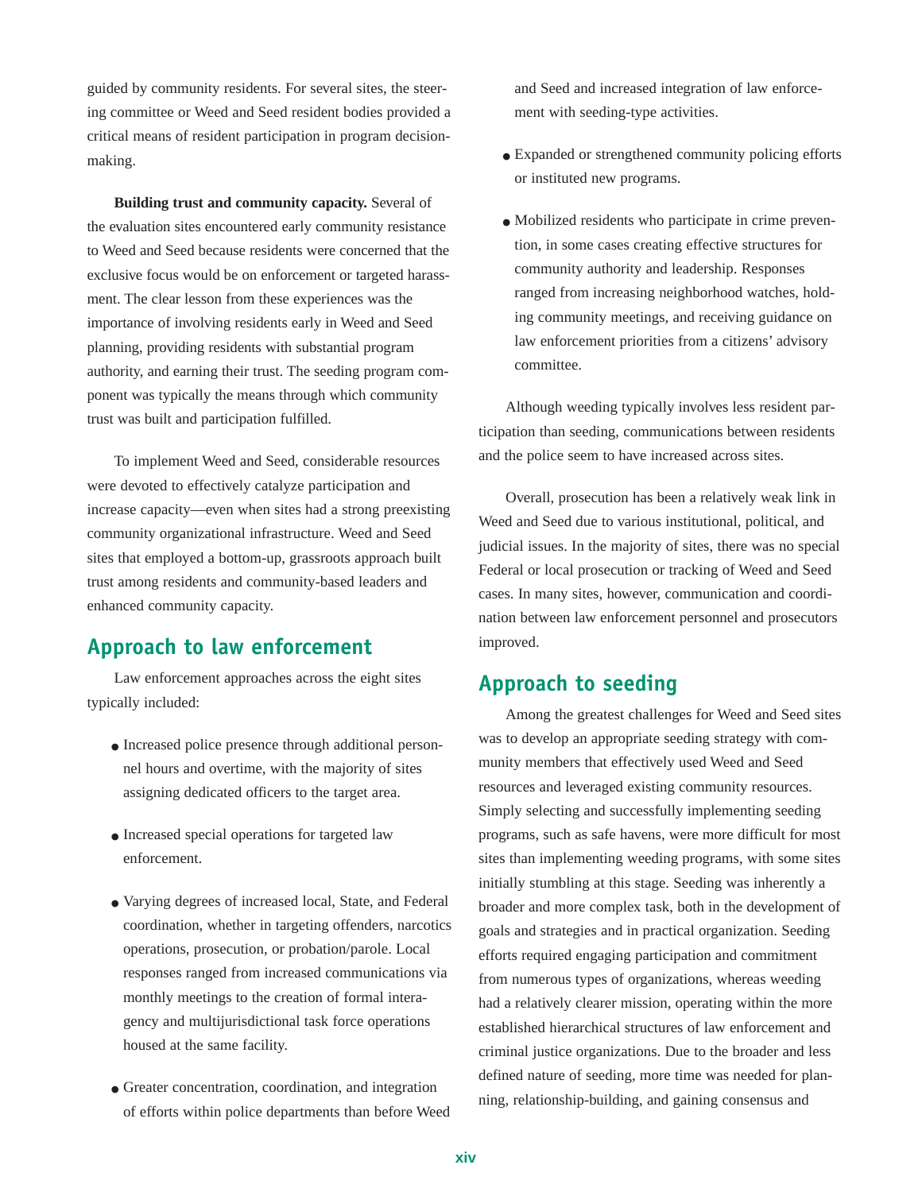guided by community residents. For several sites, the steering committee or Weed and Seed resident bodies provided a critical means of resident participation in program decision-making.

**Building trust and community capacity.** Several of the evaluation sites encountered early community resistance to Weed and Seed because residents were concerned that the exclusive focus would be on enforcement or targeted harassment. The clear lesson from these experiences was the importance of involving residents early in Weed and Seed planning, providing residents with substantial program authority, and earning their trust. The seeding program component was typically the means through which community trust was built and participation fulfilled.

To implement Weed and Seed, considerable resources were devoted to effectively catalyze participation and increase capacity—even when sites had a strong preexisting community organizational infrastructure. Weed and Seed sites that employed a bottom-up, grassroots approach built trust among residents and community-based leaders and enhanced community capacity.

## Approach to law enforcement

Law enforcement approaches across the eight sites typically included:

- Increased police presence through additional personnel hours and overtime, with the majority of sites assigning dedicated officers to the target area.
- Increased special operations for targeted law enforcement.
- Varying degrees of increased local, State, and Federal coordination, whether in targeting offenders, narcotics operations, prosecution, or probation/parole. Local responses ranged from increased communications via monthly meetings to the creation of formal interagency and multijurisdictional task force operations housed at the same facility.
- Greater concentration, coordination, and integration of efforts within police departments than before Weed and Seed and increased integration of law enforcement with seeding-type activities.
- Expanded or strengthened community policing efforts or instituted new programs.
- Mobilized residents who participate in crime prevention, in some cases creating effective structures for community authority and leadership. Responses ranged from increasing neighborhood watches, holding community meetings, and receiving guidance on law enforcement priorities from a citizens' advisory committee.

Although weeding typically involves less resident participation than seeding, communications between residents and the police seem to have increased across sites.

Overall, prosecution has been a relatively weak link in Weed and Seed due to various institutional, political, and judicial issues. In the majority of sites, there was no special Federal or local prosecution or tracking of Weed and Seed cases. In many sites, however, communication and coordination between law enforcement personnel and prosecutors improved.

## Approach to seeding

Among the greatest challenges for Weed and Seed sites was to develop an appropriate seeding strategy with community members that effectively used Weed and Seed resources and leveraged existing community resources. Simply selecting and successfully implementing seeding programs, such as safe havens, were more difficult for most sites than implementing weeding programs, with some sites initially stumbling at this stage. Seeding was inherently a broader and more complex task, both in the development of goals and strategies and in practical organization. Seeding efforts required engaging participation and commitment from numerous types of organizations, whereas weeding had a relatively clearer mission, operating within the more established hierarchical structures of law enforcement and criminal justice organizations. Due to the broader and less defined nature of seeding, more time was needed for planning, relationship-building, and gaining consensus and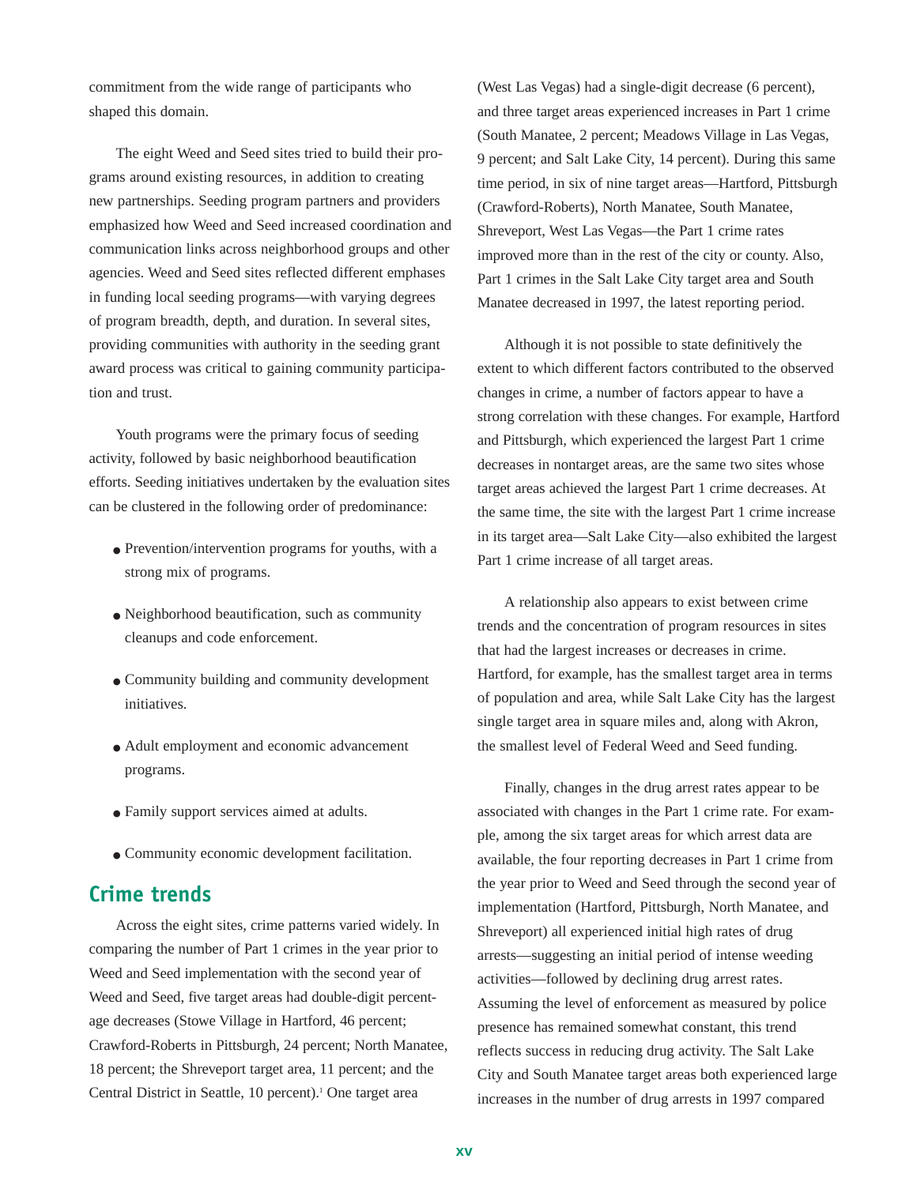commitment from the wide range of participants who shaped this domain.

The eight Weed and Seed sites tried to build their programs around existing resources, in addition to creating new partnerships. Seeding program partners and providers emphasized how Weed and Seed increased coordination and communication links across neighborhood groups and other agencies. Weed and Seed sites reflected different emphases in funding local seeding programs—with varying degrees of program breadth, depth, and duration. In several sites, providing communities with authority in the seeding grant award process was critical to gaining community participation and trust.

Youth programs were the primary focus of seeding activity, followed by basic neighborhood beautification efforts. Seeding initiatives undertaken by the evaluation sites can be clustered in the following order of predominance:

- Prevention/intervention programs for youths, with a strong mix of programs.
- Neighborhood beautification, such as community cleanups and code enforcement.
- Community building and community development initiatives.
- Adult employment and economic advancement programs.
- Family support services aimed at adults.
- Community economic development facilitation.

## Crime trends

Across the eight sites, crime patterns varied widely. In comparing the number of Part 1 crimes in the year prior to Weed and Seed implementation with the second year of Weed and Seed, five target areas had double-digit percentage decreases (Stowe Village in Hartford, 46 percent; Crawford-Roberts in Pittsburgh, 24 percent; North Manatee, 18 percent; the Shreveport target area, 11 percent; and the Central District in Seattle, 10 percent).[1] One target area (West Las Vegas) had a single-digit decrease (6 percent), and three target areas experienced increases in Part 1 crime (South Manatee, 2 percent; Meadows Village in Las Vegas, 9 percent; and Salt Lake City, 14 percent). During this same time period, in six of nine target areas—Hartford, Pittsburgh (Crawford-Roberts), North Manatee, South Manatee, Shreveport, West Las Vegas—the Part 1 crime rates improved more than in the rest of the city or county. Also, Part 1 crimes in the Salt Lake City target area and South Manatee decreased in 1997, the latest reporting period.

Although it is not possible to state definitively the extent to which different factors contributed to the observed changes in crime, a number of factors appear to have a strong correlation with these changes. For example, Hartford and Pittsburgh, which experienced the largest Part 1 crime decreases in nontarget areas, are the same two sites whose target areas achieved the largest Part 1 crime decreases. At the same time, the site with the largest Part 1 crime increase in its target area—Salt Lake City—also exhibited the largest Part 1 crime increase of all target areas.

A relationship also appears to exist between crime trends and the concentration of program resources in sites that had the largest increases or decreases in crime. Hartford, for example, has the smallest target area in terms of population and area, while Salt Lake City has the largest single target area in square miles and, along with Akron, the smallest level of Federal Weed and Seed funding.

Finally, changes in the drug arrest rates appear to be associated with changes in the Part 1 crime rate. For example, among the six target areas for which arrest data are available, the four reporting decreases in Part 1 crime from the year prior to Weed and Seed through the second year of implementation (Hartford, Pittsburgh, North Manatee, and Shreveport) all experienced initial high rates of drug arrests—suggesting an initial period of intense weeding activities—followed by declining drug arrest rates. Assuming the level of enforcement as measured by police presence has remained somewhat constant, this trend reflects success in reducing drug activity. The Salt Lake City and South Manatee target areas both experienced large increases in the number of drug arrests in 1997 compared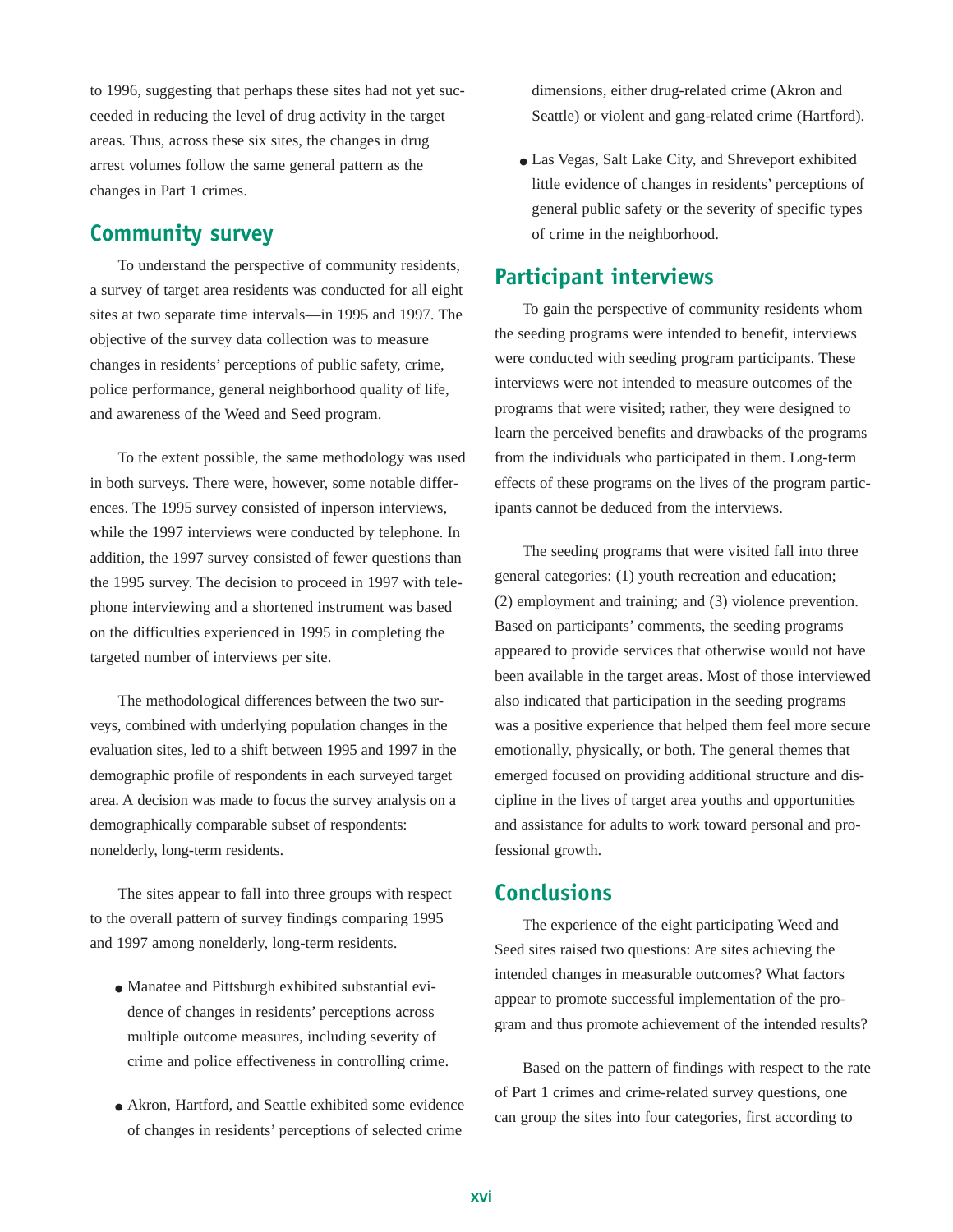to 1996, suggesting that perhaps these sites had not yet succeeded in reducing the level of drug activity in the target areas. Thus, across these six sites, the changes in drug arrest volumes follow the same general pattern as the changes in Part 1 crimes.

## Community survey

To understand the perspective of community residents, a survey of target area residents was conducted for all eight sites at two separate time intervals—in 1995 and 1997. The objective of the survey data collection was to measure changes in residents' perceptions of public safety, crime, police performance, general neighborhood quality of life, and awareness of the Weed and Seed program.

To the extent possible, the same methodology was used in both surveys. There were, however, some notable differences. The 1995 survey consisted of inperson interviews, while the 1997 interviews were conducted by telephone. In addition, the 1997 survey consisted of fewer questions than the 1995 survey. The decision to proceed in 1997 with telephone interviewing and a shortened instrument was based on the difficulties experienced in 1995 in completing the targeted number of interviews per site.

The methodological differences between the two surveys, combined with underlying population changes in the evaluation sites, led to a shift between 1995 and 1997 in the demographic profile of respondents in each surveyed target area. A decision was made to focus the survey analysis on a demographically comparable subset of respondents: nonelderly, long-term residents.

The sites appear to fall into three groups with respect to the overall pattern of survey findings comparing 1995 and 1997 among nonelderly, long-term residents.

- Manatee and Pittsburgh exhibited substantial evidence of changes in residents' perceptions across multiple outcome measures, including severity of crime and police effectiveness in controlling crime.
- Akron, Hartford, and Seattle exhibited some evidence of changes in residents' perceptions of selected crime dimensions, either drug-related crime (Akron and Seattle) or violent and gang-related crime (Hartford).
- Las Vegas, Salt Lake City, and Shreveport exhibited little evidence of changes in residents' perceptions of general public safety or the severity of specific types of crime in the neighborhood.

## Participant interviews

To gain the perspective of community residents whom the seeding programs were intended to benefit, interviews were conducted with seeding program participants. These interviews were not intended to measure outcomes of the programs that were visited; rather, they were designed to learn the perceived benefits and drawbacks of the programs from the individuals who participated in them. Long-term effects of these programs on the lives of the program participants cannot be deduced from the interviews.

The seeding programs that were visited fall into three general categories: (1) youth recreation and education; (2) employment and training; and (3) violence prevention. Based on participants' comments, the seeding programs appeared to provide services that otherwise would not have been available in the target areas. Most of those interviewed also indicated that participation in the seeding programs was a positive experience that helped them feel more secure emotionally, physically, or both. The general themes that emerged focused on providing additional structure and discipline in the lives of target area youths and opportunities and assistance for adults to work toward personal and professional growth.

## Conclusions

The experience of the eight participating Weed and Seed sites raised two questions: Are sites achieving the intended changes in measurable outcomes? What factors appear to promote successful implementation of the program and thus promote achievement of the intended results?

Based on the pattern of findings with respect to the rate of Part 1 crimes and crime-related survey questions, one can group the sites into four categories, first according to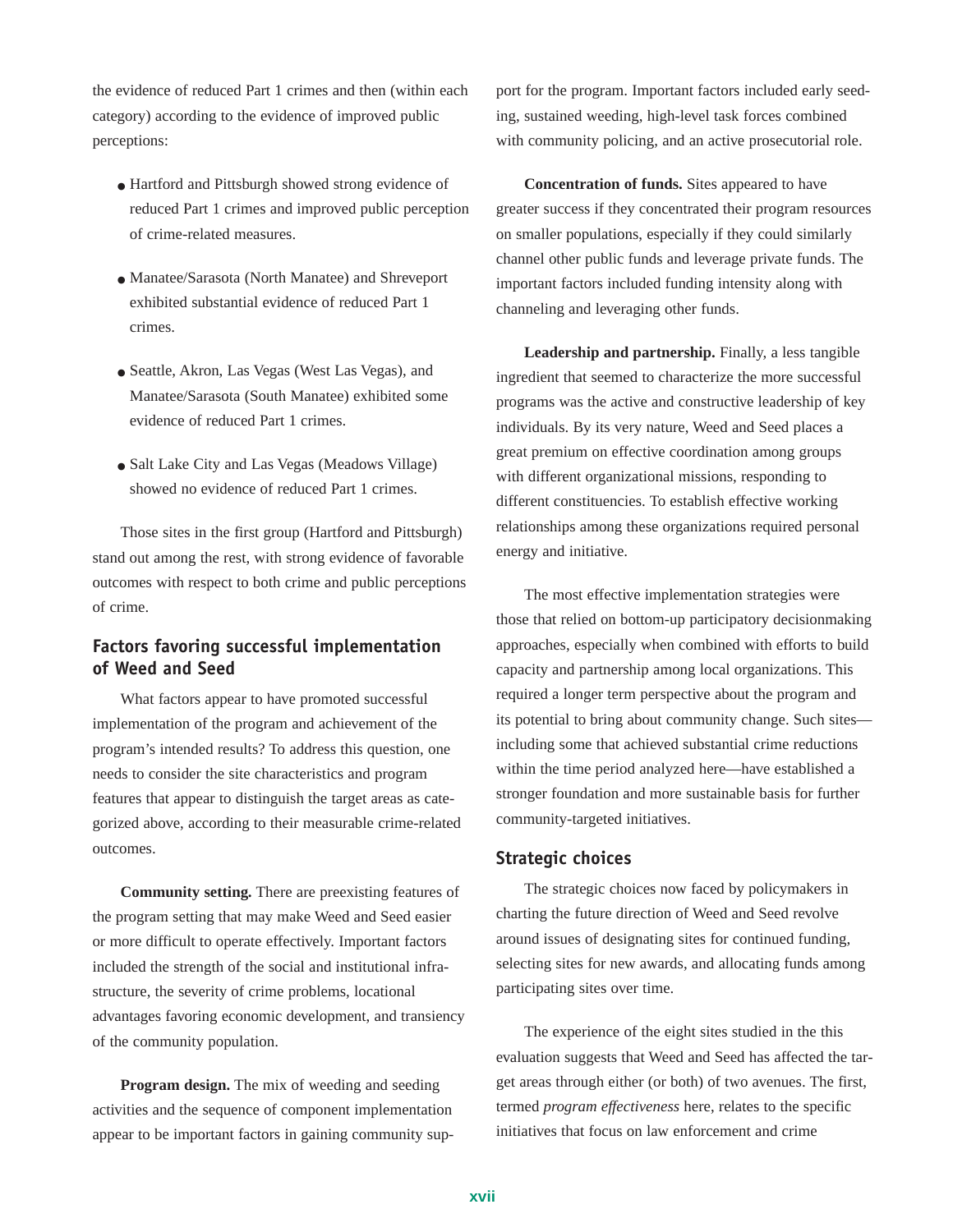the evidence of reduced Part 1 crimes and then (within each category) according to the evidence of improved public perceptions:

- Hartford and Pittsburgh showed strong evidence of reduced Part 1 crimes and improved public perception of crime-related measures.
- Manatee/Sarasota (North Manatee) and Shreveport exhibited substantial evidence of reduced Part 1 crimes.
- Seattle, Akron, Las Vegas (West Las Vegas), and Manatee/Sarasota (South Manatee) exhibited some evidence of reduced Part 1 crimes.
- Salt Lake City and Las Vegas (Meadows Village) showed no evidence of reduced Part 1 crimes.

Those sites in the first group (Hartford and Pittsburgh) stand out among the rest, with strong evidence of favorable outcomes with respect to both crime and public perceptions of crime.

## Factors favoring successful implementation of Weed and Seed

What factors appear to have promoted successful implementation of the program and achievement of the program's intended results? To address this question, one needs to consider the site characteristics and program features that appear to distinguish the target areas as categorized above, according to their measurable crime-related outcomes.

**Community setting.** There are preexisting features of the program setting that may make Weed and Seed easier or more difficult to operate effectively. Important factors included the strength of the social and institutional infrastructure, the severity of crime problems, locational advantages favoring economic development, and transiency of the community population.

**Program design.** The mix of weeding and seeding activities and the sequence of component implementation appear to be important factors in gaining community support for the program. Important factors included early seeding, sustained weeding, high-level task forces combined with community policing, and an active prosecutorial role.

**Concentration of funds.** Sites appeared to have greater success if they concentrated their program resources on smaller populations, especially if they could similarly channel other public funds and leverage private funds. The important factors included funding intensity along with channeling and leveraging other funds.

**Leadership and partnership.** Finally, a less tangible ingredient that seemed to characterize the more successful programs was the active and constructive leadership of key individuals. By its very nature, Weed and Seed places a great premium on effective coordination among groups with different organizational missions, responding to different constituencies. To establish effective working relationships among these organizations required personal energy and initiative.

The most effective implementation strategies were those that relied on bottom-up participatory decisionmaking approaches, especially when combined with efforts to build capacity and partnership among local organizations. This required a longer term perspective about the program and its potential to bring about community change. Such sites—including some that achieved substantial crime reductions within the time period analyzed here—have established a stronger foundation and more sustainable basis for further community-targeted initiatives.

## Strategic choices

The strategic choices now faced by policymakers in charting the future direction of Weed and Seed revolve around issues of designating sites for continued funding, selecting sites for new awards, and allocating funds among participating sites over time.

The experience of the eight sites studied in the this evaluation suggests that Weed and Seed has affected the target areas through either (or both) of two avenues. The first, termed *program effectiveness* here, relates to the specific initiatives that focus on law enforcement and crime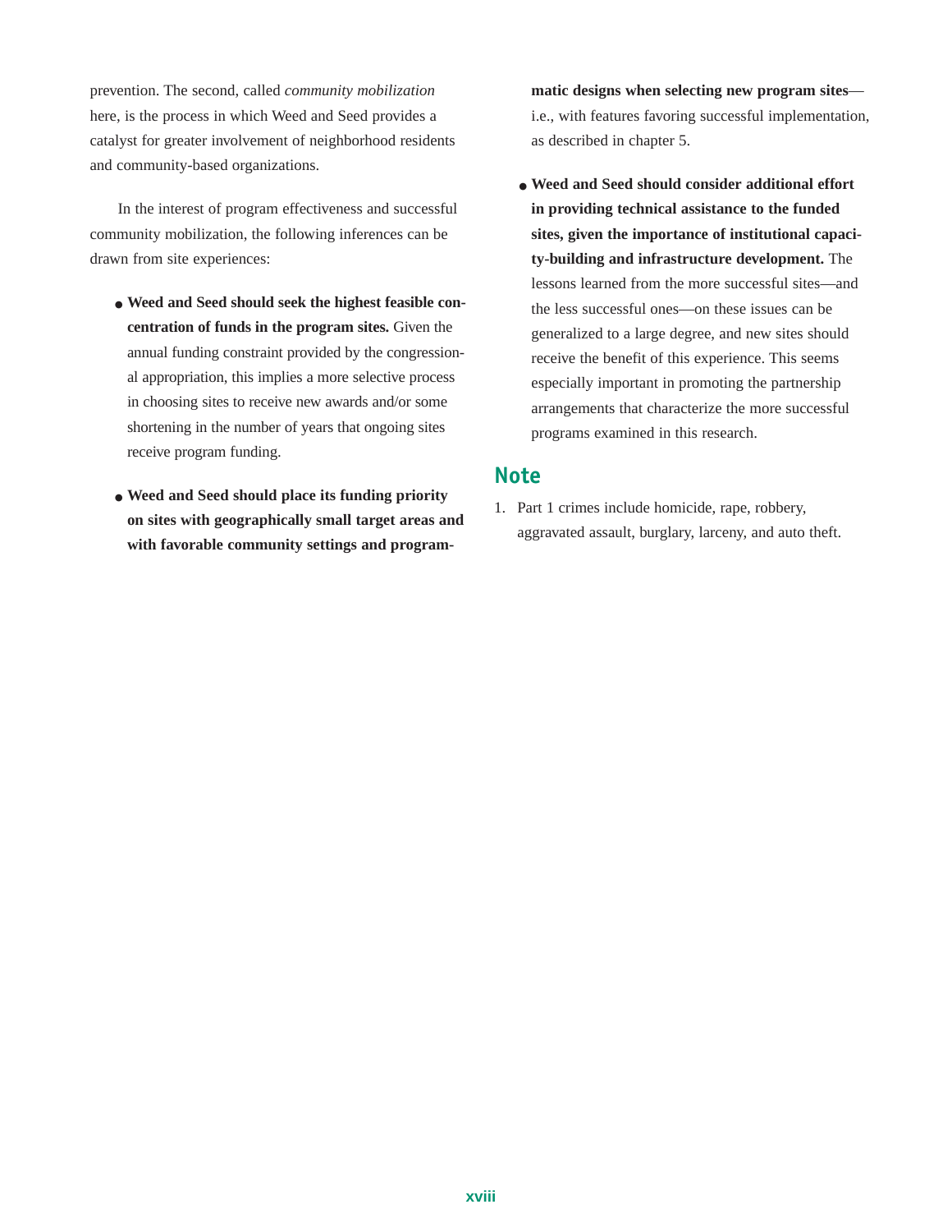prevention. The second, called *community mobilization* here, is the process in which Weed and Seed provides a catalyst for greater involvement of neighborhood residents and community-based organizations.

In the interest of program effectiveness and successful community mobilization, the following inferences can be drawn from site experiences:

- **Weed and Seed should seek the highest feasible concentration of funds in the program sites.** Given the annual funding constraint provided by the congressional appropriation, this implies a more selective process in choosing sites to receive new awards and/or some shortening in the number of years that ongoing sites receive program funding.

- **Weed and Seed should place its funding priority on sites with geographically small target areas and with favorable community settings and programmatic designs when selecting new program sites**—i.e., with features favoring successful implementation, as described in chapter 5.

- **Weed and Seed should consider additional effort in providing technical assistance to the funded sites, given the importance of institutional capacity-building and infrastructure development.** The lessons learned from the more successful sites—and the less successful ones—on these issues can be generalized to a large degree, and new sites should receive the benefit of this experience. This seems especially important in promoting the partnership arrangements that characterize the more successful programs examined in this research.

## Note

1. Part 1 crimes include homicide, rape, robbery, aggravated assault, burglary, larceny, and auto theft.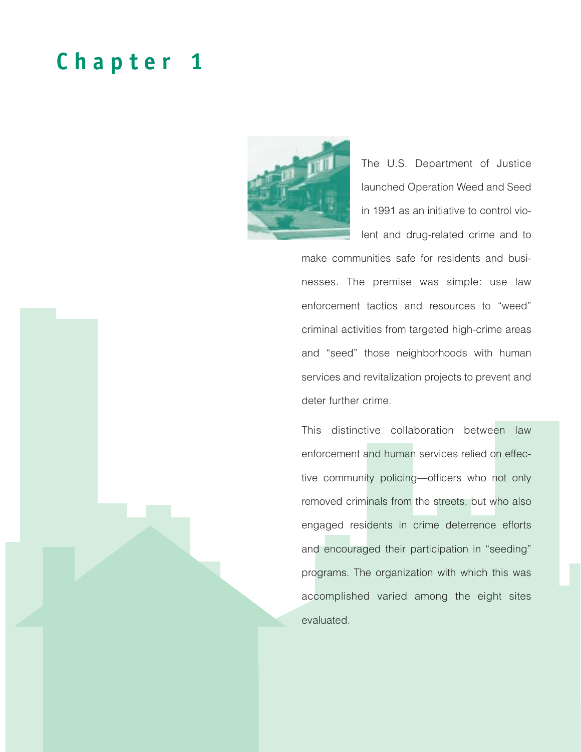# Chapter 1

The U.S. Department of Justice launched Operation Weed and Seed in 1991 as an initiative to control violent and drug-related crime and to make communities safe for residents and businesses. The premise was simple: use law enforcement tactics and resources to “weed” criminal activities from targeted high-crime areas and “seed” those neighborhoods with human services and revitalization projects to prevent and deter further crime.

This distinctive collaboration between law enforcement and human services relied on effective community policing—officers who not only removed criminals from the streets, but who also engaged residents in crime deterrence efforts and encouraged their participation in “seeding” programs. The organization with which this was accomplished varied among the eight sites evaluated.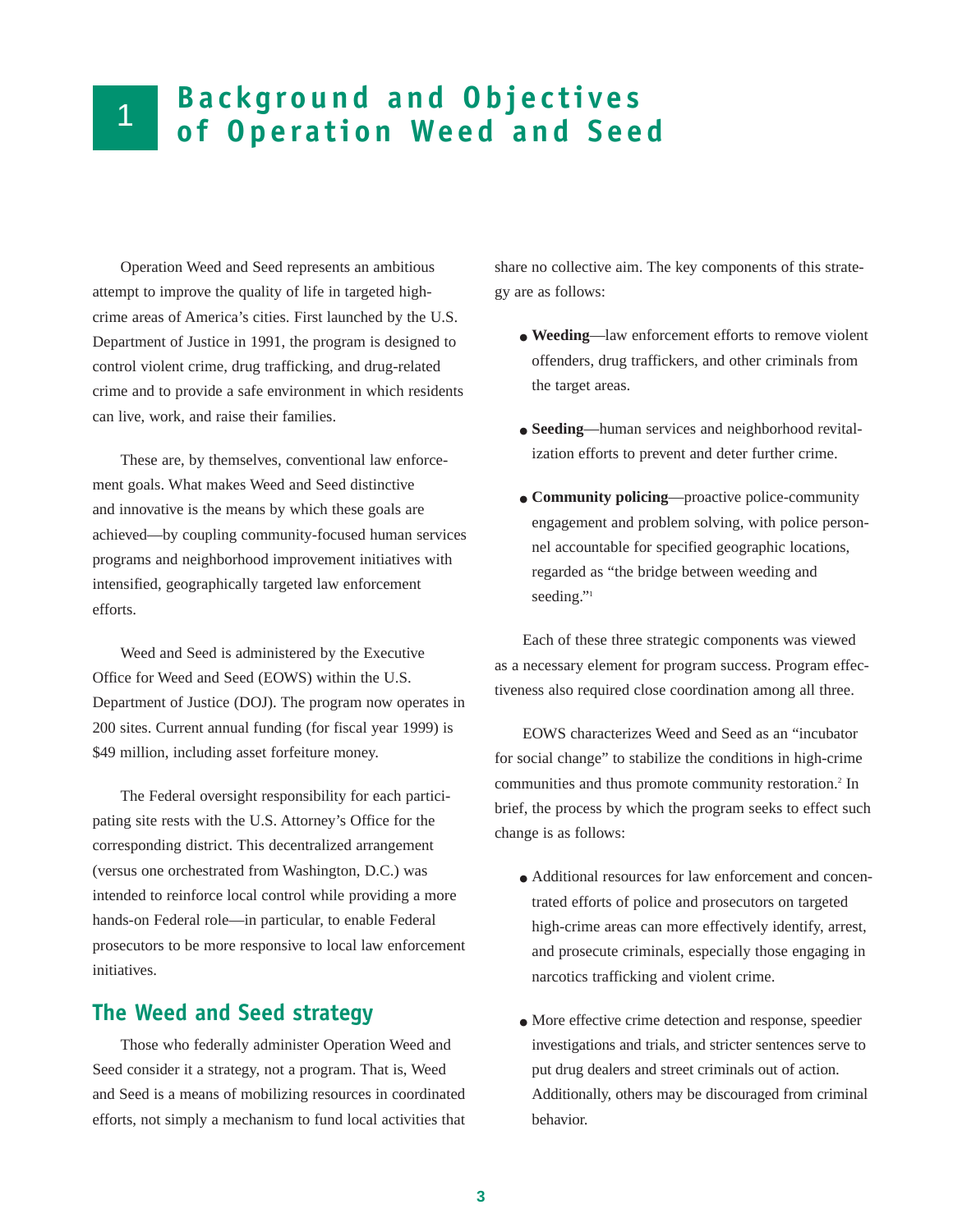# 1 Background and Objectives of Operation Weed and Seed

Operation Weed and Seed represents an ambitious attempt to improve the quality of life in targeted high-crime areas of America's cities. First launched by the U.S. Department of Justice in 1991, the program is designed to control violent crime, drug trafficking, and drug-related crime and to provide a safe environment in which residents can live, work, and raise their families.

These are, by themselves, conventional law enforcement goals. What makes Weed and Seed distinctive and innovative is the means by which these goals are achieved—by coupling community-focused human services programs and neighborhood improvement initiatives with intensified, geographically targeted law enforcement efforts.

Weed and Seed is administered by the Executive Office for Weed and Seed (EOWS) within the U.S. Department of Justice (DOJ). The program now operates in 200 sites. Current annual funding (for fiscal year 1999) is $49 million, including asset forfeiture money.

The Federal oversight responsibility for each participating site rests with the U.S. Attorney's Office for the corresponding district. This decentralized arrangement (versus one orchestrated from Washington, D.C.) was intended to reinforce local control while providing a more hands-on Federal role—in particular, to enable Federal prosecutors to be more responsive to local law enforcement initiatives.

## The Weed and Seed strategy

Those who federally administer Operation Weed and Seed consider it a strategy, not a program. That is, Weed and Seed is a means of mobilizing resources in coordinated efforts, not simply a mechanism to fund local activities that share no collective aim. The key components of this strategy are as follows:

- **Weeding**—law enforcement efforts to remove violent offenders, drug traffickers, and other criminals from the target areas.
- **Seeding**—human services and neighborhood revitalization efforts to prevent and deter further crime.
- **Community policing**—proactive police-community engagement and problem solving, with police personnel accountable for specified geographic locations, regarded as "the bridge between weeding and seeding."[1]

Each of these three strategic components was viewed as a necessary element for program success. Program effectiveness also required close coordination among all three.

EOWS characterizes Weed and Seed as an "incubator for social change" to stabilize the conditions in high-crime communities and thus promote community restoration.[2] In brief, the process by which the program seeks to effect such change is as follows:

- Additional resources for law enforcement and concentrated efforts of police and prosecutors on targeted high-crime areas can more effectively identify, arrest, and prosecute criminals, especially those engaging in narcotics trafficking and violent crime.
- More effective crime detection and response, speedier investigations and trials, and stricter sentences serve to put drug dealers and street criminals out of action. Additionally, others may be discouraged from criminal behavior.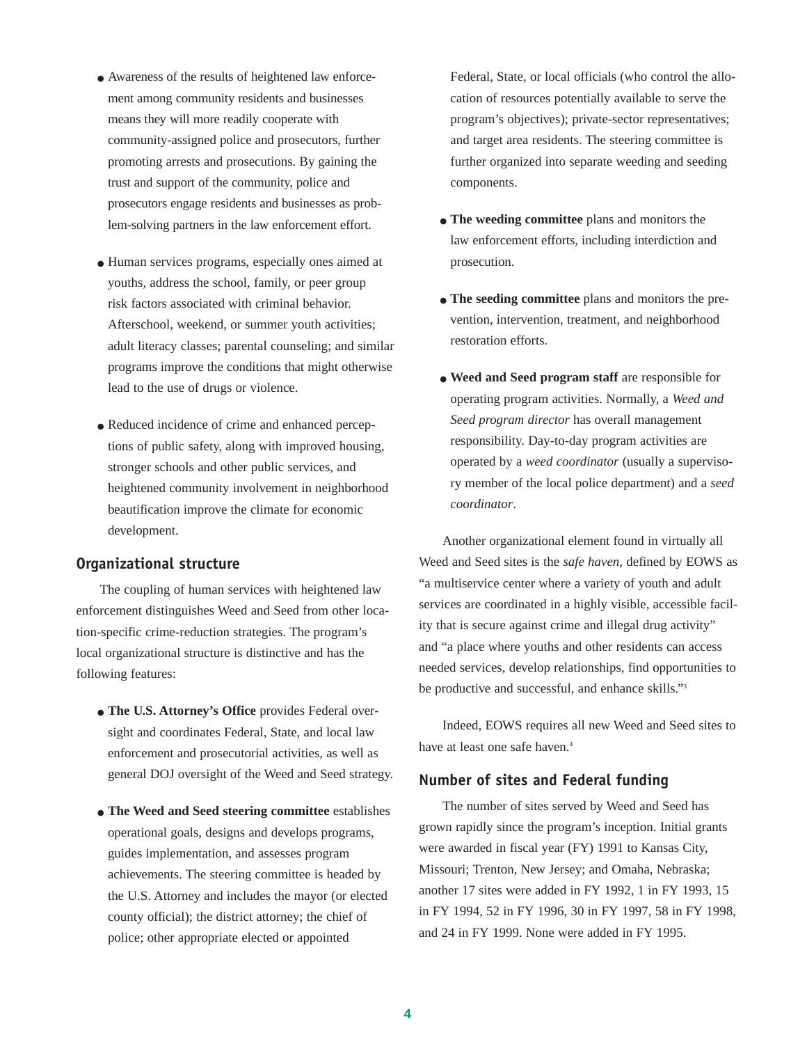- Awareness of the results of heightened law enforcement among community residents and businesses means they will more readily cooperate with community-assigned police and prosecutors, further promoting arrests and prosecutions. By gaining the trust and support of the community, police and prosecutors engage residents and businesses as problem-solving partners in the law enforcement effort.

- Human services programs, especially ones aimed at youths, address the school, family, or peer group risk factors associated with criminal behavior. Afterschool, weekend, or summer youth activities; adult literacy classes; parental counseling; and similar programs improve the conditions that might otherwise lead to the use of drugs or violence.

- Reduced incidence of crime and enhanced perceptions of public safety, along with improved housing, stronger schools and other public services, and heightened community involvement in neighborhood beautification improve the climate for economic development.

## Organizational structure

The coupling of human services with heightened law enforcement distinguishes Weed and Seed from other location-specific crime-reduction strategies. The program's local organizational structure is distinctive and has the following features:

- **The U.S. Attorney's Office** provides Federal oversight and coordinates Federal, State, and local law enforcement and prosecutorial activities, as well as general DOJ oversight of the Weed and Seed strategy.

- **The Weed and Seed steering committee** establishes operational goals, designs and develops programs, guides implementation, and assesses program achievements. The steering committee is headed by the U.S. Attorney and includes the mayor (or elected county official); the district attorney; the chief of police; other appropriate elected or appointed Federal, State, or local officials (who control the allocation of resources potentially available to serve the program's objectives); private-sector representatives; and target area residents. The steering committee is further organized into separate weeding and seeding components.

- **The weeding committee** plans and monitors the law enforcement efforts, including interdiction and prosecution.

- **The seeding committee** plans and monitors the prevention, intervention, treatment, and neighborhood restoration efforts.

- **Weed and Seed program staff** are responsible for operating program activities. Normally, a *Weed and Seed program director* has overall management responsibility. Day-to-day program activities are operated by a *weed coordinator* (usually a supervisory member of the local police department) and a *seed coordinator*.

Another organizational element found in virtually all Weed and Seed sites is the *safe haven*, defined by EOWS as "a multiservice center where a variety of youth and adult services are coordinated in a highly visible, accessible facility that is secure against crime and illegal drug activity" and "a place where youths and other residents can access needed services, develop relationships, find opportunities to be productive and successful, and enhance skills."[3]

Indeed, EOWS requires all new Weed and Seed sites to have at least one safe haven.[4]

## Number of sites and Federal funding

The number of sites served by Weed and Seed has grown rapidly since the program's inception. Initial grants were awarded in fiscal year (FY) 1991 to Kansas City, Missouri; Trenton, New Jersey; and Omaha, Nebraska; another 17 sites were added in FY 1992, 1 in FY 1993, 15 in FY 1994, 52 in FY 1996, 30 in FY 1997, 58 in FY 1998, and 24 in FY 1999. None were added in FY 1995.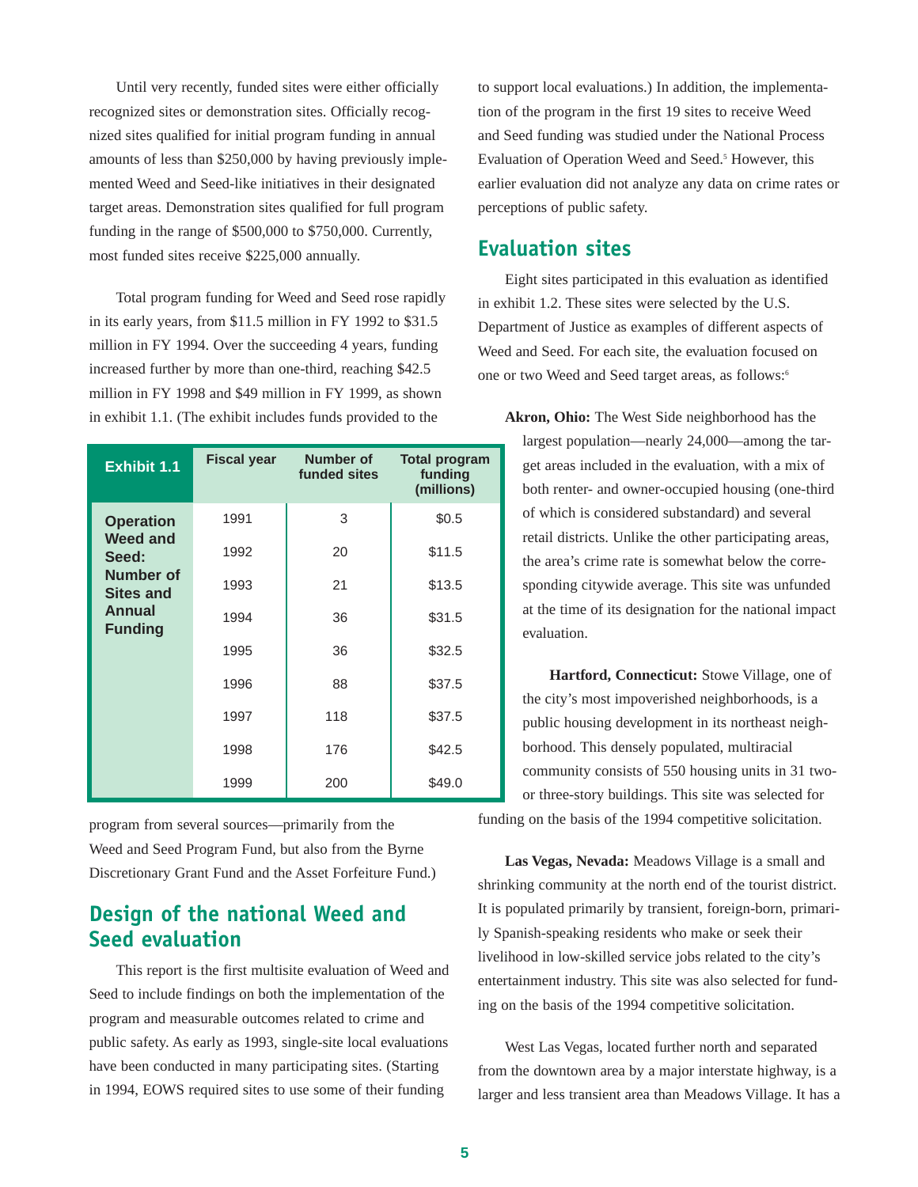Until very recently, funded sites were either officially recognized sites or demonstration sites. Officially recognized sites qualified for initial program funding in annual amounts of less than $250,000 by having previously implemented Weed and Seed-like initiatives in their designated target areas. Demonstration sites qualified for full program funding in the range of $500,000 to $750,000. Currently, most funded sites receive $225,000 annually.

Total program funding for Weed and Seed rose rapidly in its early years, from $11.5 million in FY 1992 to $31.5 million in FY 1994. Over the succeeding 4 years, funding increased further by more than one-third, reaching $42.5 million in FY 1998 and $49 million in FY 1999, as shown in exhibit 1.1. (The exhibit includes funds provided to the program from several sources—primarily from the Weed and Seed Program Fund, but also from the Byrne Discretionary Grant Fund and the Asset Forfeiture Fund.)

**Exhibit 1.1 Operation Weed and Seed: Number of Sites and Annual Funding**

| Fiscal year | Number of funded sites | Total program funding (millions) |
|---|---|---|
| 1991 | 3 | $0.5 |
| 1992 | 20 | $11.5 |
| 1993 | 21 | $13.5 |
| 1994 | 36 | $31.5 |
| 1995 | 36 | $32.5 |
| 1996 | 88 | $37.5 |
| 1997 | 118 | $37.5 |
| 1998 | 176 | $42.5 |
| 1999 | 200 | $49.0 |

## Design of the national Weed and Seed evaluation

This report is the first multisite evaluation of Weed and Seed to include findings on both the implementation of the program and measurable outcomes related to crime and public safety. As early as 1993, single-site local evaluations have been conducted in many participating sites. (Starting in 1994, EOWS required sites to use some of their funding to support local evaluations.) In addition, the implementation of the program in the first 19 sites to receive Weed and Seed funding was studied under the National Process Evaluation of Operation Weed and Seed.[5] However, this earlier evaluation did not analyze any data on crime rates or perceptions of public safety.

## Evaluation sites

Eight sites participated in this evaluation as identified in exhibit 1.2. These sites were selected by the U.S. Department of Justice as examples of different aspects of Weed and Seed. For each site, the evaluation focused on one or two Weed and Seed target areas, as follows:[6]

**Akron, Ohio:** The West Side neighborhood has the largest population—nearly 24,000—among the target areas included in the evaluation, with a mix of both renter- and owner-occupied housing (one-third of which is considered substandard) and several retail districts. Unlike the other participating areas, the area's crime rate is somewhat below the corresponding citywide average. This site was unfunded at the time of its designation for the national impact evaluation.

**Hartford, Connecticut:** Stowe Village, one of the city's most impoverished neighborhoods, is a public housing development in its northeast neighborhood. This densely populated, multiracial community consists of 550 housing units in 31 two- or three-story buildings. This site was selected for funding on the basis of the 1994 competitive solicitation.

**Las Vegas, Nevada:** Meadows Village is a small and shrinking community at the north end of the tourist district. It is populated primarily by transient, foreign-born, primarily Spanish-speaking residents who make or seek their livelihood in low-skilled service jobs related to the city's entertainment industry. This site was also selected for funding on the basis of the 1994 competitive solicitation.

West Las Vegas, located further north and separated from the downtown area by a major interstate highway, is a larger and less transient area than Meadows Village. It has a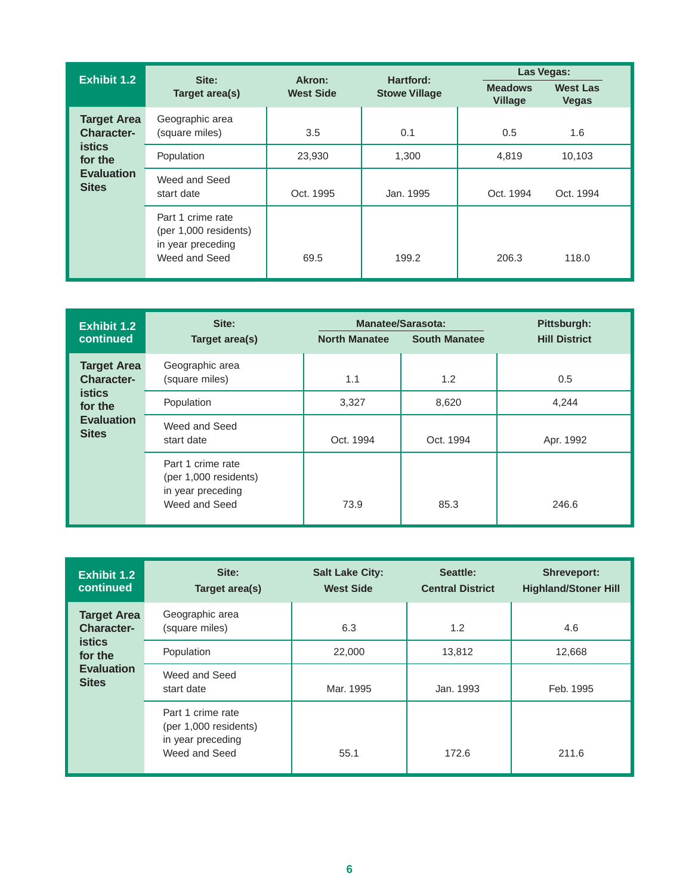### Exhibit 1.2

| Target Area Characteristics for the Evaluation Sites | Site: Target area(s) | Akron: West Side | Hartford: Stowe Village | Las Vegas: Meadows Village | Las Vegas: West Las Vegas |
|---|---|---|---|---|---|
| | Geographic area (square miles) | 3.5 | 0.1 | 0.5 | 1.6 |
| | Population | 23,930 | 1,300 | 4,819 | 10,103 |
| | Weed and Seed start date | Oct. 1995 | Jan. 1995 | Oct. 1994 | Oct. 1994 |
| | Part 1 crime rate (per 1,000 residents) in year preceding Weed and Seed | 69.5 | 199.2 | 206.3 | 118.0 |

### Exhibit 1.2 continued

| Target Area Characteristics for the Evaluation Sites | Site: Target area(s) | Manatee/Sarasota: North Manatee | Manatee/Sarasota: South Manatee | Pittsburgh: Hill District |
|---|---|---|---|---|
| | Geographic area (square miles) | 1.1 | 1.2 | 0.5 |
| | Population | 3,327 | 8,620 | 4,244 |
| | Weed and Seed start date | Oct. 1994 | Oct. 1994 | Apr. 1992 |
| | Part 1 crime rate (per 1,000 residents) in year preceding Weed and Seed | 73.9 | 85.3 | 246.6 |

### Exhibit 1.2 continued

| Target Area Characteristics for the Evaluation Sites | Site: Target area(s) | Salt Lake City: West Side | Seattle: Central District | Shreveport: Highland/Stoner Hill |
|---|---|---|---|---|
| | Geographic area (square miles) | 6.3 | 1.2 | 4.6 |
| | Population | 22,000 | 13,812 | 12,668 |
| | Weed and Seed start date | Mar. 1995 | Jan. 1993 | Feb. 1995 |
| | Part 1 crime rate (per 1,000 residents) in year preceding Weed and Seed | 55.1 | 172.6 | 211.6 |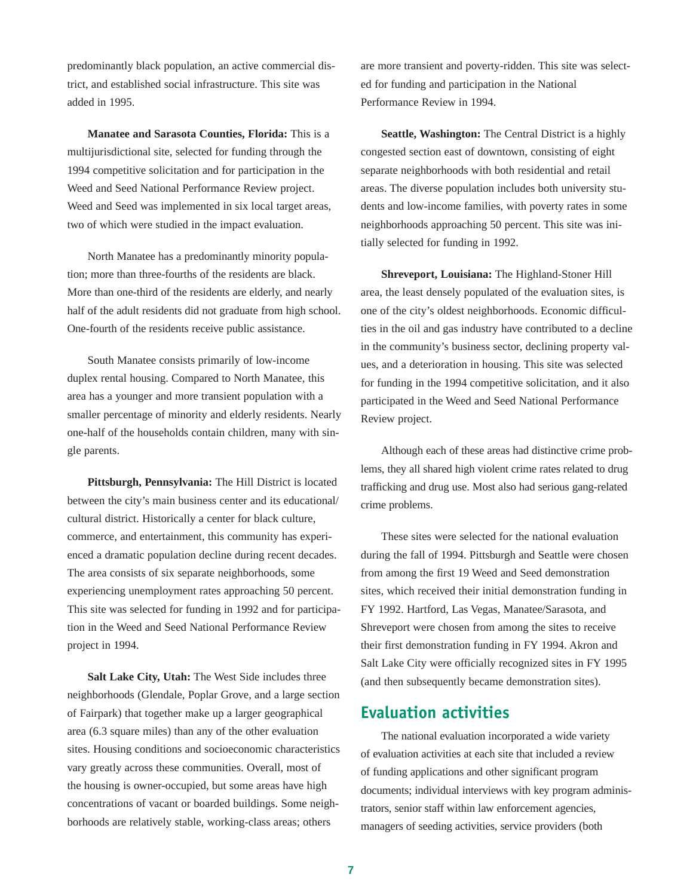predominantly black population, an active commercial district, and established social infrastructure. This site was added in 1995.

**Manatee and Sarasota Counties, Florida:** This is a multijurisdictional site, selected for funding through the 1994 competitive solicitation and for participation in the Weed and Seed National Performance Review project. Weed and Seed was implemented in six local target areas, two of which were studied in the impact evaluation.

North Manatee has a predominantly minority population; more than three-fourths of the residents are black. More than one-third of the residents are elderly, and nearly half of the adult residents did not graduate from high school. One-fourth of the residents receive public assistance.

South Manatee consists primarily of low-income duplex rental housing. Compared to North Manatee, this area has a younger and more transient population with a smaller percentage of minority and elderly residents. Nearly one-half of the households contain children, many with single parents.

**Pittsburgh, Pennsylvania:** The Hill District is located between the city's main business center and its educational/cultural district. Historically a center for black culture, commerce, and entertainment, this community has experienced a dramatic population decline during recent decades. The area consists of six separate neighborhoods, some experiencing unemployment rates approaching 50 percent. This site was selected for funding in 1992 and for participation in the Weed and Seed National Performance Review project in 1994.

**Salt Lake City, Utah:** The West Side includes three neighborhoods (Glendale, Poplar Grove, and a large section of Fairpark) that together make up a larger geographical area (6.3 square miles) than any of the other evaluation sites. Housing conditions and socioeconomic characteristics vary greatly across these communities. Overall, most of the housing is owner-occupied, but some areas have high concentrations of vacant or boarded buildings. Some neighborhoods are relatively stable, working-class areas; others are more transient and poverty-ridden. This site was selected for funding and participation in the National Performance Review in 1994.

**Seattle, Washington:** The Central District is a highly congested section east of downtown, consisting of eight separate neighborhoods with both residential and retail areas. The diverse population includes both university students and low-income families, with poverty rates in some neighborhoods approaching 50 percent. This site was initially selected for funding in 1992.

**Shreveport, Louisiana:** The Highland-Stoner Hill area, the least densely populated of the evaluation sites, is one of the city's oldest neighborhoods. Economic difficulties in the oil and gas industry have contributed to a decline in the community's business sector, declining property values, and a deterioration in housing. This site was selected for funding in the 1994 competitive solicitation, and it also participated in the Weed and Seed National Performance Review project.

Although each of these areas had distinctive crime problems, they all shared high violent crime rates related to drug trafficking and drug use. Most also had serious gang-related crime problems.

These sites were selected for the national evaluation during the fall of 1994. Pittsburgh and Seattle were chosen from among the first 19 Weed and Seed demonstration sites, which received their initial demonstration funding in FY 1992. Hartford, Las Vegas, Manatee/Sarasota, and Shreveport were chosen from among the sites to receive their first demonstration funding in FY 1994. Akron and Salt Lake City were officially recognized sites in FY 1995 (and then subsequently became demonstration sites).

## Evaluation activities

The national evaluation incorporated a wide variety of evaluation activities at each site that included a review of funding applications and other significant program documents; individual interviews with key program administrators, senior staff within law enforcement agencies, managers of seeding activities, service providers (both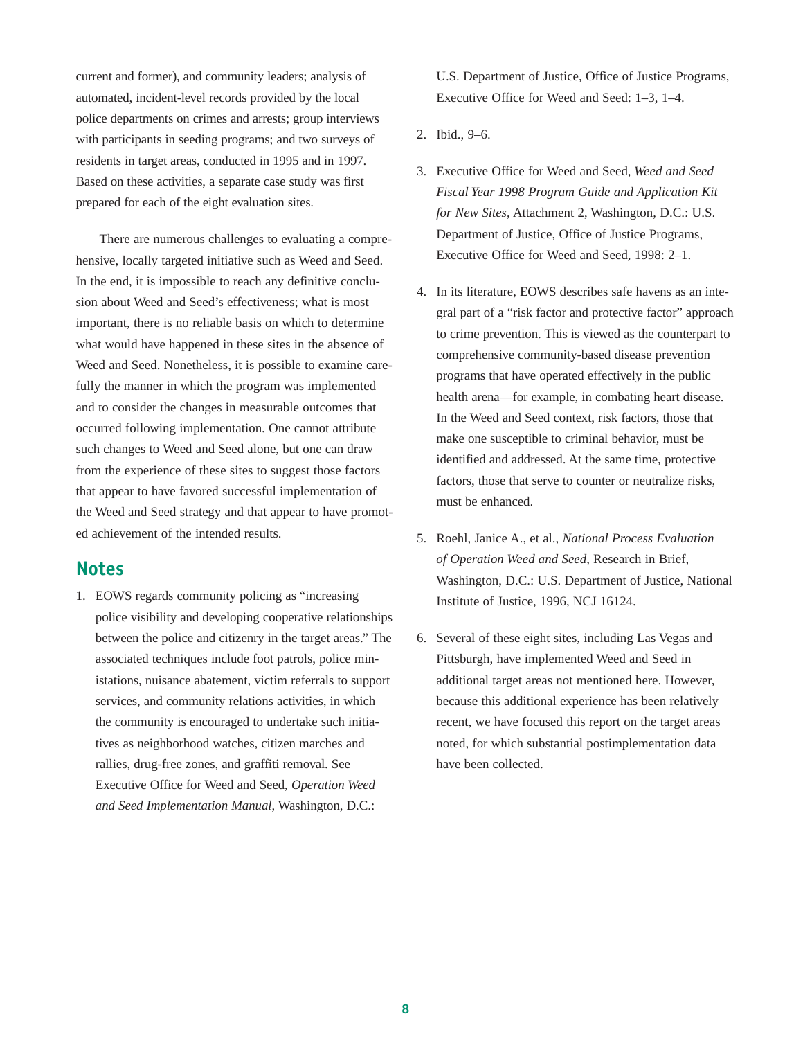current and former), and community leaders; analysis of automated, incident-level records provided by the local police departments on crimes and arrests; group interviews with participants in seeding programs; and two surveys of residents in target areas, conducted in 1995 and in 1997. Based on these activities, a separate case study was first prepared for each of the eight evaluation sites.

There are numerous challenges to evaluating a comprehensive, locally targeted initiative such as Weed and Seed. In the end, it is impossible to reach any definitive conclusion about Weed and Seed's effectiveness; what is most important, there is no reliable basis on which to determine what would have happened in these sites in the absence of Weed and Seed. Nonetheless, it is possible to examine carefully the manner in which the program was implemented and to consider the changes in measurable outcomes that occurred following implementation. One cannot attribute such changes to Weed and Seed alone, but one can draw from the experience of these sites to suggest those factors that appear to have favored successful implementation of the Weed and Seed strategy and that appear to have promoted achievement of the intended results.

## Notes

1. EOWS regards community policing as "increasing police visibility and developing cooperative relationships between the police and citizenry in the target areas." The associated techniques include foot patrols, police ministations, nuisance abatement, victim referrals to support services, and community relations activities, in which the community is encouraged to undertake such initiatives as neighborhood watches, citizen marches and rallies, drug-free zones, and graffiti removal. See Executive Office for Weed and Seed, *Operation Weed and Seed Implementation Manual*, Washington, D.C.: U.S. Department of Justice, Office of Justice Programs, Executive Office for Weed and Seed: 1–3, 1–4.

2. Ibid., 9–6.

3. Executive Office for Weed and Seed, *Weed and Seed Fiscal Year 1998 Program Guide and Application Kit for New Sites*, Attachment 2, Washington, D.C.: U.S. Department of Justice, Office of Justice Programs, Executive Office for Weed and Seed, 1998: 2–1.

4. In its literature, EOWS describes safe havens as an integral part of a "risk factor and protective factor" approach to crime prevention. This is viewed as the counterpart to comprehensive community-based disease prevention programs that have operated effectively in the public health arena—for example, in combating heart disease. In the Weed and Seed context, risk factors, those that make one susceptible to criminal behavior, must be identified and addressed. At the same time, protective factors, those that serve to counter or neutralize risks, must be enhanced.

5. Roehl, Janice A., et al., *National Process Evaluation of Operation Weed and Seed*, Research in Brief, Washington, D.C.: U.S. Department of Justice, National Institute of Justice, 1996, NCJ 16124.

6. Several of these eight sites, including Las Vegas and Pittsburgh, have implemented Weed and Seed in additional target areas not mentioned here. However, because this additional experience has been relatively recent, we have focused this report on the target areas noted, for which substantial postimplementation data have been collected.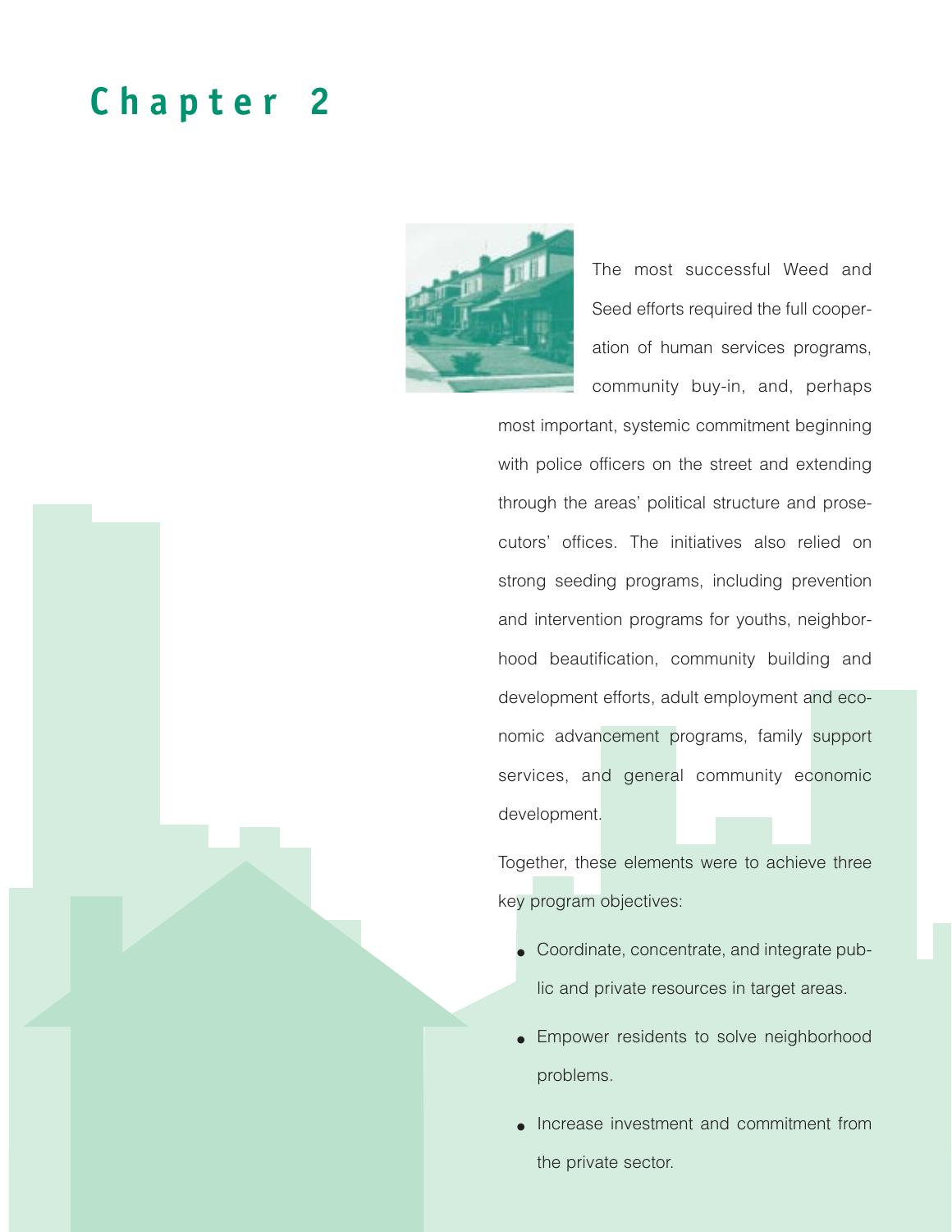# Chapter 2

The most successful Weed and Seed efforts required the full cooperation of human services programs, community buy-in, and, perhaps most important, systemic commitment beginning with police officers on the street and extending through the areas' political structure and prosecutors' offices. The initiatives also relied on strong seeding programs, including prevention and intervention programs for youths, neighborhood beautification, community building and development efforts, adult employment and economic advancement programs, family support services, and general community economic development.

Together, these elements were to achieve three key program objectives:

- Coordinate, concentrate, and integrate public and private resources in target areas.
- Empower residents to solve neighborhood problems.
- Increase investment and commitment from the private sector.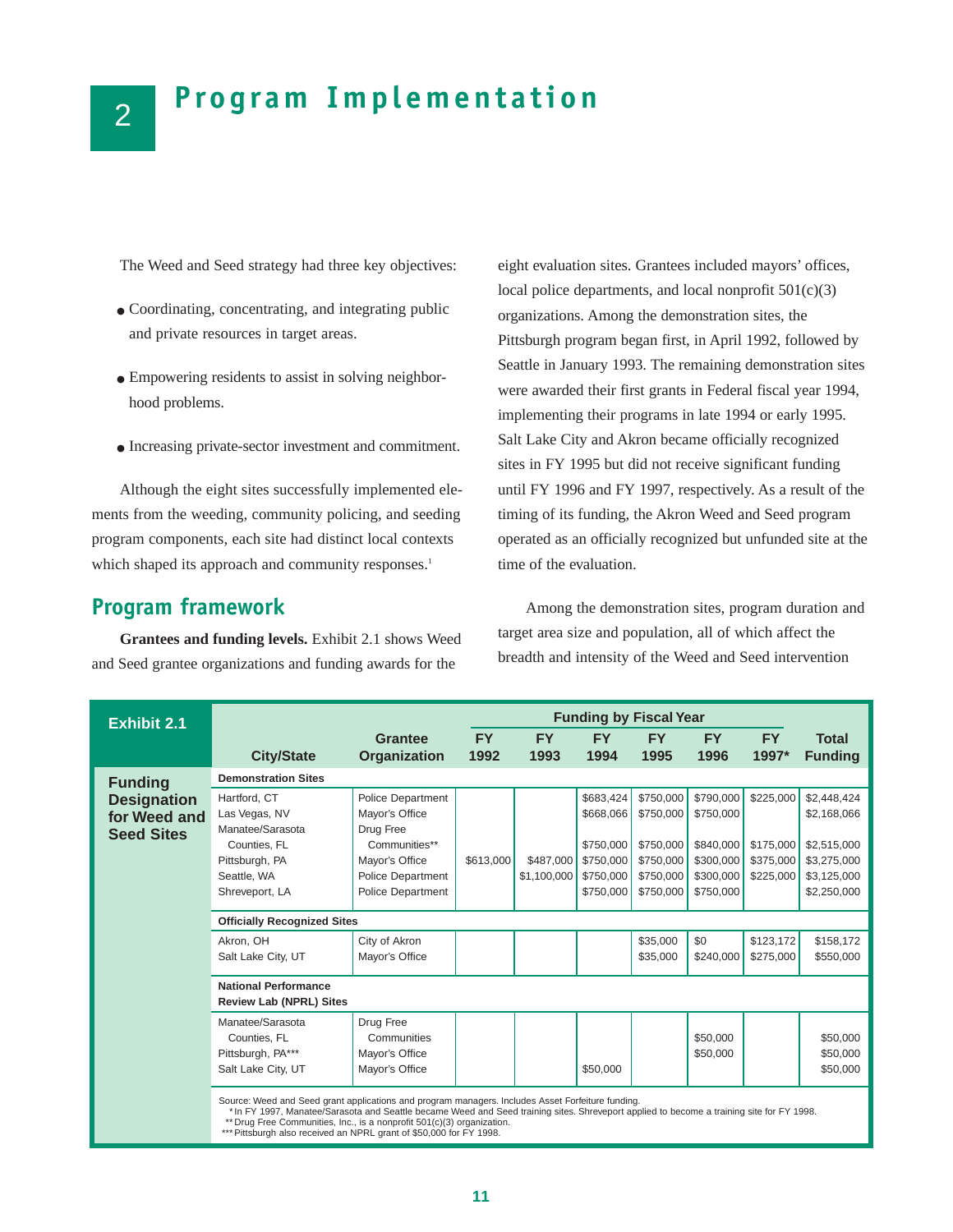# 2 Program Implementation

The Weed and Seed strategy had three key objectives:

- Coordinating, concentrating, and integrating public and private resources in target areas.
- Empowering residents to assist in solving neighborhood problems.
- Increasing private-sector investment and commitment.

Although the eight sites successfully implemented elements from the weeding, community policing, and seeding program components, each site had distinct local contexts which shaped its approach and community responses.[1]

## Program framework

**Grantees and funding levels.** Exhibit 2.1 shows Weed and Seed grantee organizations and funding awards for the eight evaluation sites. Grantees included mayors' offices, local police departments, and local nonprofit 501(c)(3) organizations. Among the demonstration sites, the Pittsburgh program began first, in April 1992, followed by Seattle in January 1993. The remaining demonstration sites were awarded their first grants in Federal fiscal year 1994, implementing their programs in late 1994 or early 1995. Salt Lake City and Akron became officially recognized sites in FY 1995 but did not receive significant funding until FY 1996 and FY 1997, respectively. As a result of the timing of its funding, the Akron Weed and Seed program operated as an officially recognized but unfunded site at the time of the evaluation.

Among the demonstration sites, program duration and target area size and population, all of which affect the breadth and intensity of the Weed and Seed intervention

**Exhibit 2.1 Funding Designation for Weed and Seed Sites**

| City/State | Grantee Organization | Funding by Fiscal Year | | | | | | Total Funding |
|---|---|---|---|---|---|---|---|---|
| | | FY 1992 | FY 1993 | FY 1994 | FY 1995 | FY 1996 | FY 1997* | |
| **Demonstration Sites** | | | | | | | | |
| Hartford, CT | Police Department | | | $683,424 | $750,000 | $790,000 | $225,000 | $2,448,424 |
| Las Vegas, NV | Mayor's Office | | | $668,066 | $750,000 | $750,000 | | $2,168,066 |
| Manatee/Sarasota Counties, FL | Drug Free Communities** | | | $750,000 | $750,000 | $840,000 | $175,000 | $2,515,000 |
| Pittsburgh, PA | Mayor's Office | $613,000 | $487,000 | $750,000 | $750,000 | $300,000 | $375,000 | $3,275,000 |
| Seattle, WA | Police Department | | $1,100,000 | $750,000 | $750,000 | $300,000 | $225,000 | $3,125,000 |
| Shreveport, LA | Police Department | | | $750,000 | $750,000 | $750,000 | | $2,250,000 |
| **Officially Recognized Sites** | | | | | | | | |
| Akron, OH | City of Akron | | | | $35,000 | $0 | $123,172 | $158,172 |
| Salt Lake City, UT | Mayor's Office | | | | $35,000 | $240,000 | $275,000 | $550,000 |
| **National Performance Review Lab (NPRL) Sites** | | | | | | | | |
| Manatee/Sarasota Counties, FL | Drug Free Communities | | | | | $50,000 | | $50,000 |
| Pittsburgh, PA*** | Mayor's Office | | | | | $50,000 | | $50,000 |
| Salt Lake City, UT | Mayor's Office | | | $50,000 | | | | $50,000 |

Source: Weed and Seed grant applications and program managers. Includes Asset Forfeiture funding.
\* In FY 1997, Manatee/Sarasota and Seattle became Weed and Seed training sites. Shreveport applied to become a training site for FY 1998.
\*\* Drug Free Communities, Inc., is a nonprofit 501(c)(3) organization.
\*\*\* Pittsburgh also received an NPRL grant of $50,000 for FY 1998.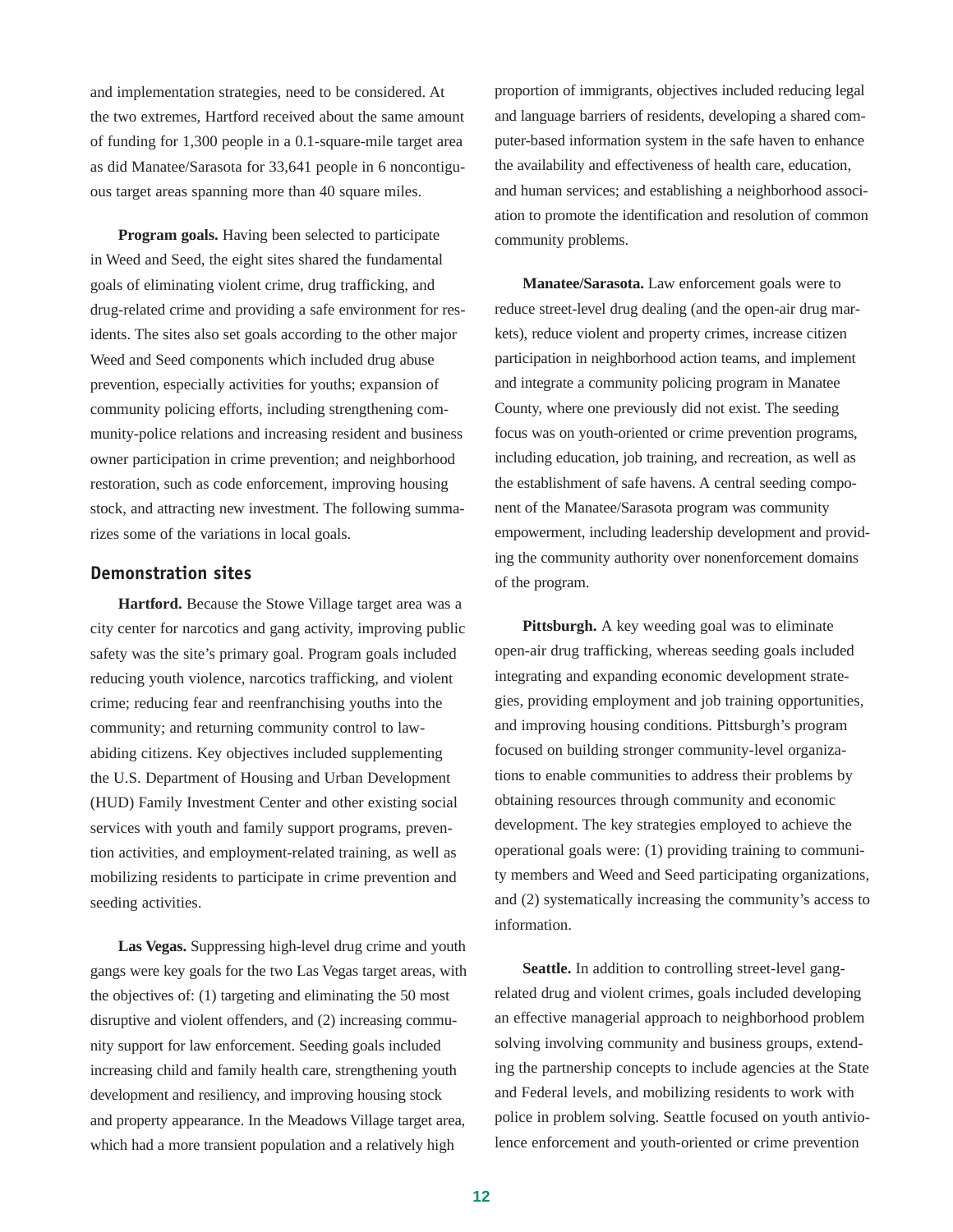and implementation strategies, need to be considered. At the two extremes, Hartford received about the same amount of funding for 1,300 people in a 0.1-square-mile target area as did Manatee/Sarasota for 33,641 people in 6 noncontiguous target areas spanning more than 40 square miles.

**Program goals.** Having been selected to participate in Weed and Seed, the eight sites shared the fundamental goals of eliminating violent crime, drug trafficking, and drug-related crime and providing a safe environment for residents. The sites also set goals according to the other major Weed and Seed components which included drug abuse prevention, especially activities for youths; expansion of community policing efforts, including strengthening community-police relations and increasing resident and business owner participation in crime prevention; and neighborhood restoration, such as code enforcement, improving housing stock, and attracting new investment. The following summarizes some of the variations in local goals.

## Demonstration sites

**Hartford.** Because the Stowe Village target area was a city center for narcotics and gang activity, improving public safety was the site's primary goal. Program goals included reducing youth violence, narcotics trafficking, and violent crime; reducing fear and reenfranchising youths into the community; and returning community control to law-abiding citizens. Key objectives included supplementing the U.S. Department of Housing and Urban Development (HUD) Family Investment Center and other existing social services with youth and family support programs, prevention activities, and employment-related training, as well as mobilizing residents to participate in crime prevention and seeding activities.

**Las Vegas.** Suppressing high-level drug crime and youth gangs were key goals for the two Las Vegas target areas, with the objectives of: (1) targeting and eliminating the 50 most disruptive and violent offenders, and (2) increasing community support for law enforcement. Seeding goals included increasing child and family health care, strengthening youth development and resiliency, and improving housing stock and property appearance. In the Meadows Village target area, which had a more transient population and a relatively high proportion of immigrants, objectives included reducing legal and language barriers of residents, developing a shared computer-based information system in the safe haven to enhance the availability and effectiveness of health care, education, and human services; and establishing a neighborhood association to promote the identification and resolution of common community problems.

**Manatee/Sarasota.** Law enforcement goals were to reduce street-level drug dealing (and the open-air drug markets), reduce violent and property crimes, increase citizen participation in neighborhood action teams, and implement and integrate a community policing program in Manatee County, where one previously did not exist. The seeding focus was on youth-oriented or crime prevention programs, including education, job training, and recreation, as well as the establishment of safe havens. A central seeding component of the Manatee/Sarasota program was community empowerment, including leadership development and providing the community authority over nonenforcement domains of the program.

**Pittsburgh.** A key weeding goal was to eliminate open-air drug trafficking, whereas seeding goals included integrating and expanding economic development strategies, providing employment and job training opportunities, and improving housing conditions. Pittsburgh's program focused on building stronger community-level organizations to enable communities to address their problems by obtaining resources through community and economic development. The key strategies employed to achieve the operational goals were: (1) providing training to community members and Weed and Seed participating organizations, and (2) systematically increasing the community's access to information.

**Seattle.** In addition to controlling street-level gang-related drug and violent crimes, goals included developing an effective managerial approach to neighborhood problem solving involving community and business groups, extending the partnership concepts to include agencies at the State and Federal levels, and mobilizing residents to work with police in problem solving. Seattle focused on youth antiviolence enforcement and youth-oriented or crime prevention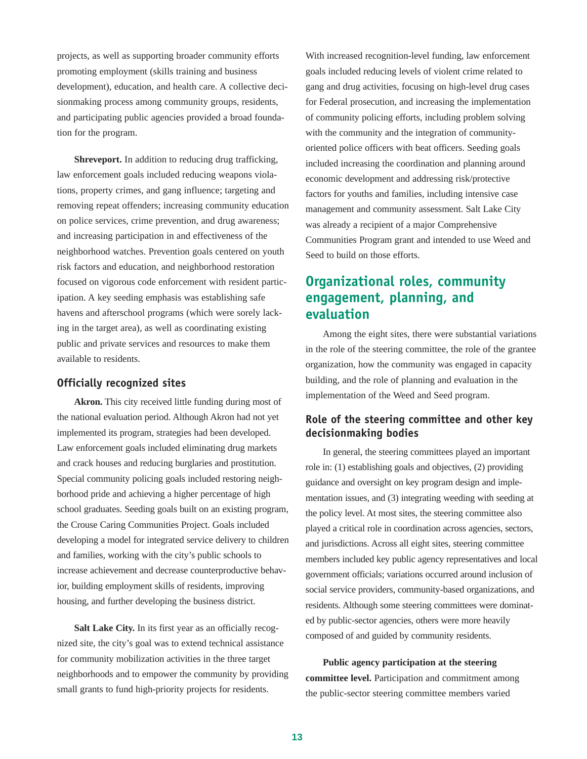projects, as well as supporting broader community efforts promoting employment (skills training and business development), education, and health care. A collective decisionmaking process among community groups, residents, and participating public agencies provided a broad foundation for the program.

**Shreveport.** In addition to reducing drug trafficking, law enforcement goals included reducing weapons violations, property crimes, and gang influence; targeting and removing repeat offenders; increasing community education on police services, crime prevention, and drug awareness; and increasing participation in and effectiveness of the neighborhood watches. Prevention goals centered on youth risk factors and education, and neighborhood restoration focused on vigorous code enforcement with resident participation. A key seeding emphasis was establishing safe havens and afterschool programs (which were sorely lacking in the target area), as well as coordinating existing public and private services and resources to make them available to residents.

### Officially recognized sites

**Akron.** This city received little funding during most of the national evaluation period. Although Akron had not yet implemented its program, strategies had been developed. Law enforcement goals included eliminating drug markets and crack houses and reducing burglaries and prostitution. Special community policing goals included restoring neighborhood pride and achieving a higher percentage of high school graduates. Seeding goals built on an existing program, the Crouse Caring Communities Project. Goals included developing a model for integrated service delivery to children and families, working with the city's public schools to increase achievement and decrease counterproductive behavior, building employment skills of residents, improving housing, and further developing the business district.

**Salt Lake City.** In its first year as an officially recognized site, the city's goal was to extend technical assistance for community mobilization activities in the three target neighborhoods and to empower the community by providing small grants to fund high-priority projects for residents. With increased recognition-level funding, law enforcement goals included reducing levels of violent crime related to gang and drug activities, focusing on high-level drug cases for Federal prosecution, and increasing the implementation of community policing efforts, including problem solving with the community and the integration of community-oriented police officers with beat officers. Seeding goals included increasing the coordination and planning around economic development and addressing risk/protective factors for youths and families, including intensive case management and community assessment. Salt Lake City was already a recipient of a major Comprehensive Communities Program grant and intended to use Weed and Seed to build on those efforts.

## Organizational roles, community engagement, planning, and evaluation

Among the eight sites, there were substantial variations in the role of the steering committee, the role of the grantee organization, how the community was engaged in capacity building, and the role of planning and evaluation in the implementation of the Weed and Seed program.

### Role of the steering committee and other key decisionmaking bodies

In general, the steering committees played an important role in: (1) establishing goals and objectives, (2) providing guidance and oversight on key program design and implementation issues, and (3) integrating weeding with seeding at the policy level. At most sites, the steering committee also played a critical role in coordination across agencies, sectors, and jurisdictions. Across all eight sites, steering committee members included key public agency representatives and local government officials; variations occurred around inclusion of social service providers, community-based organizations, and residents. Although some steering committees were dominated by public-sector agencies, others were more heavily composed of and guided by community residents.

**Public agency participation at the steering committee level.** Participation and commitment among the public-sector steering committee members varied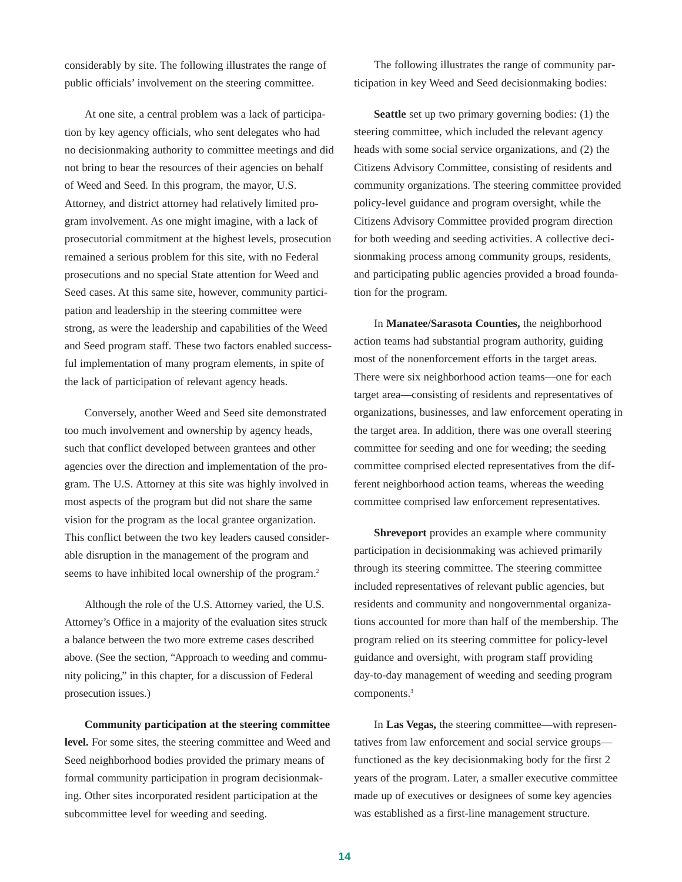considerably by site. The following illustrates the range of public officials' involvement on the steering committee.

At one site, a central problem was a lack of participation by key agency officials, who sent delegates who had no decisionmaking authority to committee meetings and did not bring to bear the resources of their agencies on behalf of Weed and Seed. In this program, the mayor, U.S. Attorney, and district attorney had relatively limited program involvement. As one might imagine, with a lack of prosecutorial commitment at the highest levels, prosecution remained a serious problem for this site, with no Federal prosecutions and no special State attention for Weed and Seed cases. At this same site, however, community participation and leadership in the steering committee were strong, as were the leadership and capabilities of the Weed and Seed program staff. These two factors enabled successful implementation of many program elements, in spite of the lack of participation of relevant agency heads.

Conversely, another Weed and Seed site demonstrated too much involvement and ownership by agency heads, such that conflict developed between grantees and other agencies over the direction and implementation of the program. The U.S. Attorney at this site was highly involved in most aspects of the program but did not share the same vision for the program as the local grantee organization. This conflict between the two key leaders caused considerable disruption in the management of the program and seems to have inhibited local ownership of the program.[2]

Although the role of the U.S. Attorney varied, the U.S. Attorney's Office in a majority of the evaluation sites struck a balance between the two more extreme cases described above. (See the section, "Approach to weeding and community policing," in this chapter, for a discussion of Federal prosecution issues.)

**Community participation at the steering committee level.** For some sites, the steering committee and Weed and Seed neighborhood bodies provided the primary means of formal community participation in program decisionmaking. Other sites incorporated resident participation at the subcommittee level for weeding and seeding.

The following illustrates the range of community participation in key Weed and Seed decisionmaking bodies:

**Seattle** set up two primary governing bodies: (1) the steering committee, which included the relevant agency heads with some social service organizations, and (2) the Citizens Advisory Committee, consisting of residents and community organizations. The steering committee provided policy-level guidance and program oversight, while the Citizens Advisory Committee provided program direction for both weeding and seeding activities. A collective decisionmaking process among community groups, residents, and participating public agencies provided a broad foundation for the program.

In **Manatee/Sarasota Counties,** the neighborhood action teams had substantial program authority, guiding most of the nonenforcement efforts in the target areas. There were six neighborhood action teams—one for each target area—consisting of residents and representatives of organizations, businesses, and law enforcement operating in the target area. In addition, there was one overall steering committee for seeding and one for weeding; the seeding committee comprised elected representatives from the different neighborhood action teams, whereas the weeding committee comprised law enforcement representatives.

**Shreveport** provides an example where community participation in decisionmaking was achieved primarily through its steering committee. The steering committee included representatives of relevant public agencies, but residents and community and nongovernmental organizations accounted for more than half of the membership. The program relied on its steering committee for policy-level guidance and oversight, with program staff providing day-to-day management of weeding and seeding program components.[3]

In **Las Vegas,** the steering committee—with representatives from law enforcement and social service groups—functioned as the key decisionmaking body for the first 2 years of the program. Later, a smaller executive committee made up of executives or designees of some key agencies was established as a first-line management structure.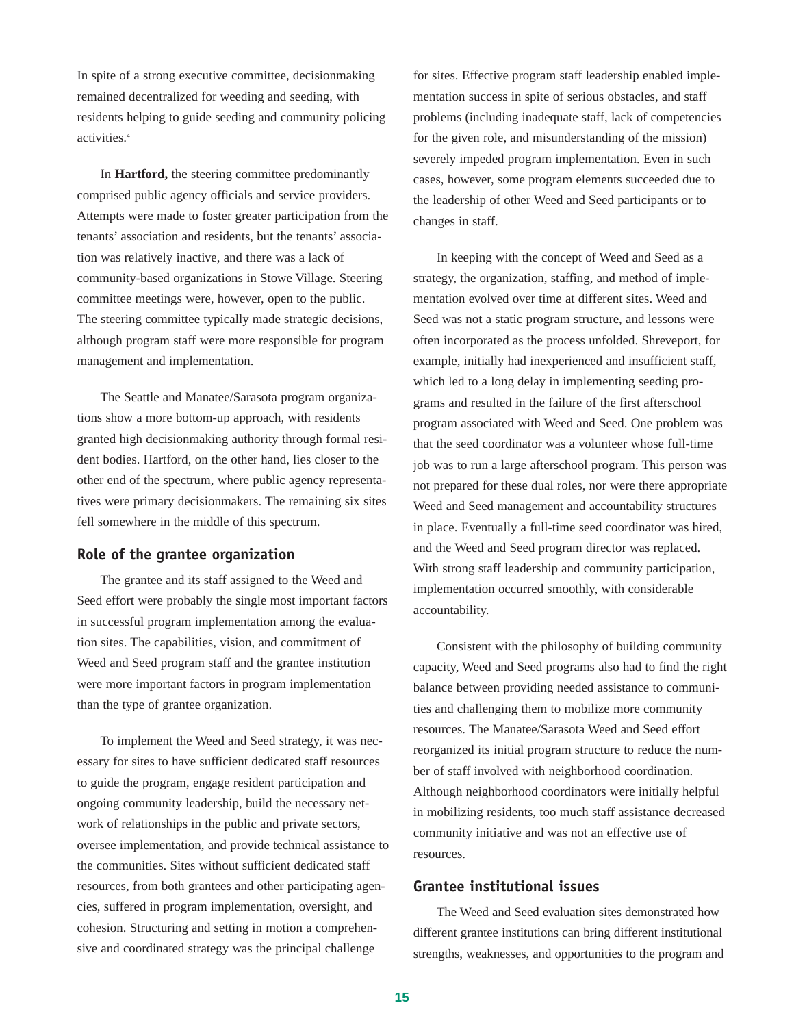In spite of a strong executive committee, decisionmaking remained decentralized for weeding and seeding, with residents helping to guide seeding and community policing activities.[4]

In **Hartford,** the steering committee predominantly comprised public agency officials and service providers. Attempts were made to foster greater participation from the tenants' association and residents, but the tenants' association was relatively inactive, and there was a lack of community-based organizations in Stowe Village. Steering committee meetings were, however, open to the public. The steering committee typically made strategic decisions, although program staff were more responsible for program management and implementation.

The Seattle and Manatee/Sarasota program organizations show a more bottom-up approach, with residents granted high decisionmaking authority through formal resident bodies. Hartford, on the other hand, lies closer to the other end of the spectrum, where public agency representatives were primary decisionmakers. The remaining six sites fell somewhere in the middle of this spectrum.

### Role of the grantee organization

The grantee and its staff assigned to the Weed and Seed effort were probably the single most important factors in successful program implementation among the evaluation sites. The capabilities, vision, and commitment of Weed and Seed program staff and the grantee institution were more important factors in program implementation than the type of grantee organization.

To implement the Weed and Seed strategy, it was necessary for sites to have sufficient dedicated staff resources to guide the program, engage resident participation and ongoing community leadership, build the necessary network of relationships in the public and private sectors, oversee implementation, and provide technical assistance to the communities. Sites without sufficient dedicated staff resources, from both grantees and other participating agencies, suffered in program implementation, oversight, and cohesion. Structuring and setting in motion a comprehensive and coordinated strategy was the principal challenge for sites. Effective program staff leadership enabled implementation success in spite of serious obstacles, and staff problems (including inadequate staff, lack of competencies for the given role, and misunderstanding of the mission) severely impeded program implementation. Even in such cases, however, some program elements succeeded due to the leadership of other Weed and Seed participants or to changes in staff.

In keeping with the concept of Weed and Seed as a strategy, the organization, staffing, and method of implementation evolved over time at different sites. Weed and Seed was not a static program structure, and lessons were often incorporated as the process unfolded. Shreveport, for example, initially had inexperienced and insufficient staff, which led to a long delay in implementing seeding programs and resulted in the failure of the first afterschool program associated with Weed and Seed. One problem was that the seed coordinator was a volunteer whose full-time job was to run a large afterschool program. This person was not prepared for these dual roles, nor were there appropriate Weed and Seed management and accountability structures in place. Eventually a full-time seed coordinator was hired, and the Weed and Seed program director was replaced. With strong staff leadership and community participation, implementation occurred smoothly, with considerable accountability.

Consistent with the philosophy of building community capacity, Weed and Seed programs also had to find the right balance between providing needed assistance to communities and challenging them to mobilize more community resources. The Manatee/Sarasota Weed and Seed effort reorganized its initial program structure to reduce the number of staff involved with neighborhood coordination. Although neighborhood coordinators were initially helpful in mobilizing residents, too much staff assistance decreased community initiative and was not an effective use of resources.

### Grantee institutional issues

The Weed and Seed evaluation sites demonstrated how different grantee institutions can bring different institutional strengths, weaknesses, and opportunities to the program and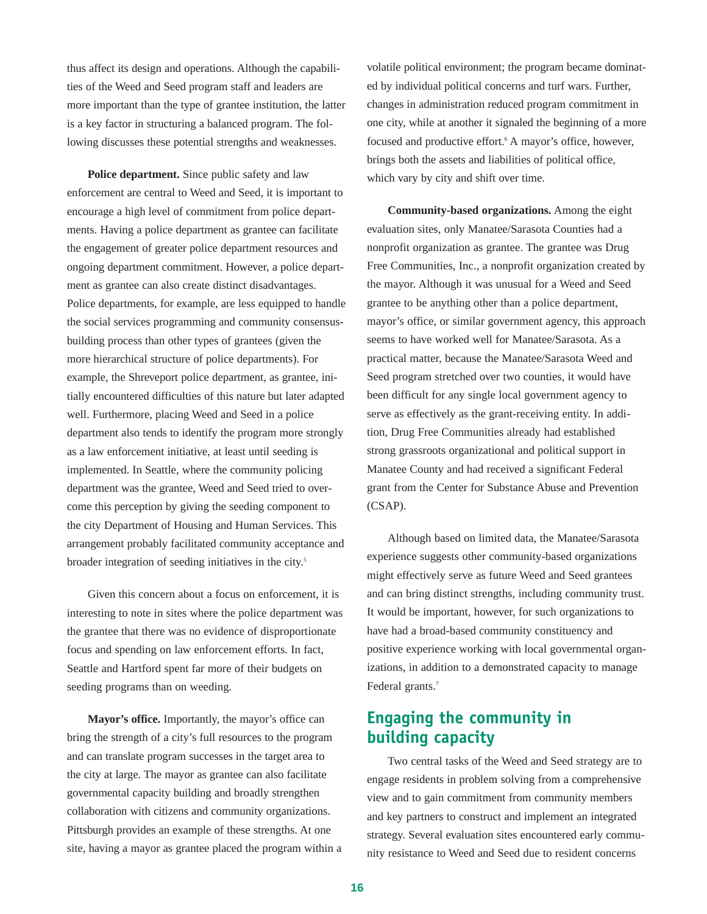thus affect its design and operations. Although the capabilities of the Weed and Seed program staff and leaders are more important than the type of grantee institution, the latter is a key factor in structuring a balanced program. The following discusses these potential strengths and weaknesses.

**Police department.** Since public safety and law enforcement are central to Weed and Seed, it is important to encourage a high level of commitment from police departments. Having a police department as grantee can facilitate the engagement of greater police department resources and ongoing department commitment. However, a police department as grantee can also create distinct disadvantages. Police departments, for example, are less equipped to handle the social services programming and community consensus-building process than other types of grantees (given the more hierarchical structure of police departments). For example, the Shreveport police department, as grantee, initially encountered difficulties of this nature but later adapted well. Furthermore, placing Weed and Seed in a police department also tends to identify the program more strongly as a law enforcement initiative, at least until seeding is implemented. In Seattle, where the community policing department was the grantee, Weed and Seed tried to overcome this perception by giving the seeding component to the city Department of Housing and Human Services. This arrangement probably facilitated community acceptance and broader integration of seeding initiatives in the city.[5]

Given this concern about a focus on enforcement, it is interesting to note in sites where the police department was the grantee that there was no evidence of disproportionate focus and spending on law enforcement efforts. In fact, Seattle and Hartford spent far more of their budgets on seeding programs than on weeding.

**Mayor's office.** Importantly, the mayor's office can bring the strength of a city's full resources to the program and can translate program successes in the target area to the city at large. The mayor as grantee can also facilitate governmental capacity building and broadly strengthen collaboration with citizens and community organizations. Pittsburgh provides an example of these strengths. At one site, having a mayor as grantee placed the program within a volatile political environment; the program became dominated by individual political concerns and turf wars. Further, changes in administration reduced program commitment in one city, while at another it signaled the beginning of a more focused and productive effort.[6] A mayor's office, however, brings both the assets and liabilities of political office, which vary by city and shift over time.

**Community-based organizations.** Among the eight evaluation sites, only Manatee/Sarasota Counties had a nonprofit organization as grantee. The grantee was Drug Free Communities, Inc., a nonprofit organization created by the mayor. Although it was unusual for a Weed and Seed grantee to be anything other than a police department, mayor's office, or similar government agency, this approach seems to have worked well for Manatee/Sarasota. As a practical matter, because the Manatee/Sarasota Weed and Seed program stretched over two counties, it would have been difficult for any single local government agency to serve as effectively as the grant-receiving entity. In addition, Drug Free Communities already had established strong grassroots organizational and political support in Manatee County and had received a significant Federal grant from the Center for Substance Abuse and Prevention (CSAP).

Although based on limited data, the Manatee/Sarasota experience suggests other community-based organizations might effectively serve as future Weed and Seed grantees and can bring distinct strengths, including community trust. It would be important, however, for such organizations to have had a broad-based community constituency and positive experience working with local governmental organizations, in addition to a demonstrated capacity to manage Federal grants.[7]

## Engaging the community in building capacity

Two central tasks of the Weed and Seed strategy are to engage residents in problem solving from a comprehensive view and to gain commitment from community members and key partners to construct and implement an integrated strategy. Several evaluation sites encountered early community resistance to Weed and Seed due to resident concerns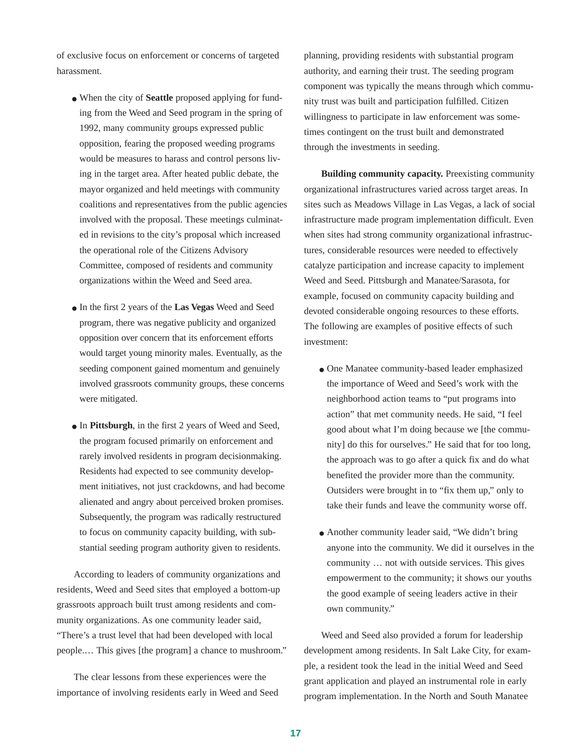of exclusive focus on enforcement or concerns of targeted harassment.

- When the city of **Seattle** proposed applying for funding from the Weed and Seed program in the spring of 1992, many community groups expressed public opposition, fearing the proposed weeding programs would be measures to harass and control persons living in the target area. After heated public debate, the mayor organized and held meetings with community coalitions and representatives from the public agencies involved with the proposal. These meetings culminated in revisions to the city's proposal which increased the operational role of the Citizens Advisory Committee, composed of residents and community organizations within the Weed and Seed area.

- In the first 2 years of the **Las Vegas** Weed and Seed program, there was negative publicity and organized opposition over concern that its enforcement efforts would target young minority males. Eventually, as the seeding component gained momentum and genuinely involved grassroots community groups, these concerns were mitigated.

- In **Pittsburgh**, in the first 2 years of Weed and Seed, the program focused primarily on enforcement and rarely involved residents in program decisionmaking. Residents had expected to see community development initiatives, not just crackdowns, and had become alienated and angry about perceived broken promises. Subsequently, the program was radically restructured to focus on community capacity building, with substantial seeding program authority given to residents.

According to leaders of community organizations and residents, Weed and Seed sites that employed a bottom-up grassroots approach built trust among residents and community organizations. As one community leader said, "There's a trust level that had been developed with local people.… This gives [the program] a chance to mushroom."

The clear lessons from these experiences were the importance of involving residents early in Weed and Seed planning, providing residents with substantial program authority, and earning their trust. The seeding program component was typically the means through which community trust was built and participation fulfilled. Citizen willingness to participate in law enforcement was sometimes contingent on the trust built and demonstrated through the investments in seeding.

**Building community capacity.** Preexisting community organizational infrastructures varied across target areas. In sites such as Meadows Village in Las Vegas, a lack of social infrastructure made program implementation difficult. Even when sites had strong community organizational infrastructures, considerable resources were needed to effectively catalyze participation and increase capacity to implement Weed and Seed. Pittsburgh and Manatee/Sarasota, for example, focused on community capacity building and devoted considerable ongoing resources to these efforts. The following are examples of positive effects of such investment:

- One Manatee community-based leader emphasized the importance of Weed and Seed's work with the neighborhood action teams to "put programs into action" that met community needs. He said, "I feel good about what I'm doing because we [the community] do this for ourselves." He said that for too long, the approach was to go after a quick fix and do what benefited the provider more than the community. Outsiders were brought in to "fix them up," only to take their funds and leave the community worse off.

- Another community leader said, "We didn't bring anyone into the community. We did it ourselves in the community … not with outside services. This gives empowerment to the community; it shows our youths the good example of seeing leaders active in their own community."

Weed and Seed also provided a forum for leadership development among residents. In Salt Lake City, for example, a resident took the lead in the initial Weed and Seed grant application and played an instrumental role in early program implementation. In the North and South Manatee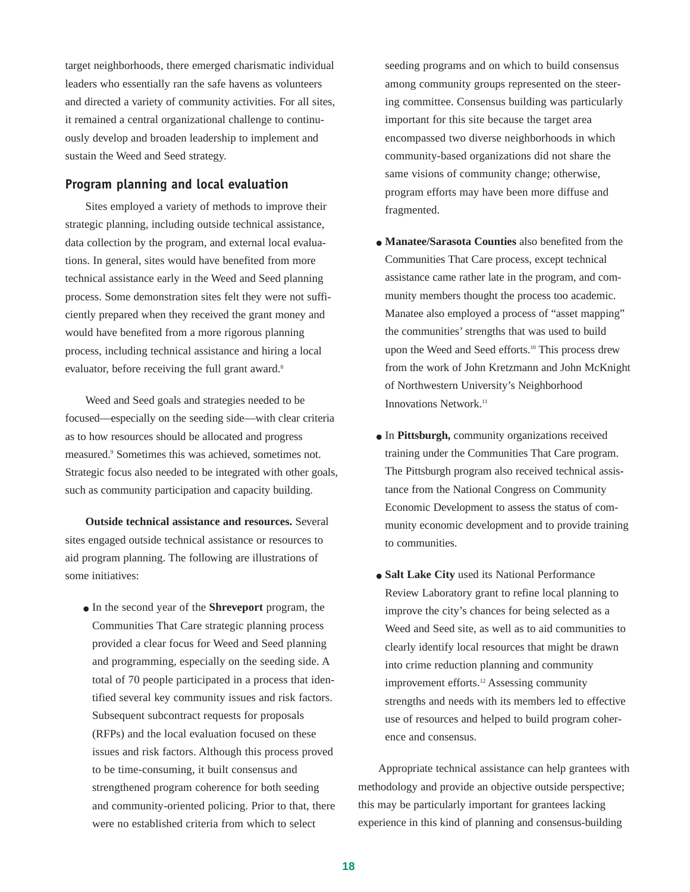target neighborhoods, there emerged charismatic individual leaders who essentially ran the safe havens as volunteers and directed a variety of community activities. For all sites, it remained a central organizational challenge to continuously develop and broaden leadership to implement and sustain the Weed and Seed strategy.

## Program planning and local evaluation

Sites employed a variety of methods to improve their strategic planning, including outside technical assistance, data collection by the program, and external local evaluations. In general, sites would have benefited from more technical assistance early in the Weed and Seed planning process. Some demonstration sites felt they were not sufficiently prepared when they received the grant money and would have benefited from a more rigorous planning process, including technical assistance and hiring a local evaluator, before receiving the full grant award.[8]

Weed and Seed goals and strategies needed to be focused—especially on the seeding side—with clear criteria as to how resources should be allocated and progress measured.[9] Sometimes this was achieved, sometimes not. Strategic focus also needed to be integrated with other goals, such as community participation and capacity building.

**Outside technical assistance and resources.** Several sites engaged outside technical assistance or resources to aid program planning. The following are illustrations of some initiatives:

- In the second year of the **Shreveport** program, the Communities That Care strategic planning process provided a clear focus for Weed and Seed planning and programming, especially on the seeding side. A total of 70 people participated in a process that identified several key community issues and risk factors. Subsequent subcontract requests for proposals (RFPs) and the local evaluation focused on these issues and risk factors. Although this process proved to be time-consuming, it built consensus and strengthened program coherence for both seeding and community-oriented policing. Prior to that, there were no established criteria from which to select seeding programs and on which to build consensus among community groups represented on the steering committee. Consensus building was particularly important for this site because the target area encompassed two diverse neighborhoods in which community-based organizations did not share the same visions of community change; otherwise, program efforts may have been more diffuse and fragmented.
- **Manatee/Sarasota Counties** also benefited from the Communities That Care process, except technical assistance came rather late in the program, and community members thought the process too academic. Manatee also employed a process of "asset mapping" the communities' strengths that was used to build upon the Weed and Seed efforts.[10] This process drew from the work of John Kretzmann and John McKnight of Northwestern University's Neighborhood Innovations Network.[11]
- In **Pittsburgh,** community organizations received training under the Communities That Care program. The Pittsburgh program also received technical assistance from the National Congress on Community Economic Development to assess the status of community economic development and to provide training to communities.
- **Salt Lake City** used its National Performance Review Laboratory grant to refine local planning to improve the city's chances for being selected as a Weed and Seed site, as well as to aid communities to clearly identify local resources that might be drawn into crime reduction planning and community improvement efforts.[12] Assessing community strengths and needs with its members led to effective use of resources and helped to build program coherence and consensus.

Appropriate technical assistance can help grantees with methodology and provide an objective outside perspective; this may be particularly important for grantees lacking experience in this kind of planning and consensus-building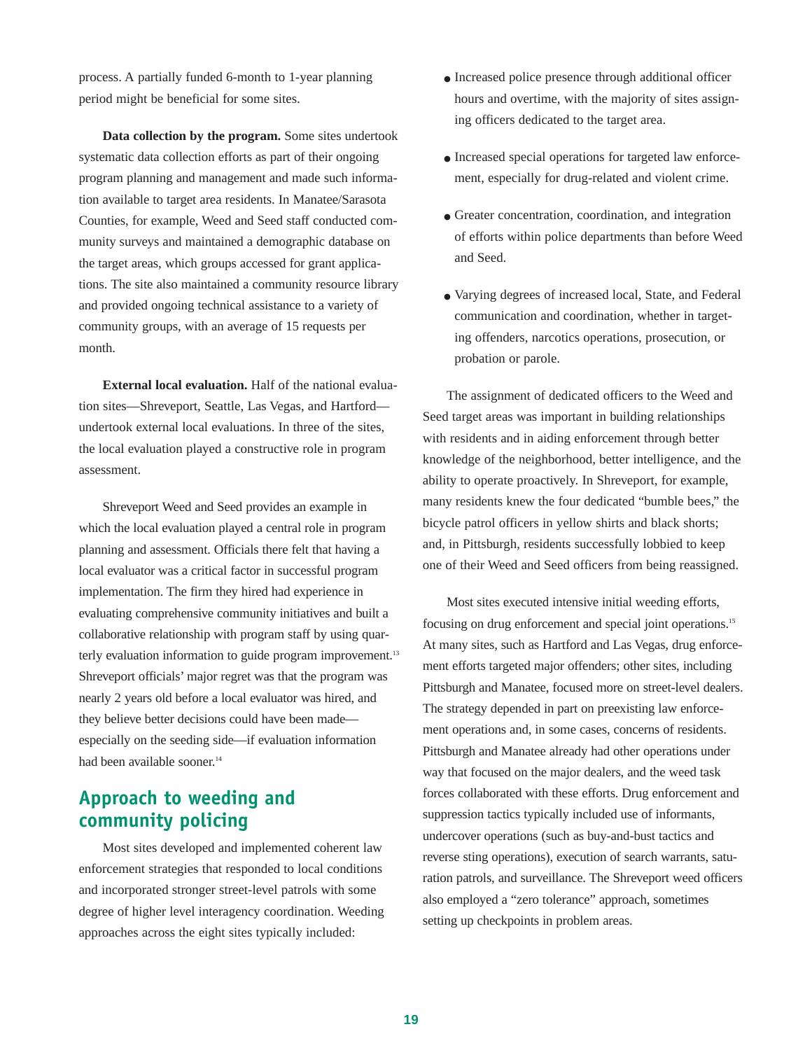process. A partially funded 6-month to 1-year planning period might be beneficial for some sites.

**Data collection by the program.** Some sites undertook systematic data collection efforts as part of their ongoing program planning and management and made such information available to target area residents. In Manatee/Sarasota Counties, for example, Weed and Seed staff conducted community surveys and maintained a demographic database on the target areas, which groups accessed for grant applications. The site also maintained a community resource library and provided ongoing technical assistance to a variety of community groups, with an average of 15 requests per month.

**External local evaluation.** Half of the national evaluation sites—Shreveport, Seattle, Las Vegas, and Hartford—undertook external local evaluations. In three of the sites, the local evaluation played a constructive role in program assessment.

Shreveport Weed and Seed provides an example in which the local evaluation played a central role in program planning and assessment. Officials there felt that having a local evaluator was a critical factor in successful program implementation. The firm they hired had experience in evaluating comprehensive community initiatives and built a collaborative relationship with program staff by using quarterly evaluation information to guide program improvement.[13] Shreveport officials' major regret was that the program was nearly 2 years old before a local evaluator was hired, and they believe better decisions could have been made—especially on the seeding side—if evaluation information had been available sooner.[14]

## Approach to weeding and community policing

Most sites developed and implemented coherent law enforcement strategies that responded to local conditions and incorporated stronger street-level patrols with some degree of higher level interagency coordination. Weeding approaches across the eight sites typically included:

- Increased police presence through additional officer hours and overtime, with the majority of sites assigning officers dedicated to the target area.
- Increased special operations for targeted law enforcement, especially for drug-related and violent crime.
- Greater concentration, coordination, and integration of efforts within police departments than before Weed and Seed.
- Varying degrees of increased local, State, and Federal communication and coordination, whether in targeting offenders, narcotics operations, prosecution, or probation or parole.

The assignment of dedicated officers to the Weed and Seed target areas was important in building relationships with residents and in aiding enforcement through better knowledge of the neighborhood, better intelligence, and the ability to operate proactively. In Shreveport, for example, many residents knew the four dedicated "bumble bees," the bicycle patrol officers in yellow shirts and black shorts; and, in Pittsburgh, residents successfully lobbied to keep one of their Weed and Seed officers from being reassigned.

Most sites executed intensive initial weeding efforts, focusing on drug enforcement and special joint operations.[15] At many sites, such as Hartford and Las Vegas, drug enforcement efforts targeted major offenders; other sites, including Pittsburgh and Manatee, focused more on street-level dealers. The strategy depended in part on preexisting law enforcement operations and, in some cases, concerns of residents. Pittsburgh and Manatee already had other operations under way that focused on the major dealers, and the weed task forces collaborated with these efforts. Drug enforcement and suppression tactics typically included use of informants, undercover operations (such as buy-and-bust tactics and reverse sting operations), execution of search warrants, saturation patrols, and surveillance. The Shreveport weed officers also employed a "zero tolerance" approach, sometimes setting up checkpoints in problem areas.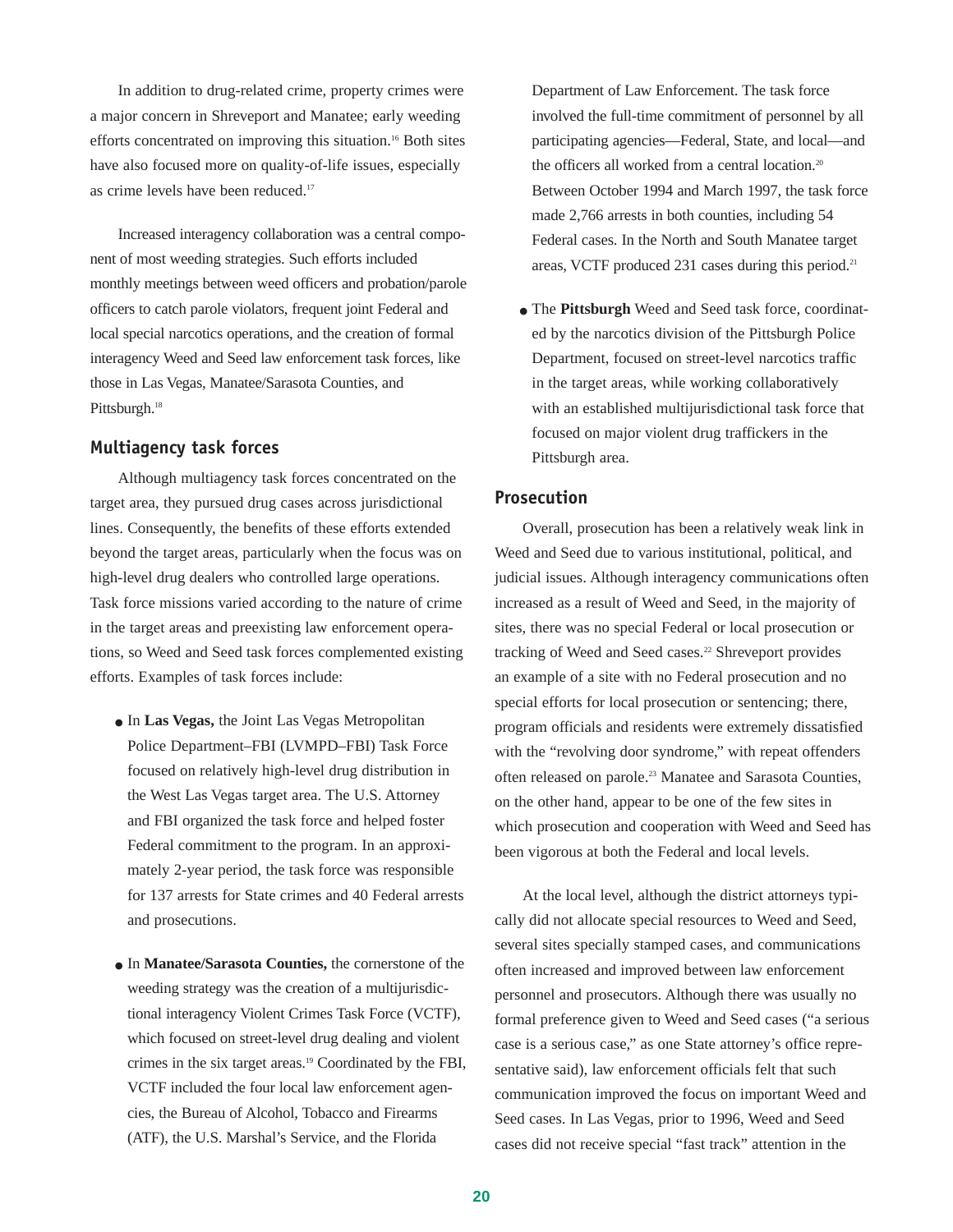In addition to drug-related crime, property crimes were a major concern in Shreveport and Manatee; early weeding efforts concentrated on improving this situation.[16] Both sites have also focused more on quality-of-life issues, especially as crime levels have been reduced.[17]

Increased interagency collaboration was a central component of most weeding strategies. Such efforts included monthly meetings between weed officers and probation/parole officers to catch parole violators, frequent joint Federal and local special narcotics operations, and the creation of formal interagency Weed and Seed law enforcement task forces, like those in Las Vegas, Manatee/Sarasota Counties, and Pittsburgh.[18]

### Multiagency task forces

Although multiagency task forces concentrated on the target area, they pursued drug cases across jurisdictional lines. Consequently, the benefits of these efforts extended beyond the target areas, particularly when the focus was on high-level drug dealers who controlled large operations. Task force missions varied according to the nature of crime in the target areas and preexisting law enforcement operations, so Weed and Seed task forces complemented existing efforts. Examples of task forces include:

- In **Las Vegas,** the Joint Las Vegas Metropolitan Police Department–FBI (LVMPD–FBI) Task Force focused on relatively high-level drug distribution in the West Las Vegas target area. The U.S. Attorney and FBI organized the task force and helped foster Federal commitment to the program. In an approximately 2-year period, the task force was responsible for 137 arrests for State crimes and 40 Federal arrests and prosecutions.

- In **Manatee/Sarasota Counties,** the cornerstone of the weeding strategy was the creation of a multijurisdictional interagency Violent Crimes Task Force (VCTF), which focused on street-level drug dealing and violent crimes in the six target areas.[19] Coordinated by the FBI, VCTF included the four local law enforcement agencies, the Bureau of Alcohol, Tobacco and Firearms (ATF), the U.S. Marshal's Service, and the Florida Department of Law Enforcement. The task force involved the full-time commitment of personnel by all participating agencies—Federal, State, and local—and the officers all worked from a central location.[20] Between October 1994 and March 1997, the task force made 2,766 arrests in both counties, including 54 Federal cases. In the North and South Manatee target areas, VCTF produced 231 cases during this period.[21]

- The **Pittsburgh** Weed and Seed task force, coordinated by the narcotics division of the Pittsburgh Police Department, focused on street-level narcotics traffic in the target areas, while working collaboratively with an established multijurisdictional task force that focused on major violent drug traffickers in the Pittsburgh area.

### Prosecution

Overall, prosecution has been a relatively weak link in Weed and Seed due to various institutional, political, and judicial issues. Although interagency communications often increased as a result of Weed and Seed, in the majority of sites, there was no special Federal or local prosecution or tracking of Weed and Seed cases.[22] Shreveport provides an example of a site with no Federal prosecution and no special efforts for local prosecution or sentencing; there, program officials and residents were extremely dissatisfied with the "revolving door syndrome," with repeat offenders often released on parole.[23] Manatee and Sarasota Counties, on the other hand, appear to be one of the few sites in which prosecution and cooperation with Weed and Seed has been vigorous at both the Federal and local levels.

At the local level, although the district attorneys typically did not allocate special resources to Weed and Seed, several sites specially stamped cases, and communications often increased and improved between law enforcement personnel and prosecutors. Although there was usually no formal preference given to Weed and Seed cases ("a serious case is a serious case," as one State attorney's office representative said), law enforcement officials felt that such communication improved the focus on important Weed and Seed cases. In Las Vegas, prior to 1996, Weed and Seed cases did not receive special "fast track" attention in the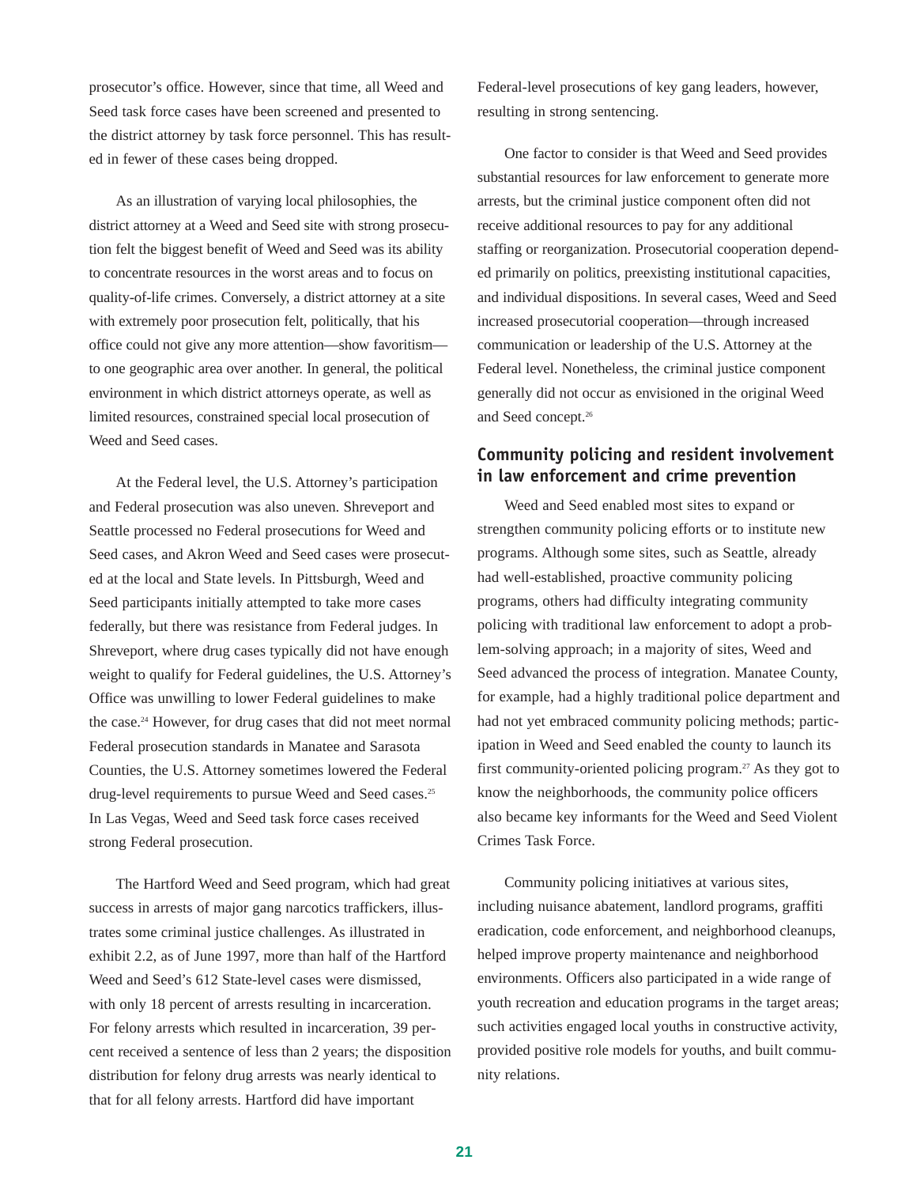prosecutor's office. However, since that time, all Weed and Seed task force cases have been screened and presented to the district attorney by task force personnel. This has resulted in fewer of these cases being dropped.

As an illustration of varying local philosophies, the district attorney at a Weed and Seed site with strong prosecution felt the biggest benefit of Weed and Seed was its ability to concentrate resources in the worst areas and to focus on quality-of-life crimes. Conversely, a district attorney at a site with extremely poor prosecution felt, politically, that his office could not give any more attention—show favoritism—to one geographic area over another. In general, the political environment in which district attorneys operate, as well as limited resources, constrained special local prosecution of Weed and Seed cases.

At the Federal level, the U.S. Attorney's participation and Federal prosecution was also uneven. Shreveport and Seattle processed no Federal prosecutions for Weed and Seed cases, and Akron Weed and Seed cases were prosecuted at the local and State levels. In Pittsburgh, Weed and Seed participants initially attempted to take more cases federally, but there was resistance from Federal judges. In Shreveport, where drug cases typically did not have enough weight to qualify for Federal guidelines, the U.S. Attorney's Office was unwilling to lower Federal guidelines to make the case.[24] However, for drug cases that did not meet normal Federal prosecution standards in Manatee and Sarasota Counties, the U.S. Attorney sometimes lowered the Federal drug-level requirements to pursue Weed and Seed cases.[25] In Las Vegas, Weed and Seed task force cases received strong Federal prosecution.

The Hartford Weed and Seed program, which had great success in arrests of major gang narcotics traffickers, illustrates some criminal justice challenges. As illustrated in exhibit 2.2, as of June 1997, more than half of the Hartford Weed and Seed's 612 State-level cases were dismissed, with only 18 percent of arrests resulting in incarceration. For felony arrests which resulted in incarceration, 39 percent received a sentence of less than 2 years; the disposition distribution for felony drug arrests was nearly identical to that for all felony arrests. Hartford did have important Federal-level prosecutions of key gang leaders, however, resulting in strong sentencing.

One factor to consider is that Weed and Seed provides substantial resources for law enforcement to generate more arrests, but the criminal justice component often did not receive additional resources to pay for any additional staffing or reorganization. Prosecutorial cooperation depended primarily on politics, preexisting institutional capacities, and individual dispositions. In several cases, Weed and Seed increased prosecutorial cooperation—through increased communication or leadership of the U.S. Attorney at the Federal level. Nonetheless, the criminal justice component generally did not occur as envisioned in the original Weed and Seed concept.[26]

### Community policing and resident involvement in law enforcement and crime prevention

Weed and Seed enabled most sites to expand or strengthen community policing efforts or to institute new programs. Although some sites, such as Seattle, already had well-established, proactive community policing programs, others had difficulty integrating community policing with traditional law enforcement to adopt a problem-solving approach; in a majority of sites, Weed and Seed advanced the process of integration. Manatee County, for example, had a highly traditional police department and had not yet embraced community policing methods; participation in Weed and Seed enabled the county to launch its first community-oriented policing program.[27] As they got to know the neighborhoods, the community police officers also became key informants for the Weed and Seed Violent Crimes Task Force.

Community policing initiatives at various sites, including nuisance abatement, landlord programs, graffiti eradication, code enforcement, and neighborhood cleanups, helped improve property maintenance and neighborhood environments. Officers also participated in a wide range of youth recreation and education programs in the target areas; such activities engaged local youths in constructive activity, provided positive role models for youths, and built community relations.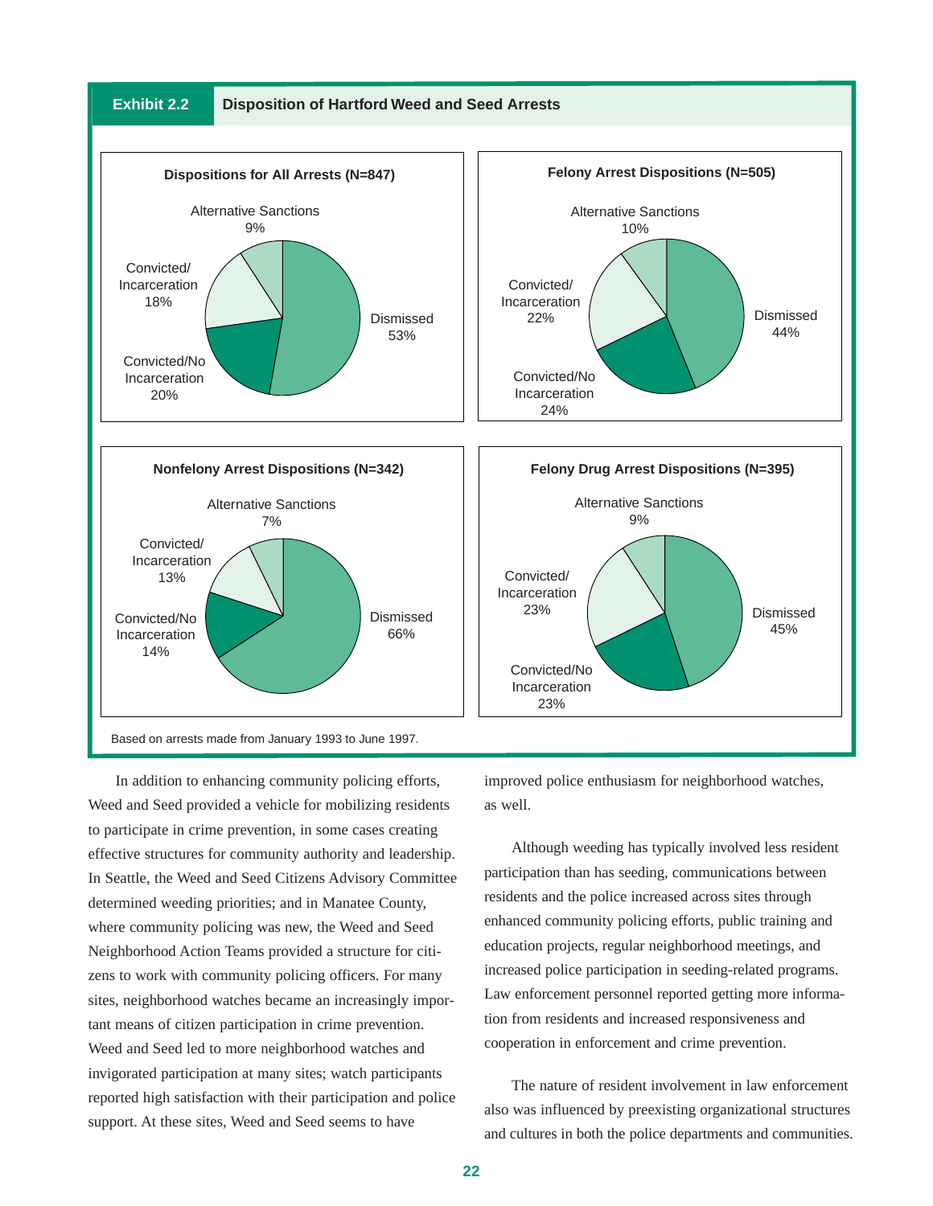**Exhibit 2.2** **Disposition of Hartford Weed and Seed Arrests**

**Dispositions for All Arrests (N=847)**

| Disposition | Percent |
|---|---|
| Dismissed | 53% |
| Convicted/No Incarceration | 20% |
| Convicted/Incarceration | 18% |
| Alternative Sanctions | 9% |

**Felony Arrest Dispositions (N=505)**

| Disposition | Percent |
|---|---|
| Dismissed | 44% |
| Convicted/No Incarceration | 24% |
| Convicted/Incarceration | 22% |
| Alternative Sanctions | 10% |

**Nonfelony Arrest Dispositions (N=342)**

| Disposition | Percent |
|---|---|
| Dismissed | 66% |
| Convicted/No Incarceration | 14% |
| Convicted/Incarceration | 13% |
| Alternative Sanctions | 7% |

**Felony Drug Arrest Dispositions (N=395)**

| Disposition | Percent |
|---|---|
| Dismissed | 45% |
| Convicted/No Incarceration | 23% |
| Convicted/Incarceration | 23% |
| Alternative Sanctions | 9% |

Based on arrests made from January 1993 to June 1997.

In addition to enhancing community policing efforts, Weed and Seed provided a vehicle for mobilizing residents to participate in crime prevention, in some cases creating effective structures for community authority and leadership. In Seattle, the Weed and Seed Citizens Advisory Committee determined weeding priorities; and in Manatee County, where community policing was new, the Weed and Seed Neighborhood Action Teams provided a structure for citizens to work with community policing officers. For many sites, neighborhood watches became an increasingly important means of citizen participation in crime prevention. Weed and Seed led to more neighborhood watches and invigorated participation at many sites; watch participants reported high satisfaction with their participation and police support. At these sites, Weed and Seed seems to have improved police enthusiasm for neighborhood watches, as well.

Although weeding has typically involved less resident participation than has seeding, communications between residents and the police increased across sites through enhanced community policing efforts, public training and education projects, regular neighborhood meetings, and increased police participation in seeding-related programs. Law enforcement personnel reported getting more information from residents and increased responsiveness and cooperation in enforcement and crime prevention.

The nature of resident involvement in law enforcement also was influenced by preexisting organizational structures and cultures in both the police departments and communities.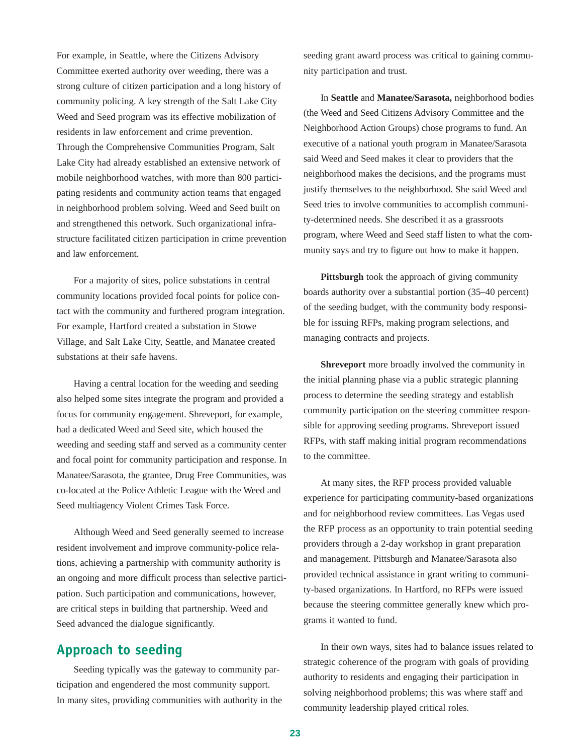For example, in Seattle, where the Citizens Advisory Committee exerted authority over weeding, there was a strong culture of citizen participation and a long history of community policing. A key strength of the Salt Lake City Weed and Seed program was its effective mobilization of residents in law enforcement and crime prevention. Through the Comprehensive Communities Program, Salt Lake City had already established an extensive network of mobile neighborhood watches, with more than 800 participating residents and community action teams that engaged in neighborhood problem solving. Weed and Seed built on and strengthened this network. Such organizational infrastructure facilitated citizen participation in crime prevention and law enforcement.

For a majority of sites, police substations in central community locations provided focal points for police contact with the community and furthered program integration. For example, Hartford created a substation in Stowe Village, and Salt Lake City, Seattle, and Manatee created substations at their safe havens.

Having a central location for the weeding and seeding also helped some sites integrate the program and provided a focus for community engagement. Shreveport, for example, had a dedicated Weed and Seed site, which housed the weeding and seeding staff and served as a community center and focal point for community participation and response. In Manatee/Sarasota, the grantee, Drug Free Communities, was co-located at the Police Athletic League with the Weed and Seed multiagency Violent Crimes Task Force.

Although Weed and Seed generally seemed to increase resident involvement and improve community-police relations, achieving a partnership with community authority is an ongoing and more difficult process than selective participation. Such participation and communications, however, are critical steps in building that partnership. Weed and Seed advanced the dialogue significantly.

## Approach to seeding

Seeding typically was the gateway to community participation and engendered the most community support. In many sites, providing communities with authority in the seeding grant award process was critical to gaining community participation and trust.

In **Seattle** and **Manatee/Sarasota,** neighborhood bodies (the Weed and Seed Citizens Advisory Committee and the Neighborhood Action Groups) chose programs to fund. An executive of a national youth program in Manatee/Sarasota said Weed and Seed makes it clear to providers that the neighborhood makes the decisions, and the programs must justify themselves to the neighborhood. She said Weed and Seed tries to involve communities to accomplish community-determined needs. She described it as a grassroots program, where Weed and Seed staff listen to what the community says and try to figure out how to make it happen.

**Pittsburgh** took the approach of giving community boards authority over a substantial portion (35–40 percent) of the seeding budget, with the community body responsible for issuing RFPs, making program selections, and managing contracts and projects.

**Shreveport** more broadly involved the community in the initial planning phase via a public strategic planning process to determine the seeding strategy and establish community participation on the steering committee responsible for approving seeding programs. Shreveport issued RFPs, with staff making initial program recommendations to the committee.

At many sites, the RFP process provided valuable experience for participating community-based organizations and for neighborhood review committees. Las Vegas used the RFP process as an opportunity to train potential seeding providers through a 2-day workshop in grant preparation and management. Pittsburgh and Manatee/Sarasota also provided technical assistance in grant writing to community-based organizations. In Hartford, no RFPs were issued because the steering committee generally knew which programs it wanted to fund.

In their own ways, sites had to balance issues related to strategic coherence of the program with goals of providing authority to residents and engaging their participation in solving neighborhood problems; this was where staff and community leadership played critical roles.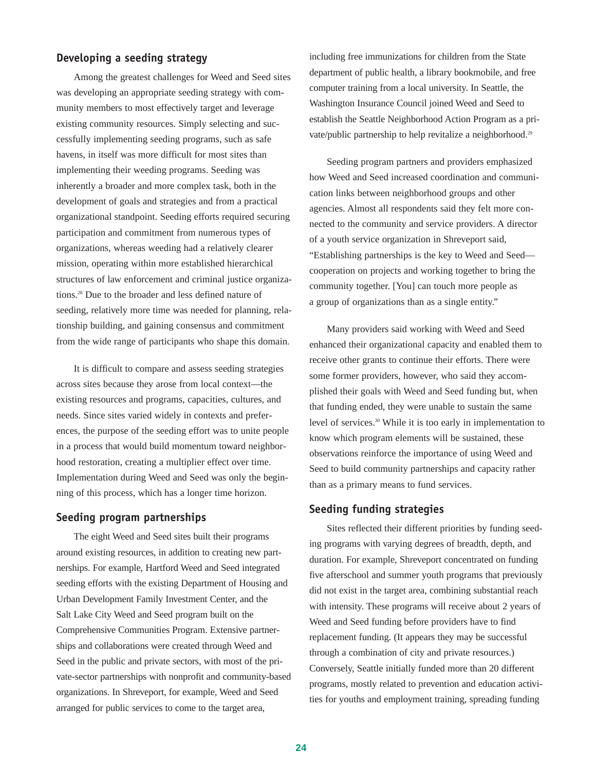## Developing a seeding strategy

Among the greatest challenges for Weed and Seed sites was developing an appropriate seeding strategy with community members to most effectively target and leverage existing community resources. Simply selecting and successfully implementing seeding programs, such as safe havens, in itself was more difficult for most sites than implementing their weeding programs. Seeding was inherently a broader and more complex task, both in the development of goals and strategies and from a practical organizational standpoint. Seeding efforts required securing participation and commitment from numerous types of organizations, whereas weeding had a relatively clearer mission, operating within more established hierarchical structures of law enforcement and criminal justice organizations.[28] Due to the broader and less defined nature of seeding, relatively more time was needed for planning, relationship building, and gaining consensus and commitment from the wide range of participants who shape this domain.

It is difficult to compare and assess seeding strategies across sites because they arose from local context—the existing resources and programs, capacities, cultures, and needs. Since sites varied widely in contexts and preferences, the purpose of the seeding effort was to unite people in a process that would build momentum toward neighborhood restoration, creating a multiplier effect over time. Implementation during Weed and Seed was only the beginning of this process, which has a longer time horizon.

## Seeding program partnerships

The eight Weed and Seed sites built their programs around existing resources, in addition to creating new partnerships. For example, Hartford Weed and Seed integrated seeding efforts with the existing Department of Housing and Urban Development Family Investment Center, and the Salt Lake City Weed and Seed program built on the Comprehensive Communities Program. Extensive partnerships and collaborations were created through Weed and Seed in the public and private sectors, with most of the private-sector partnerships with nonprofit and community-based organizations. In Shreveport, for example, Weed and Seed arranged for public services to come to the target area, including free immunizations for children from the State department of public health, a library bookmobile, and free computer training from a local university. In Seattle, the Washington Insurance Council joined Weed and Seed to establish the Seattle Neighborhood Action Program as a private/public partnership to help revitalize a neighborhood.[29]

Seeding program partners and providers emphasized how Weed and Seed increased coordination and communication links between neighborhood groups and other agencies. Almost all respondents said they felt more connected to the community and service providers. A director of a youth service organization in Shreveport said, "Establishing partnerships is the key to Weed and Seed—cooperation on projects and working together to bring the community together. [You] can touch more people as a group of organizations than as a single entity."

Many providers said working with Weed and Seed enhanced their organizational capacity and enabled them to receive other grants to continue their efforts. There were some former providers, however, who said they accomplished their goals with Weed and Seed funding but, when that funding ended, they were unable to sustain the same level of services.[30] While it is too early in implementation to know which program elements will be sustained, these observations reinforce the importance of using Weed and Seed to build community partnerships and capacity rather than as a primary means to fund services.

## Seeding funding strategies

Sites reflected their different priorities by funding seeding programs with varying degrees of breadth, depth, and duration. For example, Shreveport concentrated on funding five afterschool and summer youth programs that previously did not exist in the target area, combining substantial reach with intensity. These programs will receive about 2 years of Weed and Seed funding before providers have to find replacement funding. (It appears they may be successful through a combination of city and private resources.) Conversely, Seattle initially funded more than 20 different programs, mostly related to prevention and education activities for youths and employment training, spreading funding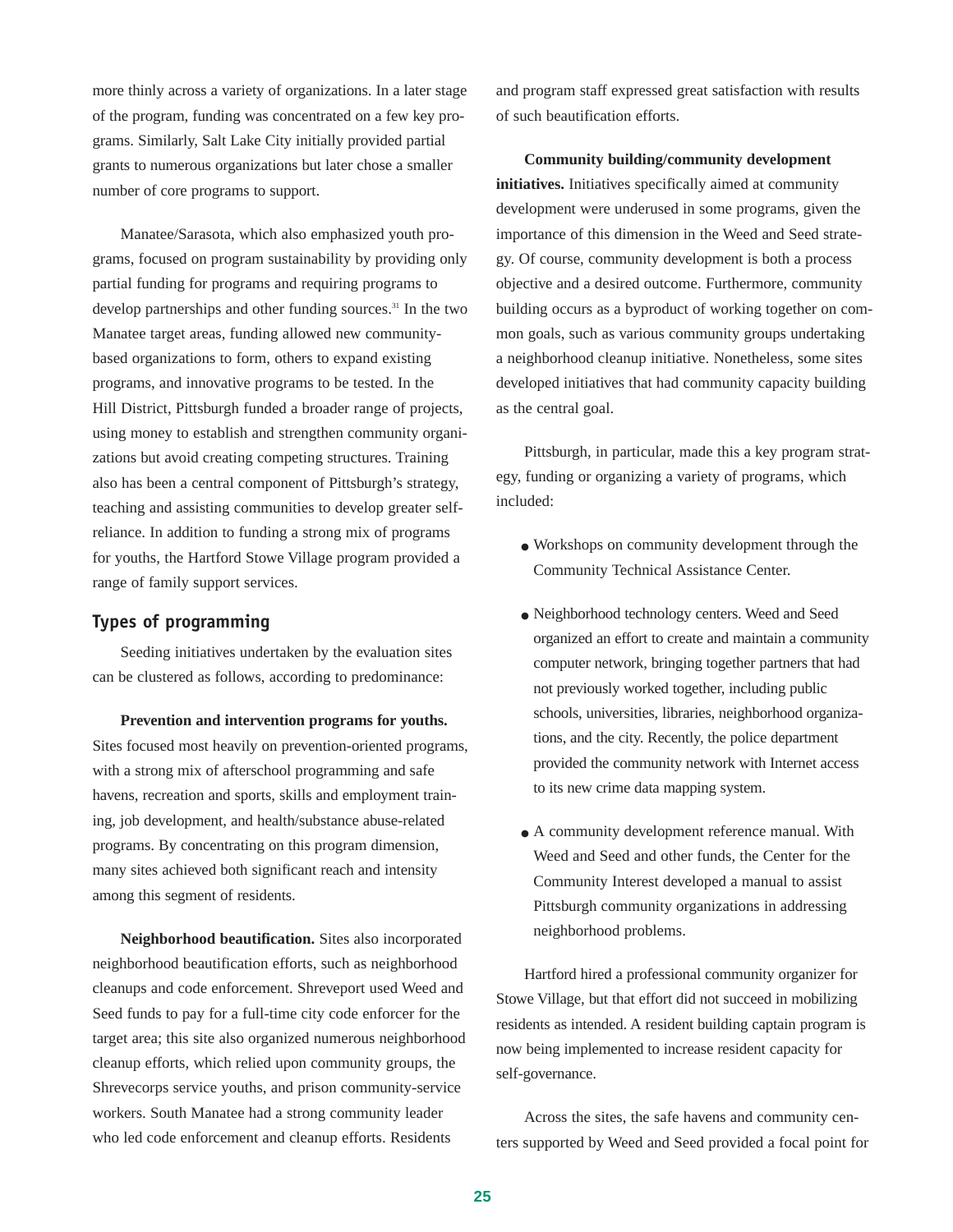more thinly across a variety of organizations. In a later stage of the program, funding was concentrated on a few key programs. Similarly, Salt Lake City initially provided partial grants to numerous organizations but later chose a smaller number of core programs to support.

Manatee/Sarasota, which also emphasized youth programs, focused on program sustainability by providing only partial funding for programs and requiring programs to develop partnerships and other funding sources.[31] In the two Manatee target areas, funding allowed new community-based organizations to form, others to expand existing programs, and innovative programs to be tested. In the Hill District, Pittsburgh funded a broader range of projects, using money to establish and strengthen community organizations but avoid creating competing structures. Training also has been a central component of Pittsburgh's strategy, teaching and assisting communities to develop greater self-reliance. In addition to funding a strong mix of programs for youths, the Hartford Stowe Village program provided a range of family support services.

## Types of programming

Seeding initiatives undertaken by the evaluation sites can be clustered as follows, according to predominance:

**Prevention and intervention programs for youths.** Sites focused most heavily on prevention-oriented programs, with a strong mix of afterschool programming and safe havens, recreation and sports, skills and employment training, job development, and health/substance abuse-related programs. By concentrating on this program dimension, many sites achieved both significant reach and intensity among this segment of residents.

**Neighborhood beautification.** Sites also incorporated neighborhood beautification efforts, such as neighborhood cleanups and code enforcement. Shreveport used Weed and Seed funds to pay for a full-time city code enforcer for the target area; this site also organized numerous neighborhood cleanup efforts, which relied upon community groups, the Shrevecorps service youths, and prison community-service workers. South Manatee had a strong community leader who led code enforcement and cleanup efforts. Residents and program staff expressed great satisfaction with results of such beautification efforts.

**Community building/community development initiatives.** Initiatives specifically aimed at community development were underused in some programs, given the importance of this dimension in the Weed and Seed strategy. Of course, community development is both a process objective and a desired outcome. Furthermore, community building occurs as a byproduct of working together on common goals, such as various community groups undertaking a neighborhood cleanup initiative. Nonetheless, some sites developed initiatives that had community capacity building as the central goal.

Pittsburgh, in particular, made this a key program strategy, funding or organizing a variety of programs, which included:

- Workshops on community development through the Community Technical Assistance Center.
- Neighborhood technology centers. Weed and Seed organized an effort to create and maintain a community computer network, bringing together partners that had not previously worked together, including public schools, universities, libraries, neighborhood organizations, and the city. Recently, the police department provided the community network with Internet access to its new crime data mapping system.
- A community development reference manual. With Weed and Seed and other funds, the Center for the Community Interest developed a manual to assist Pittsburgh community organizations in addressing neighborhood problems.

Hartford hired a professional community organizer for Stowe Village, but that effort did not succeed in mobilizing residents as intended. A resident building captain program is now being implemented to increase resident capacity for self-governance.

Across the sites, the safe havens and community centers supported by Weed and Seed provided a focal point for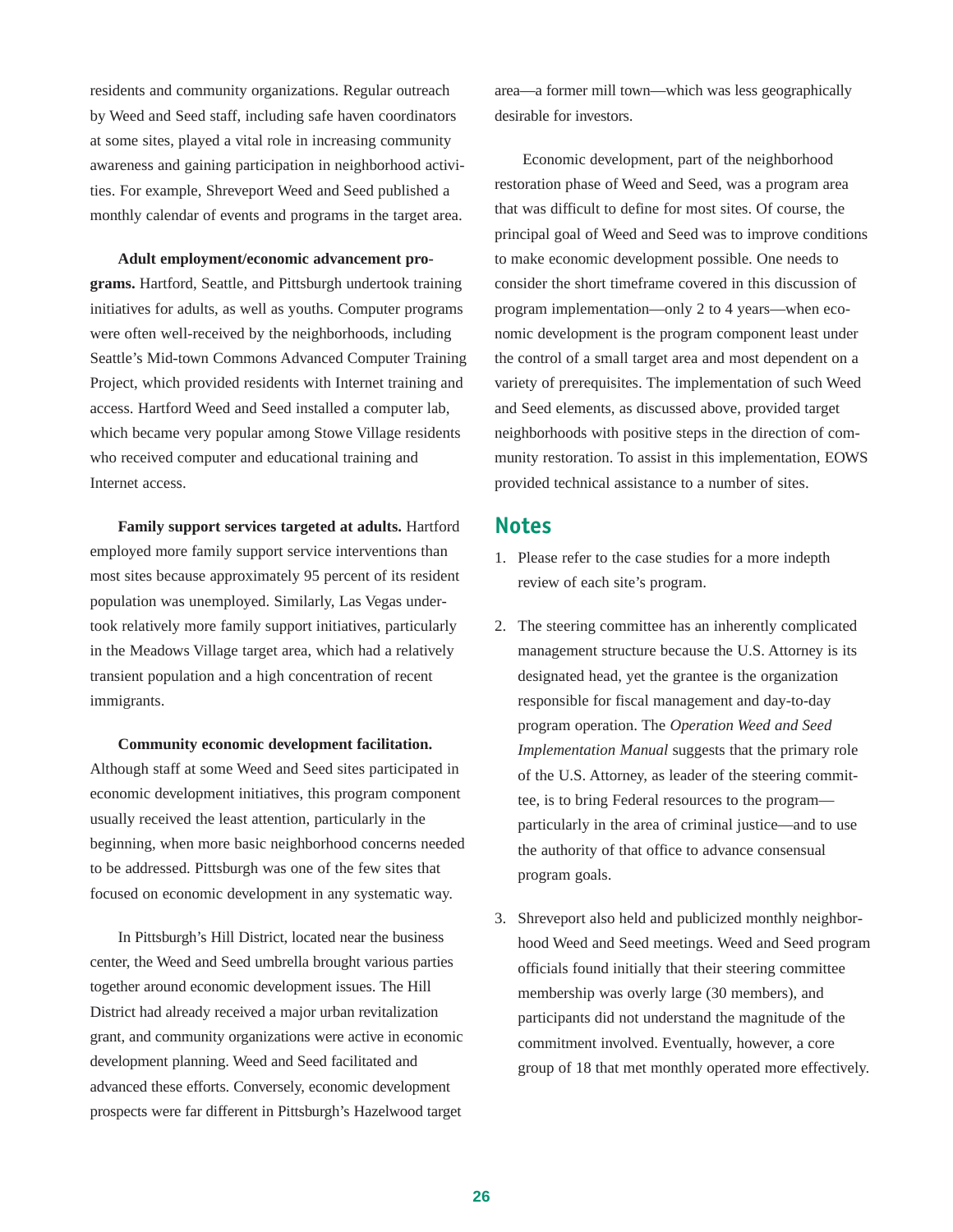residents and community organizations. Regular outreach by Weed and Seed staff, including safe haven coordinators at some sites, played a vital role in increasing community awareness and gaining participation in neighborhood activities. For example, Shreveport Weed and Seed published a monthly calendar of events and programs in the target area.

**Adult employment/economic advancement programs.** Hartford, Seattle, and Pittsburgh undertook training initiatives for adults, as well as youths. Computer programs were often well-received by the neighborhoods, including Seattle's Mid-town Commons Advanced Computer Training Project, which provided residents with Internet training and access. Hartford Weed and Seed installed a computer lab, which became very popular among Stowe Village residents who received computer and educational training and Internet access.

**Family support services targeted at adults.** Hartford employed more family support service interventions than most sites because approximately 95 percent of its resident population was unemployed. Similarly, Las Vegas undertook relatively more family support initiatives, particularly in the Meadows Village target area, which had a relatively transient population and a high concentration of recent immigrants.

**Community economic development facilitation.** Although staff at some Weed and Seed sites participated in economic development initiatives, this program component usually received the least attention, particularly in the beginning, when more basic neighborhood concerns needed to be addressed. Pittsburgh was one of the few sites that focused on economic development in any systematic way.

In Pittsburgh's Hill District, located near the business center, the Weed and Seed umbrella brought various parties together around economic development issues. The Hill District had already received a major urban revitalization grant, and community organizations were active in economic development planning. Weed and Seed facilitated and advanced these efforts. Conversely, economic development prospects were far different in Pittsburgh's Hazelwood target area—a former mill town—which was less geographically desirable for investors.

Economic development, part of the neighborhood restoration phase of Weed and Seed, was a program area that was difficult to define for most sites. Of course, the principal goal of Weed and Seed was to improve conditions to make economic development possible. One needs to consider the short timeframe covered in this discussion of program implementation—only 2 to 4 years—when economic development is the program component least under the control of a small target area and most dependent on a variety of prerequisites. The implementation of such Weed and Seed elements, as discussed above, provided target neighborhoods with positive steps in the direction of community restoration. To assist in this implementation, EOWS provided technical assistance to a number of sites.

## Notes

1. Please refer to the case studies for a more indepth review of each site's program.

2. The steering committee has an inherently complicated management structure because the U.S. Attorney is its designated head, yet the grantee is the organization responsible for fiscal management and day-to-day program operation. The *Operation Weed and Seed Implementation Manual* suggests that the primary role of the U.S. Attorney, as leader of the steering committee, is to bring Federal resources to the program—particularly in the area of criminal justice—and to use the authority of that office to advance consensual program goals.

3. Shreveport also held and publicized monthly neighborhood Weed and Seed meetings. Weed and Seed program officials found initially that their steering committee membership was overly large (30 members), and participants did not understand the magnitude of the commitment involved. Eventually, however, a core group of 18 that met monthly operated more effectively.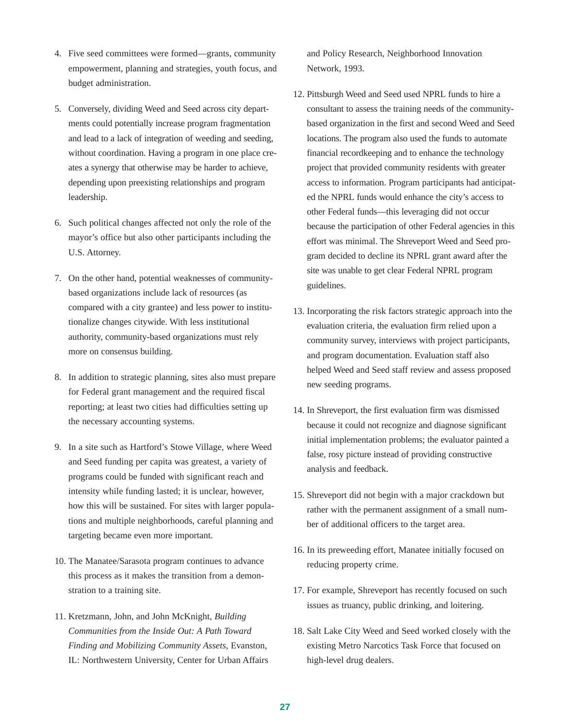4. Five seed committees were formed—grants, community empowerment, planning and strategies, youth focus, and budget administration.

5. Conversely, dividing Weed and Seed across city departments could potentially increase program fragmentation and lead to a lack of integration of weeding and seeding, without coordination. Having a program in one place creates a synergy that otherwise may be harder to achieve, depending upon preexisting relationships and program leadership.

6. Such political changes affected not only the role of the mayor's office but also other participants including the U.S. Attorney.

7. On the other hand, potential weaknesses of community-based organizations include lack of resources (as compared with a city grantee) and less power to institutionalize changes citywide. With less institutional authority, community-based organizations must rely more on consensus building.

8. In addition to strategic planning, sites also must prepare for Federal grant management and the required fiscal reporting; at least two cities had difficulties setting up the necessary accounting systems.

9. In a site such as Hartford's Stowe Village, where Weed and Seed funding per capita was greatest, a variety of programs could be funded with significant reach and intensity while funding lasted; it is unclear, however, how this will be sustained. For sites with larger populations and multiple neighborhoods, careful planning and targeting became even more important.

10. The Manatee/Sarasota program continues to advance this process as it makes the transition from a demonstration to a training site.

11. Kretzmann, John, and John McKnight, *Building Communities from the Inside Out: A Path Toward Finding and Mobilizing Community Assets*, Evanston, IL: Northwestern University, Center for Urban Affairs and Policy Research, Neighborhood Innovation Network, 1993.

12. Pittsburgh Weed and Seed used NPRL funds to hire a consultant to assess the training needs of the community-based organization in the first and second Weed and Seed locations. The program also used the funds to automate financial recordkeeping and to enhance the technology project that provided community residents with greater access to information. Program participants had anticipated the NPRL funds would enhance the city's access to other Federal funds—this leveraging did not occur because the participation of other Federal agencies in this effort was minimal. The Shreveport Weed and Seed program decided to decline its NPRL grant award after the site was unable to get clear Federal NPRL program guidelines.

13. Incorporating the risk factors strategic approach into the evaluation criteria, the evaluation firm relied upon a community survey, interviews with project participants, and program documentation. Evaluation staff also helped Weed and Seed staff review and assess proposed new seeding programs.

14. In Shreveport, the first evaluation firm was dismissed because it could not recognize and diagnose significant initial implementation problems; the evaluator painted a false, rosy picture instead of providing constructive analysis and feedback.

15. Shreveport did not begin with a major crackdown but rather with the permanent assignment of a small number of additional officers to the target area.

16. In its preweeding effort, Manatee initially focused on reducing property crime.

17. For example, Shreveport has recently focused on such issues as truancy, public drinking, and loitering.

18. Salt Lake City Weed and Seed worked closely with the existing Metro Narcotics Task Force that focused on high-level drug dealers.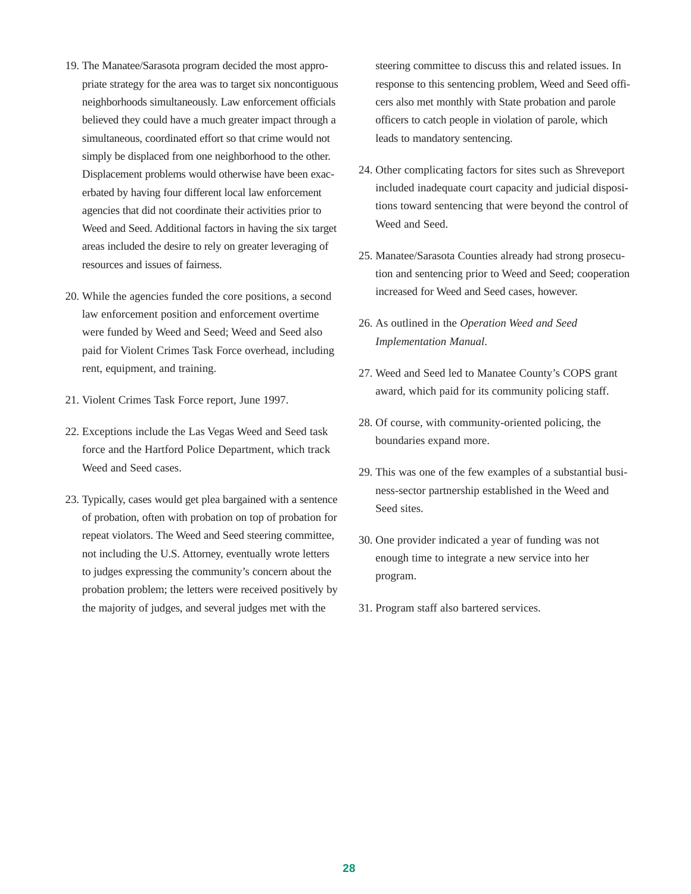19. The Manatee/Sarasota program decided the most appropriate strategy for the area was to target six noncontiguous neighborhoods simultaneously. Law enforcement officials believed they could have a much greater impact through a simultaneous, coordinated effort so that crime would not simply be displaced from one neighborhood to the other. Displacement problems would otherwise have been exacerbated by having four different local law enforcement agencies that did not coordinate their activities prior to Weed and Seed. Additional factors in having the six target areas included the desire to rely on greater leveraging of resources and issues of fairness.

20. While the agencies funded the core positions, a second law enforcement position and enforcement overtime were funded by Weed and Seed; Weed and Seed also paid for Violent Crimes Task Force overhead, including rent, equipment, and training.

21. Violent Crimes Task Force report, June 1997.

22. Exceptions include the Las Vegas Weed and Seed task force and the Hartford Police Department, which track Weed and Seed cases.

23. Typically, cases would get plea bargained with a sentence of probation, often with probation on top of probation for repeat violators. The Weed and Seed steering committee, not including the U.S. Attorney, eventually wrote letters to judges expressing the community's concern about the probation problem; the letters were received positively by the majority of judges, and several judges met with the steering committee to discuss this and related issues. In response to this sentencing problem, Weed and Seed officers also met monthly with State probation and parole officers to catch people in violation of parole, which leads to mandatory sentencing.

24. Other complicating factors for sites such as Shreveport included inadequate court capacity and judicial dispositions toward sentencing that were beyond the control of Weed and Seed.

25. Manatee/Sarasota Counties already had strong prosecution and sentencing prior to Weed and Seed; cooperation increased for Weed and Seed cases, however.

26. As outlined in the *Operation Weed and Seed Implementation Manual*.

27. Weed and Seed led to Manatee County's COPS grant award, which paid for its community policing staff.

28. Of course, with community-oriented policing, the boundaries expand more.

29. This was one of the few examples of a substantial business-sector partnership established in the Weed and Seed sites.

30. One provider indicated a year of funding was not enough time to integrate a new service into her program.

31. Program staff also bartered services.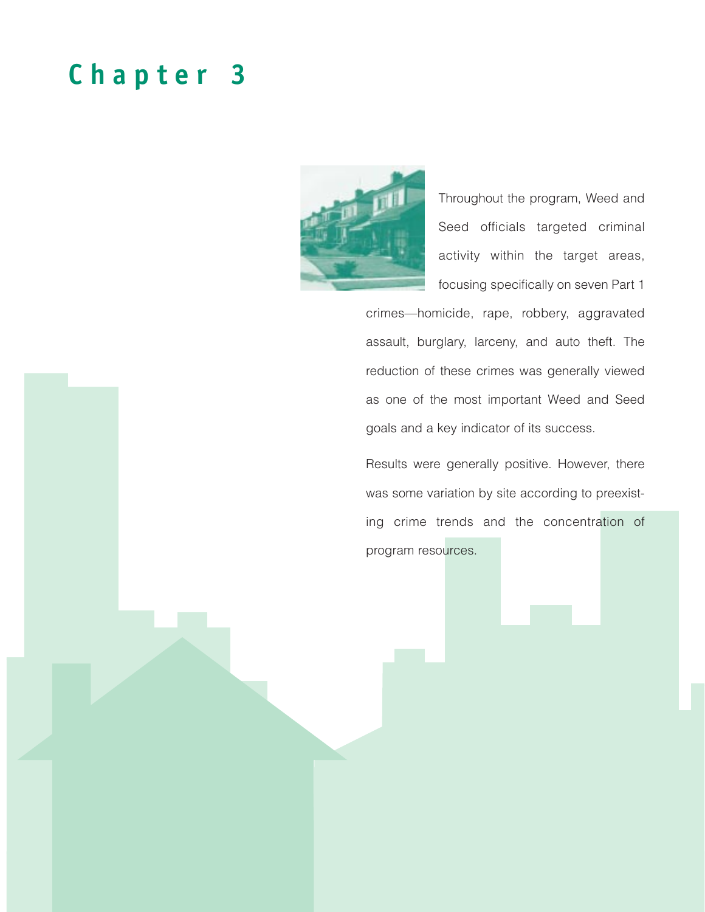# Chapter 3

Throughout the program, Weed and Seed officials targeted criminal activity within the target areas, focusing specifically on seven Part 1 crimes—homicide, rape, robbery, aggravated assault, burglary, larceny, and auto theft. The reduction of these crimes was generally viewed as one of the most important Weed and Seed goals and a key indicator of its success.

Results were generally positive. However, there was some variation by site according to preexisting crime trends and the concentration of program resources.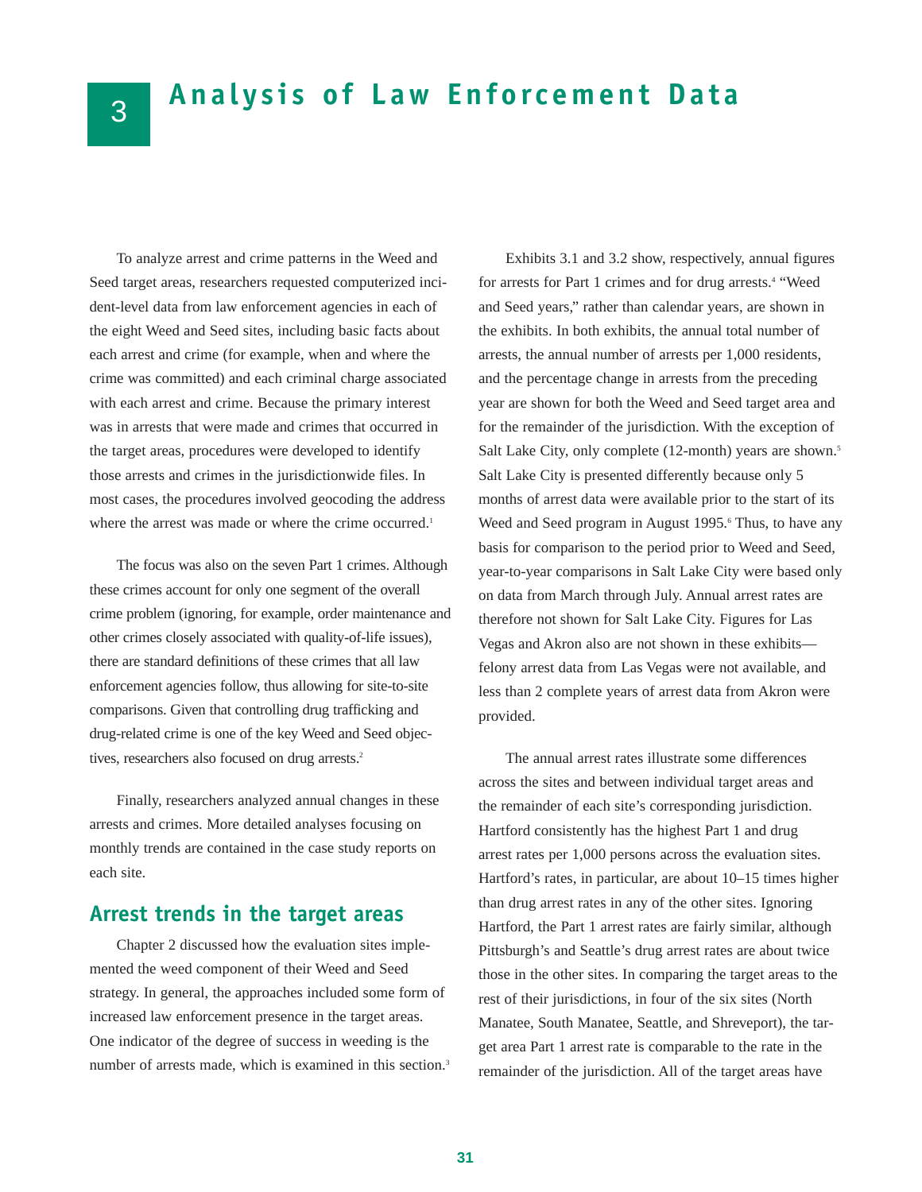# 3 Analysis of Law Enforcement Data

To analyze arrest and crime patterns in the Weed and Seed target areas, researchers requested computerized incident-level data from law enforcement agencies in each of the eight Weed and Seed sites, including basic facts about each arrest and crime (for example, when and where the crime was committed) and each criminal charge associated with each arrest and crime. Because the primary interest was in arrests that were made and crimes that occurred in the target areas, procedures were developed to identify those arrests and crimes in the jurisdictionwide files. In most cases, the procedures involved geocoding the address where the arrest was made or where the crime occurred.[1]

The focus was also on the seven Part 1 crimes. Although these crimes account for only one segment of the overall crime problem (ignoring, for example, order maintenance and other crimes closely associated with quality-of-life issues), there are standard definitions of these crimes that all law enforcement agencies follow, thus allowing for site-to-site comparisons. Given that controlling drug trafficking and drug-related crime is one of the key Weed and Seed objectives, researchers also focused on drug arrests.[2]

Finally, researchers analyzed annual changes in these arrests and crimes. More detailed analyses focusing on monthly trends are contained in the case study reports on each site.

## Arrest trends in the target areas

Chapter 2 discussed how the evaluation sites implemented the weed component of their Weed and Seed strategy. In general, the approaches included some form of increased law enforcement presence in the target areas. One indicator of the degree of success in weeding is the number of arrests made, which is examined in this section.[3]

Exhibits 3.1 and 3.2 show, respectively, annual figures for arrests for Part 1 crimes and for drug arrests.[4] "Weed and Seed years," rather than calendar years, are shown in the exhibits. In both exhibits, the annual total number of arrests, the annual number of arrests per 1,000 residents, and the percentage change in arrests from the preceding year are shown for both the Weed and Seed target area and for the remainder of the jurisdiction. With the exception of Salt Lake City, only complete (12-month) years are shown.[5] Salt Lake City is presented differently because only 5 months of arrest data were available prior to the start of its Weed and Seed program in August 1995.[6] Thus, to have any basis for comparison to the period prior to Weed and Seed, year-to-year comparisons in Salt Lake City were based only on data from March through July. Annual arrest rates are therefore not shown for Salt Lake City. Figures for Las Vegas and Akron also are not shown in these exhibits—felony arrest data from Las Vegas were not available, and less than 2 complete years of arrest data from Akron were provided.

The annual arrest rates illustrate some differences across the sites and between individual target areas and the remainder of each site's corresponding jurisdiction. Hartford consistently has the highest Part 1 and drug arrest rates per 1,000 persons across the evaluation sites. Hartford's rates, in particular, are about 10–15 times higher than drug arrest rates in any of the other sites. Ignoring Hartford, the Part 1 arrest rates are fairly similar, although Pittsburgh's and Seattle's drug arrest rates are about twice those in the other sites. In comparing the target areas to the rest of their jurisdictions, in four of the six sites (North Manatee, South Manatee, Seattle, and Shreveport), the target area Part 1 arrest rate is comparable to the rate in the remainder of the jurisdiction. All of the target areas have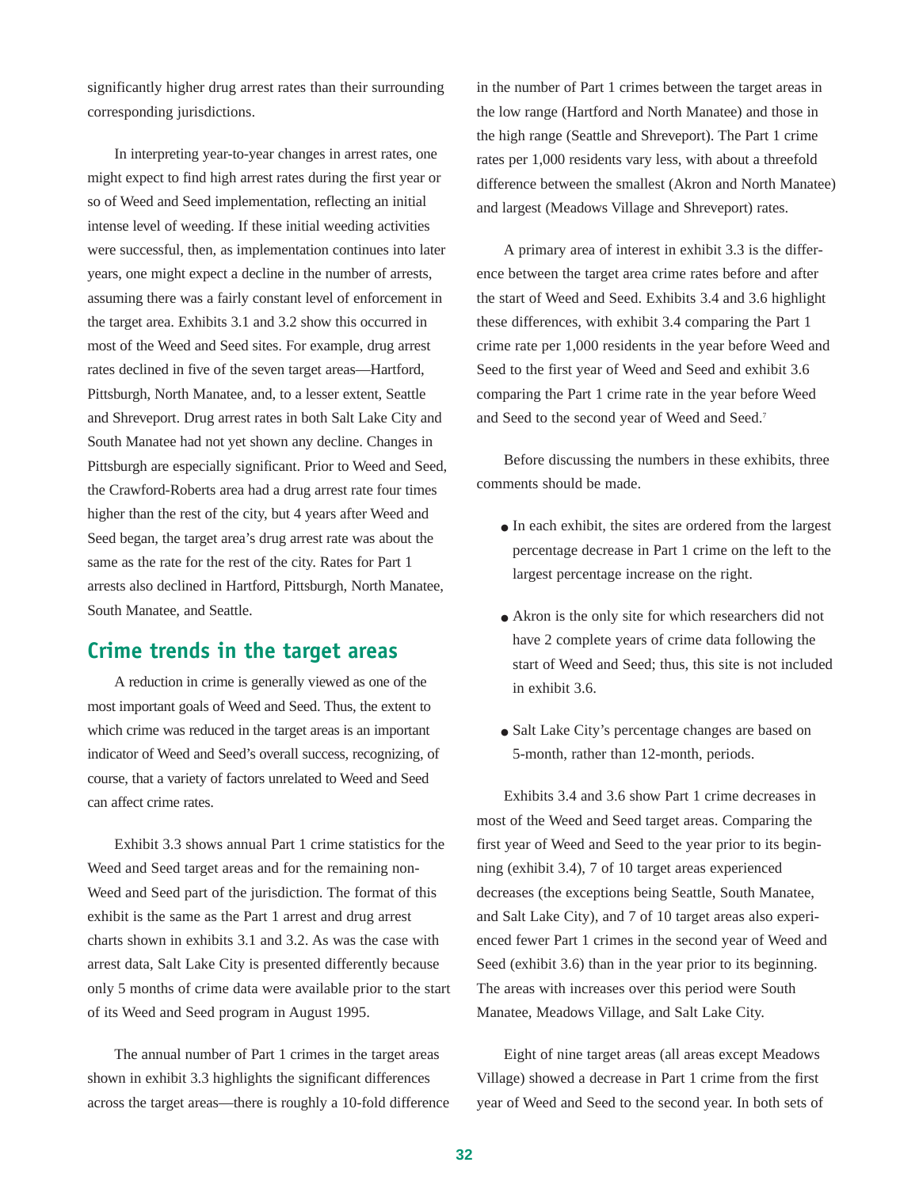significantly higher drug arrest rates than their surrounding corresponding jurisdictions.

In interpreting year-to-year changes in arrest rates, one might expect to find high arrest rates during the first year or so of Weed and Seed implementation, reflecting an initial intense level of weeding. If these initial weeding activities were successful, then, as implementation continues into later years, one might expect a decline in the number of arrests, assuming there was a fairly constant level of enforcement in the target area. Exhibits 3.1 and 3.2 show this occurred in most of the Weed and Seed sites. For example, drug arrest rates declined in five of the seven target areas—Hartford, Pittsburgh, North Manatee, and, to a lesser extent, Seattle and Shreveport. Drug arrest rates in both Salt Lake City and South Manatee had not yet shown any decline. Changes in Pittsburgh are especially significant. Prior to Weed and Seed, the Crawford-Roberts area had a drug arrest rate four times higher than the rest of the city, but 4 years after Weed and Seed began, the target area's drug arrest rate was about the same as the rate for the rest of the city. Rates for Part 1 arrests also declined in Hartford, Pittsburgh, North Manatee, South Manatee, and Seattle.

## Crime trends in the target areas

A reduction in crime is generally viewed as one of the most important goals of Weed and Seed. Thus, the extent to which crime was reduced in the target areas is an important indicator of Weed and Seed's overall success, recognizing, of course, that a variety of factors unrelated to Weed and Seed can affect crime rates.

Exhibit 3.3 shows annual Part 1 crime statistics for the Weed and Seed target areas and for the remaining non-Weed and Seed part of the jurisdiction. The format of this exhibit is the same as the Part 1 arrest and drug arrest charts shown in exhibits 3.1 and 3.2. As was the case with arrest data, Salt Lake City is presented differently because only 5 months of crime data were available prior to the start of its Weed and Seed program in August 1995.

The annual number of Part 1 crimes in the target areas shown in exhibit 3.3 highlights the significant differences across the target areas—there is roughly a 10-fold difference in the number of Part 1 crimes between the target areas in the low range (Hartford and North Manatee) and those in the high range (Seattle and Shreveport). The Part 1 crime rates per 1,000 residents vary less, with about a threefold difference between the smallest (Akron and North Manatee) and largest (Meadows Village and Shreveport) rates.

A primary area of interest in exhibit 3.3 is the difference between the target area crime rates before and after the start of Weed and Seed. Exhibits 3.4 and 3.6 highlight these differences, with exhibit 3.4 comparing the Part 1 crime rate per 1,000 residents in the year before Weed and Seed to the first year of Weed and Seed and exhibit 3.6 comparing the Part 1 crime rate in the year before Weed and Seed to the second year of Weed and Seed.[7]

Before discussing the numbers in these exhibits, three comments should be made.

- In each exhibit, the sites are ordered from the largest percentage decrease in Part 1 crime on the left to the largest percentage increase on the right.
- Akron is the only site for which researchers did not have 2 complete years of crime data following the start of Weed and Seed; thus, this site is not included in exhibit 3.6.
- Salt Lake City's percentage changes are based on 5-month, rather than 12-month, periods.

Exhibits 3.4 and 3.6 show Part 1 crime decreases in most of the Weed and Seed target areas. Comparing the first year of Weed and Seed to the year prior to its beginning (exhibit 3.4), 7 of 10 target areas experienced decreases (the exceptions being Seattle, South Manatee, and Salt Lake City), and 7 of 10 target areas also experienced fewer Part 1 crimes in the second year of Weed and Seed (exhibit 3.6) than in the year prior to its beginning. The areas with increases over this period were South Manatee, Meadows Village, and Salt Lake City.

Eight of nine target areas (all areas except Meadows Village) showed a decrease in Part 1 crime from the first year of Weed and Seed to the second year. In both sets of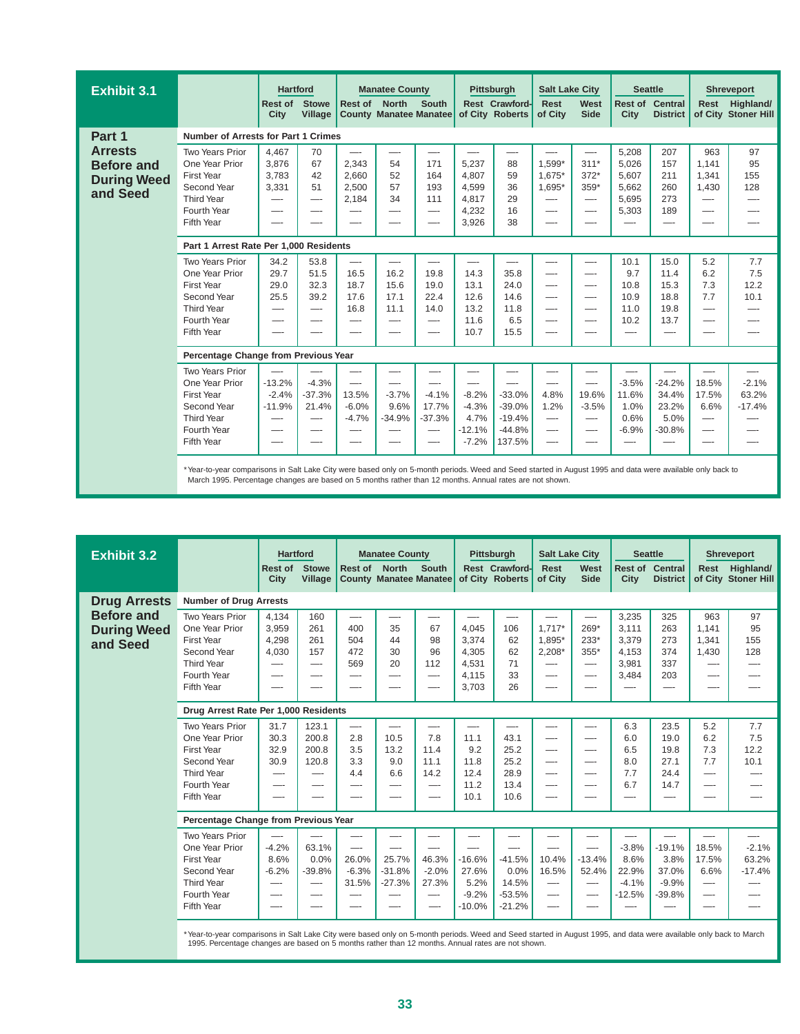## Exhibit 3.1

### Part 1 Arrests Before and During Weed and Seed

| | Hartford | | Manatee County | | | Pittsburgh | | Salt Lake City | | Seattle | | Shreveport | |
|---|---|---|---|---|---|---|---|---|---|---|---|---|---|
| | Rest of City | Stowe Village | Rest of County | North Manatee | South Manatee | Rest of City | Crawford-Roberts | Rest of City | West Side | Rest of City | Central District | Rest of City | Highland/ Stoner Hill |
| **Number of Arrests for Part 1 Crimes** | | | | | | | | | | | | | |
| Two Years Prior | 4,467 | 70 | — | — | — | — | — | — | — | 5,208 | 207 | 963 | 97 |
| One Year Prior | 3,876 | 67 | 2,343 | 54 | 171 | 5,237 | 88 | 1,599* | 311* | 5,026 | 157 | 1,141 | 95 |
| First Year | 3,783 | 42 | 2,660 | 52 | 164 | 4,807 | 59 | 1,675* | 372* | 5,607 | 211 | 1,341 | 155 |
| Second Year | 3,331 | 51 | 2,500 | 57 | 193 | 4,599 | 36 | 1,695* | 359* | 5,662 | 260 | 1,430 | 128 |
| Third Year | — | — | 2,184 | 34 | 111 | 4,817 | 29 | — | — | 5,695 | 273 | — | — |
| Fourth Year | — | — | — | — | — | 4,232 | 16 | — | — | 5,303 | 189 | — | — |
| Fifth Year | — | — | — | — | — | 3,926 | 38 | — | — | — | — | — | — |
| **Part 1 Arrest Rate Per 1,000 Residents** | | | | | | | | | | | | | |
| Two Years Prior | 34.2 | 53.8 | — | — | — | — | — | — | — | 10.1 | 15.0 | 5.2 | 7.7 |
| One Year Prior | 29.7 | 51.5 | 16.5 | 16.2 | 19.8 | 14.3 | 35.8 | — | — | 9.7 | 11.4 | 6.2 | 7.5 |
| First Year | 29.0 | 32.3 | 18.7 | 15.6 | 19.0 | 13.1 | 24.0 | — | — | 10.8 | 15.3 | 7.3 | 12.2 |
| Second Year | 25.5 | 39.2 | 17.6 | 17.1 | 22.4 | 12.6 | 14.6 | — | — | 10.9 | 18.8 | 7.7 | 10.1 |
| Third Year | — | — | 16.8 | 11.1 | 14.0 | 13.2 | 11.8 | — | — | 11.0 | 19.8 | — | — |
| Fourth Year | — | — | — | — | — | 11.6 | 6.5 | — | — | 10.2 | 13.7 | — | — |
| Fifth Year | — | — | — | — | — | 10.7 | 15.5 | — | — | — | — | — | — |
| **Percentage Change from Previous Year** | | | | | | | | | | | | | |
| Two Years Prior | — | — | — | — | — | — | — | — | — | — | — | — | — |
| One Year Prior | -13.2% | -4.3% | — | — | — | — | — | — | — | -3.5% | -24.2% | 18.5% | -2.1% |
| First Year | -2.4% | -37.3% | 13.5% | -3.7% | -4.1% | -8.2% | -33.0% | 4.8% | 19.6% | 11.6% | 34.4% | 17.5% | 63.2% |
| Second Year | -11.9% | 21.4% | -6.0% | 9.6% | 17.7% | -4.3% | -39.0% | 1.2% | -3.5% | 1.0% | 23.2% | 6.6% | -17.4% |
| Third Year | — | — | -4.7% | -34.9% | -37.3% | 4.7% | -19.4% | — | — | 0.6% | 5.0% | — | — |
| Fourth Year | — | — | — | — | — | -12.1% | -44.8% | — | — | -6.9% | -30.8% | — | — |
| Fifth Year | — | — | — | — | — | -7.2% | 137.5% | — | — | — | — | — | — |

*Year-to-year comparisons in Salt Lake City were based only on 5-month periods. Weed and Seed started in August 1995 and data were available only back to March 1995. Percentage changes are based on 5 months rather than 12 months. Annual rates are not shown.

## Exhibit 3.2

### Drug Arrests Before and During Weed and Seed

| | Hartford | | Manatee County | | | Pittsburgh | | Salt Lake City | | Seattle | | Shreveport | |
|---|---|---|---|---|---|---|---|---|---|---|---|---|---|
| | Rest of City | Stowe Village | Rest of County | North Manatee | South Manatee | Rest of City | Crawford-Roberts | Rest of City | West Side | Rest of City | Central District | Rest of City | Highland/ Stoner Hill |
| **Number of Drug Arrests** | | | | | | | | | | | | | |
| Two Years Prior | 4,134 | 160 | — | — | — | — | — | — | — | 3,235 | 325 | 963 | 97 |
| One Year Prior | 3,959 | 261 | 400 | 35 | 67 | 4,045 | 106 | 1,717* | 269* | 3,111 | 263 | 1,141 | 95 |
| First Year | 4,298 | 261 | 504 | 44 | 98 | 3,374 | 62 | 1,895* | 233* | 3,379 | 273 | 1,341 | 155 |
| Second Year | 4,030 | 157 | 472 | 30 | 96 | 4,305 | 62 | 2,208* | 355* | 4,153 | 374 | 1,430 | 128 |
| Third Year | — | — | 569 | 20 | 112 | 4,531 | 71 | — | — | 3,981 | 337 | — | — |
| Fourth Year | — | — | — | — | — | 4,115 | 33 | — | — | 3,484 | 203 | — | — |
| Fifth Year | — | — | — | — | — | 3,703 | 26 | — | — | — | — | — | — |
| **Drug Arrest Rate Per 1,000 Residents** | | | | | | | | | | | | | |
| Two Years Prior | 31.7 | 123.1 | — | — | — | — | — | — | — | 6.3 | 23.5 | 5.2 | 7.7 |
| One Year Prior | 30.3 | 200.8 | 2.8 | 10.5 | 7.8 | 11.1 | 43.1 | — | — | 6.0 | 19.0 | 6.2 | 7.5 |
| First Year | 32.9 | 200.8 | 3.5 | 13.2 | 11.4 | 9.2 | 25.2 | — | — | 6.5 | 19.8 | 7.3 | 12.2 |
| Second Year | 30.9 | 120.8 | 3.3 | 9.0 | 11.1 | 11.8 | 25.2 | — | — | 8.0 | 27.1 | 7.7 | 10.1 |
| Third Year | — | — | 4.4 | 6.6 | 14.2 | 12.4 | 28.9 | — | — | 7.7 | 24.4 | — | — |
| Fourth Year | — | — | — | — | — | 11.2 | 13.4 | — | — | 6.7 | 14.7 | — | — |
| Fifth Year | — | — | — | — | — | 10.1 | 10.6 | — | — | — | — | — | — |
| **Percentage Change from Previous Year** | | | | | | | | | | | | | |
| Two Years Prior | — | — | — | — | — | — | — | — | — | — | — | — | — |
| One Year Prior | -4.2% | 63.1% | — | — | — | — | — | — | — | -3.8% | -19.1% | 18.5% | -2.1% |
| First Year | 8.6% | 0.0% | 26.0% | 25.7% | 46.3% | -16.6% | -41.5% | 10.4% | -13.4% | 8.6% | 3.8% | 17.5% | 63.2% |
| Second Year | -6.2% | -39.8% | -6.3% | -31.8% | -2.0% | 27.6% | 0.0% | 16.5% | 52.4% | 22.9% | 37.0% | 6.6% | -17.4% |
| Third Year | — | — | 31.5% | -27.3% | 27.3% | 5.2% | 14.5% | — | — | -4.1% | -9.9% | — | — |
| Fourth Year | — | — | — | — | — | -9.2% | -53.5% | — | — | -12.5% | -39.8% | — | — |
| Fifth Year | — | — | — | — | — | -10.0% | -21.2% | — | — | — | — | — | — |

*Year-to-year comparisons in Salt Lake City were based only on 5-month periods. Weed and Seed started in August 1995, and data were available only back to March 1995. Percentage changes are based on 5 months rather than 12 months. Annual rates are not shown.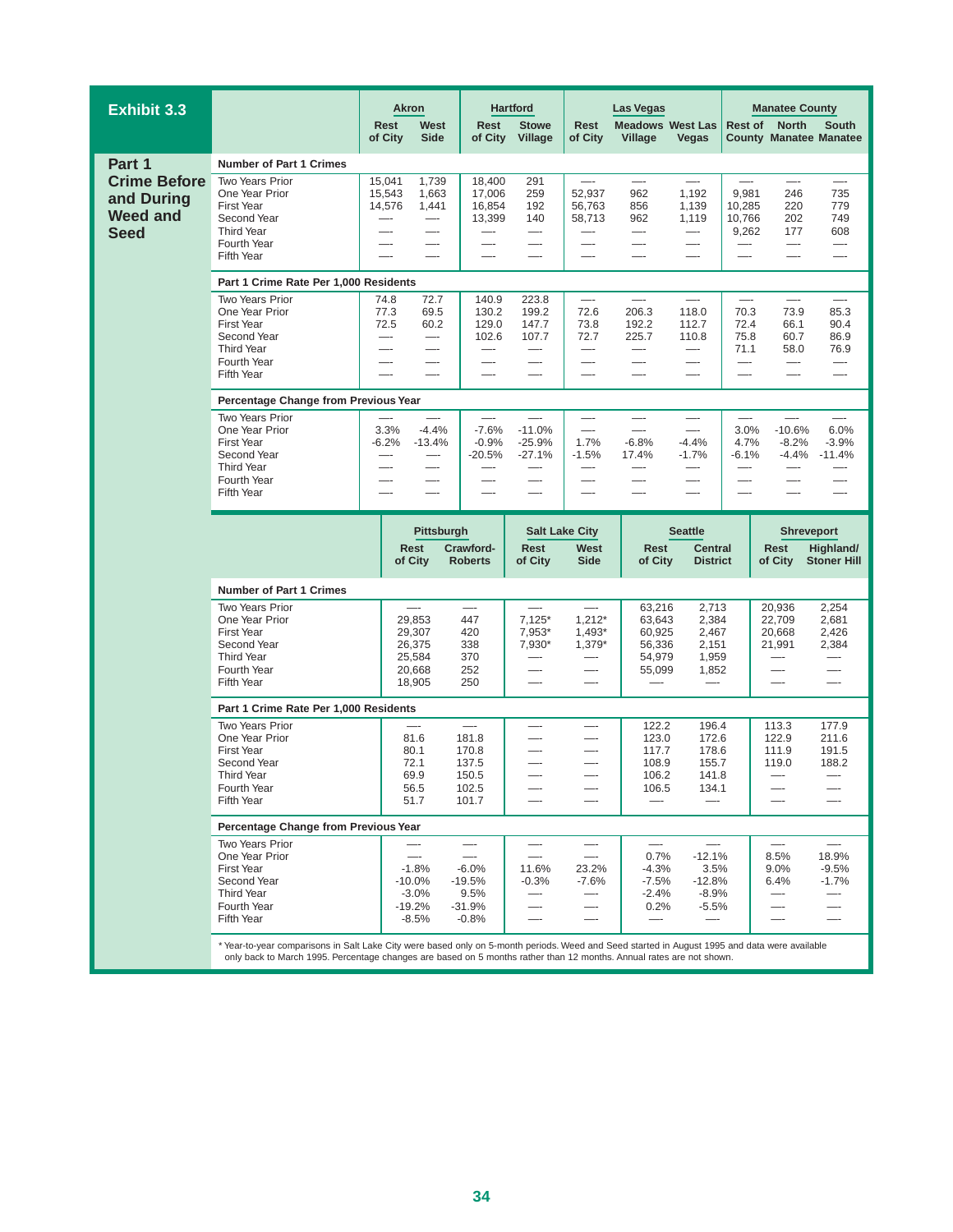## Exhibit 3.3

### Part 1 Crime Before and During Weed and Seed

| | Akron | | Hartford | | Las Vegas | | | Manatee County | | |
|---|---|---|---|---|---|---|---|---|---|---|
| | Rest of City | West Side | Rest of City | Stowe Village | Rest of City | Meadows Village | West Las Vegas | Rest of County | North Manatee | South Manatee |
| **Number of Part 1 Crimes** | | | | | | | | | | |
| Two Years Prior | 15,041 | 1,739 | 18,400 | 291 | — | — | — | — | — | — |
| One Year Prior | 15,543 | 1,663 | 17,006 | 259 | 52,937 | 962 | 1,192 | 9,981 | 246 | 735 |
| First Year | 14,576 | 1,441 | 16,854 | 192 | 56,763 | 856 | 1,139 | 10,285 | 220 | 779 |
| Second Year | — | — | 13,399 | 140 | 58,713 | 962 | 1,119 | 10,766 | 202 | 749 |
| Third Year | — | — | — | — | — | — | — | 9,262 | 177 | 608 |
| Fourth Year | — | — | — | — | — | — | — | — | — | — |
| Fifth Year | — | — | — | — | — | — | — | — | — | — |
| **Part 1 Crime Rate Per 1,000 Residents** | | | | | | | | | | |
| Two Years Prior | 74.8 | 72.7 | 140.9 | 223.8 | — | — | — | — | — | — |
| One Year Prior | 77.3 | 69.5 | 130.2 | 199.2 | 72.6 | 206.3 | 118.0 | 70.3 | 73.9 | 85.3 |
| First Year | 72.5 | 60.2 | 129.0 | 147.7 | 73.8 | 192.2 | 112.7 | 72.4 | 66.1 | 90.4 |
| Second Year | — | — | 102.6 | 107.7 | 72.7 | 225.7 | 110.8 | 75.8 | 60.7 | 86.9 |
| Third Year | — | — | — | — | — | — | — | 71.1 | 58.0 | 76.9 |
| Fourth Year | — | — | — | — | — | — | — | — | — | — |
| Fifth Year | — | — | — | — | — | — | — | — | — | — |
| **Percentage Change from Previous Year** | | | | | | | | | | |
| Two Years Prior | — | — | — | — | — | — | — | — | — | — |
| One Year Prior | 3.3% | -4.4% | -7.6% | -11.0% | — | — | — | 3.0% | -10.6% | 6.0% |
| First Year | -6.2% | -13.4% | -0.9% | -25.9% | 1.7% | -6.8% | -4.4% | 4.7% | -8.2% | -3.9% |
| Second Year | — | — | -20.5% | -27.1% | -1.5% | 17.4% | -1.7% | -6.1% | -4.4% | -11.4% |
| Third Year | — | — | — | — | — | — | — | — | — | — |
| Fourth Year | — | — | — | — | — | — | — | — | — | — |
| Fifth Year | — | — | — | — | — | — | — | — | — | — |

| | Pittsburgh | | Salt Lake City | | Seattle | | Shreveport | |
|---|---|---|---|---|---|---|---|---|
| | Rest of City | Crawford-Roberts | Rest of City | West Side | Rest of City | Central District | Rest of City | Highland/ Stoner Hill |
| **Number of Part 1 Crimes** | | | | | | | | |
| Two Years Prior | — | — | — | — | 63,216 | 2,713 | 20,936 | 2,254 |
| One Year Prior | 29,853 | 447 | 7,125* | 1,212* | 63,643 | 2,384 | 22,709 | 2,681 |
| First Year | 29,307 | 420 | 7,953* | 1,493* | 60,925 | 2,467 | 20,668 | 2,426 |
| Second Year | 26,375 | 338 | 7,930* | 1,379* | 56,336 | 2,151 | 21,991 | 2,384 |
| Third Year | 25,584 | 370 | — | — | 54,979 | 1,959 | — | — |
| Fourth Year | 20,668 | 252 | — | — | 55,099 | 1,852 | — | — |
| Fifth Year | 18,905 | 250 | — | — | — | — | — | — |
| **Part 1 Crime Rate Per 1,000 Residents** | | | | | | | | |
| Two Years Prior | — | — | — | — | 122.2 | 196.4 | 113.3 | 177.9 |
| One Year Prior | 81.6 | 181.8 | — | — | 123.0 | 172.6 | 122.9 | 211.6 |
| First Year | 80.1 | 170.8 | — | — | 117.7 | 178.6 | 111.9 | 191.5 |
| Second Year | 72.1 | 137.5 | — | — | 108.9 | 155.7 | 119.0 | 188.2 |
| Third Year | 69.9 | 150.5 | — | — | 106.2 | 141.8 | — | — |
| Fourth Year | 56.5 | 102.5 | — | — | 106.5 | 134.1 | — | — |
| Fifth Year | 51.7 | 101.7 | — | — | — | — | — | — |
| **Percentage Change from Previous Year** | | | | | | | | |
| Two Years Prior | — | — | — | — | — | — | — | — |
| One Year Prior | — | — | — | — | 0.7% | -12.1% | 8.5% | 18.9% |
| First Year | -1.8% | -6.0% | 11.6% | 23.2% | -4.3% | 3.5% | 9.0% | -9.5% |
| Second Year | -10.0% | -19.5% | -0.3% | -7.6% | -7.5% | -12.8% | 6.4% | -1.7% |
| Third Year | -3.0% | 9.5% | — | — | -2.4% | -8.9% | — | — |
| Fourth Year | -19.2% | -31.9% | — | — | 0.2% | -5.5% | — | — |
| Fifth Year | -8.5% | -0.8% | — | — | — | — | — | — |

\* Year-to-year comparisons in Salt Lake City were based only on 5-month periods. Weed and Seed started in August 1995 and data were available only back to March 1995. Percentage changes are based on 5 months rather than 12 months. Annual rates are not shown.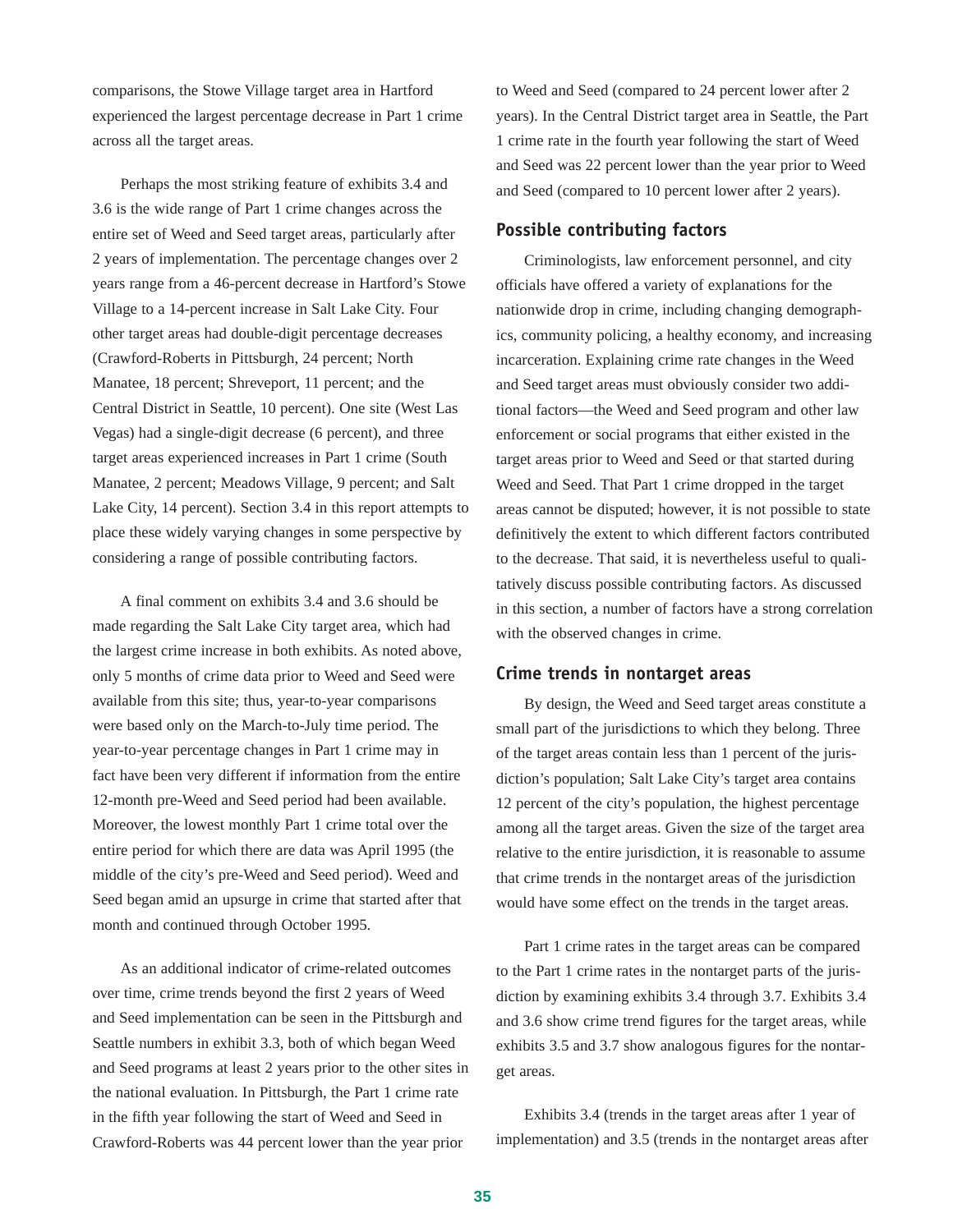comparisons, the Stowe Village target area in Hartford experienced the largest percentage decrease in Part 1 crime across all the target areas.

Perhaps the most striking feature of exhibits 3.4 and 3.6 is the wide range of Part 1 crime changes across the entire set of Weed and Seed target areas, particularly after 2 years of implementation. The percentage changes over 2 years range from a 46-percent decrease in Hartford's Stowe Village to a 14-percent increase in Salt Lake City. Four other target areas had double-digit percentage decreases (Crawford-Roberts in Pittsburgh, 24 percent; North Manatee, 18 percent; Shreveport, 11 percent; and the Central District in Seattle, 10 percent). One site (West Las Vegas) had a single-digit decrease (6 percent), and three target areas experienced increases in Part 1 crime (South Manatee, 2 percent; Meadows Village, 9 percent; and Salt Lake City, 14 percent). Section 3.4 in this report attempts to place these widely varying changes in some perspective by considering a range of possible contributing factors.

A final comment on exhibits 3.4 and 3.6 should be made regarding the Salt Lake City target area, which had the largest crime increase in both exhibits. As noted above, only 5 months of crime data prior to Weed and Seed were available from this site; thus, year-to-year comparisons were based only on the March-to-July time period. The year-to-year percentage changes in Part 1 crime may in fact have been very different if information from the entire 12-month pre-Weed and Seed period had been available. Moreover, the lowest monthly Part 1 crime total over the entire period for which there are data was April 1995 (the middle of the city's pre-Weed and Seed period). Weed and Seed began amid an upsurge in crime that started after that month and continued through October 1995.

As an additional indicator of crime-related outcomes over time, crime trends beyond the first 2 years of Weed and Seed implementation can be seen in the Pittsburgh and Seattle numbers in exhibit 3.3, both of which began Weed and Seed programs at least 2 years prior to the other sites in the national evaluation. In Pittsburgh, the Part 1 crime rate in the fifth year following the start of Weed and Seed in Crawford-Roberts was 44 percent lower than the year prior to Weed and Seed (compared to 24 percent lower after 2 years). In the Central District target area in Seattle, the Part 1 crime rate in the fourth year following the start of Weed and Seed was 22 percent lower than the year prior to Weed and Seed (compared to 10 percent lower after 2 years).

### Possible contributing factors

Criminologists, law enforcement personnel, and city officials have offered a variety of explanations for the nationwide drop in crime, including changing demographics, community policing, a healthy economy, and increasing incarceration. Explaining crime rate changes in the Weed and Seed target areas must obviously consider two additional factors—the Weed and Seed program and other law enforcement or social programs that either existed in the target areas prior to Weed and Seed or that started during Weed and Seed. That Part 1 crime dropped in the target areas cannot be disputed; however, it is not possible to state definitively the extent to which different factors contributed to the decrease. That said, it is nevertheless useful to qualitatively discuss possible contributing factors. As discussed in this section, a number of factors have a strong correlation with the observed changes in crime.

### Crime trends in nontarget areas

By design, the Weed and Seed target areas constitute a small part of the jurisdictions to which they belong. Three of the target areas contain less than 1 percent of the jurisdiction's population; Salt Lake City's target area contains 12 percent of the city's population, the highest percentage among all the target areas. Given the size of the target area relative to the entire jurisdiction, it is reasonable to assume that crime trends in the nontarget areas of the jurisdiction would have some effect on the trends in the target areas.

Part 1 crime rates in the target areas can be compared to the Part 1 crime rates in the nontarget parts of the jurisdiction by examining exhibits 3.4 through 3.7. Exhibits 3.4 and 3.6 show crime trend figures for the target areas, while exhibits 3.5 and 3.7 show analogous figures for the nontarget areas.

Exhibits 3.4 (trends in the target areas after 1 year of implementation) and 3.5 (trends in the nontarget areas after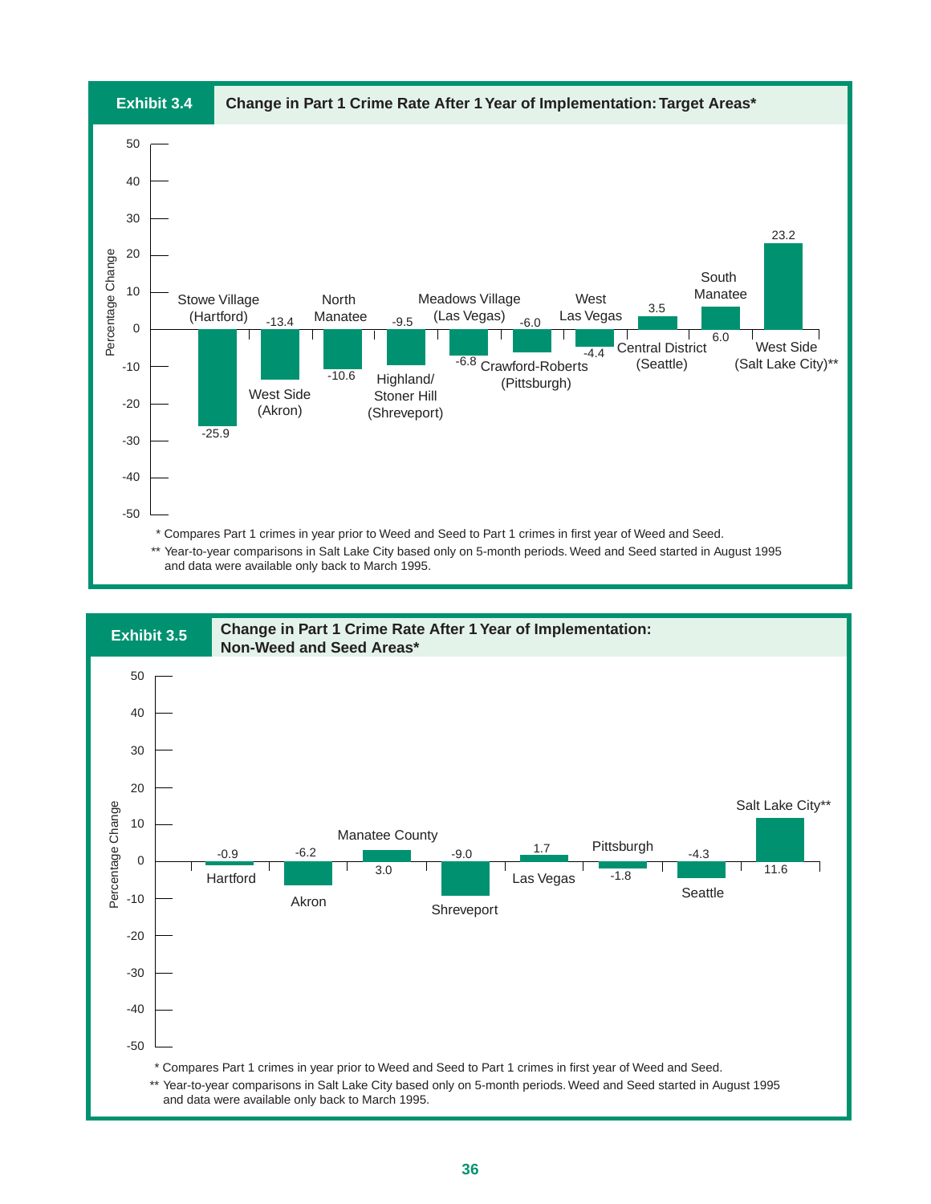## Exhibit 3.4 Change in Part 1 Crime Rate After 1 Year of Implementation: Target Areas*

| Target Area | Percentage Change |
|---|---|
| Stowe Village (Hartford) | -25.9 |
| West Side (Akron) | -13.4 |
| North Manatee | -10.6 |
| Highland/Stoner Hill (Shreveport) | -9.5 |
| Meadows Village (Las Vegas) | -6.8 |
| Crawford-Roberts (Pittsburgh) | -6.0 |
| West Las Vegas | -4.4 |
| Central District (Seattle) | 3.5 |
| South Manatee | 6.0 |
| West Side (Salt Lake City)** | 23.2 |

\* Compares Part 1 crimes in year prior to Weed and Seed to Part 1 crimes in first year of Weed and Seed.

\*\* Year-to-year comparisons in Salt Lake City based only on 5-month periods. Weed and Seed started in August 1995 and data were available only back to March 1995.

## Exhibit 3.5 Change in Part 1 Crime Rate After 1 Year of Implementation: Non-Weed and Seed Areas*

| Area | Percentage Change |
|---|---|
| Hartford | -0.9 |
| Akron | -6.2 |
| Manatee County | 3.0 |
| Shreveport | -9.0 |
| Las Vegas | 1.7 |
| Pittsburgh | -1.8 |
| Seattle | -4.3 |
| Salt Lake City** | 11.6 |

\* Compares Part 1 crimes in year prior to Weed and Seed to Part 1 crimes in first year of Weed and Seed.

\*\* Year-to-year comparisons in Salt Lake City based only on 5-month periods. Weed and Seed started in August 1995 and data were available only back to March 1995.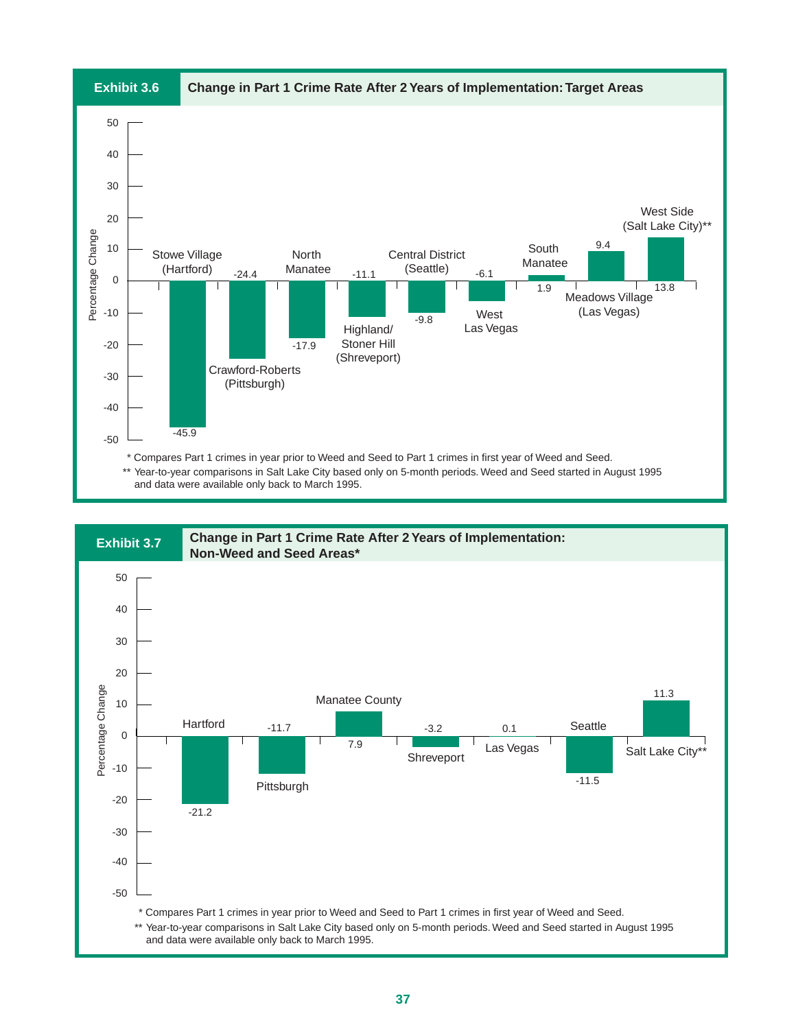**Exhibit 3.6** Change in Part 1 Crime Rate After 2 Years of Implementation: Target Areas

| Target Area | Percentage Change |
|---|---|
| Stowe Village (Hartford) | -45.9 |
| Crawford-Roberts (Pittsburgh) | -24.4 |
| North Manatee | -17.9 |
| Highland/Stoner Hill (Shreveport) | -11.1 |
| Central District (Seattle) | -9.8 |
| West Las Vegas | -6.1 |
| South Manatee | 1.9 |
| Meadows Village (Las Vegas) | 9.4 |
| West Side (Salt Lake City)** | 13.8 |

\* Compares Part 1 crimes in year prior to Weed and Seed to Part 1 crimes in first year of Weed and Seed.

\*\* Year-to-year comparisons in Salt Lake City based only on 5-month periods. Weed and Seed started in August 1995 and data were available only back to March 1995.

**Exhibit 3.7** Change in Part 1 Crime Rate After 2 Years of Implementation: Non-Weed and Seed Areas*

| Area | Percentage Change |
|---|---|
| Hartford | -21.2 |
| Pittsburgh | -11.7 |
| Manatee County | 7.9 |
| Shreveport | -3.2 |
| Las Vegas | 0.1 |
| Seattle | -11.5 |
| Salt Lake City** | 11.3 |

\* Compares Part 1 crimes in year prior to Weed and Seed to Part 1 crimes in first year of Weed and Seed.

\*\* Year-to-year comparisons in Salt Lake City based only on 5-month periods. Weed and Seed started in August 1995 and data were available only back to March 1995.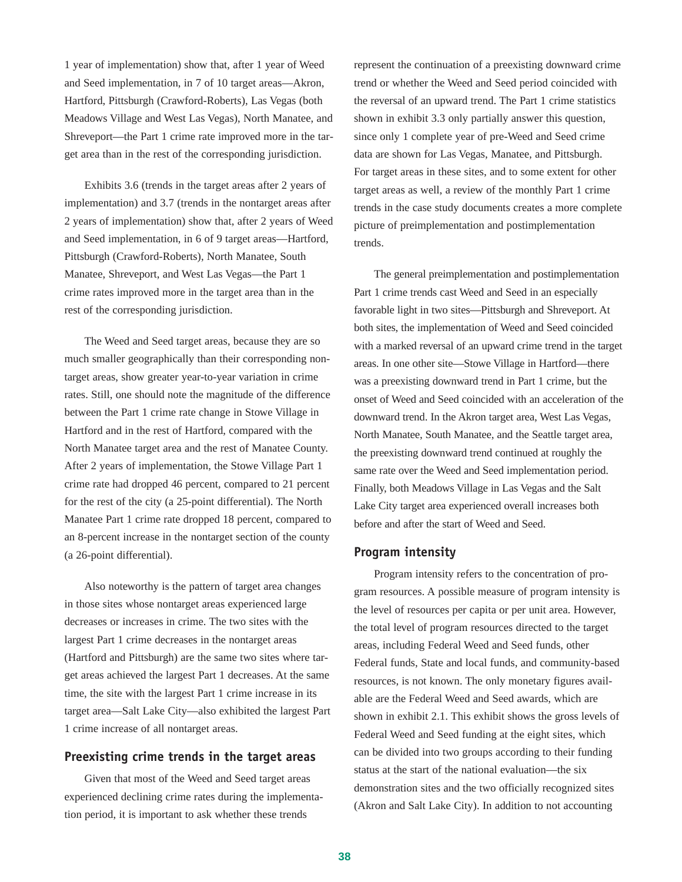1 year of implementation) show that, after 1 year of Weed and Seed implementation, in 7 of 10 target areas—Akron, Hartford, Pittsburgh (Crawford-Roberts), Las Vegas (both Meadows Village and West Las Vegas), North Manatee, and Shreveport—the Part 1 crime rate improved more in the target area than in the rest of the corresponding jurisdiction.

Exhibits 3.6 (trends in the target areas after 2 years of implementation) and 3.7 (trends in the nontarget areas after 2 years of implementation) show that, after 2 years of Weed and Seed implementation, in 6 of 9 target areas—Hartford, Pittsburgh (Crawford-Roberts), North Manatee, South Manatee, Shreveport, and West Las Vegas—the Part 1 crime rates improved more in the target area than in the rest of the corresponding jurisdiction.

The Weed and Seed target areas, because they are so much smaller geographically than their corresponding nontarget areas, show greater year-to-year variation in crime rates. Still, one should note the magnitude of the difference between the Part 1 crime rate change in Stowe Village in Hartford and in the rest of Hartford, compared with the North Manatee target area and the rest of Manatee County. After 2 years of implementation, the Stowe Village Part 1 crime rate had dropped 46 percent, compared to 21 percent for the rest of the city (a 25-point differential). The North Manatee Part 1 crime rate dropped 18 percent, compared to an 8-percent increase in the nontarget section of the county (a 26-point differential).

Also noteworthy is the pattern of target area changes in those sites whose nontarget areas experienced large decreases or increases in crime. The two sites with the largest Part 1 crime decreases in the nontarget areas (Hartford and Pittsburgh) are the same two sites where target areas achieved the largest Part 1 decreases. At the same time, the site with the largest Part 1 crime increase in its target area—Salt Lake City—also exhibited the largest Part 1 crime increase of all nontarget areas.

### Preexisting crime trends in the target areas

Given that most of the Weed and Seed target areas experienced declining crime rates during the implementation period, it is important to ask whether these trends represent the continuation of a preexisting downward crime trend or whether the Weed and Seed period coincided with the reversal of an upward trend. The Part 1 crime statistics shown in exhibit 3.3 only partially answer this question, since only 1 complete year of pre-Weed and Seed crime data are shown for Las Vegas, Manatee, and Pittsburgh. For target areas in these sites, and to some extent for other target areas as well, a review of the monthly Part 1 crime trends in the case study documents creates a more complete picture of preimplementation and postimplementation trends.

The general preimplementation and postimplementation Part 1 crime trends cast Weed and Seed in an especially favorable light in two sites—Pittsburgh and Shreveport. At both sites, the implementation of Weed and Seed coincided with a marked reversal of an upward crime trend in the target areas. In one other site—Stowe Village in Hartford—there was a preexisting downward trend in Part 1 crime, but the onset of Weed and Seed coincided with an acceleration of the downward trend. In the Akron target area, West Las Vegas, North Manatee, South Manatee, and the Seattle target area, the preexisting downward trend continued at roughly the same rate over the Weed and Seed implementation period. Finally, both Meadows Village in Las Vegas and the Salt Lake City target area experienced overall increases both before and after the start of Weed and Seed.

### Program intensity

Program intensity refers to the concentration of program resources. A possible measure of program intensity is the level of resources per capita or per unit area. However, the total level of program resources directed to the target areas, including Federal Weed and Seed funds, other Federal funds, State and local funds, and community-based resources, is not known. The only monetary figures available are the Federal Weed and Seed awards, which are shown in exhibit 2.1. This exhibit shows the gross levels of Federal Weed and Seed funding at the eight sites, which can be divided into two groups according to their funding status at the start of the national evaluation—the six demonstration sites and the two officially recognized sites (Akron and Salt Lake City). In addition to not accounting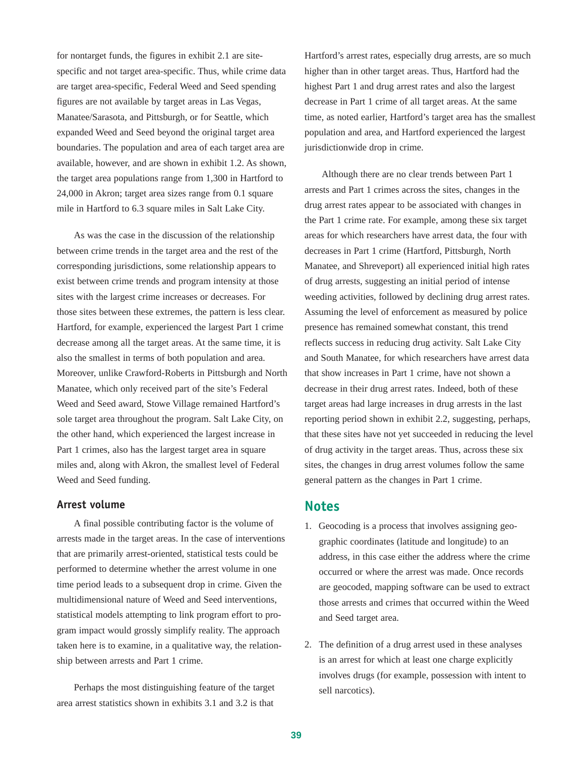for nontarget funds, the figures in exhibit 2.1 are site-specific and not target area-specific. Thus, while crime data are target area-specific, Federal Weed and Seed spending figures are not available by target areas in Las Vegas, Manatee/Sarasota, and Pittsburgh, or for Seattle, which expanded Weed and Seed beyond the original target area boundaries. The population and area of each target area are available, however, and are shown in exhibit 1.2. As shown, the target area populations range from 1,300 in Hartford to 24,000 in Akron; target area sizes range from 0.1 square mile in Hartford to 6.3 square miles in Salt Lake City.

As was the case in the discussion of the relationship between crime trends in the target area and the rest of the corresponding jurisdictions, some relationship appears to exist between crime trends and program intensity at those sites with the largest crime increases or decreases. For those sites between these extremes, the pattern is less clear. Hartford, for example, experienced the largest Part 1 crime decrease among all the target areas. At the same time, it is also the smallest in terms of both population and area. Moreover, unlike Crawford-Roberts in Pittsburgh and North Manatee, which only received part of the site's Federal Weed and Seed award, Stowe Village remained Hartford's sole target area throughout the program. Salt Lake City, on the other hand, which experienced the largest increase in Part 1 crimes, also has the largest target area in square miles and, along with Akron, the smallest level of Federal Weed and Seed funding.

### Arrest volume

A final possible contributing factor is the volume of arrests made in the target areas. In the case of interventions that are primarily arrest-oriented, statistical tests could be performed to determine whether the arrest volume in one time period leads to a subsequent drop in crime. Given the multidimensional nature of Weed and Seed interventions, statistical models attempting to link program effort to program impact would grossly simplify reality. The approach taken here is to examine, in a qualitative way, the relationship between arrests and Part 1 crime.

Perhaps the most distinguishing feature of the target area arrest statistics shown in exhibits 3.1 and 3.2 is that Hartford's arrest rates, especially drug arrests, are so much higher than in other target areas. Thus, Hartford had the highest Part 1 and drug arrest rates and also the largest decrease in Part 1 crime of all target areas. At the same time, as noted earlier, Hartford's target area has the smallest population and area, and Hartford experienced the largest jurisdictionwide drop in crime.

Although there are no clear trends between Part 1 arrests and Part 1 crimes across the sites, changes in the drug arrest rates appear to be associated with changes in the Part 1 crime rate. For example, among these six target areas for which researchers have arrest data, the four with decreases in Part 1 crime (Hartford, Pittsburgh, North Manatee, and Shreveport) all experienced initial high rates of drug arrests, suggesting an initial period of intense weeding activities, followed by declining drug arrest rates. Assuming the level of enforcement as measured by police presence has remained somewhat constant, this trend reflects success in reducing drug activity. Salt Lake City and South Manatee, for which researchers have arrest data that show increases in Part 1 crime, have not shown a decrease in their drug arrest rates. Indeed, both of these target areas had large increases in drug arrests in the last reporting period shown in exhibit 2.2, suggesting, perhaps, that these sites have not yet succeeded in reducing the level of drug activity in the target areas. Thus, across these six sites, the changes in drug arrest volumes follow the same general pattern as the changes in Part 1 crime.

## Notes

1. Geocoding is a process that involves assigning geographic coordinates (latitude and longitude) to an address, in this case either the address where the crime occurred or where the arrest was made. Once records are geocoded, mapping software can be used to extract those arrests and crimes that occurred within the Weed and Seed target area.

2. The definition of a drug arrest used in these analyses is an arrest for which at least one charge explicitly involves drugs (for example, possession with intent to sell narcotics).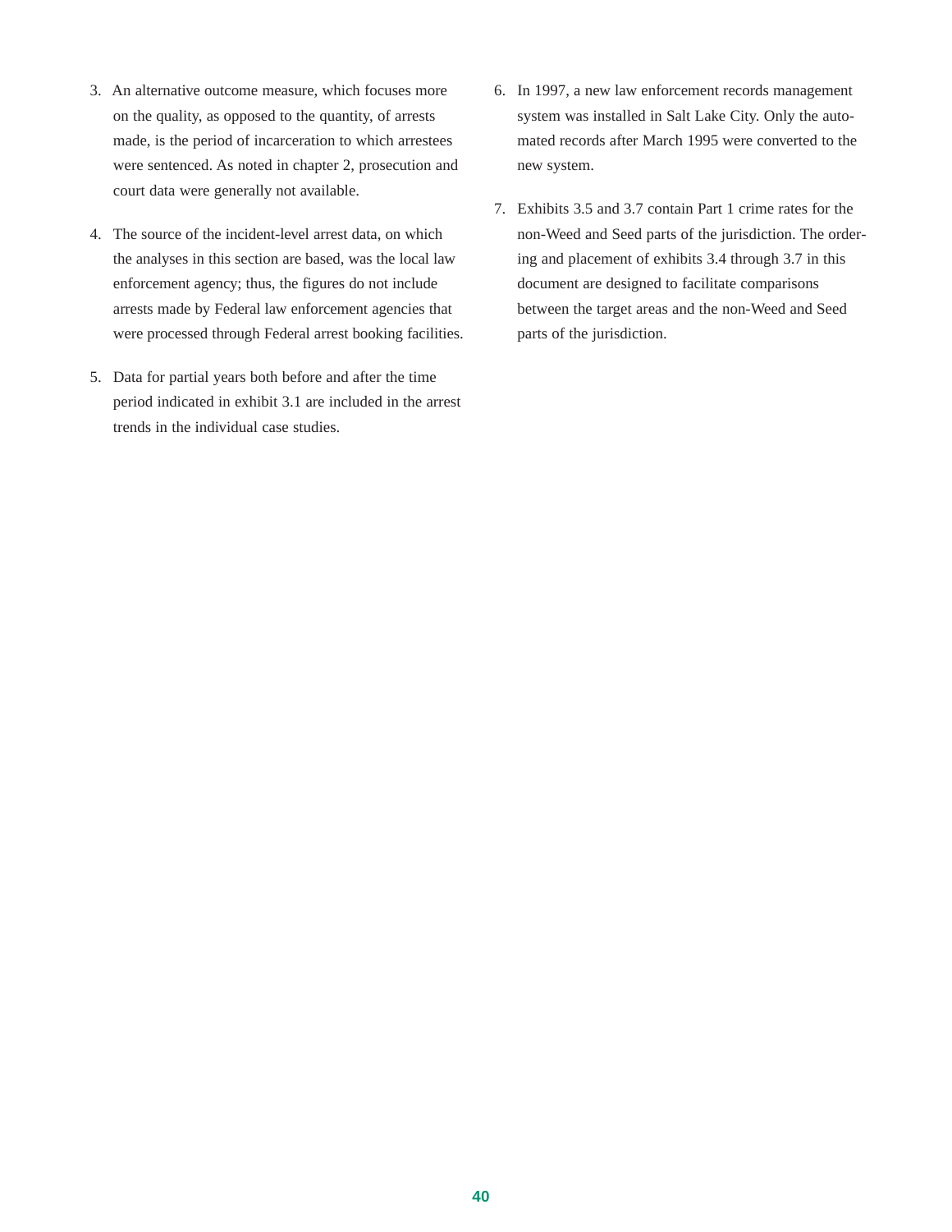3. An alternative outcome measure, which focuses more on the quality, as opposed to the quantity, of arrests made, is the period of incarceration to which arrestees were sentenced. As noted in chapter 2, prosecution and court data were generally not available.

4. The source of the incident-level arrest data, on which the analyses in this section are based, was the local law enforcement agency; thus, the figures do not include arrests made by Federal law enforcement agencies that were processed through Federal arrest booking facilities.

5. Data for partial years both before and after the time period indicated in exhibit 3.1 are included in the arrest trends in the individual case studies.

6. In 1997, a new law enforcement records management system was installed in Salt Lake City. Only the automated records after March 1995 were converted to the new system.

7. Exhibits 3.5 and 3.7 contain Part 1 crime rates for the non-Weed and Seed parts of the jurisdiction. The ordering and placement of exhibits 3.4 through 3.7 in this document are designed to facilitate comparisons between the target areas and the non-Weed and Seed parts of the jurisdiction.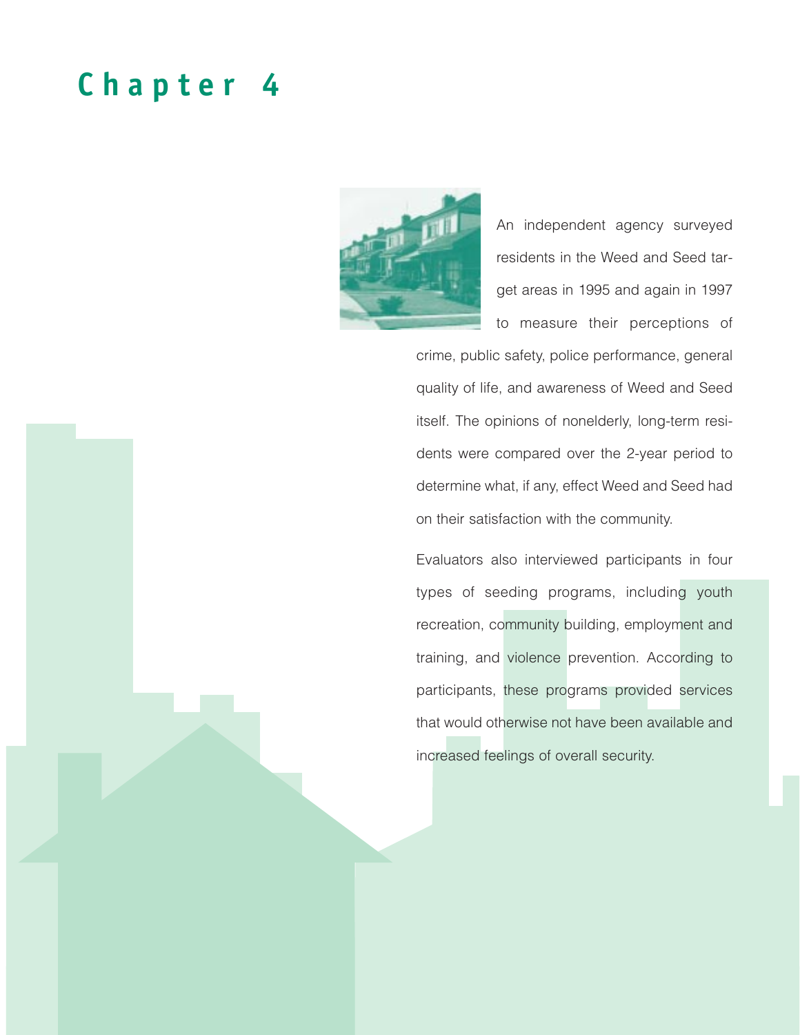# Chapter 4

An independent agency surveyed residents in the Weed and Seed target areas in 1995 and again in 1997 to measure their perceptions of crime, public safety, police performance, general quality of life, and awareness of Weed and Seed itself. The opinions of nonelderly, long-term residents were compared over the 2-year period to determine what, if any, effect Weed and Seed had on their satisfaction with the community.

Evaluators also interviewed participants in four types of seeding programs, including youth recreation, community building, employment and training, and violence prevention. According to participants, these programs provided services that would otherwise not have been available and increased feelings of overall security.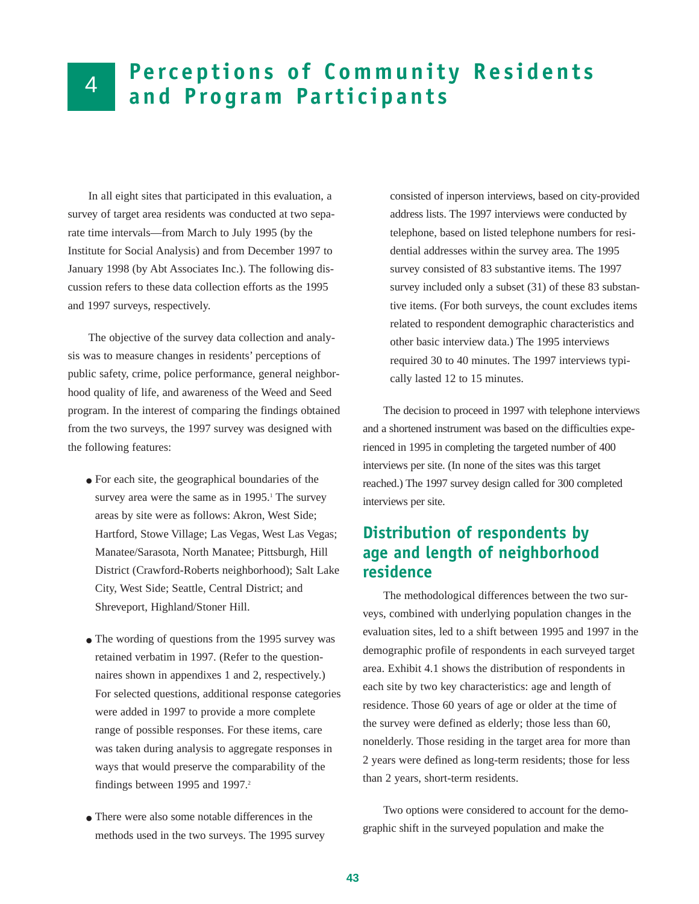# 4 Perceptions of Community Residents and Program Participants

In all eight sites that participated in this evaluation, a survey of target area residents was conducted at two separate time intervals—from March to July 1995 (by the Institute for Social Analysis) and from December 1997 to January 1998 (by Abt Associates Inc.). The following discussion refers to these data collection efforts as the 1995 and 1997 surveys, respectively.

The objective of the survey data collection and analysis was to measure changes in residents' perceptions of public safety, crime, police performance, general neighborhood quality of life, and awareness of the Weed and Seed program. In the interest of comparing the findings obtained from the two surveys, the 1997 survey was designed with the following features:

- For each site, the geographical boundaries of the survey area were the same as in 1995.[1] The survey areas by site were as follows: Akron, West Side; Hartford, Stowe Village; Las Vegas, West Las Vegas; Manatee/Sarasota, North Manatee; Pittsburgh, Hill District (Crawford-Roberts neighborhood); Salt Lake City, West Side; Seattle, Central District; and Shreveport, Highland/Stoner Hill.
- The wording of questions from the 1995 survey was retained verbatim in 1997. (Refer to the questionnaires shown in appendixes 1 and 2, respectively.) For selected questions, additional response categories were added in 1997 to provide a more complete range of possible responses. For these items, care was taken during analysis to aggregate responses in ways that would preserve the comparability of the findings between 1995 and 1997.[2]
- There were also some notable differences in the methods used in the two surveys. The 1995 survey consisted of inperson interviews, based on city-provided address lists. The 1997 interviews were conducted by telephone, based on listed telephone numbers for residential addresses within the survey area. The 1995 survey consisted of 83 substantive items. The 1997 survey included only a subset (31) of these 83 substantive items. (For both surveys, the count excludes items related to respondent demographic characteristics and other basic interview data.) The 1995 interviews required 30 to 40 minutes. The 1997 interviews typically lasted 12 to 15 minutes.

The decision to proceed in 1997 with telephone interviews and a shortened instrument was based on the difficulties experienced in 1995 in completing the targeted number of 400 interviews per site. (In none of the sites was this target reached.) The 1997 survey design called for 300 completed interviews per site.

## Distribution of respondents by age and length of neighborhood residence

The methodological differences between the two surveys, combined with underlying population changes in the evaluation sites, led to a shift between 1995 and 1997 in the demographic profile of respondents in each surveyed target area. Exhibit 4.1 shows the distribution of respondents in each site by two key characteristics: age and length of residence. Those 60 years of age or older at the time of the survey were defined as elderly; those less than 60, nonelderly. Those residing in the target area for more than 2 years were defined as long-term residents; those for less than 2 years, short-term residents.

Two options were considered to account for the demographic shift in the surveyed population and make the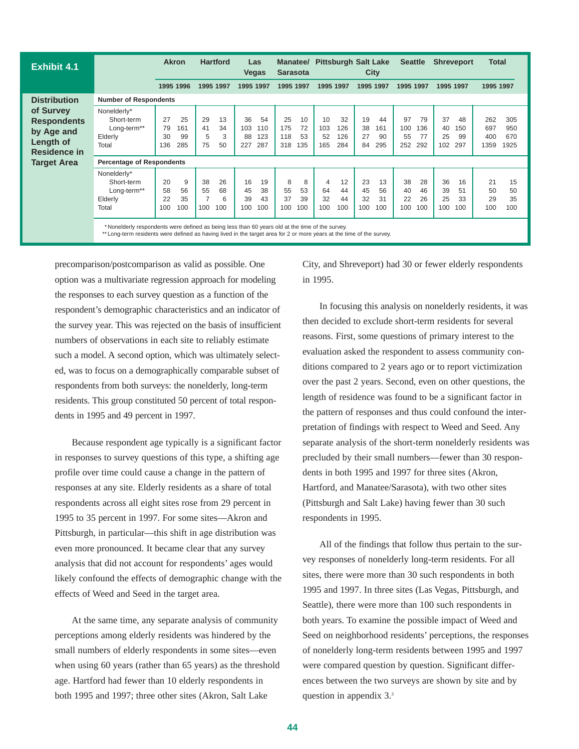**Exhibit 4.1**

**Distribution of Survey Respondents by Age and Length of Residence in Target Area**

| | Akron | | Hartford | | Las Vegas | | Manatee/ Sarasota | | Pittsburgh | | Salt Lake City | | Seattle | | Shreveport | | Total | |
|---|---|---|---|---|---|---|---|---|---|---|---|---|---|---|---|---|---|---|
| | 1995 | 1996 | 1995 | 1997 | 1995 | 1997 | 1995 | 1997 | 1995 | 1997 | 1995 | 1997 | 1995 | 1997 | 1995 | 1997 | 1995 | 1997 |
| **Number of Respondents** | | | | | | | | | | | | | | | | | | |
| Nonelderly* | | | | | | | | | | | | | | | | | | |
| Short-term | 27 | 25 | 29 | 13 | 36 | 54 | 25 | 10 | 10 | 32 | 19 | 44 | 97 | 79 | 37 | 48 | 262 | 305 |
| Long-term** | 79 | 161 | 41 | 34 | 103 | 110 | 175 | 72 | 103 | 126 | 38 | 161 | 100 | 136 | 40 | 150 | 697 | 950 |
| Elderly | 30 | 99 | 5 | 3 | 88 | 123 | 118 | 53 | 52 | 126 | 27 | 90 | 55 | 77 | 25 | 99 | 400 | 670 |
| Total | 136 | 285 | 75 | 50 | 227 | 287 | 318 | 135 | 165 | 284 | 84 | 295 | 252 | 292 | 102 | 297 | 1359 | 1925 |
| **Percentage of Respondents** | | | | | | | | | | | | | | | | | | |
| Nonelderly* | | | | | | | | | | | | | | | | | | |
| Short-term | 20 | 9 | 38 | 26 | 16 | 19 | 8 | 8 | 4 | 12 | 23 | 13 | 38 | 28 | 36 | 16 | 21 | 15 |
| Long-term** | 58 | 56 | 55 | 68 | 45 | 38 | 55 | 53 | 64 | 44 | 45 | 56 | 40 | 46 | 39 | 51 | 50 | 50 |
| Elderly | 22 | 35 | 7 | 6 | 39 | 43 | 37 | 39 | 32 | 44 | 32 | 31 | 22 | 26 | 25 | 33 | 29 | 35 |
| Total | 100 | 100 | 100 | 100 | 100 | 100 | 100 | 100 | 100 | 100 | 100 | 100 | 100 | 100 | 100 | 100 | 100 | 100 |

\* Nonelderly respondents were defined as being less than 60 years old at the time of the survey.
\** Long-term residents were defined as having lived in the target area for 2 or more years at the time of the survey.

precomparison/postcomparison as valid as possible. One option was a multivariate regression approach for modeling the responses to each survey question as a function of the respondent's demographic characteristics and an indicator of the survey year. This was rejected on the basis of insufficient numbers of observations in each site to reliably estimate such a model. A second option, which was ultimately selected, was to focus on a demographically comparable subset of respondents from both surveys: the nonelderly, long-term residents. This group constituted 50 percent of total respondents in 1995 and 49 percent in 1997.

Because respondent age typically is a significant factor in responses to survey questions of this type, a shifting age profile over time could cause a change in the pattern of responses at any site. Elderly residents as a share of total respondents across all eight sites rose from 29 percent in 1995 to 35 percent in 1997. For some sites—Akron and Pittsburgh, in particular—this shift in age distribution was even more pronounced. It became clear that any survey analysis that did not account for respondents' ages would likely confound the effects of demographic change with the effects of Weed and Seed in the target area.

At the same time, any separate analysis of community perceptions among elderly residents was hindered by the small numbers of elderly respondents in some sites—even when using 60 years (rather than 65 years) as the threshold age. Hartford had fewer than 10 elderly respondents in both 1995 and 1997; three other sites (Akron, Salt Lake City, and Shreveport) had 30 or fewer elderly respondents in 1995.

In focusing this analysis on nonelderly residents, it was then decided to exclude short-term residents for several reasons. First, some questions of primary interest to the evaluation asked the respondent to assess community conditions compared to 2 years ago or to report victimization over the past 2 years. Second, even on other questions, the length of residence was found to be a significant factor in the pattern of responses and thus could confound the interpretation of findings with respect to Weed and Seed. Any separate analysis of the short-term nonelderly residents was precluded by their small numbers—fewer than 30 respondents in both 1995 and 1997 for three sites (Akron, Hartford, and Manatee/Sarasota), with two other sites (Pittsburgh and Salt Lake) having fewer than 30 such respondents in 1995.

All of the findings that follow thus pertain to the survey responses of nonelderly long-term residents. For all sites, there were more than 30 such respondents in both 1995 and 1997. In three sites (Las Vegas, Pittsburgh, and Seattle), there were more than 100 such respondents in both years. To examine the possible impact of Weed and Seed on neighborhood residents' perceptions, the responses of nonelderly long-term residents between 1995 and 1997 were compared question by question. Significant differences between the two surveys are shown by site and by question in appendix 3.[3]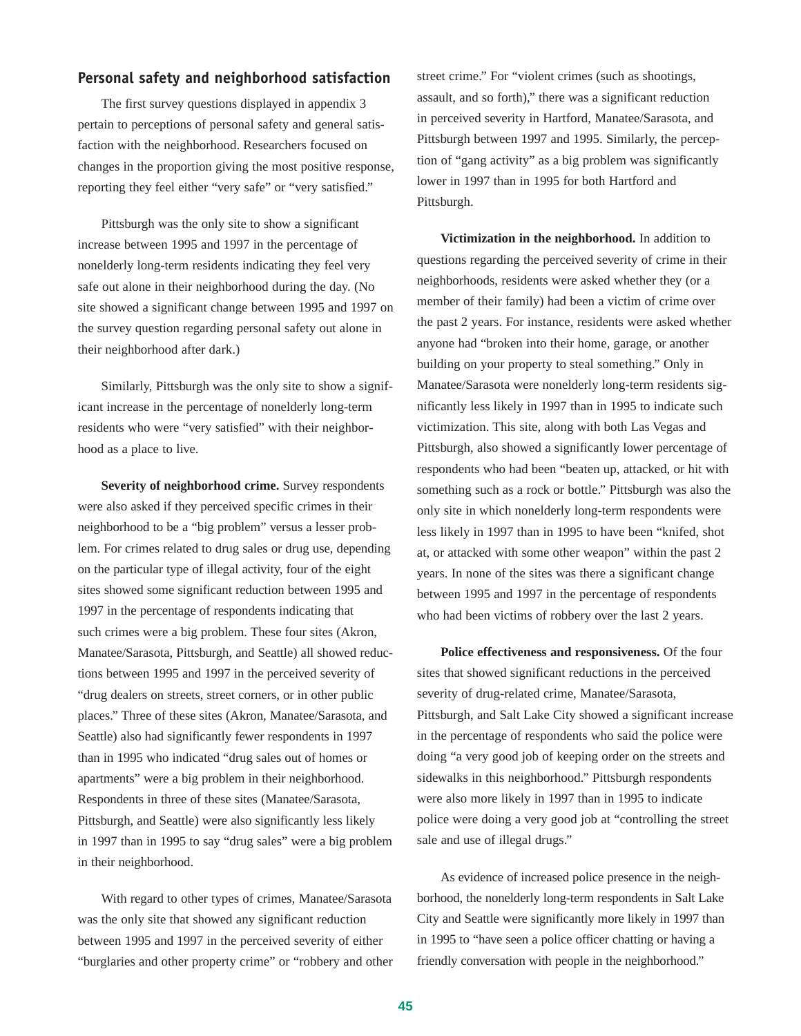## Personal safety and neighborhood satisfaction

The first survey questions displayed in appendix 3 pertain to perceptions of personal safety and general satisfaction with the neighborhood. Researchers focused on changes in the proportion giving the most positive response, reporting they feel either "very safe" or "very satisfied."

Pittsburgh was the only site to show a significant increase between 1995 and 1997 in the percentage of nonelderly long-term residents indicating they feel very safe out alone in their neighborhood during the day. (No site showed a significant change between 1995 and 1997 on the survey question regarding personal safety out alone in their neighborhood after dark.)

Similarly, Pittsburgh was the only site to show a significant increase in the percentage of nonelderly long-term residents who were "very satisfied" with their neighborhood as a place to live.

**Severity of neighborhood crime.** Survey respondents were also asked if they perceived specific crimes in their neighborhood to be a "big problem" versus a lesser problem. For crimes related to drug sales or drug use, depending on the particular type of illegal activity, four of the eight sites showed some significant reduction between 1995 and 1997 in the percentage of respondents indicating that such crimes were a big problem. These four sites (Akron, Manatee/Sarasota, Pittsburgh, and Seattle) all showed reductions between 1995 and 1997 in the perceived severity of "drug dealers on streets, street corners, or in other public places." Three of these sites (Akron, Manatee/Sarasota, and Seattle) also had significantly fewer respondents in 1997 than in 1995 who indicated "drug sales out of homes or apartments" were a big problem in their neighborhood. Respondents in three of these sites (Manatee/Sarasota, Pittsburgh, and Seattle) were also significantly less likely in 1997 than in 1995 to say "drug sales" were a big problem in their neighborhood.

With regard to other types of crimes, Manatee/Sarasota was the only site that showed any significant reduction between 1995 and 1997 in the perceived severity of either "burglaries and other property crime" or "robbery and other street crime." For "violent crimes (such as shootings, assault, and so forth)," there was a significant reduction in perceived severity in Hartford, Manatee/Sarasota, and Pittsburgh between 1997 and 1995. Similarly, the perception of "gang activity" as a big problem was significantly lower in 1997 than in 1995 for both Hartford and Pittsburgh.

**Victimization in the neighborhood.** In addition to questions regarding the perceived severity of crime in their neighborhoods, residents were asked whether they (or a member of their family) had been a victim of crime over the past 2 years. For instance, residents were asked whether anyone had "broken into their home, garage, or another building on your property to steal something." Only in Manatee/Sarasota were nonelderly long-term residents significantly less likely in 1997 than in 1995 to indicate such victimization. This site, along with both Las Vegas and Pittsburgh, also showed a significantly lower percentage of respondents who had been "beaten up, attacked, or hit with something such as a rock or bottle." Pittsburgh was also the only site in which nonelderly long-term respondents were less likely in 1997 than in 1995 to have been "knifed, shot at, or attacked with some other weapon" within the past 2 years. In none of the sites was there a significant change between 1995 and 1997 in the percentage of respondents who had been victims of robbery over the last 2 years.

**Police effectiveness and responsiveness.** Of the four sites that showed significant reductions in the perceived severity of drug-related crime, Manatee/Sarasota, Pittsburgh, and Salt Lake City showed a significant increase in the percentage of respondents who said the police were doing "a very good job of keeping order on the streets and sidewalks in this neighborhood." Pittsburgh respondents were also more likely in 1997 than in 1995 to indicate police were doing a very good job at "controlling the street sale and use of illegal drugs."

As evidence of increased police presence in the neighborhood, the nonelderly long-term respondents in Salt Lake City and Seattle were significantly more likely in 1997 than in 1995 to "have seen a police officer chatting or having a friendly conversation with people in the neighborhood."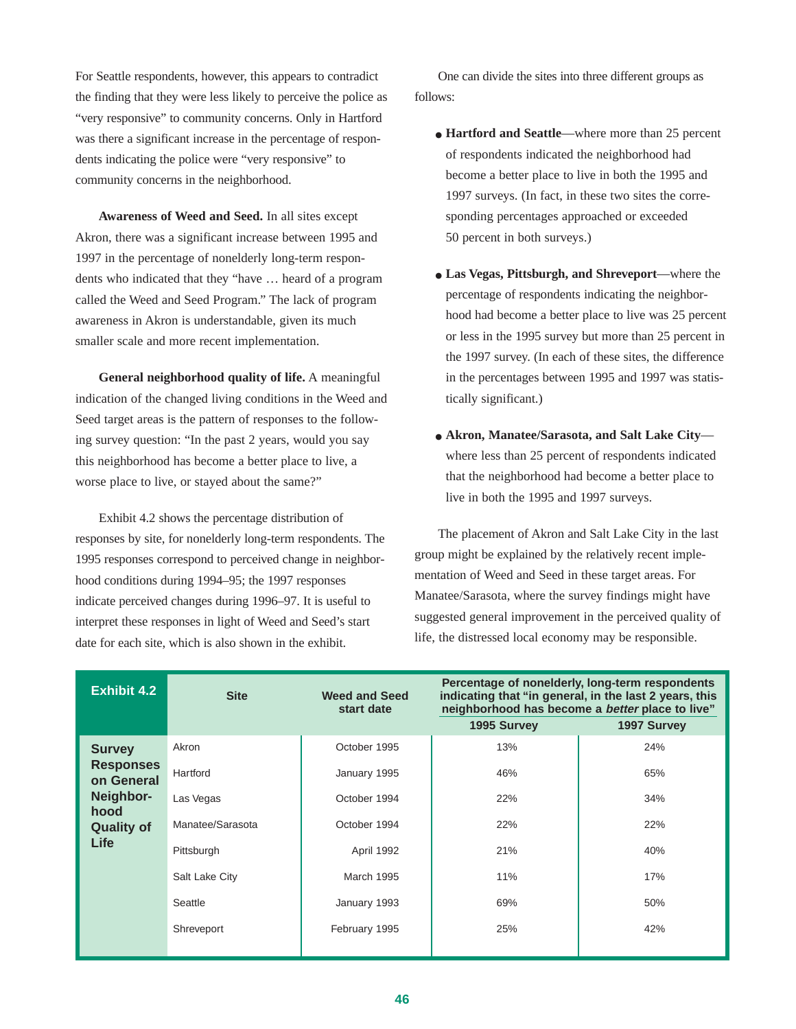For Seattle respondents, however, this appears to contradict the finding that they were less likely to perceive the police as "very responsive" to community concerns. Only in Hartford was there a significant increase in the percentage of respondents indicating the police were "very responsive" to community concerns in the neighborhood.

**Awareness of Weed and Seed.** In all sites except Akron, there was a significant increase between 1995 and 1997 in the percentage of nonelderly long-term respondents who indicated that they "have … heard of a program called the Weed and Seed Program." The lack of program awareness in Akron is understandable, given its much smaller scale and more recent implementation.

**General neighborhood quality of life.** A meaningful indication of the changed living conditions in the Weed and Seed target areas is the pattern of responses to the following survey question: "In the past 2 years, would you say this neighborhood has become a better place to live, a worse place to live, or stayed about the same?"

Exhibit 4.2 shows the percentage distribution of responses by site, for nonelderly long-term respondents. The 1995 responses correspond to perceived change in neighborhood conditions during 1994–95; the 1997 responses indicate perceived changes during 1996–97. It is useful to interpret these responses in light of Weed and Seed's start date for each site, which is also shown in the exhibit.

One can divide the sites into three different groups as follows:

- **Hartford and Seattle**—where more than 25 percent of respondents indicated the neighborhood had become a better place to live in both the 1995 and 1997 surveys. (In fact, in these two sites the corresponding percentages approached or exceeded 50 percent in both surveys.)
- **Las Vegas, Pittsburgh, and Shreveport**—where the percentage of respondents indicating the neighborhood had become a better place to live was 25 percent or less in the 1995 survey but more than 25 percent in the 1997 survey. (In each of these sites, the difference in the percentages between 1995 and 1997 was statistically significant.)
- **Akron, Manatee/Sarasota, and Salt Lake City**—where less than 25 percent of respondents indicated that the neighborhood had become a better place to live in both the 1995 and 1997 surveys.

The placement of Akron and Salt Lake City in the last group might be explained by the relatively recent implementation of Weed and Seed in these target areas. For Manatee/Sarasota, where the survey findings might have suggested general improvement in the perceived quality of life, the distressed local economy may be responsible.

**Exhibit 4.2 Survey Responses on General Neighborhood Quality of Life**

| Site | Weed and Seed start date | Percentage of nonelderly, long-term respondents indicating that "in general, in the last 2 years, this neighborhood has become a *better* place to live" | |
|---|---|---|---|
| | | 1995 Survey | 1997 Survey |
| Akron | October 1995 | 13% | 24% |
| Hartford | January 1995 | 46% | 65% |
| Las Vegas | October 1994 | 22% | 34% |
| Manatee/Sarasota | October 1994 | 22% | 22% |
| Pittsburgh | April 1992 | 21% | 40% |
| Salt Lake City | March 1995 | 11% | 17% |
| Seattle | January 1993 | 69% | 50% |
| Shreveport | February 1995 | 25% | 42% |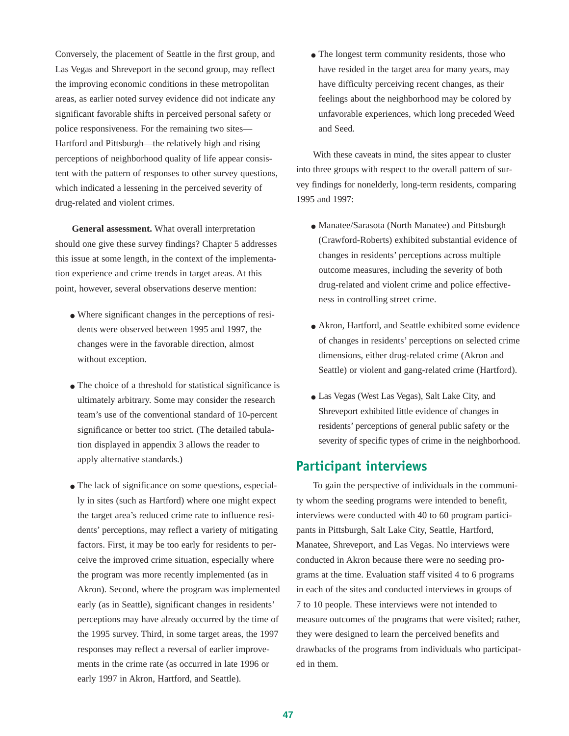Conversely, the placement of Seattle in the first group, and Las Vegas and Shreveport in the second group, may reflect the improving economic conditions in these metropolitan areas, as earlier noted survey evidence did not indicate any significant favorable shifts in perceived personal safety or police responsiveness. For the remaining two sites—Hartford and Pittsburgh—the relatively high and rising perceptions of neighborhood quality of life appear consistent with the pattern of responses to other survey questions, which indicated a lessening in the perceived severity of drug-related and violent crimes.

**General assessment.** What overall interpretation should one give these survey findings? Chapter 5 addresses this issue at some length, in the context of the implementation experience and crime trends in target areas. At this point, however, several observations deserve mention:

- Where significant changes in the perceptions of residents were observed between 1995 and 1997, the changes were in the favorable direction, almost without exception.

- The choice of a threshold for statistical significance is ultimately arbitrary. Some may consider the research team's use of the conventional standard of 10-percent significance or better too strict. (The detailed tabulation displayed in appendix 3 allows the reader to apply alternative standards.)

- The lack of significance on some questions, especially in sites (such as Hartford) where one might expect the target area's reduced crime rate to influence residents' perceptions, may reflect a variety of mitigating factors. First, it may be too early for residents to perceive the improved crime situation, especially where the program was more recently implemented (as in Akron). Second, where the program was implemented early (as in Seattle), significant changes in residents' perceptions may have already occurred by the time of the 1995 survey. Third, in some target areas, the 1997 responses may reflect a reversal of earlier improvements in the crime rate (as occurred in late 1996 or early 1997 in Akron, Hartford, and Seattle).

- The longest term community residents, those who have resided in the target area for many years, may have difficulty perceiving recent changes, as their feelings about the neighborhood may be colored by unfavorable experiences, which long preceded Weed and Seed.

With these caveats in mind, the sites appear to cluster into three groups with respect to the overall pattern of survey findings for nonelderly, long-term residents, comparing 1995 and 1997:

- Manatee/Sarasota (North Manatee) and Pittsburgh (Crawford-Roberts) exhibited substantial evidence of changes in residents' perceptions across multiple outcome measures, including the severity of both drug-related and violent crime and police effectiveness in controlling street crime.

- Akron, Hartford, and Seattle exhibited some evidence of changes in residents' perceptions on selected crime dimensions, either drug-related crime (Akron and Seattle) or violent and gang-related crime (Hartford).

- Las Vegas (West Las Vegas), Salt Lake City, and Shreveport exhibited little evidence of changes in residents' perceptions of general public safety or the severity of specific types of crime in the neighborhood.

## Participant interviews

To gain the perspective of individuals in the community whom the seeding programs were intended to benefit, interviews were conducted with 40 to 60 program participants in Pittsburgh, Salt Lake City, Seattle, Hartford, Manatee, Shreveport, and Las Vegas. No interviews were conducted in Akron because there were no seeding programs at the time. Evaluation staff visited 4 to 6 programs in each of the sites and conducted interviews in groups of 7 to 10 people. These interviews were not intended to measure outcomes of the programs that were visited; rather, they were designed to learn the perceived benefits and drawbacks of the programs from individuals who participated in them.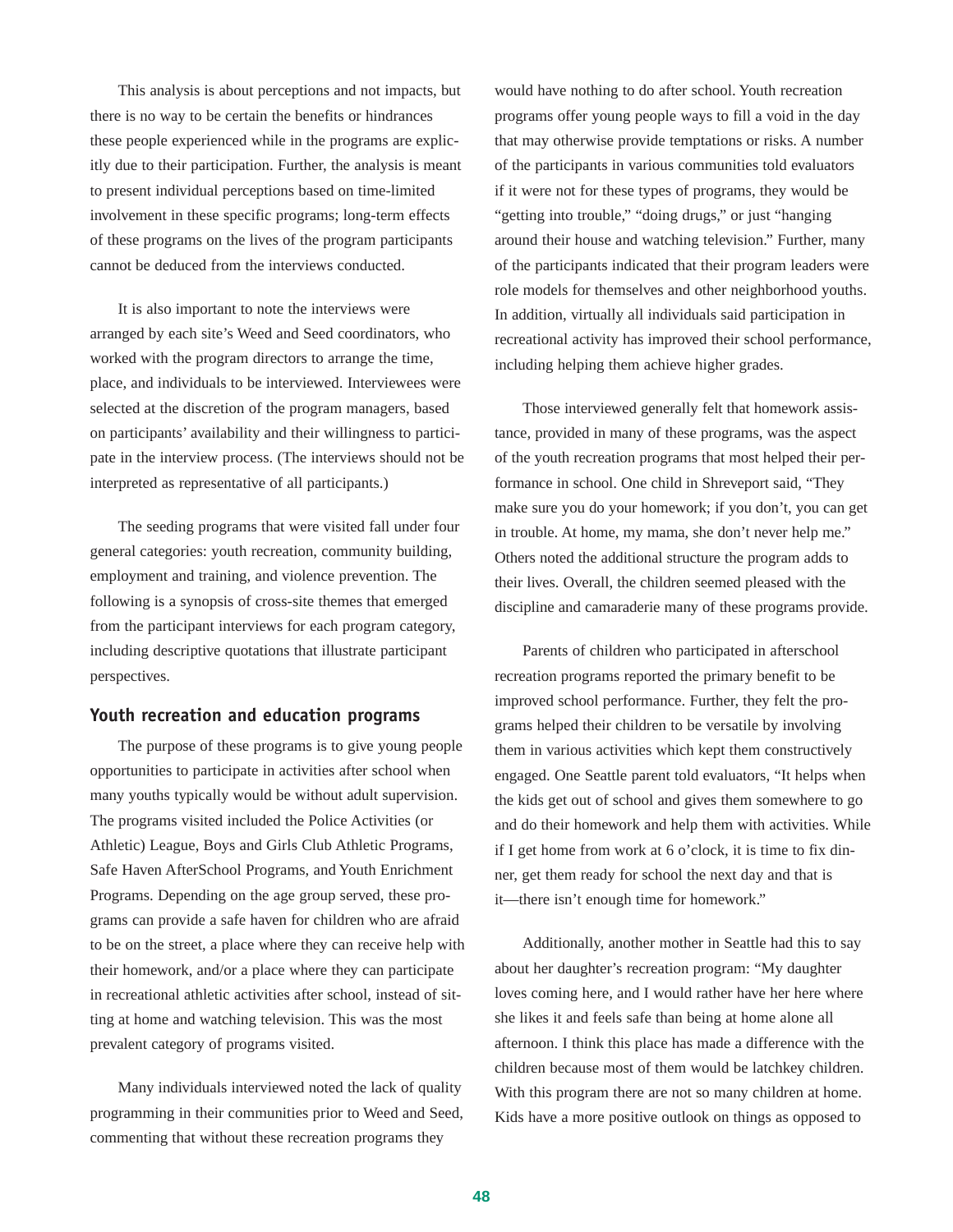This analysis is about perceptions and not impacts, but there is no way to be certain the benefits or hindrances these people experienced while in the programs are explicitly due to their participation. Further, the analysis is meant to present individual perceptions based on time-limited involvement in these specific programs; long-term effects of these programs on the lives of the program participants cannot be deduced from the interviews conducted.

It is also important to note the interviews were arranged by each site's Weed and Seed coordinators, who worked with the program directors to arrange the time, place, and individuals to be interviewed. Interviewees were selected at the discretion of the program managers, based on participants' availability and their willingness to participate in the interview process. (The interviews should not be interpreted as representative of all participants.)

The seeding programs that were visited fall under four general categories: youth recreation, community building, employment and training, and violence prevention. The following is a synopsis of cross-site themes that emerged from the participant interviews for each program category, including descriptive quotations that illustrate participant perspectives.

### Youth recreation and education programs

The purpose of these programs is to give young people opportunities to participate in activities after school when many youths typically would be without adult supervision. The programs visited included the Police Activities (or Athletic) League, Boys and Girls Club Athletic Programs, Safe Haven AfterSchool Programs, and Youth Enrichment Programs. Depending on the age group served, these programs can provide a safe haven for children who are afraid to be on the street, a place where they can receive help with their homework, and/or a place where they can participate in recreational athletic activities after school, instead of sitting at home and watching television. This was the most prevalent category of programs visited.

Many individuals interviewed noted the lack of quality programming in their communities prior to Weed and Seed, commenting that without these recreation programs they would have nothing to do after school. Youth recreation programs offer young people ways to fill a void in the day that may otherwise provide temptations or risks. A number of the participants in various communities told evaluators if it were not for these types of programs, they would be "getting into trouble," "doing drugs," or just "hanging around their house and watching television." Further, many of the participants indicated that their program leaders were role models for themselves and other neighborhood youths. In addition, virtually all individuals said participation in recreational activity has improved their school performance, including helping them achieve higher grades.

Those interviewed generally felt that homework assistance, provided in many of these programs, was the aspect of the youth recreation programs that most helped their performance in school. One child in Shreveport said, "They make sure you do your homework; if you don't, you can get in trouble. At home, my mama, she don't never help me." Others noted the additional structure the program adds to their lives. Overall, the children seemed pleased with the discipline and camaraderie many of these programs provide.

Parents of children who participated in afterschool recreation programs reported the primary benefit to be improved school performance. Further, they felt the programs helped their children to be versatile by involving them in various activities which kept them constructively engaged. One Seattle parent told evaluators, "It helps when the kids get out of school and gives them somewhere to go and do their homework and help them with activities. While if I get home from work at 6 o'clock, it is time to fix dinner, get them ready for school the next day and that is it—there isn't enough time for homework."

Additionally, another mother in Seattle had this to say about her daughter's recreation program: "My daughter loves coming here, and I would rather have her here where she likes it and feels safe than being at home alone all afternoon. I think this place has made a difference with the children because most of them would be latchkey children. With this program there are not so many children at home. Kids have a more positive outlook on things as opposed to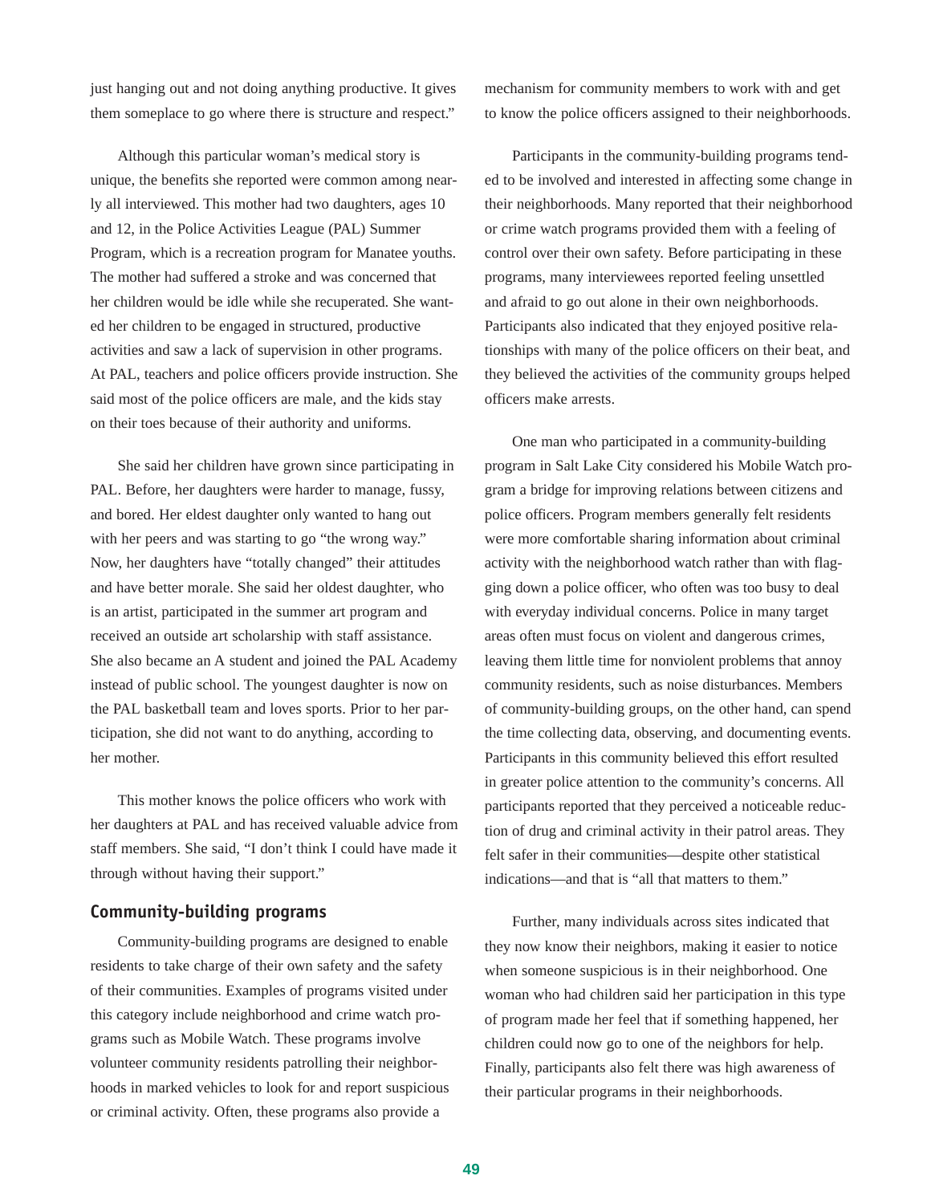just hanging out and not doing anything productive. It gives them someplace to go where there is structure and respect."

Although this particular woman's medical story is unique, the benefits she reported were common among nearly all interviewed. This mother had two daughters, ages 10 and 12, in the Police Activities League (PAL) Summer Program, which is a recreation program for Manatee youths. The mother had suffered a stroke and was concerned that her children would be idle while she recuperated. She wanted her children to be engaged in structured, productive activities and saw a lack of supervision in other programs. At PAL, teachers and police officers provide instruction. She said most of the police officers are male, and the kids stay on their toes because of their authority and uniforms.

She said her children have grown since participating in PAL. Before, her daughters were harder to manage, fussy, and bored. Her eldest daughter only wanted to hang out with her peers and was starting to go "the wrong way." Now, her daughters have "totally changed" their attitudes and have better morale. She said her oldest daughter, who is an artist, participated in the summer art program and received an outside art scholarship with staff assistance. She also became an A student and joined the PAL Academy instead of public school. The youngest daughter is now on the PAL basketball team and loves sports. Prior to her participation, she did not want to do anything, according to her mother.

This mother knows the police officers who work with her daughters at PAL and has received valuable advice from staff members. She said, "I don't think I could have made it through without having their support."

### Community-building programs

Community-building programs are designed to enable residents to take charge of their own safety and the safety of their communities. Examples of programs visited under this category include neighborhood and crime watch programs such as Mobile Watch. These programs involve volunteer community residents patrolling their neighborhoods in marked vehicles to look for and report suspicious or criminal activity. Often, these programs also provide a mechanism for community members to work with and get to know the police officers assigned to their neighborhoods.

Participants in the community-building programs tended to be involved and interested in affecting some change in their neighborhoods. Many reported that their neighborhood or crime watch programs provided them with a feeling of control over their own safety. Before participating in these programs, many interviewees reported feeling unsettled and afraid to go out alone in their own neighborhoods. Participants also indicated that they enjoyed positive relationships with many of the police officers on their beat, and they believed the activities of the community groups helped officers make arrests.

One man who participated in a community-building program in Salt Lake City considered his Mobile Watch program a bridge for improving relations between citizens and police officers. Program members generally felt residents were more comfortable sharing information about criminal activity with the neighborhood watch rather than with flagging down a police officer, who often was too busy to deal with everyday individual concerns. Police in many target areas often must focus on violent and dangerous crimes, leaving them little time for nonviolent problems that annoy community residents, such as noise disturbances. Members of community-building groups, on the other hand, can spend the time collecting data, observing, and documenting events. Participants in this community believed this effort resulted in greater police attention to the community's concerns. All participants reported that they perceived a noticeable reduction of drug and criminal activity in their patrol areas. They felt safer in their communities—despite other statistical indications—and that is "all that matters to them."

Further, many individuals across sites indicated that they now know their neighbors, making it easier to notice when someone suspicious is in their neighborhood. One woman who had children said her participation in this type of program made her feel that if something happened, her children could now go to one of the neighbors for help. Finally, participants also felt there was high awareness of their particular programs in their neighborhoods.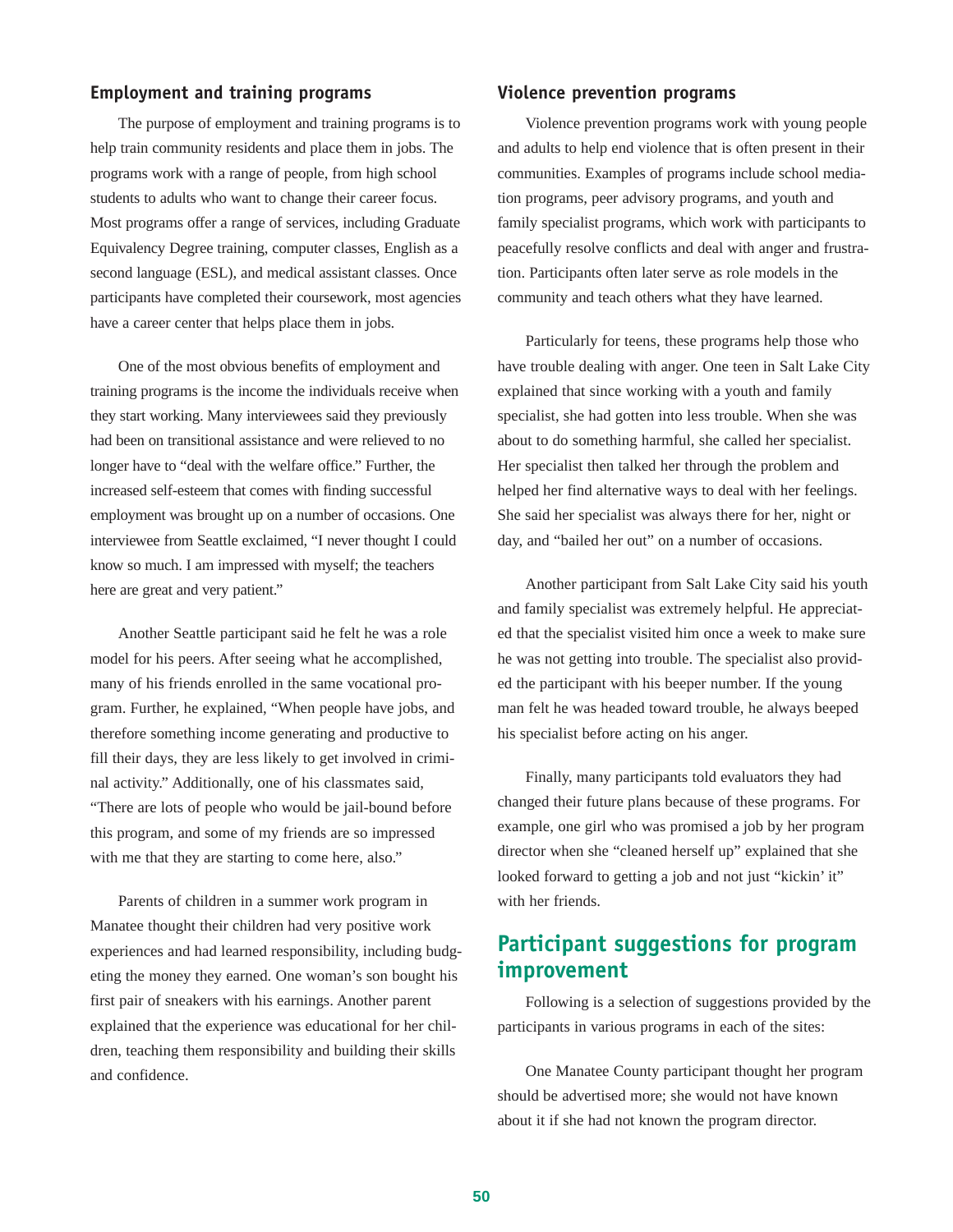### Employment and training programs

The purpose of employment and training programs is to help train community residents and place them in jobs. The programs work with a range of people, from high school students to adults who want to change their career focus. Most programs offer a range of services, including Graduate Equivalency Degree training, computer classes, English as a second language (ESL), and medical assistant classes. Once participants have completed their coursework, most agencies have a career center that helps place them in jobs.

One of the most obvious benefits of employment and training programs is the income the individuals receive when they start working. Many interviewees said they previously had been on transitional assistance and were relieved to no longer have to "deal with the welfare office." Further, the increased self-esteem that comes with finding successful employment was brought up on a number of occasions. One interviewee from Seattle exclaimed, "I never thought I could know so much. I am impressed with myself; the teachers here are great and very patient."

Another Seattle participant said he felt he was a role model for his peers. After seeing what he accomplished, many of his friends enrolled in the same vocational program. Further, he explained, "When people have jobs, and therefore something income generating and productive to fill their days, they are less likely to get involved in criminal activity." Additionally, one of his classmates said, "There are lots of people who would be jail-bound before this program, and some of my friends are so impressed with me that they are starting to come here, also."

Parents of children in a summer work program in Manatee thought their children had very positive work experiences and had learned responsibility, including budgeting the money they earned. One woman's son bought his first pair of sneakers with his earnings. Another parent explained that the experience was educational for her children, teaching them responsibility and building their skills and confidence.

### Violence prevention programs

Violence prevention programs work with young people and adults to help end violence that is often present in their communities. Examples of programs include school mediation programs, peer advisory programs, and youth and family specialist programs, which work with participants to peacefully resolve conflicts and deal with anger and frustration. Participants often later serve as role models in the community and teach others what they have learned.

Particularly for teens, these programs help those who have trouble dealing with anger. One teen in Salt Lake City explained that since working with a youth and family specialist, she had gotten into less trouble. When she was about to do something harmful, she called her specialist. Her specialist then talked her through the problem and helped her find alternative ways to deal with her feelings. She said her specialist was always there for her, night or day, and "bailed her out" on a number of occasions.

Another participant from Salt Lake City said his youth and family specialist was extremely helpful. He appreciated that the specialist visited him once a week to make sure he was not getting into trouble. The specialist also provided the participant with his beeper number. If the young man felt he was headed toward trouble, he always beeped his specialist before acting on his anger.

Finally, many participants told evaluators they had changed their future plans because of these programs. For example, one girl who was promised a job by her program director when she "cleaned herself up" explained that she looked forward to getting a job and not just "kickin' it" with her friends.

## Participant suggestions for program improvement

Following is a selection of suggestions provided by the participants in various programs in each of the sites:

One Manatee County participant thought her program should be advertised more; she would not have known about it if she had not known the program director.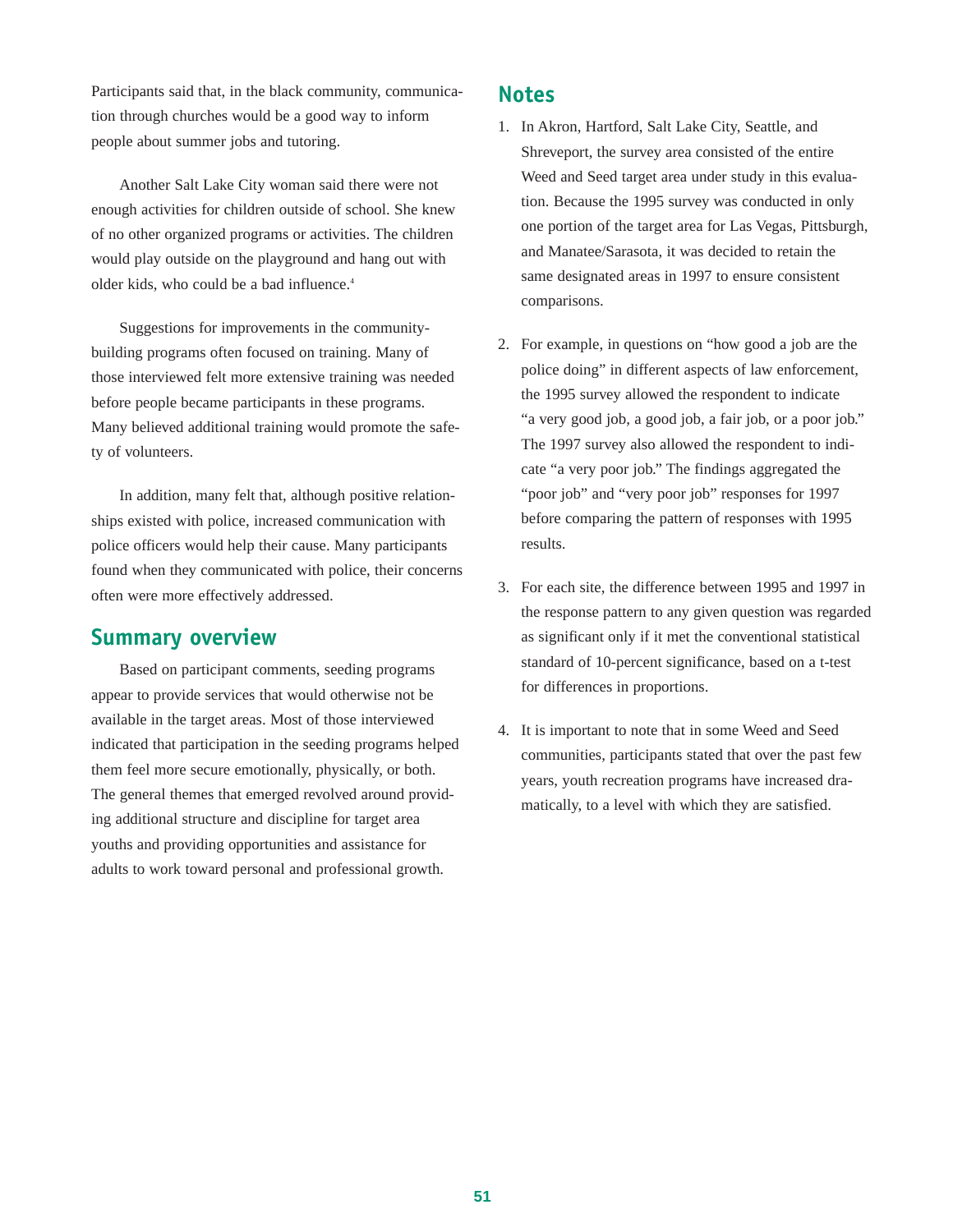Participants said that, in the black community, communication through churches would be a good way to inform people about summer jobs and tutoring.

Another Salt Lake City woman said there were not enough activities for children outside of school. She knew of no other organized programs or activities. The children would play outside on the playground and hang out with older kids, who could be a bad influence.[4]

Suggestions for improvements in the community-building programs often focused on training. Many of those interviewed felt more extensive training was needed before people became participants in these programs. Many believed additional training would promote the safety of volunteers.

In addition, many felt that, although positive relationships existed with police, increased communication with police officers would help their cause. Many participants found when they communicated with police, their concerns often were more effectively addressed.

## Summary overview

Based on participant comments, seeding programs appear to provide services that would otherwise not be available in the target areas. Most of those interviewed indicated that participation in the seeding programs helped them feel more secure emotionally, physically, or both. The general themes that emerged revolved around providing additional structure and discipline for target area youths and providing opportunities and assistance for adults to work toward personal and professional growth.

## Notes

1. In Akron, Hartford, Salt Lake City, Seattle, and Shreveport, the survey area consisted of the entire Weed and Seed target area under study in this evaluation. Because the 1995 survey was conducted in only one portion of the target area for Las Vegas, Pittsburgh, and Manatee/Sarasota, it was decided to retain the same designated areas in 1997 to ensure consistent comparisons.

2. For example, in questions on "how good a job are the police doing" in different aspects of law enforcement, the 1995 survey allowed the respondent to indicate "a very good job, a good job, a fair job, or a poor job." The 1997 survey also allowed the respondent to indicate "a very poor job." The findings aggregated the "poor job" and "very poor job" responses for 1997 before comparing the pattern of responses with 1995 results.

3. For each site, the difference between 1995 and 1997 in the response pattern to any given question was regarded as significant only if it met the conventional statistical standard of 10-percent significance, based on a t-test for differences in proportions.

4. It is important to note that in some Weed and Seed communities, participants stated that over the past few years, youth recreation programs have increased dramatically, to a level with which they are satisfied.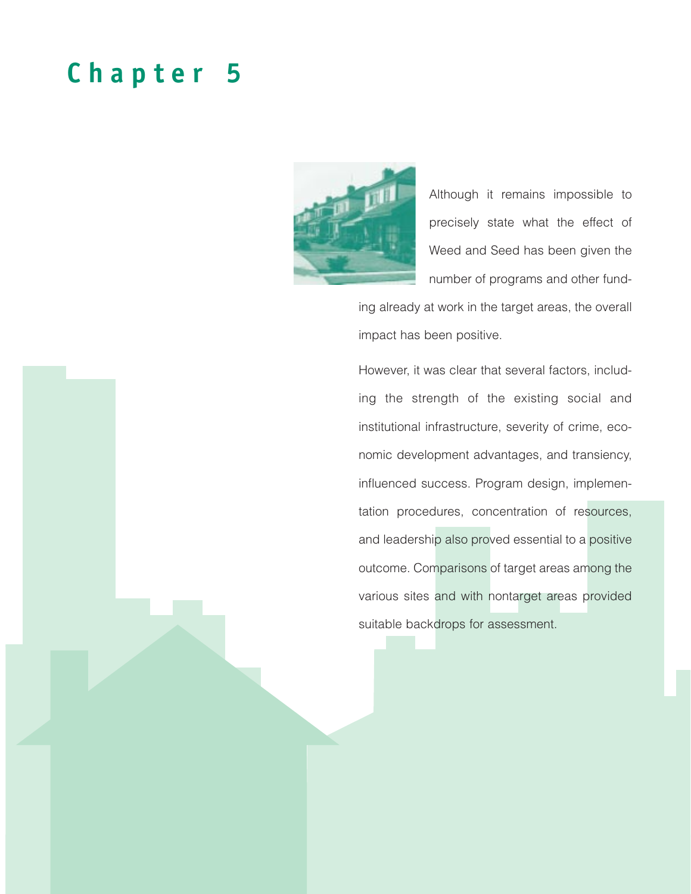# Chapter 5

Although it remains impossible to precisely state what the effect of Weed and Seed has been given the number of programs and other funding already at work in the target areas, the overall impact has been positive.

However, it was clear that several factors, including the strength of the existing social and institutional infrastructure, severity of crime, economic development advantages, and transiency, influenced success. Program design, implementation procedures, concentration of resources, and leadership also proved essential to a positive outcome. Comparisons of target areas among the various sites and with nontarget areas provided suitable backdrops for assessment.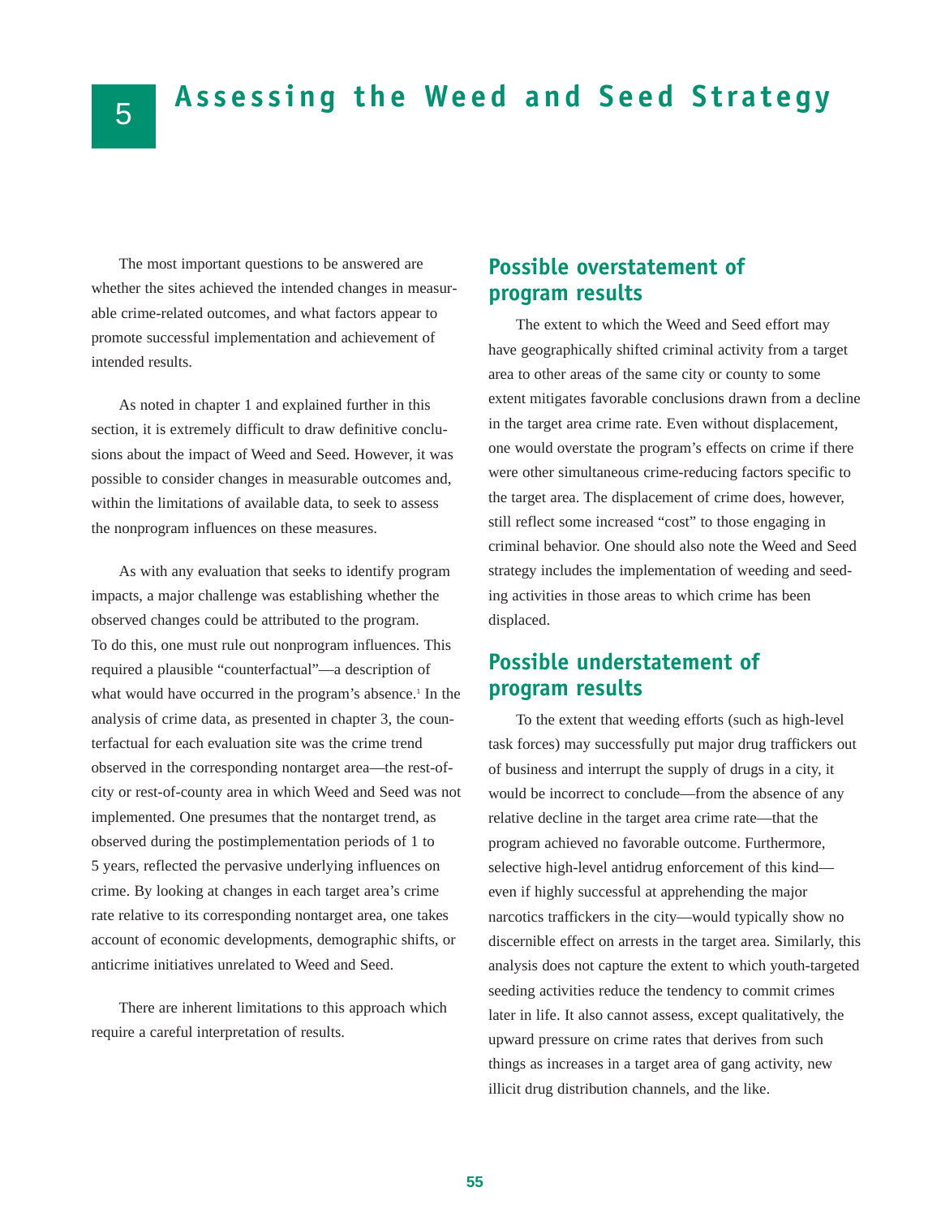# 5 Assessing the Weed and Seed Strategy

The most important questions to be answered are whether the sites achieved the intended changes in measurable crime-related outcomes, and what factors appear to promote successful implementation and achievement of intended results.

As noted in chapter 1 and explained further in this section, it is extremely difficult to draw definitive conclusions about the impact of Weed and Seed. However, it was possible to consider changes in measurable outcomes and, within the limitations of available data, to seek to assess the nonprogram influences on these measures.

As with any evaluation that seeks to identify program impacts, a major challenge was establishing whether the observed changes could be attributed to the program. To do this, one must rule out nonprogram influences. This required a plausible "counterfactual"—a description of what would have occurred in the program's absence.[1] In the analysis of crime data, as presented in chapter 3, the counterfactual for each evaluation site was the crime trend observed in the corresponding nontarget area—the rest-of-city or rest-of-county area in which Weed and Seed was not implemented. One presumes that the nontarget trend, as observed during the postimplementation periods of 1 to 5 years, reflected the pervasive underlying influences on crime. By looking at changes in each target area's crime rate relative to its corresponding nontarget area, one takes account of economic developments, demographic shifts, or anticrime initiatives unrelated to Weed and Seed.

There are inherent limitations to this approach which require a careful interpretation of results.

## Possible overstatement of program results

The extent to which the Weed and Seed effort may have geographically shifted criminal activity from a target area to other areas of the same city or county to some extent mitigates favorable conclusions drawn from a decline in the target area crime rate. Even without displacement, one would overstate the program's effects on crime if there were other simultaneous crime-reducing factors specific to the target area. The displacement of crime does, however, still reflect some increased "cost" to those engaging in criminal behavior. One should also note the Weed and Seed strategy includes the implementation of weeding and seeding activities in those areas to which crime has been displaced.

## Possible understatement of program results

To the extent that weeding efforts (such as high-level task forces) may successfully put major drug traffickers out of business and interrupt the supply of drugs in a city, it would be incorrect to conclude—from the absence of any relative decline in the target area crime rate—that the program achieved no favorable outcome. Furthermore, selective high-level antidrug enforcement of this kind—even if highly successful at apprehending the major narcotics traffickers in the city—would typically show no discernible effect on arrests in the target area. Similarly, this analysis does not capture the extent to which youth-targeted seeding activities reduce the tendency to commit crimes later in life. It also cannot assess, except qualitatively, the upward pressure on crime rates that derives from such things as increases in a target area of gang activity, new illicit drug distribution channels, and the like.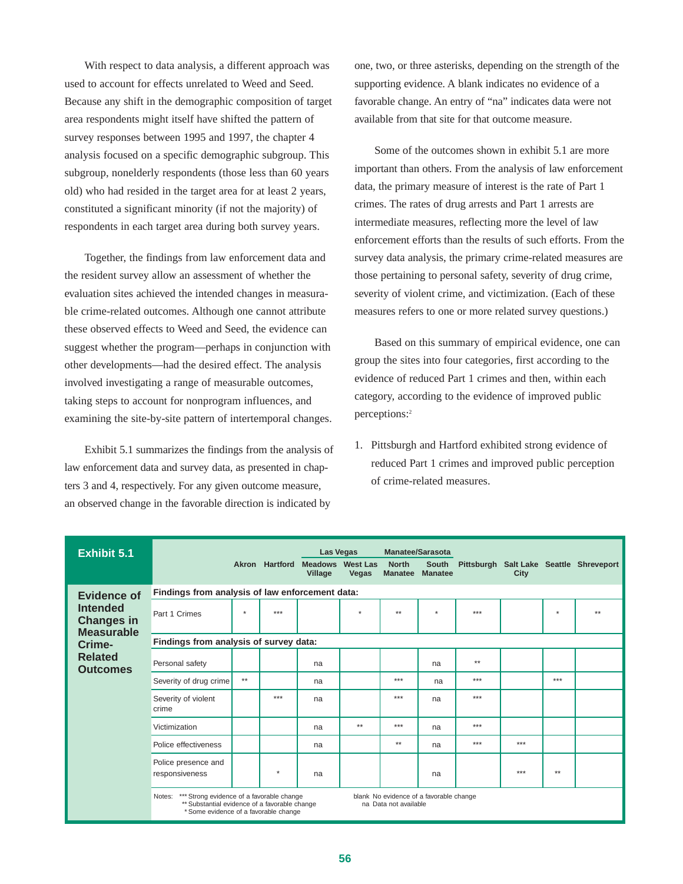With respect to data analysis, a different approach was used to account for effects unrelated to Weed and Seed. Because any shift in the demographic composition of target area respondents might itself have shifted the pattern of survey responses between 1995 and 1997, the chapter 4 analysis focused on a specific demographic subgroup. This subgroup, nonelderly respondents (those less than 60 years old) who had resided in the target area for at least 2 years, constituted a significant minority (if not the majority) of respondents in each target area during both survey years.

Together, the findings from law enforcement data and the resident survey allow an assessment of whether the evaluation sites achieved the intended changes in measurable crime-related outcomes. Although one cannot attribute these observed effects to Weed and Seed, the evidence can suggest whether the program—perhaps in conjunction with other developments—had the desired effect. The analysis involved investigating a range of measurable outcomes, taking steps to account for nonprogram influences, and examining the site-by-site pattern of intertemporal changes.

Exhibit 5.1 summarizes the findings from the analysis of law enforcement data and survey data, as presented in chapters 3 and 4, respectively. For any given outcome measure, an observed change in the favorable direction is indicated by one, two, or three asterisks, depending on the strength of the supporting evidence. A blank indicates no evidence of a favorable change. An entry of "na" indicates data were not available from that site for that outcome measure.

Some of the outcomes shown in exhibit 5.1 are more important than others. From the analysis of law enforcement data, the primary measure of interest is the rate of Part 1 crimes. The rates of drug arrests and Part 1 arrests are intermediate measures, reflecting more the level of law enforcement efforts than the results of such efforts. From the survey data analysis, the primary crime-related measures are those pertaining to personal safety, severity of drug crime, severity of violent crime, and victimization. (Each of these measures refers to one or more related survey questions.)

Based on this summary of empirical evidence, one can group the sites into four categories, first according to the evidence of reduced Part 1 crimes and then, within each category, according to the evidence of improved public perceptions:[2]

1. Pittsburgh and Hartford exhibited strong evidence of reduced Part 1 crimes and improved public perception of crime-related measures.

**Exhibit 5.1**

**Evidence of Intended Changes in Measurable Crime-Related Outcomes**

| | Akron | Hartford | Las Vegas: Meadows Village | Las Vegas: West Las Vegas | Manatee/Sarasota: North Manatee | Manatee/Sarasota: South Manatee | Pittsburgh | Salt Lake City | Seattle | Shreveport |
|---|---|---|---|---|---|---|---|---|---|---|
| **Findings from analysis of law enforcement data:** | | | | | | | | | | |
| Part 1 Crimes | * | *** | | * | ** | * | *** | | * | ** |
| **Findings from analysis of survey data:** | | | | | | | | | | |
| Personal safety | | | na | | | na | ** | | | |
| Severity of drug crime | ** | | na | | *** | na | *** | | *** | |
| Severity of violent crime | | *** | na | | *** | na | *** | | | |
| Victimization | | | na | ** | *** | na | *** | | | |
| Police effectiveness | | | na | | ** | na | *** | *** | | |
| Police presence and responsiveness | | * | na | | | na | | *** | ** | |

Notes: *** Strong evidence of a favorable change
** Substantial evidence of a favorable change
* Some evidence of a favorable change
blank No evidence of a favorable change
na Data not available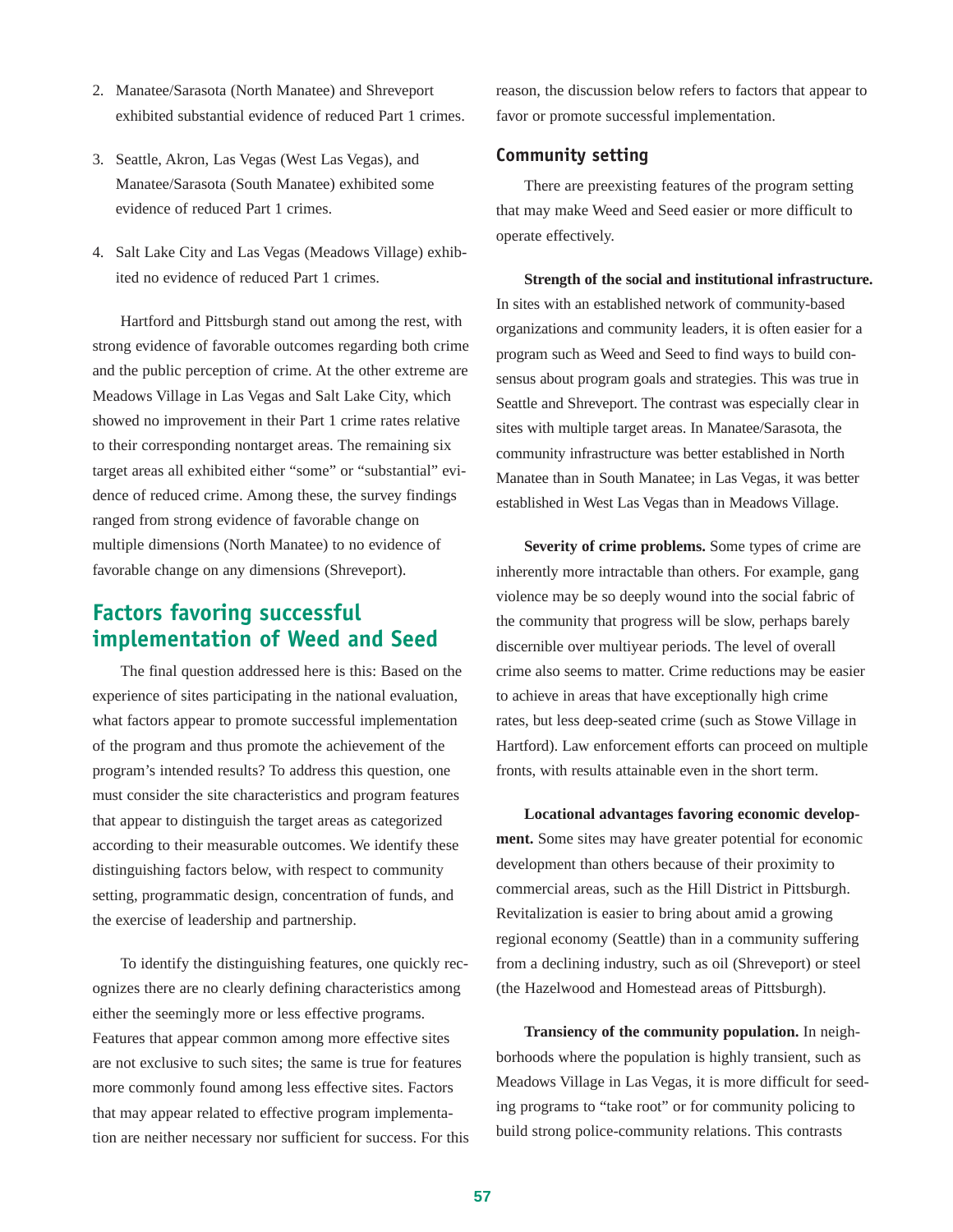2. Manatee/Sarasota (North Manatee) and Shreveport exhibited substantial evidence of reduced Part 1 crimes.

3. Seattle, Akron, Las Vegas (West Las Vegas), and Manatee/Sarasota (South Manatee) exhibited some evidence of reduced Part 1 crimes.

4. Salt Lake City and Las Vegas (Meadows Village) exhibited no evidence of reduced Part 1 crimes.

Hartford and Pittsburgh stand out among the rest, with strong evidence of favorable outcomes regarding both crime and the public perception of crime. At the other extreme are Meadows Village in Las Vegas and Salt Lake City, which showed no improvement in their Part 1 crime rates relative to their corresponding nontarget areas. The remaining six target areas all exhibited either "some" or "substantial" evidence of reduced crime. Among these, the survey findings ranged from strong evidence of favorable change on multiple dimensions (North Manatee) to no evidence of favorable change on any dimensions (Shreveport).

## Factors favoring successful implementation of Weed and Seed

The final question addressed here is this: Based on the experience of sites participating in the national evaluation, what factors appear to promote successful implementation of the program and thus promote the achievement of the program's intended results? To address this question, one must consider the site characteristics and program features that appear to distinguish the target areas as categorized according to their measurable outcomes. We identify these distinguishing factors below, with respect to community setting, programmatic design, concentration of funds, and the exercise of leadership and partnership.

To identify the distinguishing features, one quickly recognizes there are no clearly defining characteristics among either the seemingly more or less effective programs. Features that appear common among more effective sites are not exclusive to such sites; the same is true for features more commonly found among less effective sites. Factors that may appear related to effective program implementation are neither necessary nor sufficient for success. For this reason, the discussion below refers to factors that appear to favor or promote successful implementation.

### Community setting

There are preexisting features of the program setting that may make Weed and Seed easier or more difficult to operate effectively.

**Strength of the social and institutional infrastructure.** In sites with an established network of community-based organizations and community leaders, it is often easier for a program such as Weed and Seed to find ways to build consensus about program goals and strategies. This was true in Seattle and Shreveport. The contrast was especially clear in sites with multiple target areas. In Manatee/Sarasota, the community infrastructure was better established in North Manatee than in South Manatee; in Las Vegas, it was better established in West Las Vegas than in Meadows Village.

**Severity of crime problems.** Some types of crime are inherently more intractable than others. For example, gang violence may be so deeply wound into the social fabric of the community that progress will be slow, perhaps barely discernible over multiyear periods. The level of overall crime also seems to matter. Crime reductions may be easier to achieve in areas that have exceptionally high crime rates, but less deep-seated crime (such as Stowe Village in Hartford). Law enforcement efforts can proceed on multiple fronts, with results attainable even in the short term.

**Locational advantages favoring economic development.** Some sites may have greater potential for economic development than others because of their proximity to commercial areas, such as the Hill District in Pittsburgh. Revitalization is easier to bring about amid a growing regional economy (Seattle) than in a community suffering from a declining industry, such as oil (Shreveport) or steel (the Hazelwood and Homestead areas of Pittsburgh).

**Transiency of the community population.** In neighborhoods where the population is highly transient, such as Meadows Village in Las Vegas, it is more difficult for seeding programs to "take root" or for community policing to build strong police-community relations. This contrasts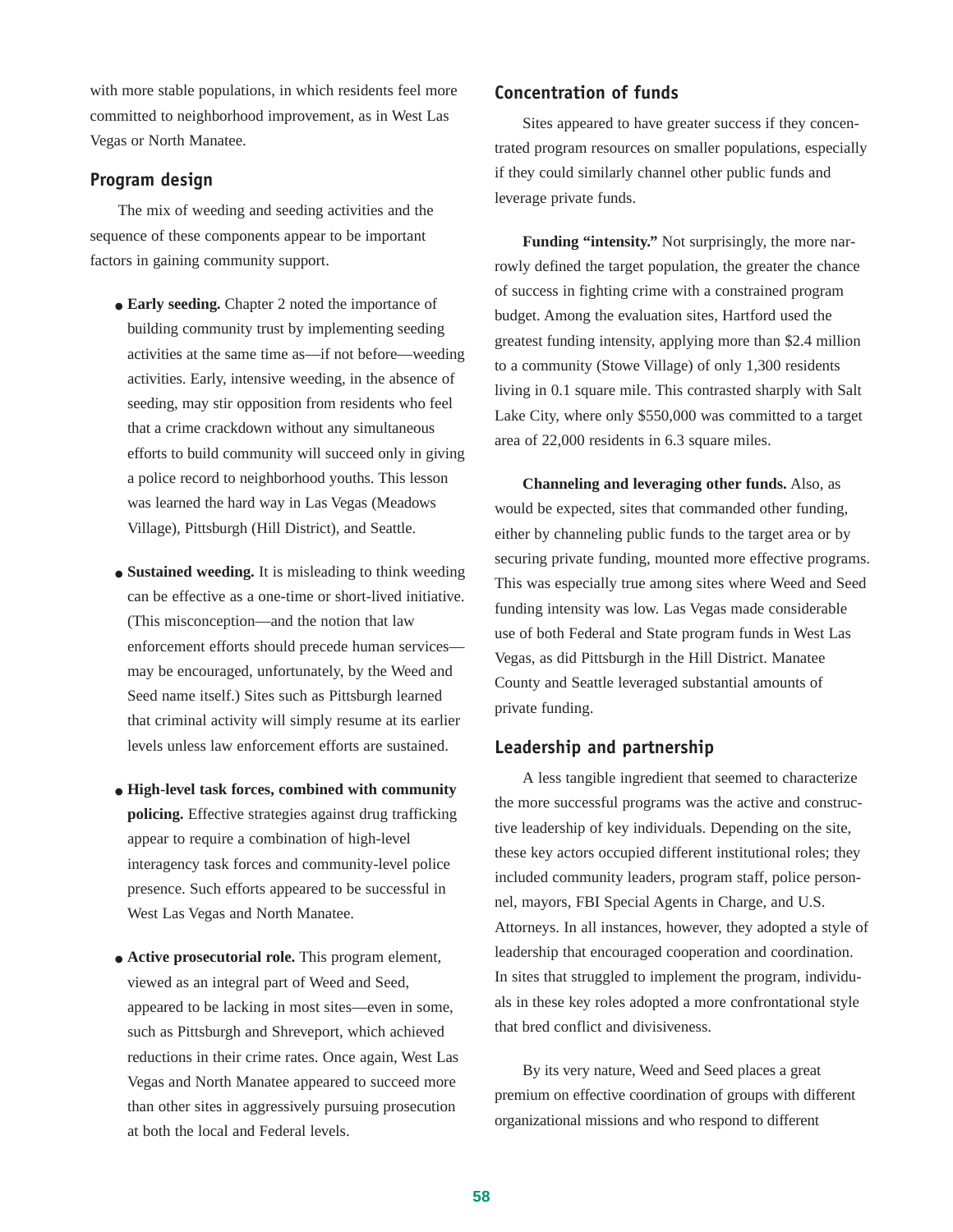with more stable populations, in which residents feel more committed to neighborhood improvement, as in West Las Vegas or North Manatee.

## Program design

The mix of weeding and seeding activities and the sequence of these components appear to be important factors in gaining community support.

- **Early seeding.** Chapter 2 noted the importance of building community trust by implementing seeding activities at the same time as—if not before—weeding activities. Early, intensive weeding, in the absence of seeding, may stir opposition from residents who feel that a crime crackdown without any simultaneous efforts to build community will succeed only in giving a police record to neighborhood youths. This lesson was learned the hard way in Las Vegas (Meadows Village), Pittsburgh (Hill District), and Seattle.

- **Sustained weeding.** It is misleading to think weeding can be effective as a one-time or short-lived initiative. (This misconception—and the notion that law enforcement efforts should precede human services—may be encouraged, unfortunately, by the Weed and Seed name itself.) Sites such as Pittsburgh learned that criminal activity will simply resume at its earlier levels unless law enforcement efforts are sustained.

- **High-level task forces, combined with community policing.** Effective strategies against drug trafficking appear to require a combination of high-level interagency task forces and community-level police presence. Such efforts appeared to be successful in West Las Vegas and North Manatee.

- **Active prosecutorial role.** This program element, viewed as an integral part of Weed and Seed, appeared to be lacking in most sites—even in some, such as Pittsburgh and Shreveport, which achieved reductions in their crime rates. Once again, West Las Vegas and North Manatee appeared to succeed more than other sites in aggressively pursuing prosecution at both the local and Federal levels.

## Concentration of funds

Sites appeared to have greater success if they concentrated program resources on smaller populations, especially if they could similarly channel other public funds and leverage private funds.

**Funding "intensity."** Not surprisingly, the more narrowly defined the target population, the greater the chance of success in fighting crime with a constrained program budget. Among the evaluation sites, Hartford used the greatest funding intensity, applying more than $2.4 million to a community (Stowe Village) of only 1,300 residents living in 0.1 square mile. This contrasted sharply with Salt Lake City, where only $550,000 was committed to a target area of 22,000 residents in 6.3 square miles.

**Channeling and leveraging other funds.** Also, as would be expected, sites that commanded other funding, either by channeling public funds to the target area or by securing private funding, mounted more effective programs. This was especially true among sites where Weed and Seed funding intensity was low. Las Vegas made considerable use of both Federal and State program funds in West Las Vegas, as did Pittsburgh in the Hill District. Manatee County and Seattle leveraged substantial amounts of private funding.

## Leadership and partnership

A less tangible ingredient that seemed to characterize the more successful programs was the active and constructive leadership of key individuals. Depending on the site, these key actors occupied different institutional roles; they included community leaders, program staff, police personnel, mayors, FBI Special Agents in Charge, and U.S. Attorneys. In all instances, however, they adopted a style of leadership that encouraged cooperation and coordination. In sites that struggled to implement the program, individuals in these key roles adopted a more confrontational style that bred conflict and divisiveness.

By its very nature, Weed and Seed places a great premium on effective coordination of groups with different organizational missions and who respond to different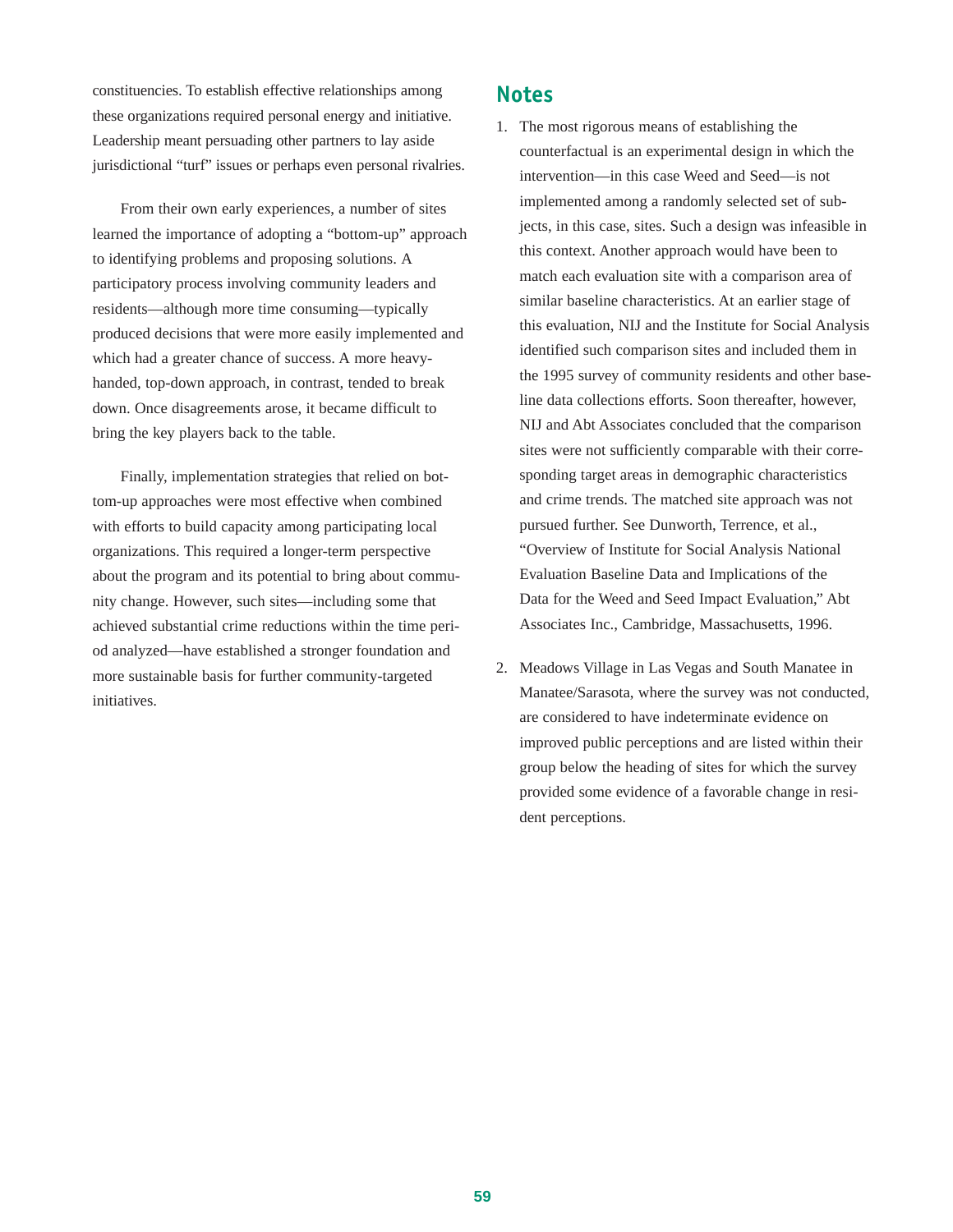constituencies. To establish effective relationships among these organizations required personal energy and initiative. Leadership meant persuading other partners to lay aside jurisdictional "turf" issues or perhaps even personal rivalries.

From their own early experiences, a number of sites learned the importance of adopting a "bottom-up" approach to identifying problems and proposing solutions. A participatory process involving community leaders and residents—although more time consuming—typically produced decisions that were more easily implemented and which had a greater chance of success. A more heavy-handed, top-down approach, in contrast, tended to break down. Once disagreements arose, it became difficult to bring the key players back to the table.

Finally, implementation strategies that relied on bottom-up approaches were most effective when combined with efforts to build capacity among participating local organizations. This required a longer-term perspective about the program and its potential to bring about community change. However, such sites—including some that achieved substantial crime reductions within the time period analyzed—have established a stronger foundation and more sustainable basis for further community-targeted initiatives.

## Notes

1. The most rigorous means of establishing the counterfactual is an experimental design in which the intervention—in this case Weed and Seed—is not implemented among a randomly selected set of subjects, in this case, sites. Such a design was infeasible in this context. Another approach would have been to match each evaluation site with a comparison area of similar baseline characteristics. At an earlier stage of this evaluation, NIJ and the Institute for Social Analysis identified such comparison sites and included them in the 1995 survey of community residents and other baseline data collections efforts. Soon thereafter, however, NIJ and Abt Associates concluded that the comparison sites were not sufficiently comparable with their corresponding target areas in demographic characteristics and crime trends. The matched site approach was not pursued further. See Dunworth, Terrence, et al., "Overview of Institute for Social Analysis National Evaluation Baseline Data and Implications of the Data for the Weed and Seed Impact Evaluation," Abt Associates Inc., Cambridge, Massachusetts, 1996.

2. Meadows Village in Las Vegas and South Manatee in Manatee/Sarasota, where the survey was not conducted, are considered to have indeterminate evidence on improved public perceptions and are listed within their group below the heading of sites for which the survey provided some evidence of a favorable change in resident perceptions.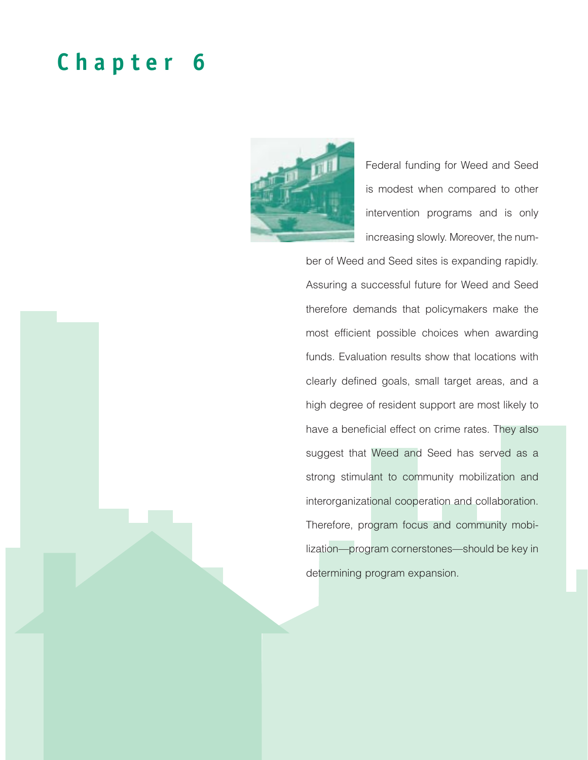# Chapter 6

Federal funding for Weed and Seed is modest when compared to other intervention programs and is only increasing slowly. Moreover, the number of Weed and Seed sites is expanding rapidly. Assuring a successful future for Weed and Seed therefore demands that policymakers make the most efficient possible choices when awarding funds. Evaluation results show that locations with clearly defined goals, small target areas, and a high degree of resident support are most likely to have a beneficial effect on crime rates. They also suggest that Weed and Seed has served as a strong stimulant to community mobilization and interorganizational cooperation and collaboration. Therefore, program focus and community mobilization—program cornerstones—should be key in determining program expansion.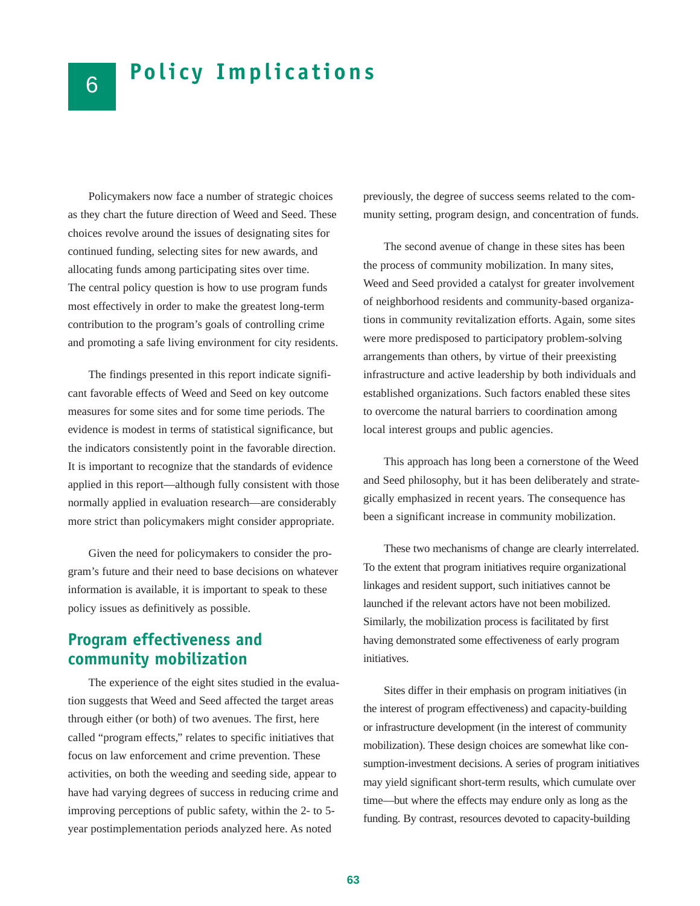# 6 Policy Implications

Policymakers now face a number of strategic choices as they chart the future direction of Weed and Seed. These choices revolve around the issues of designating sites for continued funding, selecting sites for new awards, and allocating funds among participating sites over time. The central policy question is how to use program funds most effectively in order to make the greatest long-term contribution to the program's goals of controlling crime and promoting a safe living environment for city residents.

The findings presented in this report indicate significant favorable effects of Weed and Seed on key outcome measures for some sites and for some time periods. The evidence is modest in terms of statistical significance, but the indicators consistently point in the favorable direction. It is important to recognize that the standards of evidence applied in this report—although fully consistent with those normally applied in evaluation research—are considerably more strict than policymakers might consider appropriate.

Given the need for policymakers to consider the program's future and their need to base decisions on whatever information is available, it is important to speak to these policy issues as definitively as possible.

## Program effectiveness and community mobilization

The experience of the eight sites studied in the evaluation suggests that Weed and Seed affected the target areas through either (or both) of two avenues. The first, here called "program effects," relates to specific initiatives that focus on law enforcement and crime prevention. These activities, on both the weeding and seeding side, appear to have had varying degrees of success in reducing crime and improving perceptions of public safety, within the 2- to 5-year postimplementation periods analyzed here. As noted previously, the degree of success seems related to the community setting, program design, and concentration of funds.

The second avenue of change in these sites has been the process of community mobilization. In many sites, Weed and Seed provided a catalyst for greater involvement of neighborhood residents and community-based organizations in community revitalization efforts. Again, some sites were more predisposed to participatory problem-solving arrangements than others, by virtue of their preexisting infrastructure and active leadership by both individuals and established organizations. Such factors enabled these sites to overcome the natural barriers to coordination among local interest groups and public agencies.

This approach has long been a cornerstone of the Weed and Seed philosophy, but it has been deliberately and strategically emphasized in recent years. The consequence has been a significant increase in community mobilization.

These two mechanisms of change are clearly interrelated. To the extent that program initiatives require organizational linkages and resident support, such initiatives cannot be launched if the relevant actors have not been mobilized. Similarly, the mobilization process is facilitated by first having demonstrated some effectiveness of early program initiatives.

Sites differ in their emphasis on program initiatives (in the interest of program effectiveness) and capacity-building or infrastructure development (in the interest of community mobilization). These design choices are somewhat like consumption-investment decisions. A series of program initiatives may yield significant short-term results, which cumulate over time—but where the effects may endure only as long as the funding. By contrast, resources devoted to capacity-building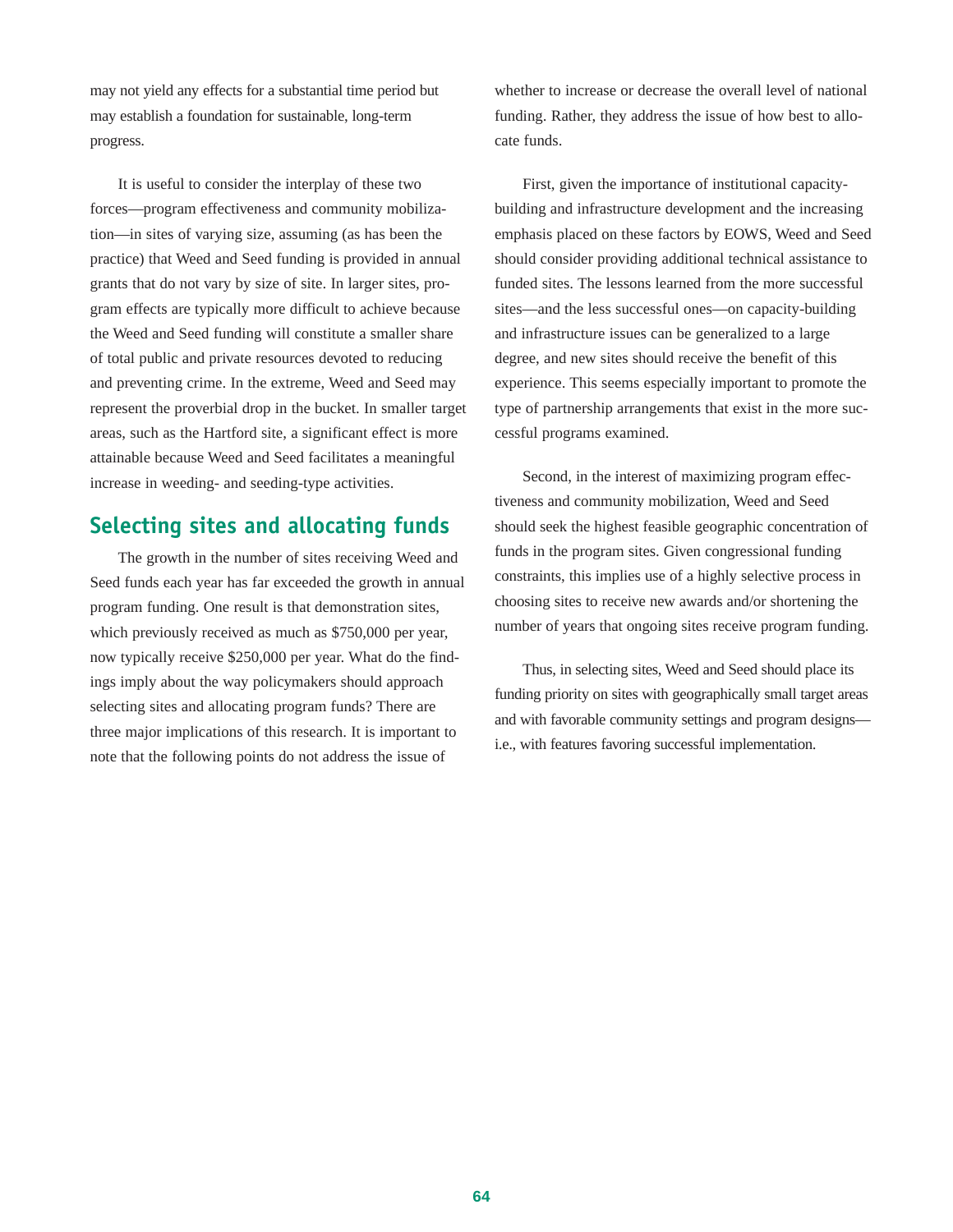may not yield any effects for a substantial time period but may establish a foundation for sustainable, long-term progress.

It is useful to consider the interplay of these two forces—program effectiveness and community mobilization—in sites of varying size, assuming (as has been the practice) that Weed and Seed funding is provided in annual grants that do not vary by size of site. In larger sites, program effects are typically more difficult to achieve because the Weed and Seed funding will constitute a smaller share of total public and private resources devoted to reducing and preventing crime. In the extreme, Weed and Seed may represent the proverbial drop in the bucket. In smaller target areas, such as the Hartford site, a significant effect is more attainable because Weed and Seed facilitates a meaningful increase in weeding- and seeding-type activities.

## Selecting sites and allocating funds

The growth in the number of sites receiving Weed and Seed funds each year has far exceeded the growth in annual program funding. One result is that demonstration sites, which previously received as much as $750,000 per year, now typically receive $250,000 per year. What do the findings imply about the way policymakers should approach selecting sites and allocating program funds? There are three major implications of this research. It is important to note that the following points do not address the issue of whether to increase or decrease the overall level of national funding. Rather, they address the issue of how best to allocate funds.

First, given the importance of institutional capacity-building and infrastructure development and the increasing emphasis placed on these factors by EOWS, Weed and Seed should consider providing additional technical assistance to funded sites. The lessons learned from the more successful sites—and the less successful ones—on capacity-building and infrastructure issues can be generalized to a large degree, and new sites should receive the benefit of this experience. This seems especially important to promote the type of partnership arrangements that exist in the more successful programs examined.

Second, in the interest of maximizing program effectiveness and community mobilization, Weed and Seed should seek the highest feasible geographic concentration of funds in the program sites. Given congressional funding constraints, this implies use of a highly selective process in choosing sites to receive new awards and/or shortening the number of years that ongoing sites receive program funding.

Thus, in selecting sites, Weed and Seed should place its funding priority on sites with geographically small target areas and with favorable community settings and program designs—i.e., with features favoring successful implementation.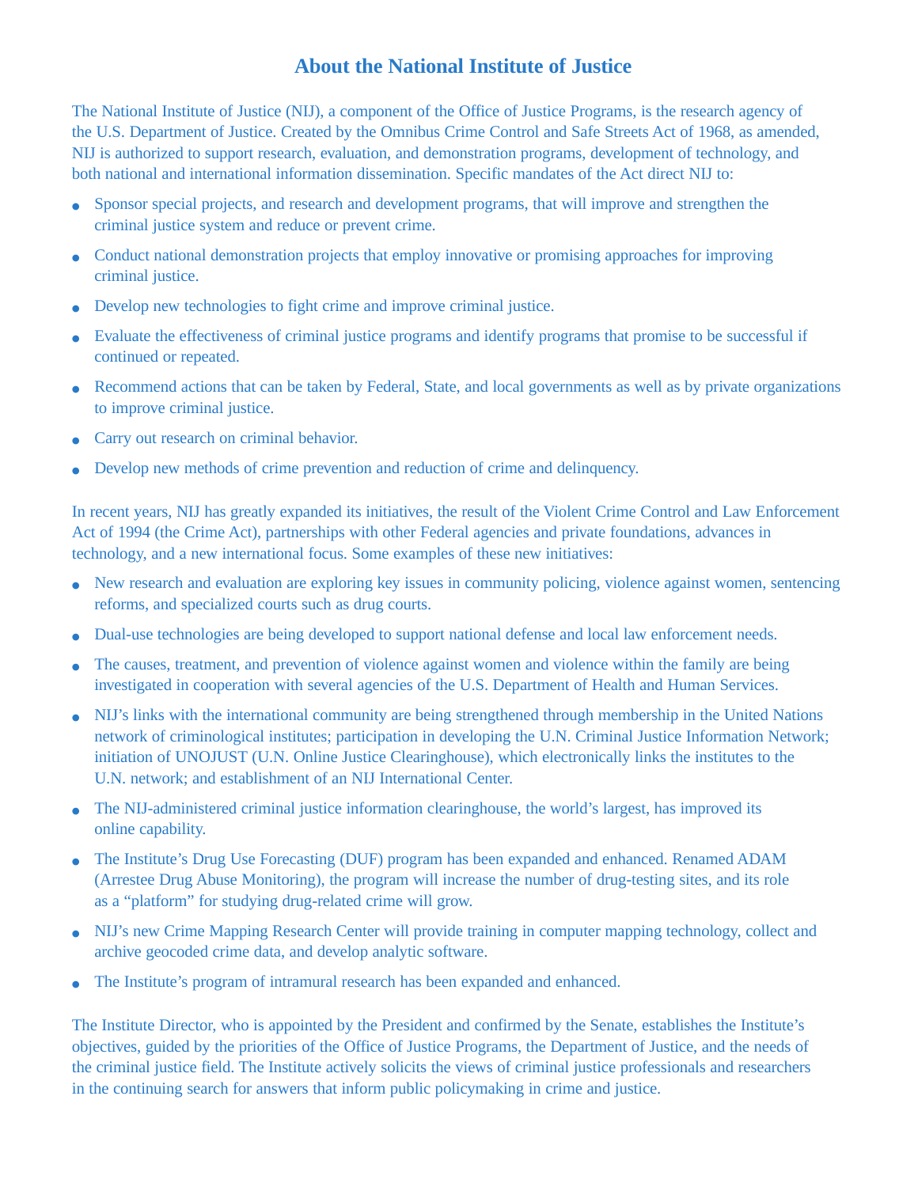# About the National Institute of Justice

The National Institute of Justice (NIJ), a component of the Office of Justice Programs, is the research agency of the U.S. Department of Justice. Created by the Omnibus Crime Control and Safe Streets Act of 1968, as amended, NIJ is authorized to support research, evaluation, and demonstration programs, development of technology, and both national and international information dissemination. Specific mandates of the Act direct NIJ to:

- Sponsor special projects, and research and development programs, that will improve and strengthen the criminal justice system and reduce or prevent crime.
- Conduct national demonstration projects that employ innovative or promising approaches for improving criminal justice.
- Develop new technologies to fight crime and improve criminal justice.
- Evaluate the effectiveness of criminal justice programs and identify programs that promise to be successful if continued or repeated.
- Recommend actions that can be taken by Federal, State, and local governments as well as by private organizations to improve criminal justice.
- Carry out research on criminal behavior.
- Develop new methods of crime prevention and reduction of crime and delinquency.

In recent years, NIJ has greatly expanded its initiatives, the result of the Violent Crime Control and Law Enforcement Act of 1994 (the Crime Act), partnerships with other Federal agencies and private foundations, advances in technology, and a new international focus. Some examples of these new initiatives:

- New research and evaluation are exploring key issues in community policing, violence against women, sentencing reforms, and specialized courts such as drug courts.
- Dual-use technologies are being developed to support national defense and local law enforcement needs.
- The causes, treatment, and prevention of violence against women and violence within the family are being investigated in cooperation with several agencies of the U.S. Department of Health and Human Services.
- NIJ's links with the international community are being strengthened through membership in the United Nations network of criminological institutes; participation in developing the U.N. Criminal Justice Information Network; initiation of UNOJUST (U.N. Online Justice Clearinghouse), which electronically links the institutes to the U.N. network; and establishment of an NIJ International Center.
- The NIJ-administered criminal justice information clearinghouse, the world's largest, has improved its online capability.
- The Institute's Drug Use Forecasting (DUF) program has been expanded and enhanced. Renamed ADAM (Arrestee Drug Abuse Monitoring), the program will increase the number of drug-testing sites, and its role as a "platform" for studying drug-related crime will grow.
- NIJ's new Crime Mapping Research Center will provide training in computer mapping technology, collect and archive geocoded crime data, and develop analytic software.
- The Institute's program of intramural research has been expanded and enhanced.

The Institute Director, who is appointed by the President and confirmed by the Senate, establishes the Institute's objectives, guided by the priorities of the Office of Justice Programs, the Department of Justice, and the needs of the criminal justice field. The Institute actively solicits the views of criminal justice professionals and researchers in the continuing search for answers that inform public policymaking in crime and justice.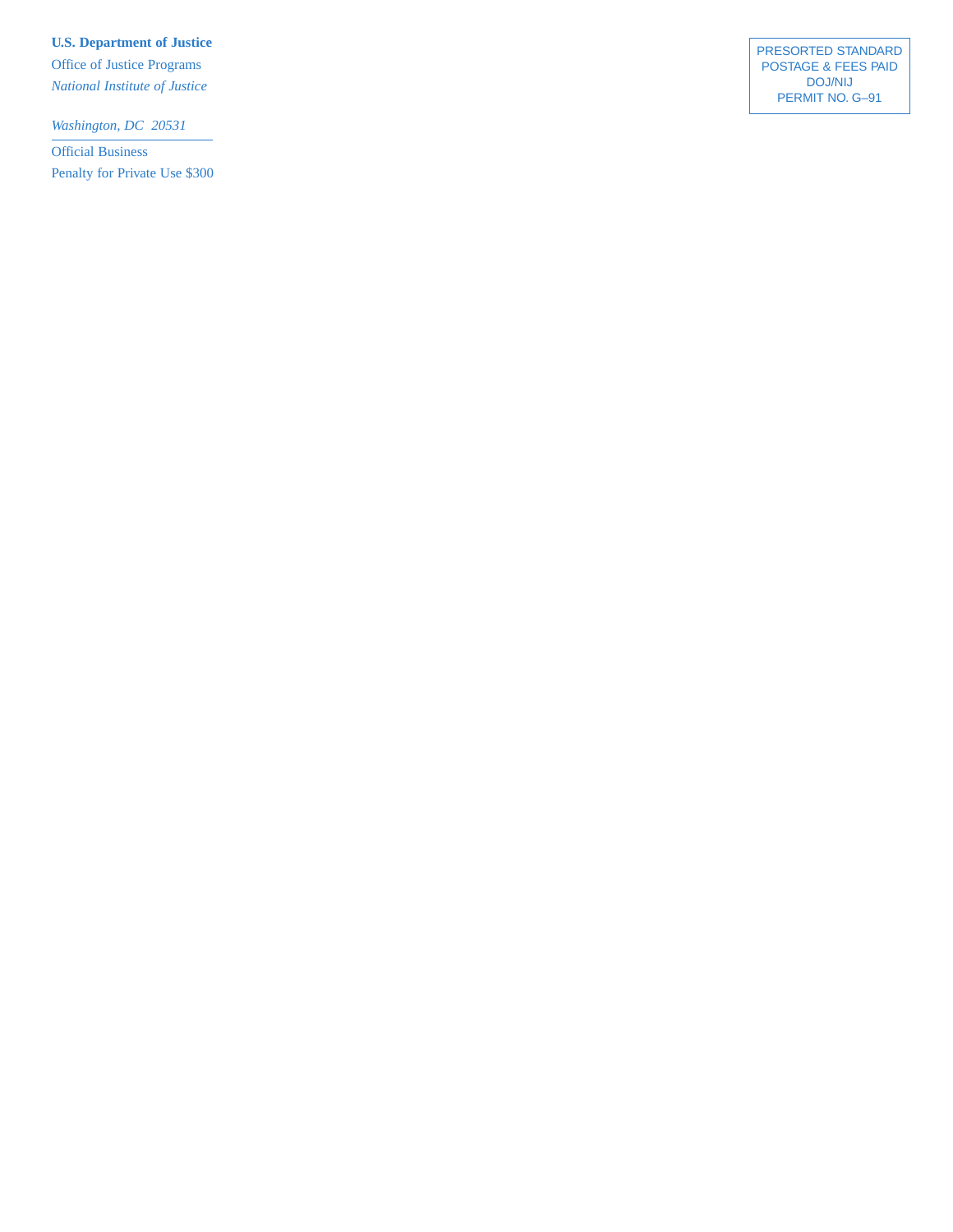**U.S. Department of Justice**

Office of Justice Programs

*National Institute of Justice*

*Washington, DC 20531*

Official Business

Penalty for Private Use $300

PRESORTED STANDARD
POSTAGE & FEES PAID
DOJ/NIJ
PERMIT NO. G–91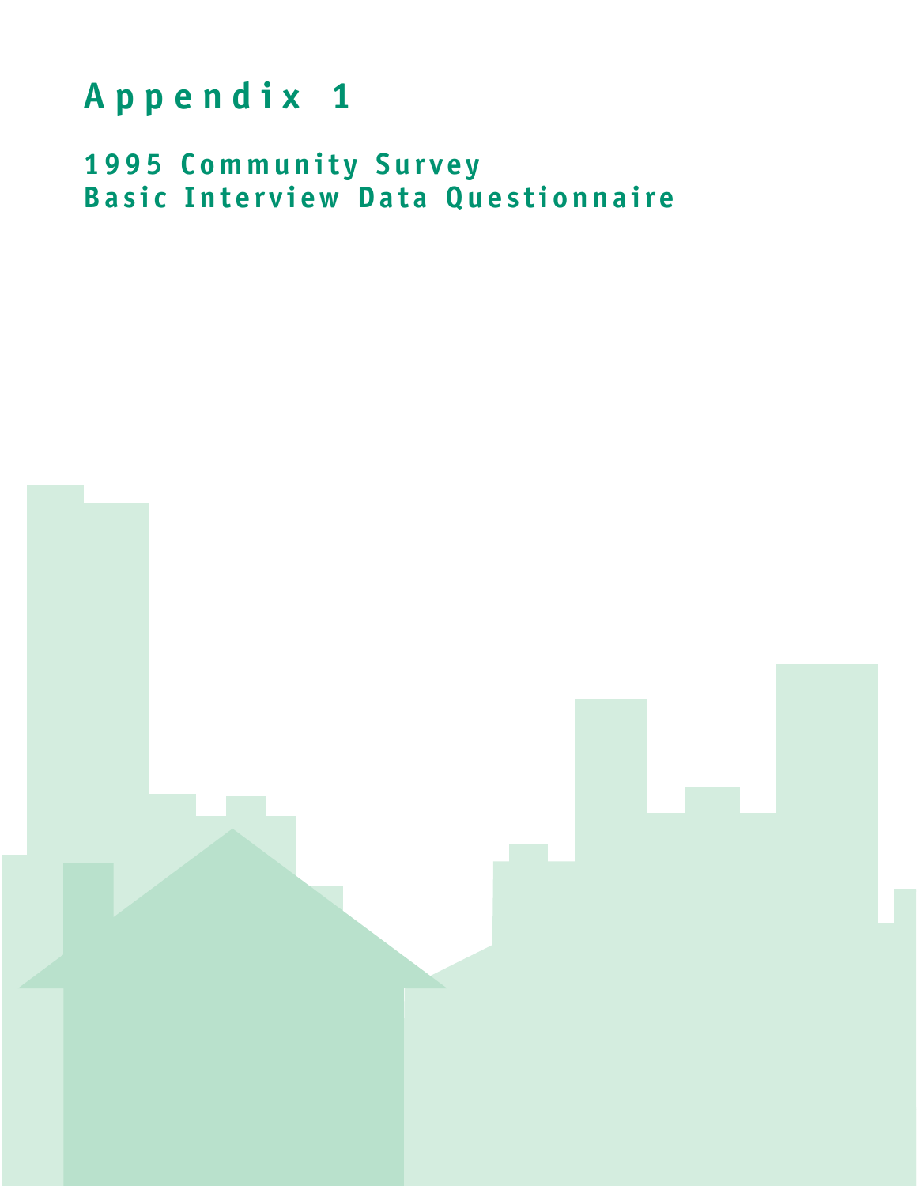# Appendix 1

## 1995 Community Survey
## Basic Interview Data Questionnaire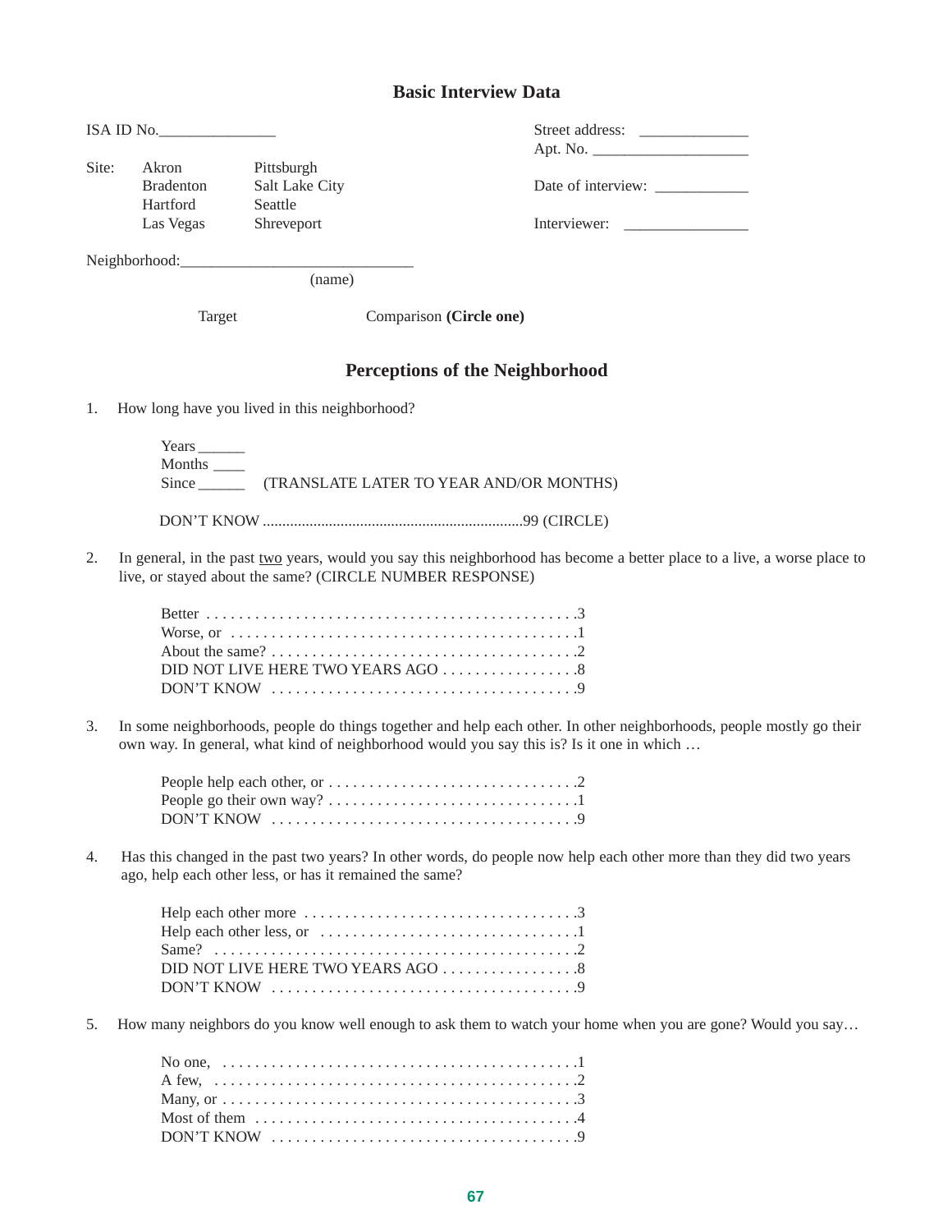## Basic Interview Data

ISA ID No.________________

Street address: ______________
Apt. No. ____________________

Site: Akron, Bradenton, Hartford, Las Vegas, Pittsburgh, Salt Lake City, Seattle, Shreveport

Date of interview: ____________

Interviewer: ________________

Neighborhood:______________________________
(name)

Target Comparison **(Circle one)**

## Perceptions of the Neighborhood

1. How long have you lived in this neighborhood?

   Years ______
   Months ____
   Since ______ (TRANSLATE LATER TO YEAR AND/OR MONTHS)

   DON'T KNOW ..................................................................99 (CIRCLE)

2. In general, in the past <u>two</u> years, would you say this neighborhood has become a better place to a live, a worse place to live, or stayed about the same? (CIRCLE NUMBER RESPONSE)

   Better . . . . . . . . . . . . . . . . . . . . . . . . . . . . . . . . . . . . . . . . . . . . . .3
   Worse, or . . . . . . . . . . . . . . . . . . . . . . . . . . . . . . . . . . . . . . . . . . .1
   About the same? . . . . . . . . . . . . . . . . . . . . . . . . . . . . . . . . . . . . . .2
   DID NOT LIVE HERE TWO YEARS AGO . . . . . . . . . . . . . . . . .8
   DON'T KNOW . . . . . . . . . . . . . . . . . . . . . . . . . . . . . . . . . . . . . . .9

3. In some neighborhoods, people do things together and help each other. In other neighborhoods, people mostly go their own way. In general, what kind of neighborhood would you say this is? Is it one in which …

   People help each other, or . . . . . . . . . . . . . . . . . . . . . . . . . . . . . . .2
   People go their own way? . . . . . . . . . . . . . . . . . . . . . . . . . . . . . . .1
   DON'T KNOW . . . . . . . . . . . . . . . . . . . . . . . . . . . . . . . . . . . . . . .9

4. Has this changed in the past two years? In other words, do people now help each other more than they did two years ago, help each other less, or has it remained the same?

   Help each other more . . . . . . . . . . . . . . . . . . . . . . . . . . . . . . . . . .3
   Help each other less, or . . . . . . . . . . . . . . . . . . . . . . . . . . . . . . . .1
   Same? . . . . . . . . . . . . . . . . . . . . . . . . . . . . . . . . . . . . . . . . . . . . .2
   DID NOT LIVE HERE TWO YEARS AGO . . . . . . . . . . . . . . . . .8
   DON'T KNOW . . . . . . . . . . . . . . . . . . . . . . . . . . . . . . . . . . . . . . .9

5. How many neighbors do you know well enough to ask them to watch your home when you are gone? Would you say…

   No one, . . . . . . . . . . . . . . . . . . . . . . . . . . . . . . . . . . . . . . . . . . . .1
   A few, . . . . . . . . . . . . . . . . . . . . . . . . . . . . . . . . . . . . . . . . . . . . .2
   Many, or . . . . . . . . . . . . . . . . . . . . . . . . . . . . . . . . . . . . . . . . . . . .3
   Most of them . . . . . . . . . . . . . . . . . . . . . . . . . . . . . . . . . . . . . . . .4
   DON'T KNOW . . . . . . . . . . . . . . . . . . . . . . . . . . . . . . . . . . . . . . .9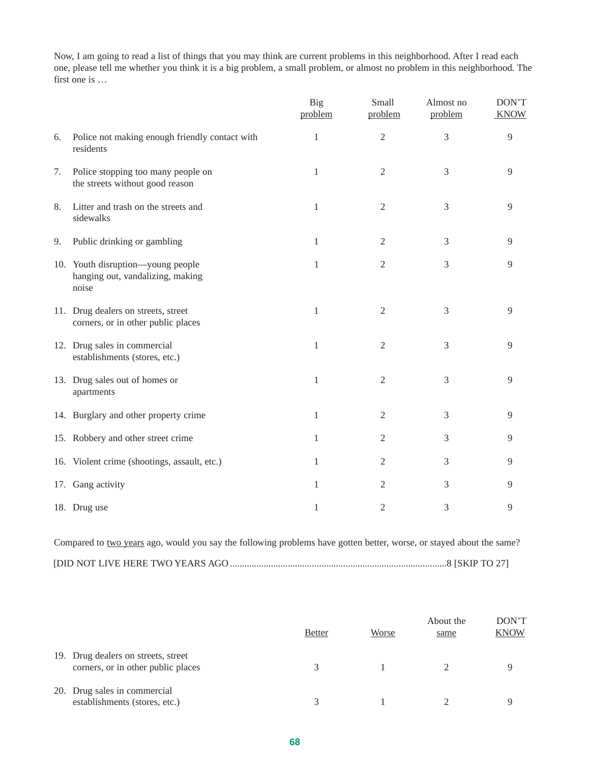Now, I am going to read a list of things that you may think are current problems in this neighborhood. After I read each one, please tell me whether you think it is a big problem, a small problem, or almost no problem in this neighborhood. The first one is …

| | Big problem | Small problem | Almost no problem | DON'T KNOW |
|---|---|---|---|---|
| 6. Police not making enough friendly contact with residents | 1 | 2 | 3 | 9 |
| 7. Police stopping too many people on the streets without good reason | 1 | 2 | 3 | 9 |
| 8. Litter and trash on the streets and sidewalks | 1 | 2 | 3 | 9 |
| 9. Public drinking or gambling | 1 | 2 | 3 | 9 |
| 10. Youth disruption—young people hanging out, vandalizing, making noise | 1 | 2 | 3 | 9 |
| 11. Drug dealers on streets, street corners, or in other public places | 1 | 2 | 3 | 9 |
| 12. Drug sales in commercial establishments (stores, etc.) | 1 | 2 | 3 | 9 |
| 13. Drug sales out of homes or apartments | 1 | 2 | 3 | 9 |
| 14. Burglary and other property crime | 1 | 2 | 3 | 9 |
| 15. Robbery and other street crime | 1 | 2 | 3 | 9 |
| 16. Violent crime (shootings, assault, etc.) | 1 | 2 | 3 | 9 |
| 17. Gang activity | 1 | 2 | 3 | 9 |
| 18. Drug use | 1 | 2 | 3 | 9 |

Compared to two years ago, would you say the following problems have gotten better, worse, or stayed about the same?

[DID NOT LIVE HERE TWO YEARS AGO ..........................................................................................8 [SKIP TO 27]

| | Better | Worse | About the same | DON'T KNOW |
|---|---|---|---|---|
| 19. Drug dealers on streets, street corners, or in other public places | 3 | 1 | 2 | 9 |
| 20. Drug sales in commercial establishments (stores, etc.) | 3 | 1 | 2 | 9 |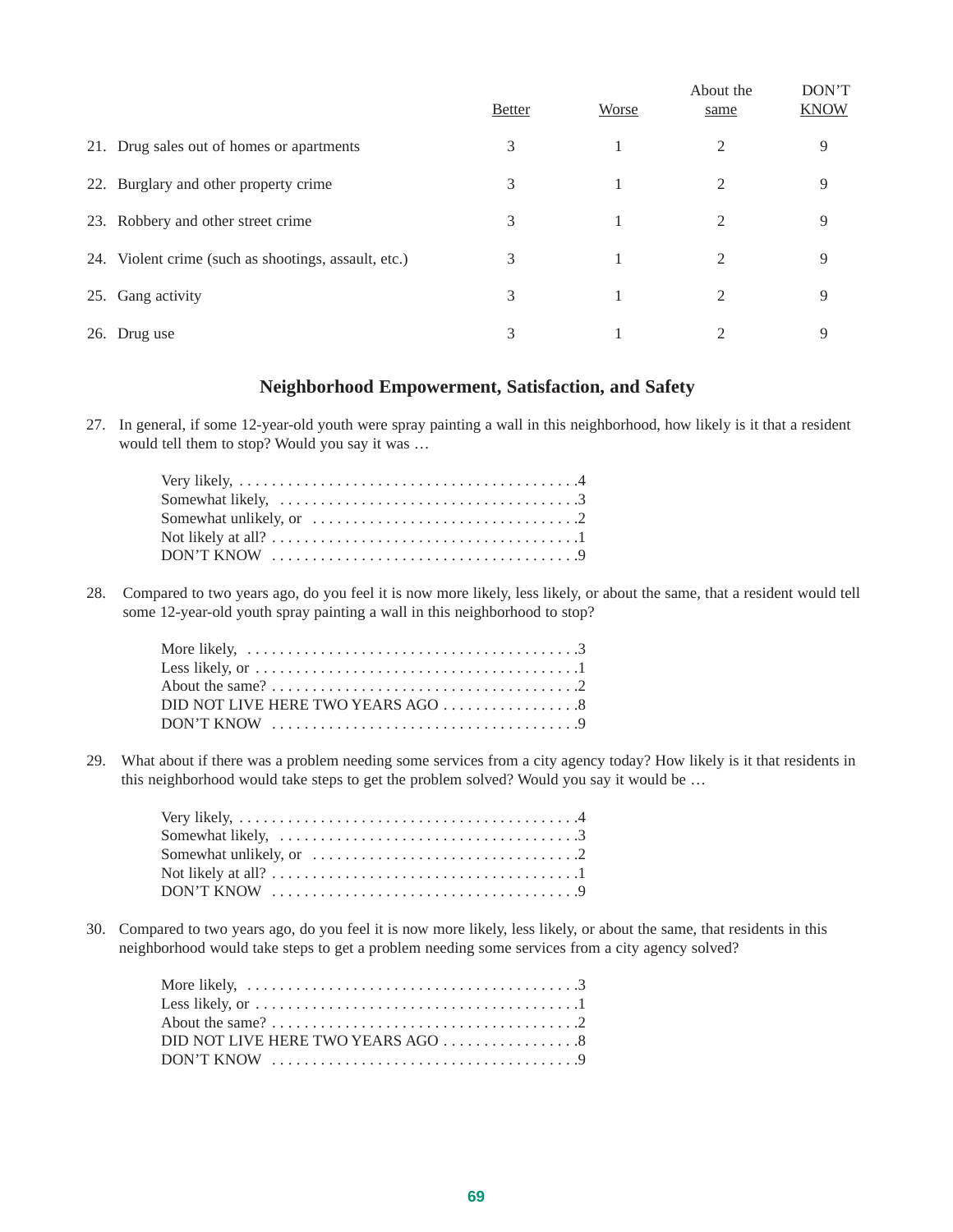| | Better | Worse | About the same | DON'T KNOW |
|---|---|---|---|---|
| 21. Drug sales out of homes or apartments | 3 | 1 | 2 | 9 |
| 22. Burglary and other property crime | 3 | 1 | 2 | 9 |
| 23. Robbery and other street crime | 3 | 1 | 2 | 9 |
| 24. Violent crime (such as shootings, assault, etc.) | 3 | 1 | 2 | 9 |
| 25. Gang activity | 3 | 1 | 2 | 9 |
| 26. Drug use | 3 | 1 | 2 | 9 |

## Neighborhood Empowerment, Satisfaction, and Safety

27. In general, if some 12-year-old youth were spray painting a wall in this neighborhood, how likely is it that a resident would tell them to stop? Would you say it was …

    Very likely, . . . . . . . . . . . . . . . . . . . . . . . . . . . . . . . . . . . . . . . . . .4
    Somewhat likely, . . . . . . . . . . . . . . . . . . . . . . . . . . . . . . . . . . . . .3
    Somewhat unlikely, or . . . . . . . . . . . . . . . . . . . . . . . . . . . . . . . . .2
    Not likely at all? . . . . . . . . . . . . . . . . . . . . . . . . . . . . . . . . . . . . . .1
    DON'T KNOW . . . . . . . . . . . . . . . . . . . . . . . . . . . . . . . . . . . . . .9

28. Compared to two years ago, do you feel it is now more likely, less likely, or about the same, that a resident would tell some 12-year-old youth spray painting a wall in this neighborhood to stop?

    More likely, . . . . . . . . . . . . . . . . . . . . . . . . . . . . . . . . . . . . . . . . .3
    Less likely, or . . . . . . . . . . . . . . . . . . . . . . . . . . . . . . . . . . . . . . . .1
    About the same? . . . . . . . . . . . . . . . . . . . . . . . . . . . . . . . . . . . . . .2
    DID NOT LIVE HERE TWO YEARS AGO . . . . . . . . . . . . . . . . .8
    DON'T KNOW . . . . . . . . . . . . . . . . . . . . . . . . . . . . . . . . . . . . . .9

29. What about if there was a problem needing some services from a city agency today? How likely is it that residents in this neighborhood would take steps to get the problem solved? Would you say it would be …

    Very likely, . . . . . . . . . . . . . . . . . . . . . . . . . . . . . . . . . . . . . . . . . .4
    Somewhat likely, . . . . . . . . . . . . . . . . . . . . . . . . . . . . . . . . . . . . .3
    Somewhat unlikely, or . . . . . . . . . . . . . . . . . . . . . . . . . . . . . . . . .2
    Not likely at all? . . . . . . . . . . . . . . . . . . . . . . . . . . . . . . . . . . . . . .1
    DON'T KNOW . . . . . . . . . . . . . . . . . . . . . . . . . . . . . . . . . . . . . .9

30. Compared to two years ago, do you feel it is now more likely, less likely, or about the same, that residents in this neighborhood would take steps to get a problem needing some services from a city agency solved?

    More likely, . . . . . . . . . . . . . . . . . . . . . . . . . . . . . . . . . . . . . . . . .3
    Less likely, or . . . . . . . . . . . . . . . . . . . . . . . . . . . . . . . . . . . . . . . .1
    About the same? . . . . . . . . . . . . . . . . . . . . . . . . . . . . . . . . . . . . . .2
    DID NOT LIVE HERE TWO YEARS AGO . . . . . . . . . . . . . . . . .8
    DON'T KNOW . . . . . . . . . . . . . . . . . . . . . . . . . . . . . . . . . . . . . .9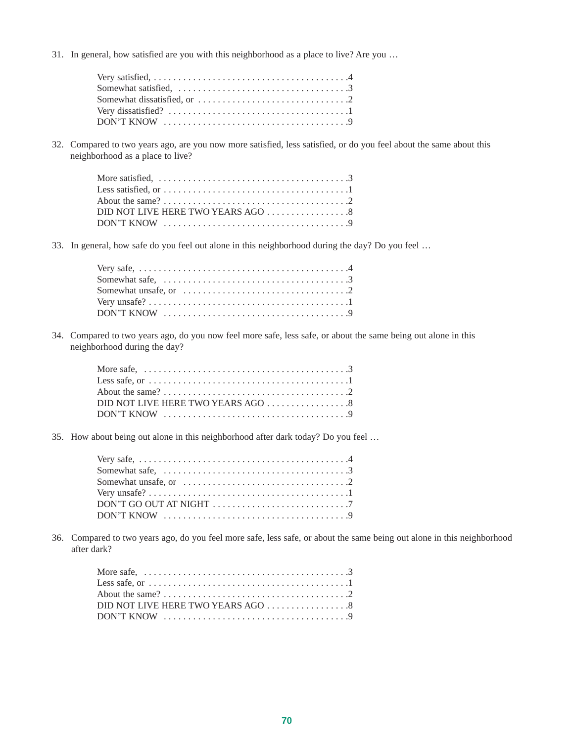31. In general, how satisfied are you with this neighborhood as a place to live? Are you …

    Very satisfied, . . . . . . . . . . . . . . . . . . . . . . . . . . . . . . . . . . . . . . . . .4
    Somewhat satisfied, . . . . . . . . . . . . . . . . . . . . . . . . . . . . . . . . . . . .3
    Somewhat dissatisfied, or . . . . . . . . . . . . . . . . . . . . . . . . . . . . . . .2
    Very dissatisfied? . . . . . . . . . . . . . . . . . . . . . . . . . . . . . . . . . . . . .1
    DON'T KNOW . . . . . . . . . . . . . . . . . . . . . . . . . . . . . . . . . . . . . .9

32. Compared to two years ago, are you now more satisfied, less satisfied, or do you feel about the same about this neighborhood as a place to live?

    More satisfied, . . . . . . . . . . . . . . . . . . . . . . . . . . . . . . . . . . . . . . .3
    Less satisfied, or . . . . . . . . . . . . . . . . . . . . . . . . . . . . . . . . . . . . . .1
    About the same? . . . . . . . . . . . . . . . . . . . . . . . . . . . . . . . . . . . . . .2
    DID NOT LIVE HERE TWO YEARS AGO . . . . . . . . . . . . . . . . .8
    DON'T KNOW . . . . . . . . . . . . . . . . . . . . . . . . . . . . . . . . . . . . . .9

33. In general, how safe do you feel out alone in this neighborhood during the day? Do you feel …

    Very safe, . . . . . . . . . . . . . . . . . . . . . . . . . . . . . . . . . . . . . . . . . . .4
    Somewhat safe, . . . . . . . . . . . . . . . . . . . . . . . . . . . . . . . . . . . . . .3
    Somewhat unsafe, or . . . . . . . . . . . . . . . . . . . . . . . . . . . . . . . . . .2
    Very unsafe? . . . . . . . . . . . . . . . . . . . . . . . . . . . . . . . . . . . . . . . . .1
    DON'T KNOW . . . . . . . . . . . . . . . . . . . . . . . . . . . . . . . . . . . . . .9

34. Compared to two years ago, do you now feel more safe, less safe, or about the same being out alone in this neighborhood during the day?

    More safe, . . . . . . . . . . . . . . . . . . . . . . . . . . . . . . . . . . . . . . . . . .3
    Less safe, or . . . . . . . . . . . . . . . . . . . . . . . . . . . . . . . . . . . . . . . . .1
    About the same? . . . . . . . . . . . . . . . . . . . . . . . . . . . . . . . . . . . . . .2
    DID NOT LIVE HERE TWO YEARS AGO . . . . . . . . . . . . . . . . .8
    DON'T KNOW . . . . . . . . . . . . . . . . . . . . . . . . . . . . . . . . . . . . . .9

35. How about being out alone in this neighborhood after dark today? Do you feel …

    Very safe, . . . . . . . . . . . . . . . . . . . . . . . . . . . . . . . . . . . . . . . . . . .4
    Somewhat safe, . . . . . . . . . . . . . . . . . . . . . . . . . . . . . . . . . . . . . .3
    Somewhat unsafe, or . . . . . . . . . . . . . . . . . . . . . . . . . . . . . . . . . .2
    Very unsafe? . . . . . . . . . . . . . . . . . . . . . . . . . . . . . . . . . . . . . . . . .1
    DON'T GO OUT AT NIGHT . . . . . . . . . . . . . . . . . . . . . . . . . . . .7
    DON'T KNOW . . . . . . . . . . . . . . . . . . . . . . . . . . . . . . . . . . . . . .9

36. Compared to two years ago, do you feel more safe, less safe, or about the same being out alone in this neighborhood after dark?

    More safe, . . . . . . . . . . . . . . . . . . . . . . . . . . . . . . . . . . . . . . . . . .3
    Less safe, or . . . . . . . . . . . . . . . . . . . . . . . . . . . . . . . . . . . . . . . . .1
    About the same? . . . . . . . . . . . . . . . . . . . . . . . . . . . . . . . . . . . . . .2
    DID NOT LIVE HERE TWO YEARS AGO . . . . . . . . . . . . . . . . .8
    DON'T KNOW . . . . . . . . . . . . . . . . . . . . . . . . . . . . . . . . . . . . . .9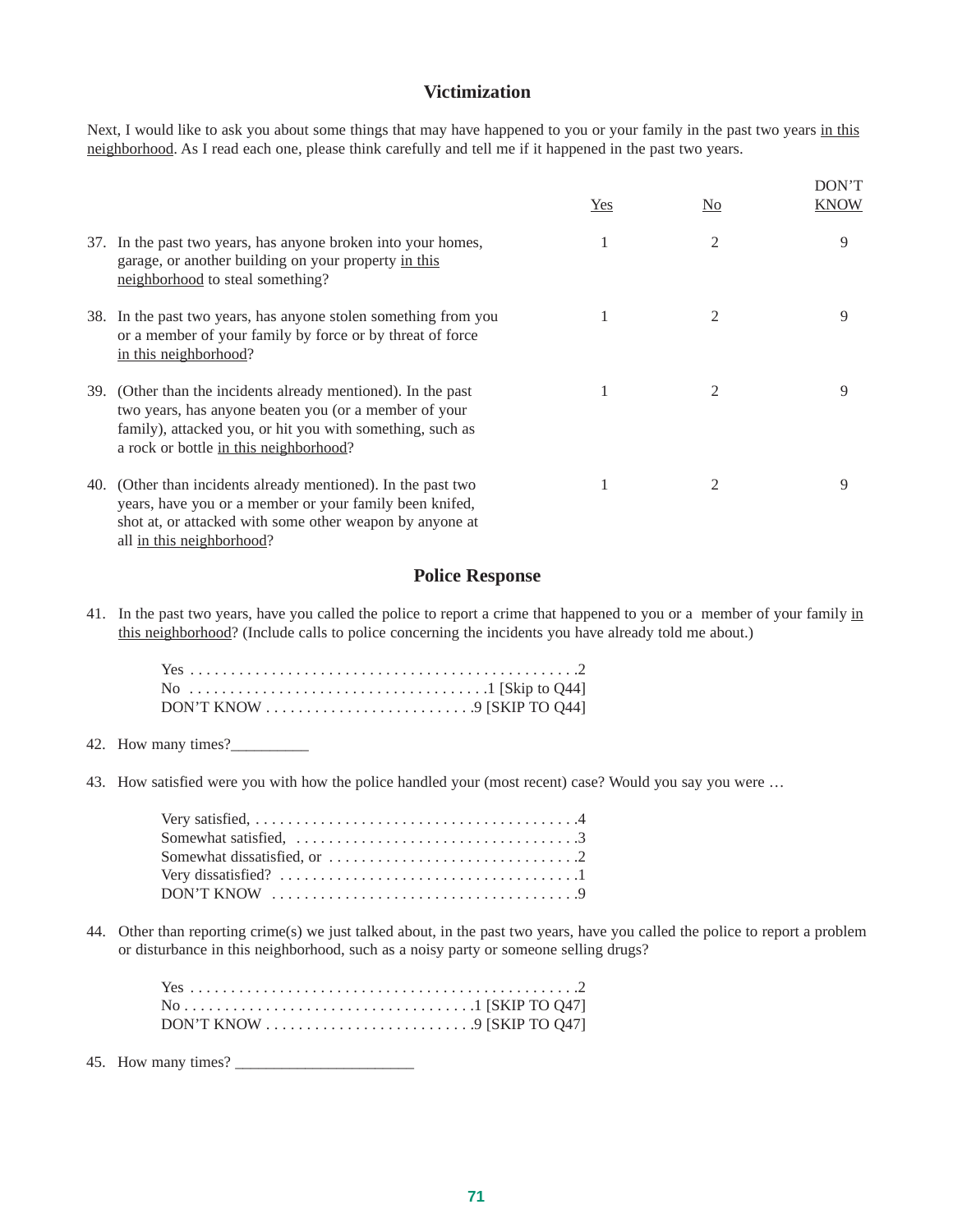## Victimization

Next, I would like to ask you about some things that may have happened to you or your family in the past two years <u>in this neighborhood</u>. As I read each one, please think carefully and tell me if it happened in the past two years.

| | Yes | No | DON'T KNOW |
|---|---|---|---|
| 37. In the past two years, has anyone broken into your homes, garage, or another building on your property <u>in this neighborhood</u> to steal something? | 1 | 2 | 9 |
| 38. In the past two years, has anyone stolen something from you or a member of your family by force or by threat of force <u>in this neighborhood</u>? | 1 | 2 | 9 |
| 39. (Other than the incidents already mentioned). In the past two years, has anyone beaten you (or a member of your family), attacked you, or hit you with something, such as a rock or bottle <u>in this neighborhood</u>? | 1 | 2 | 9 |
| 40. (Other than incidents already mentioned). In the past two years, have you or a member or your family been knifed, shot at, or attacked with some other weapon by anyone at all <u>in this neighborhood</u>? | 1 | 2 | 9 |

## Police Response

41. In the past two years, have you called the police to report a crime that happened to you or a member of your family <u>in this neighborhood</u>? (Include calls to police concerning the incidents you have already told me about.)

    Yes . . . . . . . . . . . . . . . . . . . . . . . . . . . . . . . . . . . . . . . . . . . . . . . .2
    No . . . . . . . . . . . . . . . . . . . . . . . . . . . . . . . . . . . . . .1 [Skip to Q44]
    DON'T KNOW . . . . . . . . . . . . . . . . . . . . . . . . . .9 [SKIP TO Q44]

42. How many times?__________

43. How satisfied were you with how the police handled your (most recent) case? Would you say you were …

    Very satisfied, . . . . . . . . . . . . . . . . . . . . . . . . . . . . . . . . . . . . . . . .4
    Somewhat satisfied, . . . . . . . . . . . . . . . . . . . . . . . . . . . . . . . . . . .3
    Somewhat dissatisfied, or . . . . . . . . . . . . . . . . . . . . . . . . . . . . . . .2
    Very dissatisfied? . . . . . . . . . . . . . . . . . . . . . . . . . . . . . . . . . . . . .1
    DON'T KNOW . . . . . . . . . . . . . . . . . . . . . . . . . . . . . . . . . . . . . .9

44. Other than reporting crime(s) we just talked about, in the past two years, have you called the police to report a problem or disturbance in this neighborhood, such as a noisy party or someone selling drugs?

    Yes . . . . . . . . . . . . . . . . . . . . . . . . . . . . . . . . . . . . . . . . . . . . . . . .2
    No . . . . . . . . . . . . . . . . . . . . . . . . . . . . . . . . . . . .1 [SKIP TO Q47]
    DON'T KNOW . . . . . . . . . . . . . . . . . . . . . . . . . .9 [SKIP TO Q47]

45. How many times? ______________________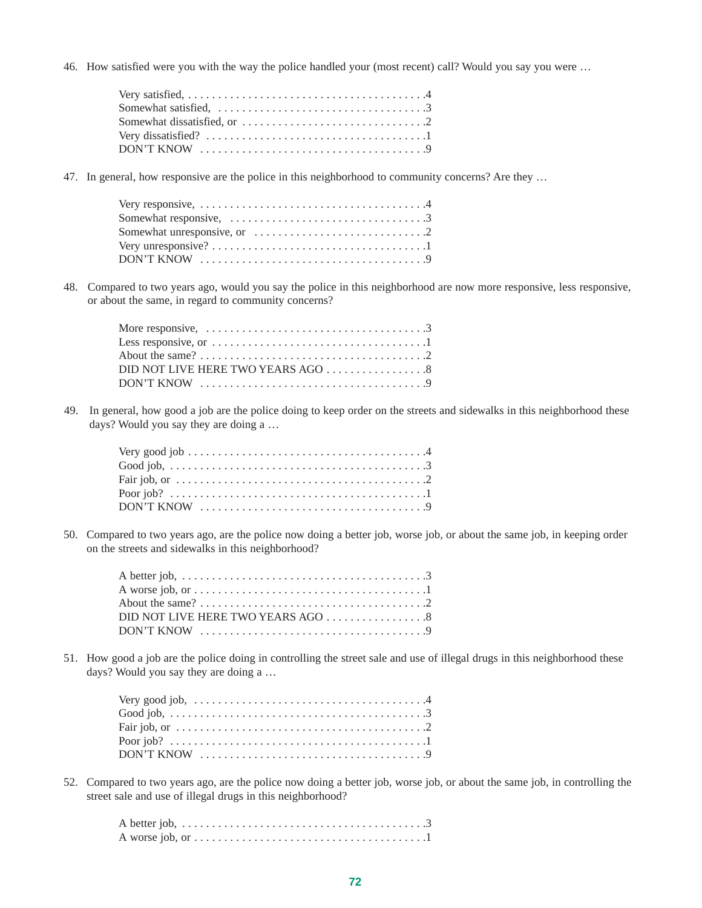46. How satisfied were you with the way the police handled your (most recent) call? Would you say you were …

    Very satisfied, . . . . . . . . . . . . . . . . . . . . . . . . . . . . . . . . . . . . . . . .4
    Somewhat satisfied, . . . . . . . . . . . . . . . . . . . . . . . . . . . . . . . . . . .3
    Somewhat dissatisfied, or . . . . . . . . . . . . . . . . . . . . . . . . . . . . . .2
    Very dissatisfied? . . . . . . . . . . . . . . . . . . . . . . . . . . . . . . . . . . . .1
    DON'T KNOW . . . . . . . . . . . . . . . . . . . . . . . . . . . . . . . . . . . . .9

47. In general, how responsive are the police in this neighborhood to community concerns? Are they …

    Very responsive, . . . . . . . . . . . . . . . . . . . . . . . . . . . . . . . . . . . . .4
    Somewhat responsive, . . . . . . . . . . . . . . . . . . . . . . . . . . . . . . . .3
    Somewhat unresponsive, or . . . . . . . . . . . . . . . . . . . . . . . . . . . .2
    Very unresponsive? . . . . . . . . . . . . . . . . . . . . . . . . . . . . . . . . . . .1
    DON'T KNOW . . . . . . . . . . . . . . . . . . . . . . . . . . . . . . . . . . . . .9

48. Compared to two years ago, would you say the police in this neighborhood are now more responsive, less responsive, or about the same, in regard to community concerns?

    More responsive, . . . . . . . . . . . . . . . . . . . . . . . . . . . . . . . . . . . .3
    Less responsive, or . . . . . . . . . . . . . . . . . . . . . . . . . . . . . . . . . . .1
    About the same? . . . . . . . . . . . . . . . . . . . . . . . . . . . . . . . . . . . . .2
    DID NOT LIVE HERE TWO YEARS AGO . . . . . . . . . . . . . . . . .8
    DON'T KNOW . . . . . . . . . . . . . . . . . . . . . . . . . . . . . . . . . . . . .9

49. In general, how good a job are the police doing to keep order on the streets and sidewalks in this neighborhood these days? Would you say they are doing a …

    Very good job . . . . . . . . . . . . . . . . . . . . . . . . . . . . . . . . . . . . . . .4
    Good job, . . . . . . . . . . . . . . . . . . . . . . . . . . . . . . . . . . . . . . . . . .3
    Fair job, or . . . . . . . . . . . . . . . . . . . . . . . . . . . . . . . . . . . . . . . . .2
    Poor job? . . . . . . . . . . . . . . . . . . . . . . . . . . . . . . . . . . . . . . . . . .1
    DON'T KNOW . . . . . . . . . . . . . . . . . . . . . . . . . . . . . . . . . . . . .9

50. Compared to two years ago, are the police now doing a better job, worse job, or about the same job, in keeping order on the streets and sidewalks in this neighborhood?

    A better job, . . . . . . . . . . . . . . . . . . . . . . . . . . . . . . . . . . . . . . . .3
    A worse job, or . . . . . . . . . . . . . . . . . . . . . . . . . . . . . . . . . . . . . .1
    About the same? . . . . . . . . . . . . . . . . . . . . . . . . . . . . . . . . . . . . .2
    DID NOT LIVE HERE TWO YEARS AGO . . . . . . . . . . . . . . . . .8
    DON'T KNOW . . . . . . . . . . . . . . . . . . . . . . . . . . . . . . . . . . . . .9

51. How good a job are the police doing in controlling the street sale and use of illegal drugs in this neighborhood these days? Would you say they are doing a …

    Very good job, . . . . . . . . . . . . . . . . . . . . . . . . . . . . . . . . . . . . . .4
    Good job, . . . . . . . . . . . . . . . . . . . . . . . . . . . . . . . . . . . . . . . . . .3
    Fair job, or . . . . . . . . . . . . . . . . . . . . . . . . . . . . . . . . . . . . . . . . .2
    Poor job? . . . . . . . . . . . . . . . . . . . . . . . . . . . . . . . . . . . . . . . . . .1
    DON'T KNOW . . . . . . . . . . . . . . . . . . . . . . . . . . . . . . . . . . . . .9

52. Compared to two years ago, are the police now doing a better job, worse job, or about the same job, in controlling the street sale and use of illegal drugs in this neighborhood?

    A better job, . . . . . . . . . . . . . . . . . . . . . . . . . . . . . . . . . . . . . . . .3
    A worse job, or . . . . . . . . . . . . . . . . . . . . . . . . . . . . . . . . . . . . . .1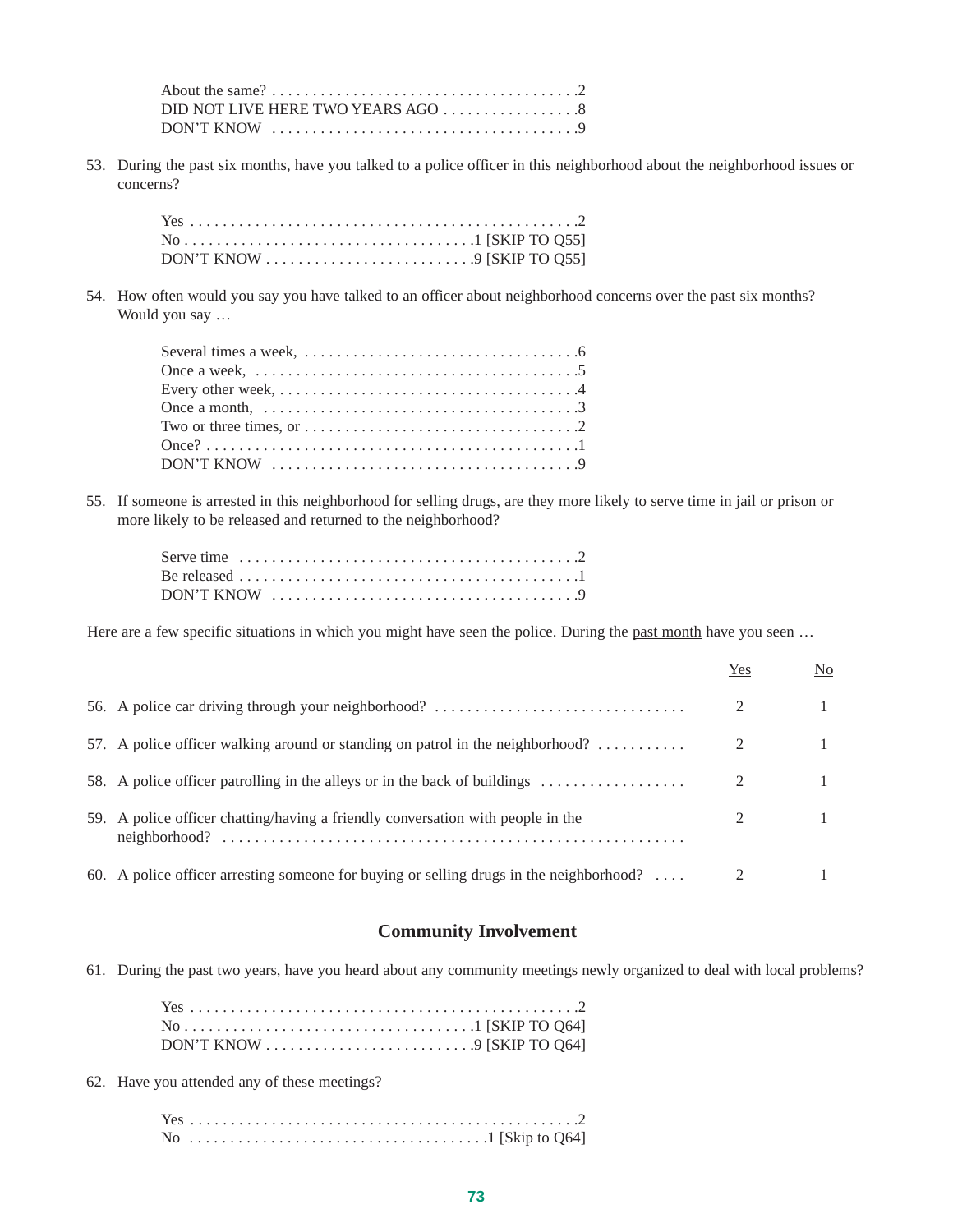About the same? . . . . . . . . . . . . . . . . . . . . . . . . . . . . . . . . . . . . .2
DID NOT LIVE HERE TWO YEARS AGO . . . . . . . . . . . . . . . . .8
DON'T KNOW . . . . . . . . . . . . . . . . . . . . . . . . . . . . . . . . . . . . .9

53. During the past <u>six months</u>, have you talked to a police officer in this neighborhood about the neighborhood issues or concerns?

Yes . . . . . . . . . . . . . . . . . . . . . . . . . . . . . . . . . . . . . . . . . . . . . . .2
No . . . . . . . . . . . . . . . . . . . . . . . . . . . . . . . . . . .1 [SKIP TO Q55]
DON'T KNOW . . . . . . . . . . . . . . . . . . . . . . . . .9 [SKIP TO Q55]

54. How often would you say you have talked to an officer about neighborhood concerns over the past six months? Would you say …

Several times a week, . . . . . . . . . . . . . . . . . . . . . . . . . . . . . . . . .6
Once a week, . . . . . . . . . . . . . . . . . . . . . . . . . . . . . . . . . . . . . . . .5
Every other week, . . . . . . . . . . . . . . . . . . . . . . . . . . . . . . . . . . . .4
Once a month, . . . . . . . . . . . . . . . . . . . . . . . . . . . . . . . . . . . . . .3
Two or three times, or . . . . . . . . . . . . . . . . . . . . . . . . . . . . . . . . .2
Once? . . . . . . . . . . . . . . . . . . . . . . . . . . . . . . . . . . . . . . . . . . . . .1
DON'T KNOW . . . . . . . . . . . . . . . . . . . . . . . . . . . . . . . . . . . . .9

55. If someone is arrested in this neighborhood for selling drugs, are they more likely to serve time in jail or prison or more likely to be released and returned to the neighborhood?

Serve time . . . . . . . . . . . . . . . . . . . . . . . . . . . . . . . . . . . . . . . . .2
Be released . . . . . . . . . . . . . . . . . . . . . . . . . . . . . . . . . . . . . . . . .1
DON'T KNOW . . . . . . . . . . . . . . . . . . . . . . . . . . . . . . . . . . . . .9

Here are a few specific situations in which you might have seen the police. During the <u>past month</u> have you seen …

| | Yes | No |
|---|---|---|
| 56. A police car driving through your neighborhood? . . . . . . . . . . . . . . . . . . . . . . . . . . . . . . | 2 | 1 |
| 57. A police officer walking around or standing on patrol in the neighborhood? . . . . . . . . . . . | 2 | 1 |
| 58. A police officer patrolling in the alleys or in the back of buildings . . . . . . . . . . . . . . . . . . | 2 | 1 |
| 59. A police officer chatting/having a friendly conversation with people in the neighborhood? . . . . . . . . . . . . . . . . . . . . . . . . . . . . . . . . . . . . . . . . . . . . . . . . . . . . . . | 2 | 1 |
| 60. A police officer arresting someone for buying or selling drugs in the neighborhood? . . . . | 2 | 1 |

## Community Involvement

61. During the past two years, have you heard about any community meetings <u>newly</u> organized to deal with local problems?

Yes . . . . . . . . . . . . . . . . . . . . . . . . . . . . . . . . . . . . . . . . . . . . . . .2
No . . . . . . . . . . . . . . . . . . . . . . . . . . . . . . . . . . .1 [SKIP TO Q64]
DON'T KNOW . . . . . . . . . . . . . . . . . . . . . . . . .9 [SKIP TO Q64]

62. Have you attended any of these meetings?

Yes . . . . . . . . . . . . . . . . . . . . . . . . . . . . . . . . . . . . . . . . . . . . . . .2
No . . . . . . . . . . . . . . . . . . . . . . . . . . . . . . . . . . . .1 [Skip to Q64]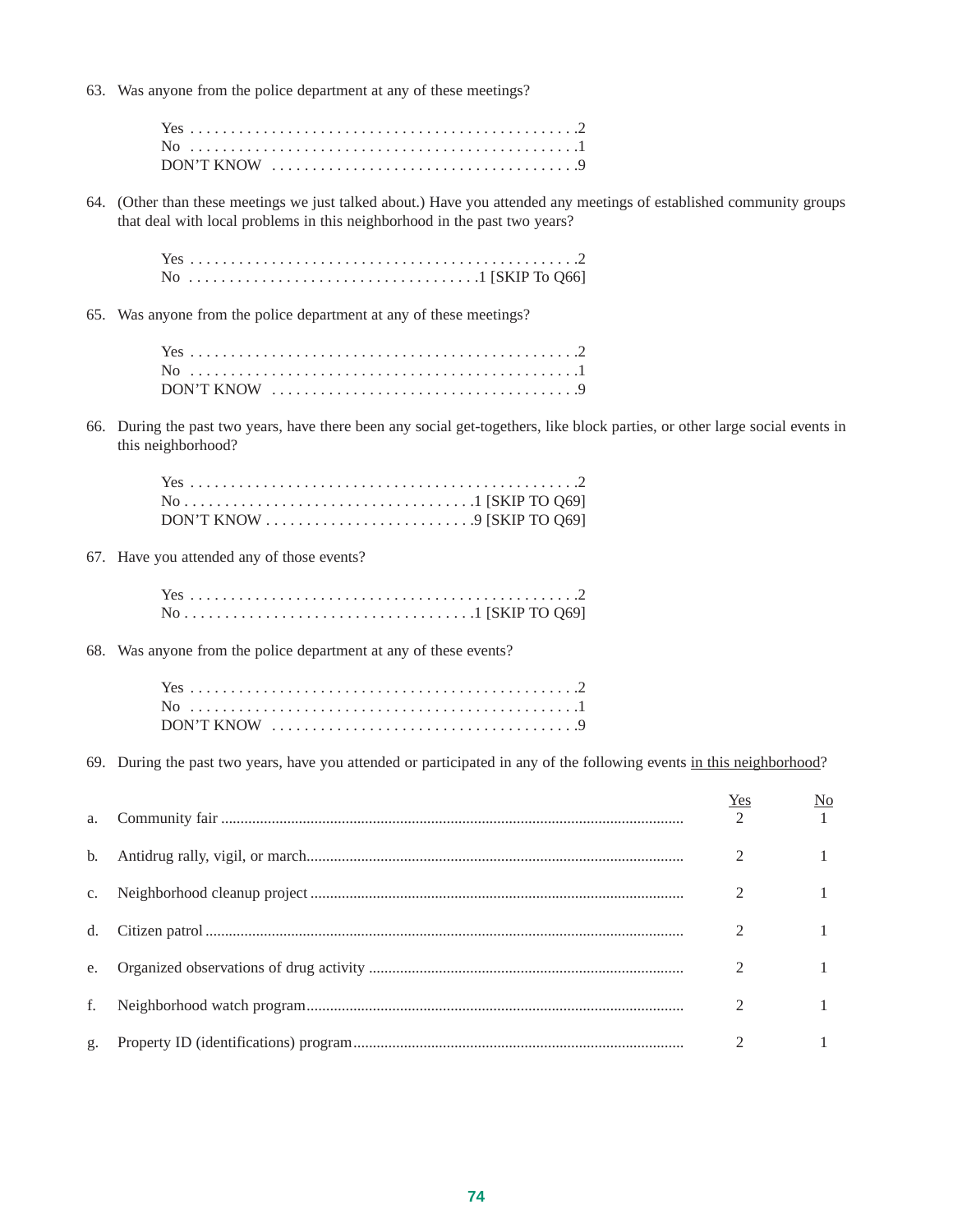63. Was anyone from the police department at any of these meetings?

    Yes . . . . . . . . . . . . . . . . . . . . . . . . . . . . . . . . . . . . . . . . . . . . . .2
    No . . . . . . . . . . . . . . . . . . . . . . . . . . . . . . . . . . . . . . . . . . . . . .1
    DON'T KNOW . . . . . . . . . . . . . . . . . . . . . . . . . . . . . . . . . . . . .9

64. (Other than these meetings we just talked about.) Have you attended any meetings of established community groups that deal with local problems in this neighborhood in the past two years?

    Yes . . . . . . . . . . . . . . . . . . . . . . . . . . . . . . . . . . . . . . . . . . . . . .2
    No . . . . . . . . . . . . . . . . . . . . . . . . . . . . . . . . . . .1 [SKIP To Q66]

65. Was anyone from the police department at any of these meetings?

    Yes . . . . . . . . . . . . . . . . . . . . . . . . . . . . . . . . . . . . . . . . . . . . . .2
    No . . . . . . . . . . . . . . . . . . . . . . . . . . . . . . . . . . . . . . . . . . . . . .1
    DON'T KNOW . . . . . . . . . . . . . . . . . . . . . . . . . . . . . . . . . . . . .9

66. During the past two years, have there been any social get-togethers, like block parties, or other large social events in this neighborhood?

    Yes . . . . . . . . . . . . . . . . . . . . . . . . . . . . . . . . . . . . . . . . . . . . . .2
    No . . . . . . . . . . . . . . . . . . . . . . . . . . . . . . . . . . .1 [SKIP TO Q69]
    DON'T KNOW . . . . . . . . . . . . . . . . . . . . . . . . .9 [SKIP TO Q69]

67. Have you attended any of those events?

    Yes . . . . . . . . . . . . . . . . . . . . . . . . . . . . . . . . . . . . . . . . . . . . . .2
    No . . . . . . . . . . . . . . . . . . . . . . . . . . . . . . . . . . .1 [SKIP TO Q69]

68. Was anyone from the police department at any of these events?

    Yes . . . . . . . . . . . . . . . . . . . . . . . . . . . . . . . . . . . . . . . . . . . . . .2
    No . . . . . . . . . . . . . . . . . . . . . . . . . . . . . . . . . . . . . . . . . . . . . .1
    DON'T KNOW . . . . . . . . . . . . . . . . . . . . . . . . . . . . . . . . . . . . .9

69. During the past two years, have you attended or participated in any of the following events <u>in this neighborhood</u>?

| | | Yes | No |
|---|---|---|---|
| a. | Community fair | 2 | 1 |
| b. | Antidrug rally, vigil, or march | 2 | 1 |
| c. | Neighborhood cleanup project | 2 | 1 |
| d. | Citizen patrol | 2 | 1 |
| e. | Organized observations of drug activity | 2 | 1 |
| f. | Neighborhood watch program | 2 | 1 |
| g. | Property ID (identifications) program | 2 | 1 |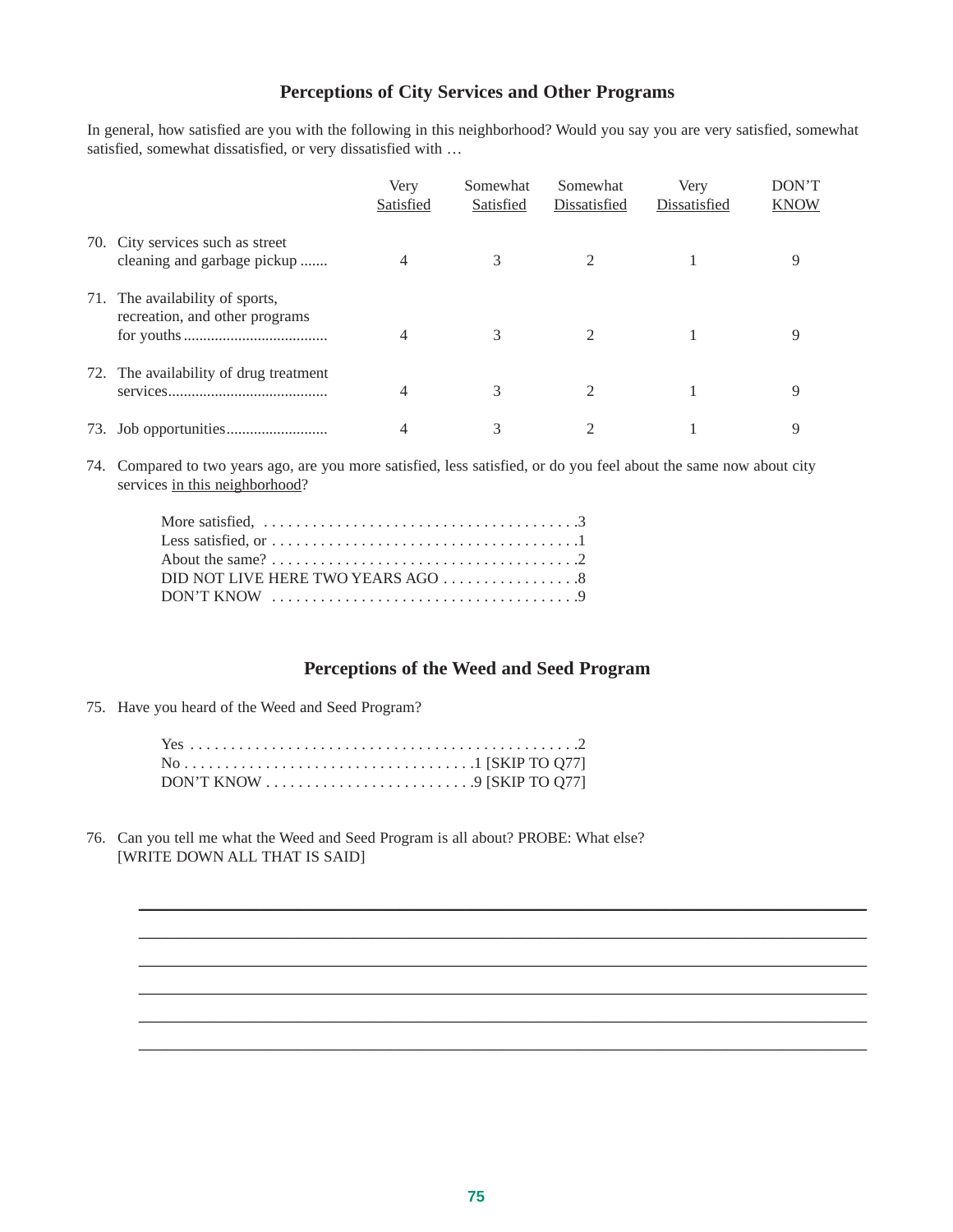## Perceptions of City Services and Other Programs

In general, how satisfied are you with the following in this neighborhood? Would you say you are very satisfied, somewhat satisfied, somewhat dissatisfied, or very dissatisfied with …

| | Very Satisfied | Somewhat Satisfied | Somewhat Dissatisfied | Very Dissatisfied | DON'T KNOW |
|---|---|---|---|---|---|
| 70. City services such as street cleaning and garbage pickup ....... | 4 | 3 | 2 | 1 | 9 |
| 71. The availability of sports, recreation, and other programs for youths .................................... | 4 | 3 | 2 | 1 | 9 |
| 72. The availability of drug treatment services........................................ | 4 | 3 | 2 | 1 | 9 |
| 73. Job opportunities.......................... | 4 | 3 | 2 | 1 | 9 |

74. Compared to two years ago, are you more satisfied, less satisfied, or do you feel about the same now about city services in this neighborhood?

- More satisfied, . . . . . . . . . . . . . . . . . . . . . . . . . . . . . . . . . . . . . .3
- Less satisfied, or . . . . . . . . . . . . . . . . . . . . . . . . . . . . . . . . . . . . .1
- About the same? . . . . . . . . . . . . . . . . . . . . . . . . . . . . . . . . . . . . .2
- DID NOT LIVE HERE TWO YEARS AGO . . . . . . . . . . . . . . . . .8
- DON'T KNOW . . . . . . . . . . . . . . . . . . . . . . . . . . . . . . . . . . . . .9

## Perceptions of the Weed and Seed Program

75. Have you heard of the Weed and Seed Program?

- Yes . . . . . . . . . . . . . . . . . . . . . . . . . . . . . . . . . . . . . . . . . . . . . . .2
- No . . . . . . . . . . . . . . . . . . . . . . . . . . . . . . . . . . .1 [SKIP TO Q77]
- DON'T KNOW . . . . . . . . . . . . . . . . . . . . . . . . . .9 [SKIP TO Q77]

76. Can you tell me what the Weed and Seed Program is all about? PROBE: What else? [WRITE DOWN ALL THAT IS SAID]

\_\_\_\_\_\_\_\_\_\_\_\_\_\_\_\_\_\_\_\_\_\_\_\_\_\_\_\_\_\_\_\_\_\_\_\_\_\_\_\_\_\_\_\_\_\_\_\_\_\_\_\_\_\_\_\_\_\_\_\_\_\_\_\_\_\_\_\_\_\_\_\_

\_\_\_\_\_\_\_\_\_\_\_\_\_\_\_\_\_\_\_\_\_\_\_\_\_\_\_\_\_\_\_\_\_\_\_\_\_\_\_\_\_\_\_\_\_\_\_\_\_\_\_\_\_\_\_\_\_\_\_\_\_\_\_\_\_\_\_\_\_\_\_\_

\_\_\_\_\_\_\_\_\_\_\_\_\_\_\_\_\_\_\_\_\_\_\_\_\_\_\_\_\_\_\_\_\_\_\_\_\_\_\_\_\_\_\_\_\_\_\_\_\_\_\_\_\_\_\_\_\_\_\_\_\_\_\_\_\_\_\_\_\_\_\_\_

\_\_\_\_\_\_\_\_\_\_\_\_\_\_\_\_\_\_\_\_\_\_\_\_\_\_\_\_\_\_\_\_\_\_\_\_\_\_\_\_\_\_\_\_\_\_\_\_\_\_\_\_\_\_\_\_\_\_\_\_\_\_\_\_\_\_\_\_\_\_\_\_

\_\_\_\_\_\_\_\_\_\_\_\_\_\_\_\_\_\_\_\_\_\_\_\_\_\_\_\_\_\_\_\_\_\_\_\_\_\_\_\_\_\_\_\_\_\_\_\_\_\_\_\_\_\_\_\_\_\_\_\_\_\_\_\_\_\_\_\_\_\_\_\_

\_\_\_\_\_\_\_\_\_\_\_\_\_\_\_\_\_\_\_\_\_\_\_\_\_\_\_\_\_\_\_\_\_\_\_\_\_\_\_\_\_\_\_\_\_\_\_\_\_\_\_\_\_\_\_\_\_\_\_\_\_\_\_\_\_\_\_\_\_\_\_\_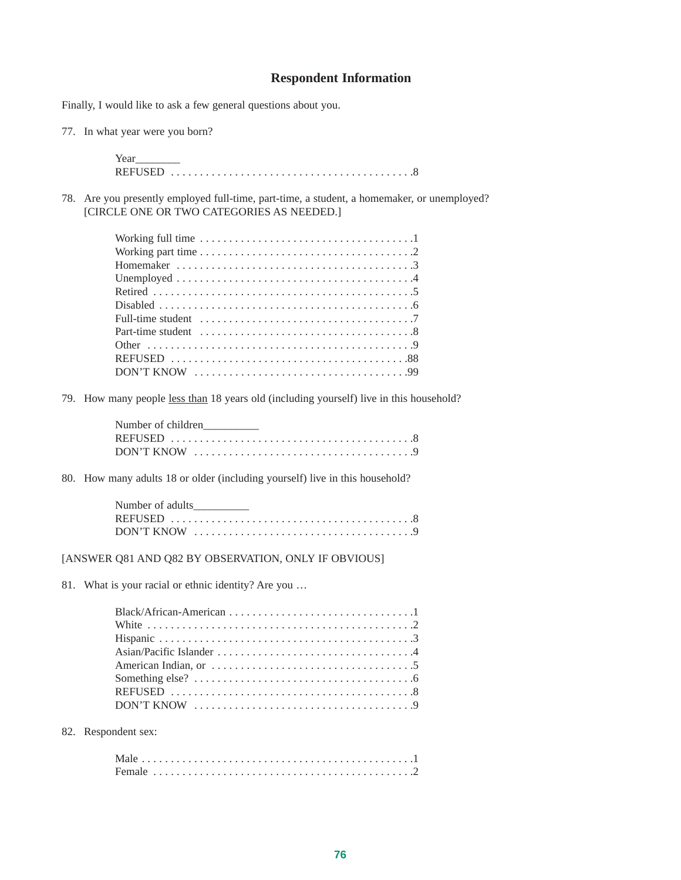## Respondent Information

Finally, I would like to ask a few general questions about you.

77. In what year were you born?

 Year________
 REFUSED . . . . . . . . . . . . . . . . . . . . . . . . . . . . . . . . . . . . . . . . .8

78. Are you presently employed full-time, part-time, a student, a homemaker, or unemployed? [CIRCLE ONE OR TWO CATEGORIES AS NEEDED.]

 Working full time . . . . . . . . . . . . . . . . . . . . . . . . . . . . . . . . . . . .1
 Working part time . . . . . . . . . . . . . . . . . . . . . . . . . . . . . . . . . . . .2
 Homemaker . . . . . . . . . . . . . . . . . . . . . . . . . . . . . . . . . . . . . . . .3
 Unemployed . . . . . . . . . . . . . . . . . . . . . . . . . . . . . . . . . . . . . . . .4
 Retired . . . . . . . . . . . . . . . . . . . . . . . . . . . . . . . . . . . . . . . . . . .5
 Disabled . . . . . . . . . . . . . . . . . . . . . . . . . . . . . . . . . . . . . . . . . .6
 Full-time student . . . . . . . . . . . . . . . . . . . . . . . . . . . . . . . . . . . .7
 Part-time student . . . . . . . . . . . . . . . . . . . . . . . . . . . . . . . . . . . .8
 Other . . . . . . . . . . . . . . . . . . . . . . . . . . . . . . . . . . . . . . . . . . . . .9
 REFUSED . . . . . . . . . . . . . . . . . . . . . . . . . . . . . . . . . . . . . . . .88
 DON'T KNOW . . . . . . . . . . . . . . . . . . . . . . . . . . . . . . . . . . . .99

79. How many people <u>less than</u> 18 years old (including yourself) live in this household?

 Number of children__________
 REFUSED . . . . . . . . . . . . . . . . . . . . . . . . . . . . . . . . . . . . . . . . .8
 DON'T KNOW . . . . . . . . . . . . . . . . . . . . . . . . . . . . . . . . . . . . .9

80. How many adults 18 or older (including yourself) live in this household?

 Number of adults__________
 REFUSED . . . . . . . . . . . . . . . . . . . . . . . . . . . . . . . . . . . . . . . . .8
 DON'T KNOW . . . . . . . . . . . . . . . . . . . . . . . . . . . . . . . . . . . . .9

[ANSWER Q81 AND Q82 BY OBSERVATION, ONLY IF OBVIOUS]

81. What is your racial or ethnic identity? Are you …

 Black/African-American . . . . . . . . . . . . . . . . . . . . . . . . . . . . . . .1
 White . . . . . . . . . . . . . . . . . . . . . . . . . . . . . . . . . . . . . . . . . . . . .2
 Hispanic . . . . . . . . . . . . . . . . . . . . . . . . . . . . . . . . . . . . . . . . . . .3
 Asian/Pacific Islander . . . . . . . . . . . . . . . . . . . . . . . . . . . . . . . . .4
 American Indian, or . . . . . . . . . . . . . . . . . . . . . . . . . . . . . . . . . .5
 Something else? . . . . . . . . . . . . . . . . . . . . . . . . . . . . . . . . . . . . .6
 REFUSED . . . . . . . . . . . . . . . . . . . . . . . . . . . . . . . . . . . . . . . . .8
 DON'T KNOW . . . . . . . . . . . . . . . . . . . . . . . . . . . . . . . . . . . . .9

82. Respondent sex:

 Male . . . . . . . . . . . . . . . . . . . . . . . . . . . . . . . . . . . . . . . . . . . . .1
 Female . . . . . . . . . . . . . . . . . . . . . . . . . . . . . . . . . . . . . . . . . . .2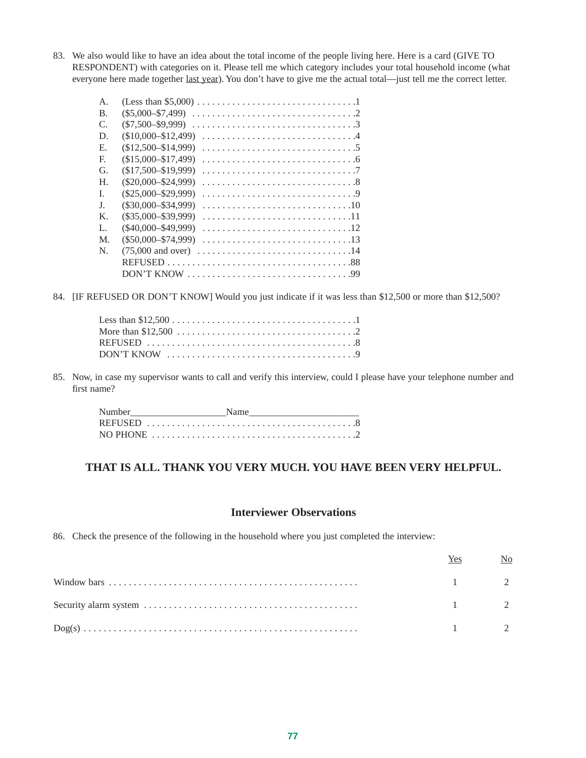83. We also would like to have an idea about the total income of the people living here. Here is a card (GIVE TO RESPONDENT) with categories on it. Please tell me which category includes your total household income (what everyone here made together last year). You don't have to give me the actual total—just tell me the correct letter.

| | | |
|---|---|---|
| A. | (Less than $5,000) | 1 |
| B. | ($5,000–$7,499) | 2 |
| C. | ($7,500–$9,999) | 3 |
| D. | ($10,000–$12,499) | 4 |
| E. | ($12,500–$14,999) | 5 |
| F. | ($15,000–$17,499) | 6 |
| G. | ($17,500–$19,999) | 7 |
| H. | ($20,000–$24,999) | 8 |
| I. | ($25,000–$29,999) | 9 |
| J. | ($30,000–$34,999) | 10 |
| K. | ($35,000–$39,999) | 11 |
| L. | ($40,000–$49,999) | 12 |
| M. | ($50,000–$74,999) | 13 |
| N. | (75,000 and over) | 14 |
| | REFUSED | 88 |
| | DON'T KNOW | 99 |

84. [IF REFUSED OR DON'T KNOW] Would you just indicate if it was less than $12,500 or more than $12,500?

| | |
|---|---|
| Less than $12,500 | 1 |
| More than $12,500 | 2 |
| REFUSED | 8 |
| DON'T KNOW | 9 |

85. Now, in case my supervisor wants to call and verify this interview, could I please have your telephone number and first name?

Number___________________Name______________________

| | |
|---|---|
| REFUSED | 8 |
| NO PHONE | 2 |

**THAT IS ALL. THANK YOU VERY MUCH. YOU HAVE BEEN VERY HELPFUL.**

## Interviewer Observations

86. Check the presence of the following in the household where you just completed the interview:

| | Yes | No |
|---|---|---|
| Window bars | 1 | 2 |
| Security alarm system | 1 | 2 |
| Dog(s) | 1 | 2 |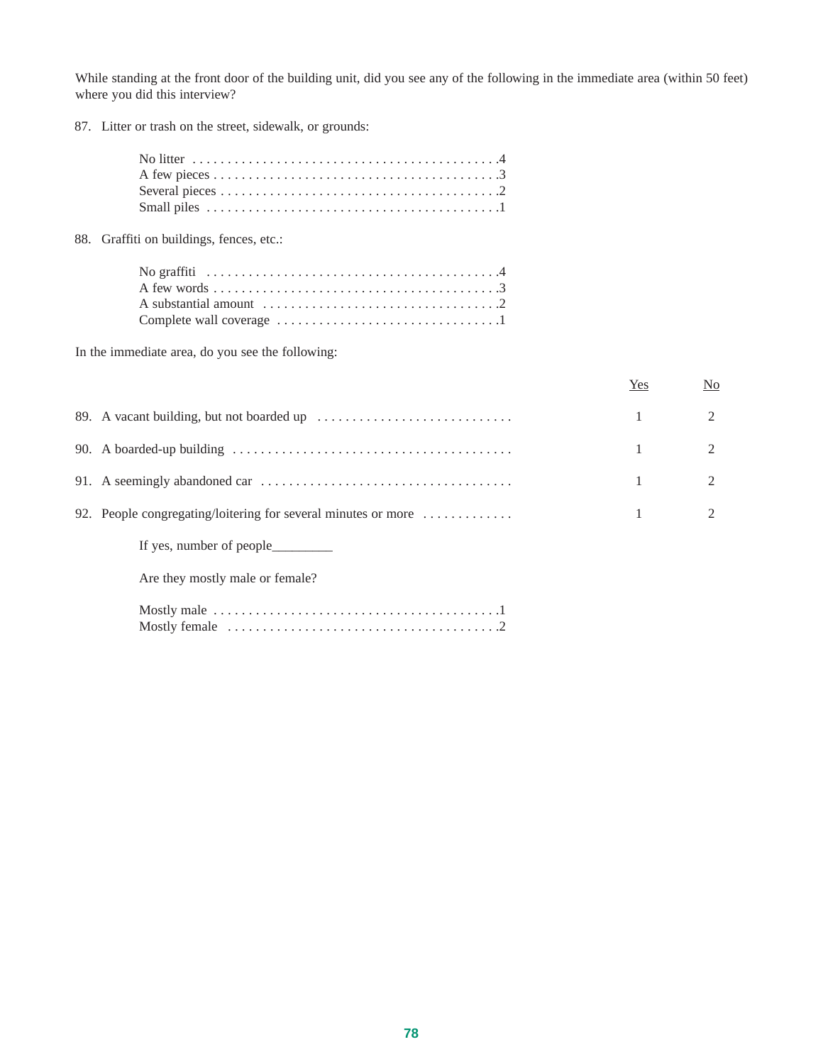While standing at the front door of the building unit, did you see any of the following in the immediate area (within 50 feet) where you did this interview?

87. Litter or trash on the street, sidewalk, or grounds:

No litter . . . . . . . . . . . . . . . . . . . . . . . . . . . . . . . . . . . . . . . . . . . .4
A few pieces . . . . . . . . . . . . . . . . . . . . . . . . . . . . . . . . . . . . . . . . .3
Several pieces . . . . . . . . . . . . . . . . . . . . . . . . . . . . . . . . . . . . . . . .2
Small piles . . . . . . . . . . . . . . . . . . . . . . . . . . . . . . . . . . . . . . . . . .1

88. Graffiti on buildings, fences, etc.:

No graffiti . . . . . . . . . . . . . . . . . . . . . . . . . . . . . . . . . . . . . . . . . .4
A few words . . . . . . . . . . . . . . . . . . . . . . . . . . . . . . . . . . . . . . . . .3
A substantial amount . . . . . . . . . . . . . . . . . . . . . . . . . . . . . . . . . .2
Complete wall coverage . . . . . . . . . . . . . . . . . . . . . . . . . . . . . . . .1

In the immediate area, do you see the following:

| | Yes | No |
|---|---|---|
| 89. A vacant building, but not boarded up . . . . . . . . . . . . . . . . . . . . . . . . . . . . | 1 | 2 |
| 90. A boarded-up building . . . . . . . . . . . . . . . . . . . . . . . . . . . . . . . . . . . . . . . . | 1 | 2 |
| 91. A seemingly abandoned car . . . . . . . . . . . . . . . . . . . . . . . . . . . . . . . . . . . . | 1 | 2 |
| 92. People congregating/loitering for several minutes or more . . . . . . . . . . . . . | 1 | 2 |

If yes, number of people________

Are they mostly male or female?

Mostly male . . . . . . . . . . . . . . . . . . . . . . . . . . . . . . . . . . . . . . . . .1
Mostly female . . . . . . . . . . . . . . . . . . . . . . . . . . . . . . . . . . . . . . .2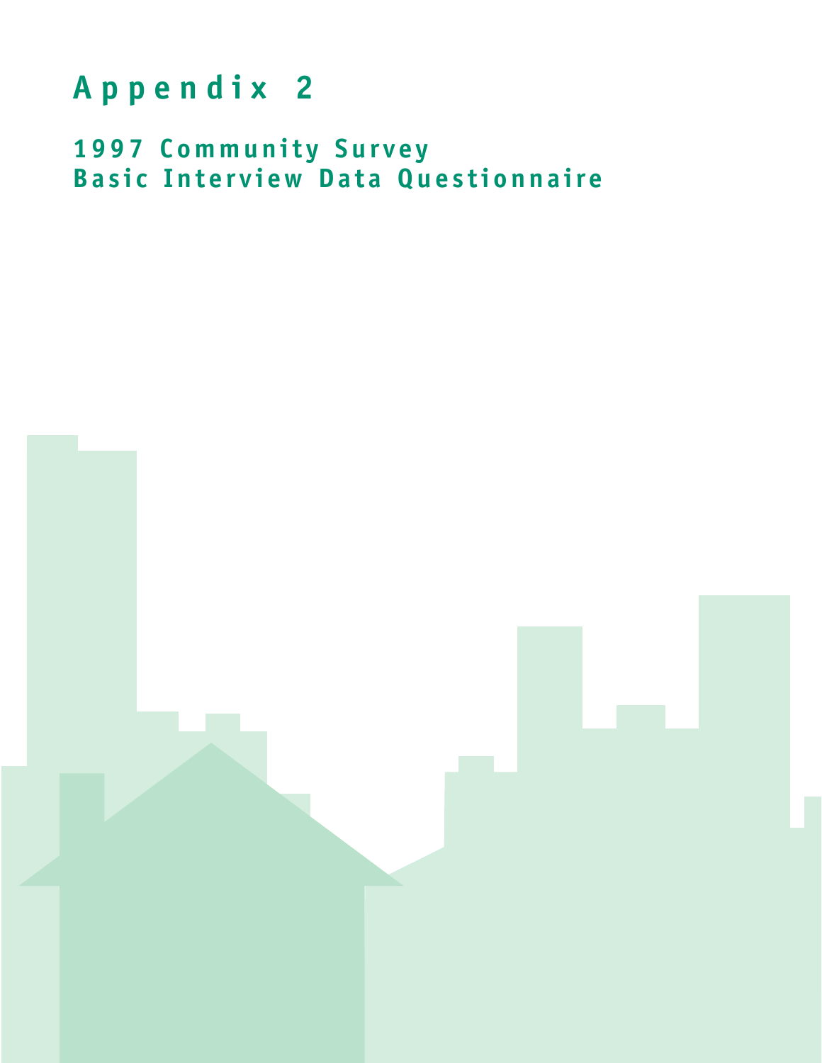# Appendix 2

## 1997 Community Survey
## Basic Interview Data Questionnaire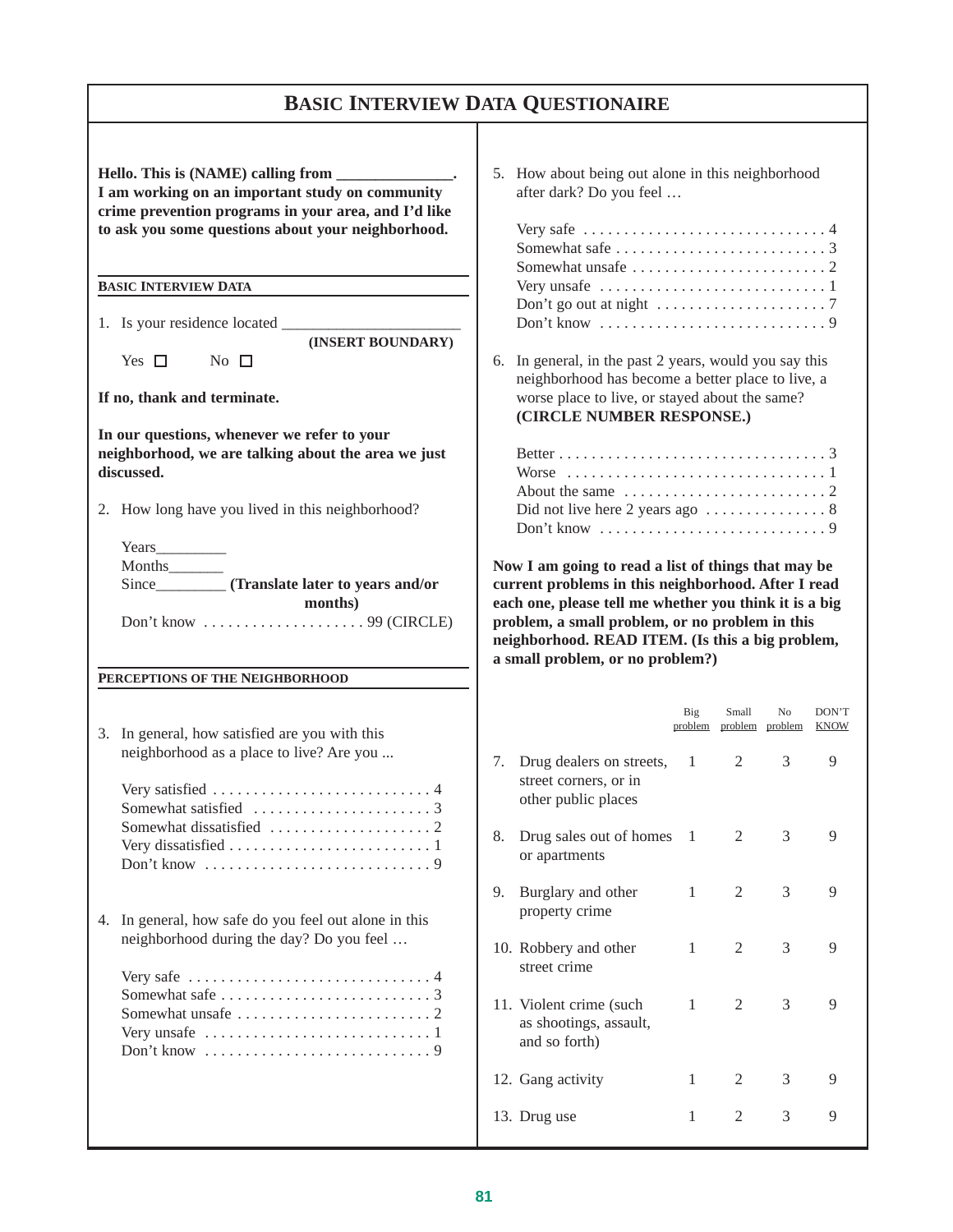# BASIC INTERVIEW DATA QUESTIONAIRE

**Hello. This is (NAME) calling from ______________. I am working on an important study on community crime prevention programs in your area, and I'd like to ask you some questions about your neighborhood.**

## BASIC INTERVIEW DATA

1. Is your residence located ______________________ **(INSERT BOUNDARY)**

   Yes ☐ No ☐

**If no, thank and terminate.**

**In our questions, whenever we refer to your neighborhood, we are talking about the area we just discussed.**

2. How long have you lived in this neighborhood?

   Years_________
   Months_______
   Since_________ **(Translate later to years and/or months)**
   Don't know .................... 99 (CIRCLE)

## PERCEPTIONS OF THE NEIGHBORHOOD

3. In general, how satisfied are you with this neighborhood as a place to live? Are you ...

   Very satisfied .......................... 4
   Somewhat satisfied ...................... 3
   Somewhat dissatisfied ................... 2
   Very dissatisfied ....................... 1
   Don't know .............................. 9

4. In general, how safe do you feel out alone in this neighborhood during the day? Do you feel …

   Very safe ............................... 4
   Somewhat safe ........................... 3
   Somewhat unsafe ......................... 2
   Very unsafe ............................. 1
   Don't know .............................. 9

5. How about being out alone in this neighborhood after dark? Do you feel …

   Very safe ............................... 4
   Somewhat safe ........................... 3
   Somewhat unsafe ......................... 2
   Very unsafe ............................. 1
   Don't go out at night ................... 7
   Don't know .............................. 9

6. In general, in the past 2 years, would you say this neighborhood has become a better place to live, a worse place to live, or stayed about the same? **(CIRCLE NUMBER RESPONSE.)**

   Better .................................. 3
   Worse ................................... 1
   About the same .......................... 2
   Did not live here 2 years ago ........... 8
   Don't know .............................. 9

**Now I am going to read a list of things that may be current problems in this neighborhood. After I read each one, please tell me whether you think it is a big problem, a small problem, or no problem in this neighborhood. READ ITEM. (Is this a big problem, a small problem, or no problem?)**

| | Big problem | Small problem | No problem | DON'T KNOW |
|---|---|---|---|---|
| 7. Drug dealers on streets, street corners, or in other public places | 1 | 2 | 3 | 9 |
| 8. Drug sales out of homes or apartments | 1 | 2 | 3 | 9 |
| 9. Burglary and other property crime | 1 | 2 | 3 | 9 |
| 10. Robbery and other street crime | 1 | 2 | 3 | 9 |
| 11. Violent crime (such as shootings, assault, and so forth) | 1 | 2 | 3 | 9 |
| 12. Gang activity | 1 | 2 | 3 | 9 |
| 13. Drug use | 1 | 2 | 3 | 9 |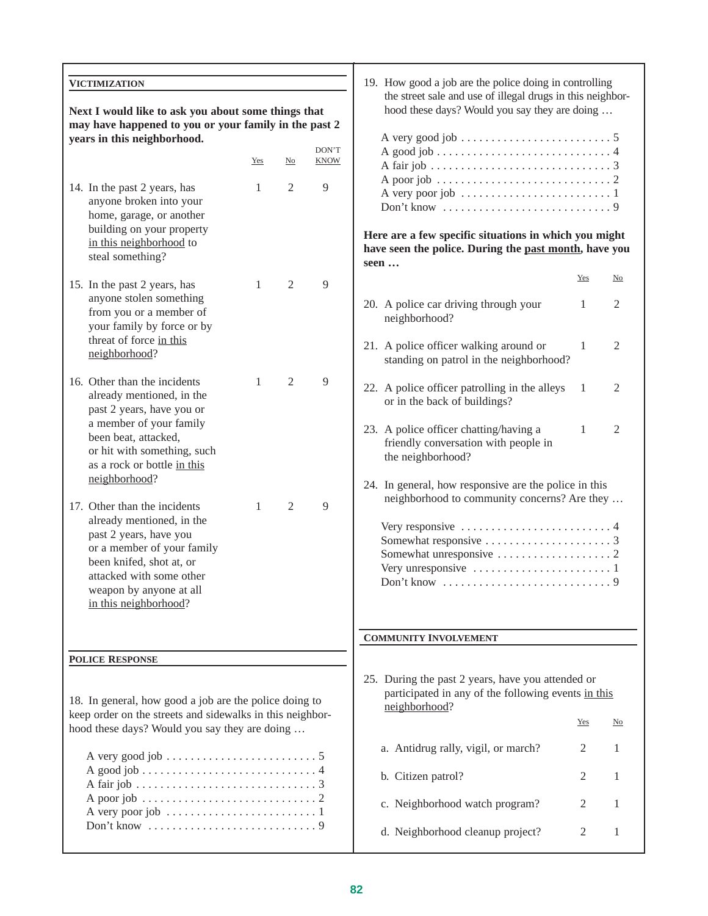### VICTIMIZATION

**Next I would like to ask you about some things that may have happened to you or your family in the past 2 years in this neighborhood.**

| | Yes | No | DON'T KNOW |
|---|---|---|---|
| 14. In the past 2 years, has anyone broken into your home, garage, or another building on your property in this neighborhood to steal something? | 1 | 2 | 9 |
| 15. In the past 2 years, has anyone stolen something from you or a member of your family by force or by threat of force in this neighborhood? | 1 | 2 | 9 |
| 16. Other than the incidents already mentioned, in the past 2 years, have you or a member of your family been beat, attacked, or hit with something, such as a rock or bottle in this neighborhood? | 1 | 2 | 9 |
| 17. Other than the incidents already mentioned, in the past 2 years, have you or a member of your family been knifed, shot at, or attacked with some other weapon by anyone at all in this neighborhood? | 1 | 2 | 9 |

### POLICE RESPONSE

18. In general, how good a job are the police doing to keep order on the streets and sidewalks in this neighborhood these days? Would you say they are doing …

- A very good job . . . . . . . . . . 5
- A good job . . . . . . . . . . 4
- A fair job . . . . . . . . . . 3
- A poor job . . . . . . . . . . 2
- A very poor job . . . . . . . . . . 1
- Don't know . . . . . . . . . . 9

19. How good a job are the police doing in controlling the street sale and use of illegal drugs in this neighborhood these days? Would you say they are doing …

- A very good job . . . . . . . . . . 5
- A good job . . . . . . . . . . 4
- A fair job . . . . . . . . . . 3
- A poor job . . . . . . . . . . 2
- A very poor job . . . . . . . . . . 1
- Don't know . . . . . . . . . . 9

**Here are a few specific situations in which you might have seen the police. During the past month, have you seen …**

| | Yes | No |
|---|---|---|
| 20. A police car driving through your neighborhood? | 1 | 2 |
| 21. A police officer walking around or standing on patrol in the neighborhood? | 1 | 2 |
| 22. A police officer patrolling in the alleys or in the back of buildings? | 1 | 2 |
| 23. A police officer chatting/having a friendly conversation with people in the neighborhood? | 1 | 2 |

24. In general, how responsive are the police in this neighborhood to community concerns? Are they …

- Very responsive . . . . . . . . . . 4
- Somewhat responsive . . . . . . . . . . 3
- Somewhat unresponsive . . . . . . . . . . 2
- Very unresponsive . . . . . . . . . . 1
- Don't know . . . . . . . . . . 9

### COMMUNITY INVOLVEMENT

25. During the past 2 years, have you attended or participated in any of the following events in this neighborhood?

| | Yes | No |
|---|---|---|
| a. Antidrug rally, vigil, or march? | 2 | 1 |
| b. Citizen patrol? | 2 | 1 |
| c. Neighborhood watch program? | 2 | 1 |
| d. Neighborhood cleanup project? | 2 | 1 |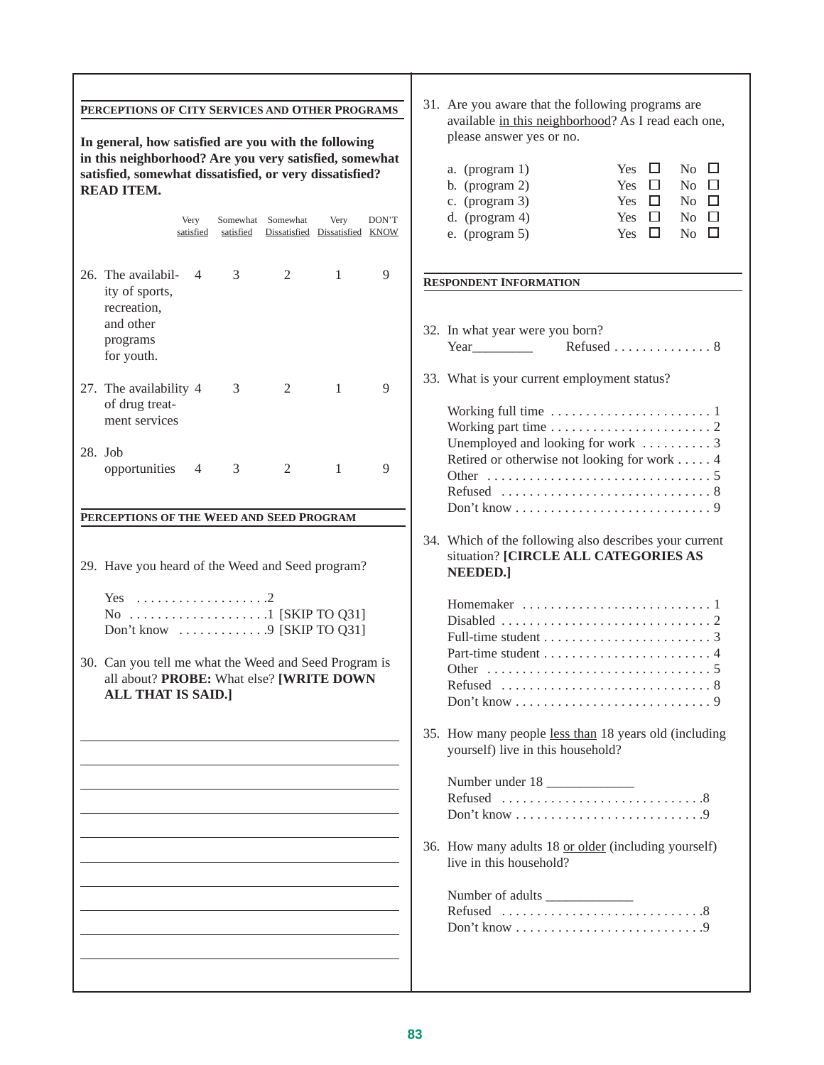## PERCEPTIONS OF CITY SERVICES AND OTHER PROGRAMS

**In general, how satisfied are you with the following in this neighborhood? Are you very satisfied, somewhat satisfied, somewhat dissatisfied, or very dissatisfied? READ ITEM.**

| | Very satisfied | Somewhat satisfied | Somewhat Dissatisfied | Very Dissatisfied | DON'T KNOW |
|---|---|---|---|---|---|
| 26. The availability of sports, recreation, and other programs for youth. | 4 | 3 | 2 | 1 | 9 |
| 27. The availability of drug treatment services | 4 | 3 | 2 | 1 | 9 |
| 28. Job opportunities | 4 | 3 | 2 | 1 | 9 |

## PERCEPTIONS OF THE WEED AND SEED PROGRAM

29. Have you heard of the Weed and Seed program?

Yes . . . . . . . . . . . . . . . . . . .2
No . . . . . . . . . . . . . . . . . . . .1 [SKIP TO Q31]
Don't know . . . . . . . . . . . . .9 [SKIP TO Q31]

30. Can you tell me what the Weed and Seed Program is all about? **PROBE:** What else? **[WRITE DOWN ALL THAT IS SAID.]**

______________________________________________
______________________________________________
______________________________________________
______________________________________________
______________________________________________
______________________________________________
______________________________________________
______________________________________________
______________________________________________
______________________________________________

31. Are you aware that the following programs are available in this neighborhood? As I read each one, please answer yes or no.

| | | |
|---|---|---|
| a. (program 1) | Yes ☐ | No ☐ |
| b. (program 2) | Yes ☐ | No ☐ |
| c. (program 3) | Yes ☐ | No ☐ |
| d. (program 4) | Yes ☐ | No ☐ |
| e. (program 5) | Yes ☐ | No ☐ |

## RESPONDENT INFORMATION

32. In what year were you born?

Year_________ Refused . . . . . . . . . . . . . . 8

33. What is your current employment status?

Working full time . . . . . . . . . . . . . . . . . . . . . . . 1
Working part time . . . . . . . . . . . . . . . . . . . . . . . 2
Unemployed and looking for work . . . . . . . . . . 3
Retired or otherwise not looking for work . . . . . 4
Other . . . . . . . . . . . . . . . . . . . . . . . . . . . . . . . . 5
Refused . . . . . . . . . . . . . . . . . . . . . . . . . . . . . . 8
Don't know . . . . . . . . . . . . . . . . . . . . . . . . . . . . 9

34. Which of the following also describes your current situation? **[CIRCLE ALL CATEGORIES AS NEEDED.]**

Homemaker . . . . . . . . . . . . . . . . . . . . . . . . . . . 1
Disabled . . . . . . . . . . . . . . . . . . . . . . . . . . . . . . 2
Full-time student . . . . . . . . . . . . . . . . . . . . . . . . 3
Part-time student . . . . . . . . . . . . . . . . . . . . . . . . 4
Other . . . . . . . . . . . . . . . . . . . . . . . . . . . . . . . . 5
Refused . . . . . . . . . . . . . . . . . . . . . . . . . . . . . . 8
Don't know . . . . . . . . . . . . . . . . . . . . . . . . . . . . 9

35. How many people less than 18 years old (including yourself) live in this household?

Number under 18 ____________
Refused . . . . . . . . . . . . . . . . . . . . . . . . . . . . .8
Don't know . . . . . . . . . . . . . . . . . . . . . . . . . . .9

36. How many adults 18 or older (including yourself) live in this household?

Number of adults ____________
Refused . . . . . . . . . . . . . . . . . . . . . . . . . . . . .8
Don't know . . . . . . . . . . . . . . . . . . . . . . . . . . .9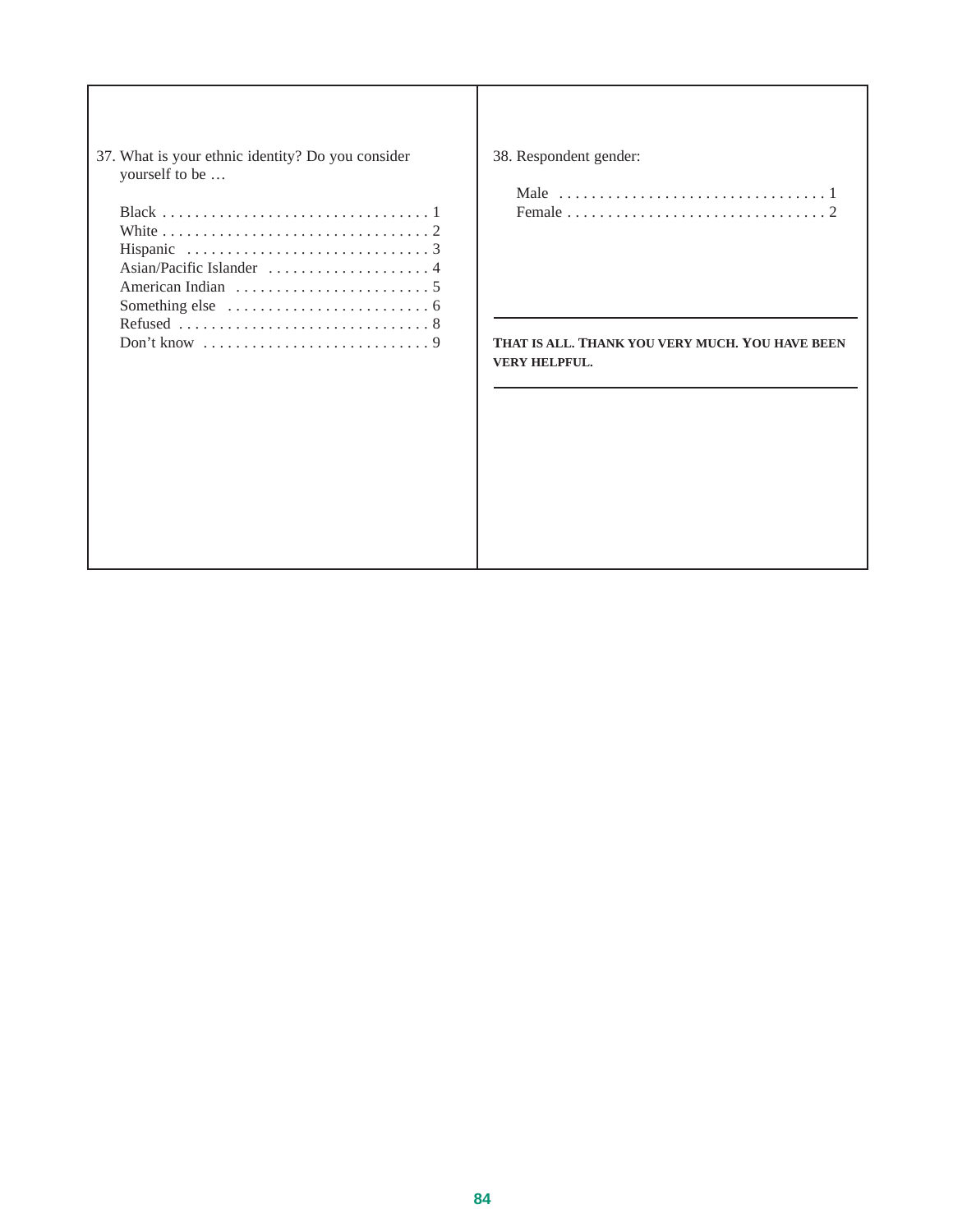37. What is your ethnic identity? Do you consider yourself to be …

| | |
|---|---|
| Black | 1 |
| White | 2 |
| Hispanic | 3 |
| Asian/Pacific Islander | 4 |
| American Indian | 5 |
| Something else | 6 |
| Refused | 8 |
| Don’t know | 9 |

38. Respondent gender:

| | |
|---|---|
| Male | 1 |
| Female | 2 |

---

**THAT IS ALL. THANK YOU VERY MUCH. YOU HAVE BEEN VERY HELPFUL.**

---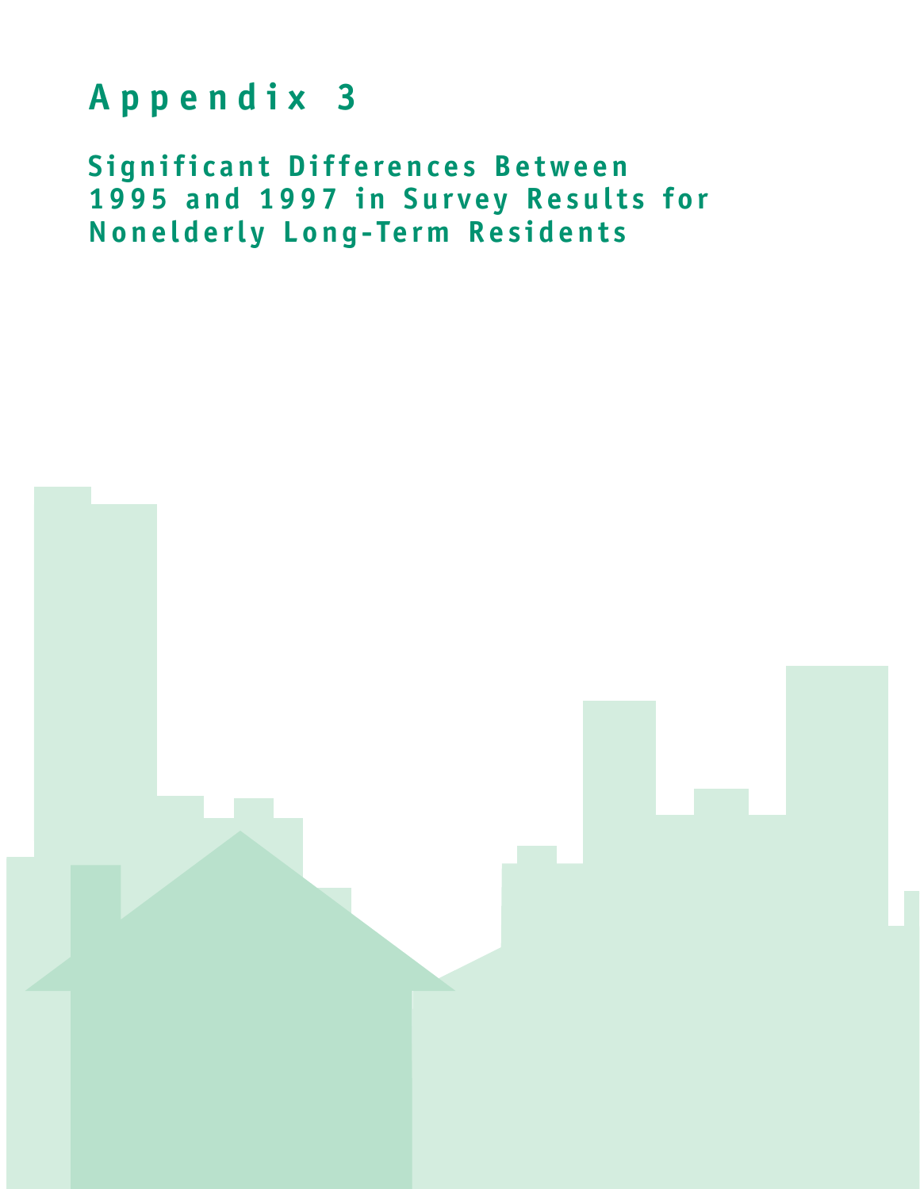# Appendix 3

## Significant Differences Between 1995 and 1997 in Survey Results for Nonelderly Long-Term Residents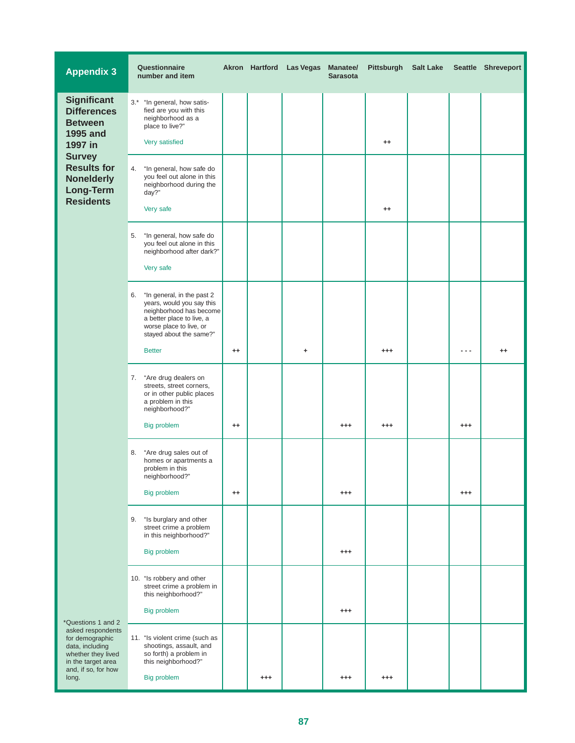## Appendix 3

### Significant Differences Between 1995 and 1997 in Survey Results for Nonelderly Long-Term Residents

| Questionnaire number and item | Akron | Hartford | Las Vegas | Manatee/ Sarasota | Pittsburgh | Salt Lake | Seattle | Shreveport |
|---|---|---|---|---|---|---|---|---|
| 3.* "In general, how satisfied are you with this neighborhood as a place to live?" Very satisfied | | | | | ++ | | | |
| 4. "In general, how safe do you feel out alone in this neighborhood during the day?" Very safe | | | | | ++ | | | |
| 5. "In general, how safe do you feel out alone in this neighborhood after dark?" Very safe | | | | | | | | |
| 6. "In general, in the past 2 years, would you say this neighborhood has become a better place to live, a worse place to live, or stayed about the same?" Better | ++ | | + | | +++ | | - - - | ++ |
| 7. "Are drug dealers on streets, street corners, or in other public places a problem in this neighborhood?" Big problem | ++ | | | +++ | +++ | | +++ | |
| 8. "Are drug sales out of homes or apartments a problem in this neighborhood?" Big problem | ++ | | | +++ | | | +++ | |
| 9. "Is burglary and other street crime a problem in this neighborhood?" Big problem | | | | +++ | | | | |
| 10. "Is robbery and other street crime a problem in this neighborhood?" Big problem | | | | +++ | | | | |
| 11. "Is violent crime (such as shootings, assault, and so forth) a problem in this neighborhood?" Big problem | | +++ | | +++ | +++ | | | |

*Questions 1 and 2 asked respondents for demographic data, including whether they lived in the target area and, if so, for how long.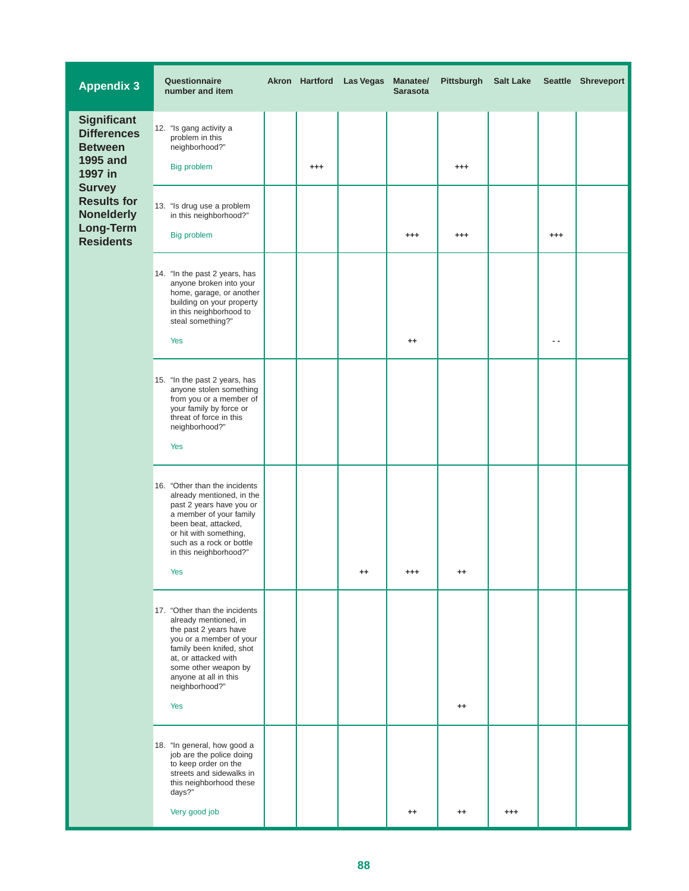## Appendix 3

### Significant Differences Between 1995 and 1997 in Survey Results for Nonelderly Long-Term Residents

| Questionnaire number and item | Akron | Hartford | Las Vegas | Manatee/ Sarasota | Pittsburgh | Salt Lake | Seattle | Shreveport |
|---|---|---|---|---|---|---|---|---|
| 12. "Is gang activity a problem in this neighborhood?" Big problem | | +++ | | | +++ | | | |
| 13. "Is drug use a problem in this neighborhood?" Big problem | | | | +++ | +++ | | +++ | |
| 14. "In the past 2 years, has anyone broken into your home, garage, or another building on your property in this neighborhood to steal something?" Yes | | | | ++ | | | - - | |
| 15. "In the past 2 years, has anyone stolen something from you or a member of your family by force or threat of force in this neighborhood?" Yes | | | | | | | | |
| 16. "Other than the incidents already mentioned, in the past 2 years have you or a member of your family been beat, attacked, or hit with something, such as a rock or bottle in this neighborhood?" Yes | | | ++ | +++ | ++ | | | |
| 17. "Other than the incidents already mentioned, in the past 2 years have you or a member of your family been knifed, shot at, or attacked with some other weapon by anyone at all in this neighborhood?" Yes | | | | | ++ | | | |
| 18. "In general, how good a job are the police doing to keep order on the streets and sidewalks in this neighborhood these days?" Very good job | | | | ++ | ++ | +++ | | |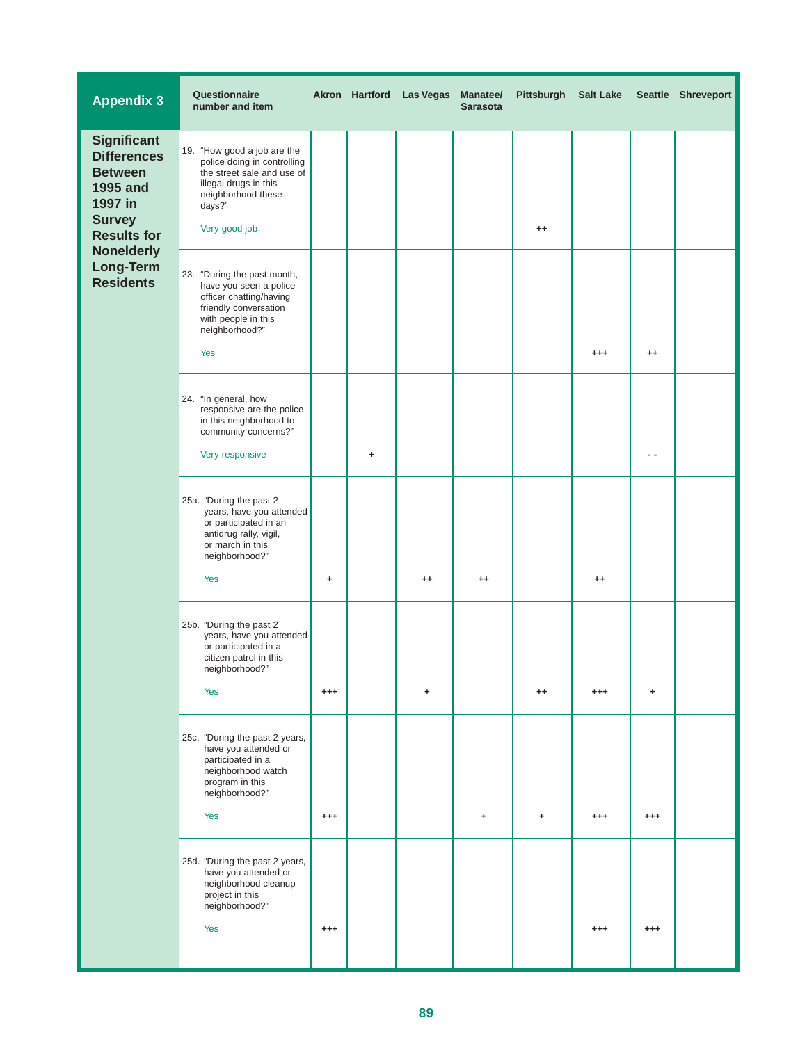## Appendix 3

### Significant Differences Between 1995 and 1997 in Survey Results for Nonelderly Long-Term Residents

| Questionnaire number and item | Akron | Hartford | Las Vegas | Manatee/ Sarasota | Pittsburgh | Salt Lake | Seattle | Shreveport |
|---|---|---|---|---|---|---|---|---|
| 19. "How good a job are the police doing in controlling the street sale and use of illegal drugs in this neighborhood these days?" Very good job | | | | | ++ | | | |
| 23. "During the past month, have you seen a police officer chatting/having friendly conversation with people in this neighborhood?" Yes | | | | | | +++ | ++ | |
| 24. "In general, how responsive are the police in this neighborhood to community concerns?" Very responsive | | + | | | | | - - | |
| 25a. "During the past 2 years, have you attended or participated in an antidrug rally, vigil, or march in this neighborhood?" Yes | + | | ++ | ++ | | ++ | | |
| 25b. "During the past 2 years, have you attended or participated in a citizen patrol in this neighborhood?" Yes | +++ | | + | | ++ | +++ | + | |
| 25c. "During the past 2 years, have you attended or participated in a neighborhood watch program in this neighborhood?" Yes | +++ | | | + | + | +++ | +++ | |
| 25d. "During the past 2 years, have you attended or neighborhood cleanup project in this neighborhood?" Yes | +++ | | | | | +++ | +++ | |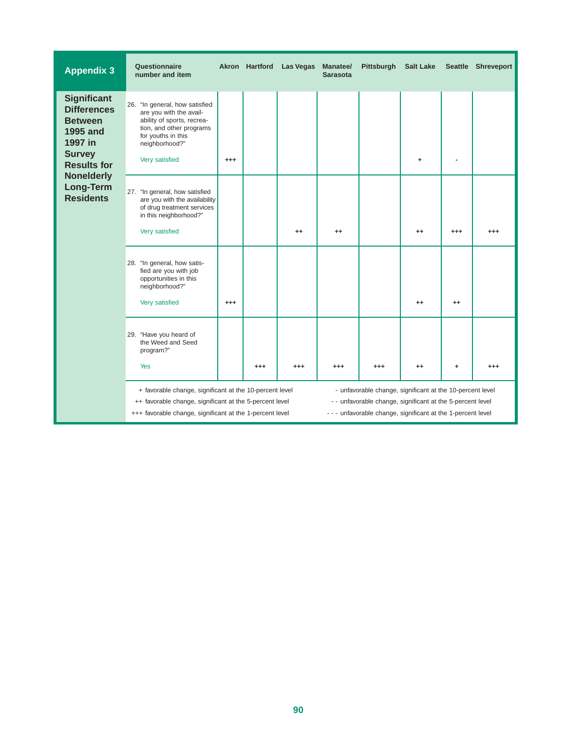## Appendix 3

### Significant Differences Between 1995 and 1997 in Survey Results for Nonelderly Long-Term Residents

| Questionnaire number and item | Akron | Hartford | Las Vegas | Manatee/ Sarasota | Pittsburgh | Salt Lake | Seattle | Shreveport |
|---|---|---|---|---|---|---|---|---|
| 26. "In general, how satisfied are you with the availability of sports, recreation, and other programs for youths in this neighborhood?" Very satisfied | +++ | | | | | + | - | |
| 27. "In general, how satisfied are you with the availability of drug treatment services in this neighborhood?" Very satisfied | | | ++ | ++ | | ++ | +++ | +++ |
| 28. "In general, how satisfied are you with job opportunities in this neighborhood?" Very satisfied | +++ | | | | | ++ | ++ | |
| 29. "Have you heard of the Weed and Seed program?" Yes | | +++ | +++ | +++ | +++ | ++ | + | +++ |

\+ favorable change, significant at the 10-percent level
++ favorable change, significant at the 5-percent level
+++ favorable change, significant at the 1-percent level

\- unfavorable change, significant at the 10-percent level
\- - unfavorable change, significant at the 5-percent level
\- - - unfavorable change, significant at the 1-percent level